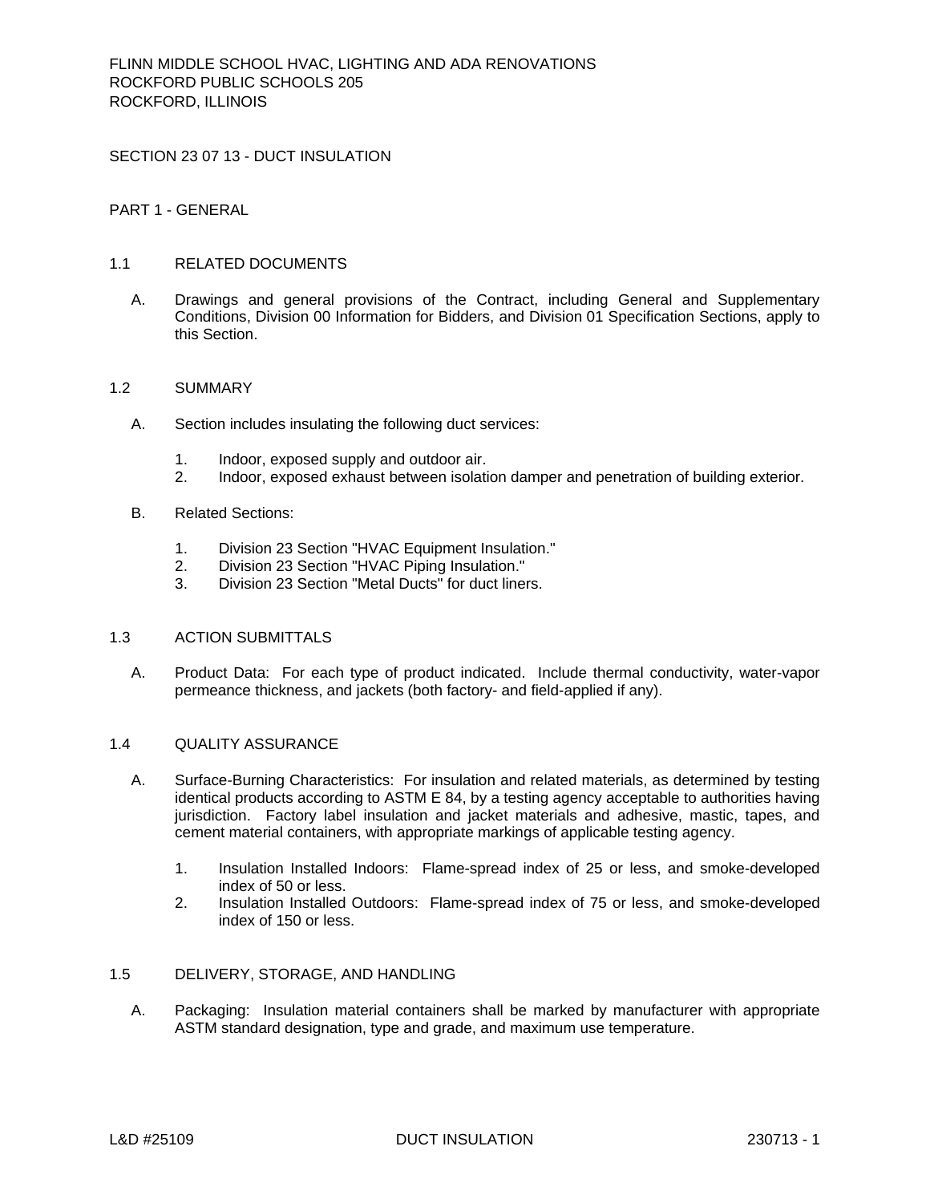FLINN MIDDLE SCHOOL HVAC, LIGHTING AND ADA RENOVATIONS
ROCKFORD PUBLIC SCHOOLS 205
ROCKFORD, ILLINOIS

# SECTION 23 07 13 - DUCT INSULATION

## PART 1 - GENERAL

### 1.1 RELATED DOCUMENTS

A. Drawings and general provisions of the Contract, including General and Supplementary Conditions, Division 00 Information for Bidders, and Division 01 Specification Sections, apply to this Section.

### 1.2 SUMMARY

A. Section includes insulating the following duct services:

1. Indoor, exposed supply and outdoor air.
2. Indoor, exposed exhaust between isolation damper and penetration of building exterior.

B. Related Sections:

1. Division 23 Section "HVAC Equipment Insulation."
2. Division 23 Section "HVAC Piping Insulation."
3. Division 23 Section "Metal Ducts" for duct liners.

### 1.3 ACTION SUBMITTALS

A. Product Data: For each type of product indicated. Include thermal conductivity, water-vapor permeance thickness, and jackets (both factory- and field-applied if any).

### 1.4 QUALITY ASSURANCE

A. Surface-Burning Characteristics: For insulation and related materials, as determined by testing identical products according to ASTM E 84, by a testing agency acceptable to authorities having jurisdiction. Factory label insulation and jacket materials and adhesive, mastic, tapes, and cement material containers, with appropriate markings of applicable testing agency.

1. Insulation Installed Indoors: Flame-spread index of 25 or less, and smoke-developed index of 50 or less.
2. Insulation Installed Outdoors: Flame-spread index of 75 or less, and smoke-developed index of 150 or less.

### 1.5 DELIVERY, STORAGE, AND HANDLING

A. Packaging: Insulation material containers shall be marked by manufacturer with appropriate ASTM standard designation, type and grade, and maximum use temperature.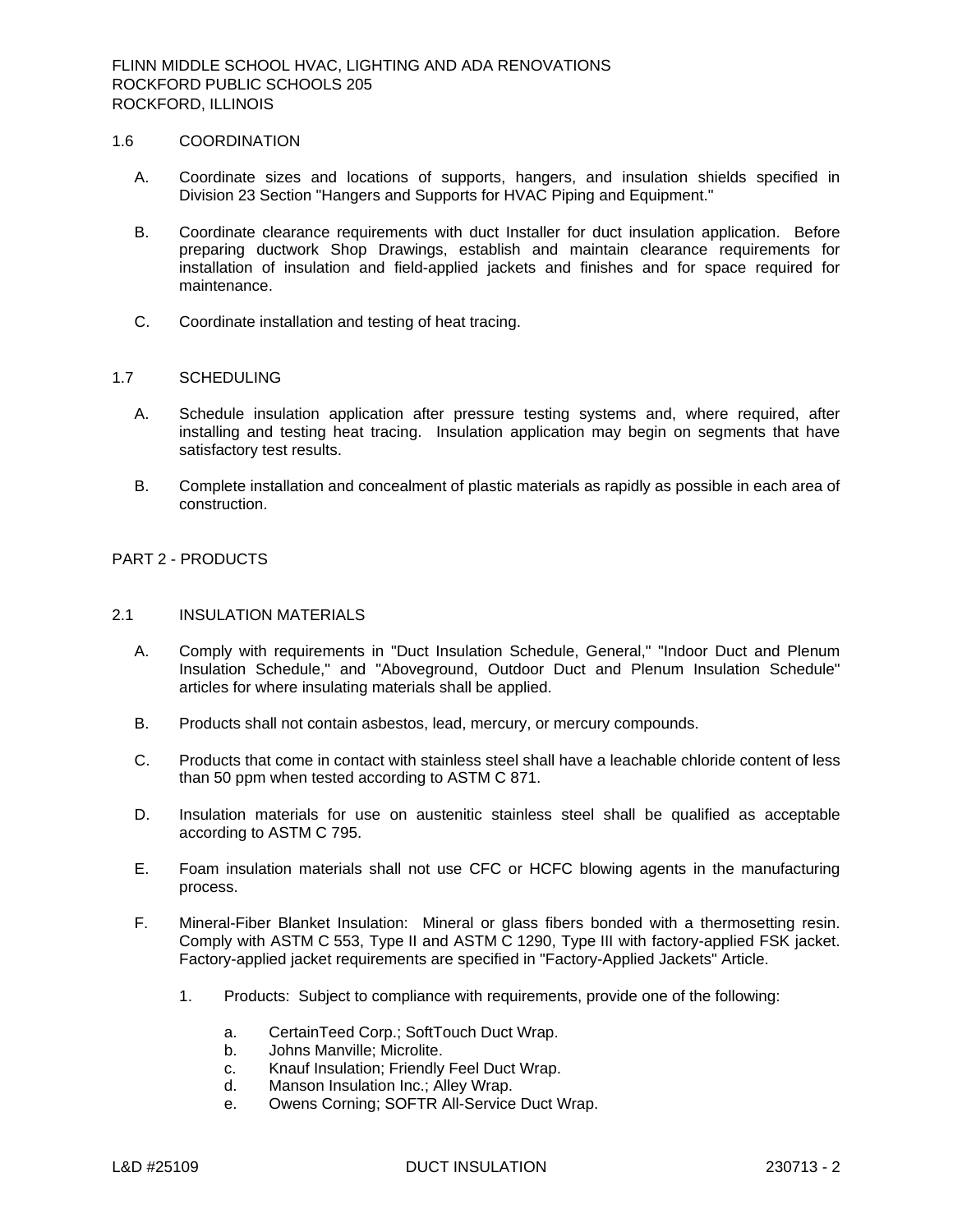## 1.6 COORDINATION

A. Coordinate sizes and locations of supports, hangers, and insulation shields specified in Division 23 Section "Hangers and Supports for HVAC Piping and Equipment."

B. Coordinate clearance requirements with duct Installer for duct insulation application. Before preparing ductwork Shop Drawings, establish and maintain clearance requirements for installation of insulation and field-applied jackets and finishes and for space required for maintenance.

C. Coordinate installation and testing of heat tracing.

## 1.7 SCHEDULING

A. Schedule insulation application after pressure testing systems and, where required, after installing and testing heat tracing. Insulation application may begin on segments that have satisfactory test results.

B. Complete installation and concealment of plastic materials as rapidly as possible in each area of construction.

# PART 2 - PRODUCTS

## 2.1 INSULATION MATERIALS

A. Comply with requirements in "Duct Insulation Schedule, General," "Indoor Duct and Plenum Insulation Schedule," and "Aboveground, Outdoor Duct and Plenum Insulation Schedule" articles for where insulating materials shall be applied.

B. Products shall not contain asbestos, lead, mercury, or mercury compounds.

C. Products that come in contact with stainless steel shall have a leachable chloride content of less than 50 ppm when tested according to ASTM C 871.

D. Insulation materials for use on austenitic stainless steel shall be qualified as acceptable according to ASTM C 795.

E. Foam insulation materials shall not use CFC or HCFC blowing agents in the manufacturing process.

F. Mineral-Fiber Blanket Insulation: Mineral or glass fibers bonded with a thermosetting resin. Comply with ASTM C 553, Type II and ASTM C 1290, Type III with factory-applied FSK jacket. Factory-applied jacket requirements are specified in "Factory-Applied Jackets" Article.

1. Products: Subject to compliance with requirements, provide one of the following:

   a. CertainTeed Corp.; SoftTouch Duct Wrap.
   b. Johns Manville; Microlite.
   c. Knauf Insulation; Friendly Feel Duct Wrap.
   d. Manson Insulation Inc.; Alley Wrap.
   e. Owens Corning; SOFTR All-Service Duct Wrap.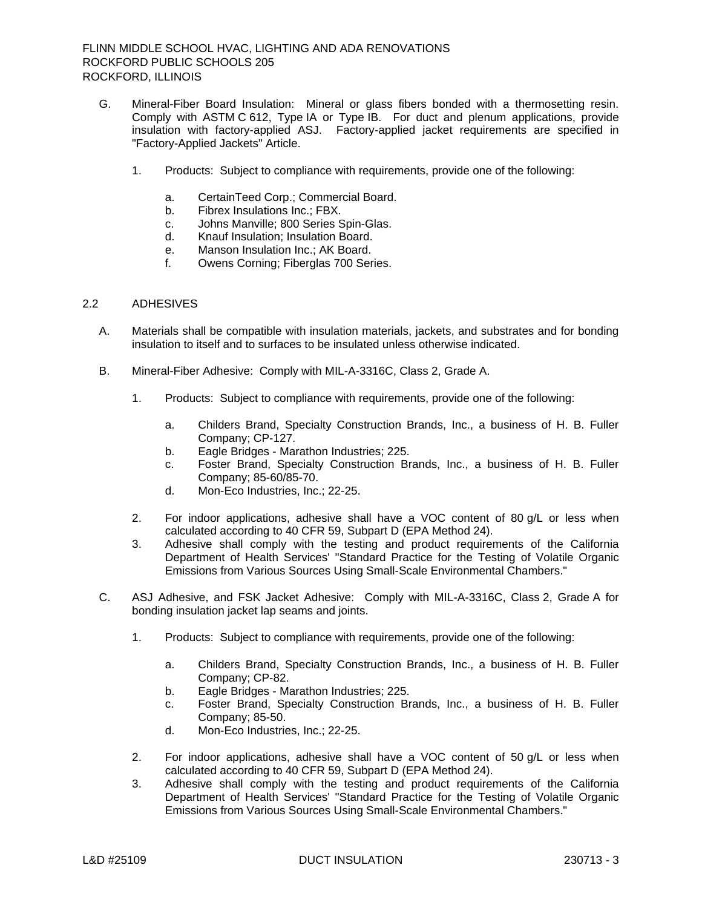G. Mineral-Fiber Board Insulation: Mineral or glass fibers bonded with a thermosetting resin. Comply with ASTM C 612, Type IA or Type IB. For duct and plenum applications, provide insulation with factory-applied ASJ. Factory-applied jacket requirements are specified in "Factory-Applied Jackets" Article.

1. Products: Subject to compliance with requirements, provide one of the following:

   a. CertainTeed Corp.; Commercial Board.
   b. Fibrex Insulations Inc.; FBX.
   c. Johns Manville; 800 Series Spin-Glas.
   d. Knauf Insulation; Insulation Board.
   e. Manson Insulation Inc.; AK Board.
   f. Owens Corning; Fiberglas 700 Series.

## 2.2 ADHESIVES

A. Materials shall be compatible with insulation materials, jackets, and substrates and for bonding insulation to itself and to surfaces to be insulated unless otherwise indicated.

B. Mineral-Fiber Adhesive: Comply with MIL-A-3316C, Class 2, Grade A.

1. Products: Subject to compliance with requirements, provide one of the following:

   a. Childers Brand, Specialty Construction Brands, Inc., a business of H. B. Fuller Company; CP-127.
   b. Eagle Bridges - Marathon Industries; 225.
   c. Foster Brand, Specialty Construction Brands, Inc., a business of H. B. Fuller Company; 85-60/85-70.
   d. Mon-Eco Industries, Inc.; 22-25.

2. For indoor applications, adhesive shall have a VOC content of 80 g/L or less when calculated according to 40 CFR 59, Subpart D (EPA Method 24).
3. Adhesive shall comply with the testing and product requirements of the California Department of Health Services' "Standard Practice for the Testing of Volatile Organic Emissions from Various Sources Using Small-Scale Environmental Chambers."

C. ASJ Adhesive, and FSK Jacket Adhesive: Comply with MIL-A-3316C, Class 2, Grade A for bonding insulation jacket lap seams and joints.

1. Products: Subject to compliance with requirements, provide one of the following:

   a. Childers Brand, Specialty Construction Brands, Inc., a business of H. B. Fuller Company; CP-82.
   b. Eagle Bridges - Marathon Industries; 225.
   c. Foster Brand, Specialty Construction Brands, Inc., a business of H. B. Fuller Company; 85-50.
   d. Mon-Eco Industries, Inc.; 22-25.

2. For indoor applications, adhesive shall have a VOC content of 50 g/L or less when calculated according to 40 CFR 59, Subpart D (EPA Method 24).
3. Adhesive shall comply with the testing and product requirements of the California Department of Health Services' "Standard Practice for the Testing of Volatile Organic Emissions from Various Sources Using Small-Scale Environmental Chambers."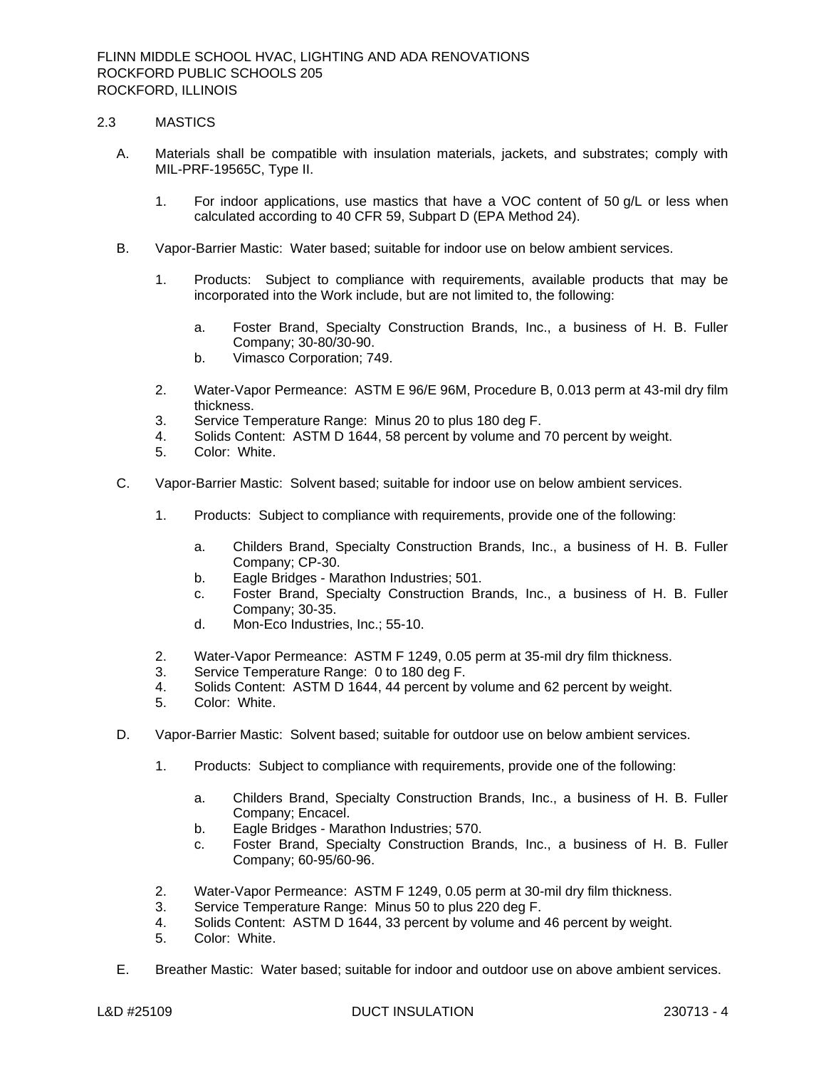## 2.3 MASTICS

A. Materials shall be compatible with insulation materials, jackets, and substrates; comply with MIL-PRF-19565C, Type II.

1. For indoor applications, use mastics that have a VOC content of 50 g/L or less when calculated according to 40 CFR 59, Subpart D (EPA Method 24).

B. Vapor-Barrier Mastic: Water based; suitable for indoor use on below ambient services.

1. Products: Subject to compliance with requirements, available products that may be incorporated into the Work include, but are not limited to, the following:

   a. Foster Brand, Specialty Construction Brands, Inc., a business of H. B. Fuller Company; 30-80/30-90.
   b. Vimasco Corporation; 749.

2. Water-Vapor Permeance: ASTM E 96/E 96M, Procedure B, 0.013 perm at 43-mil dry film thickness.
3. Service Temperature Range: Minus 20 to plus 180 deg F.
4. Solids Content: ASTM D 1644, 58 percent by volume and 70 percent by weight.
5. Color: White.

C. Vapor-Barrier Mastic: Solvent based; suitable for indoor use on below ambient services.

1. Products: Subject to compliance with requirements, provide one of the following:

   a. Childers Brand, Specialty Construction Brands, Inc., a business of H. B. Fuller Company; CP-30.
   b. Eagle Bridges - Marathon Industries; 501.
   c. Foster Brand, Specialty Construction Brands, Inc., a business of H. B. Fuller Company; 30-35.
   d. Mon-Eco Industries, Inc.; 55-10.

2. Water-Vapor Permeance: ASTM F 1249, 0.05 perm at 35-mil dry film thickness.
3. Service Temperature Range: 0 to 180 deg F.
4. Solids Content: ASTM D 1644, 44 percent by volume and 62 percent by weight.
5. Color: White.

D. Vapor-Barrier Mastic: Solvent based; suitable for outdoor use on below ambient services.

1. Products: Subject to compliance with requirements, provide one of the following:

   a. Childers Brand, Specialty Construction Brands, Inc., a business of H. B. Fuller Company; Encacel.
   b. Eagle Bridges - Marathon Industries; 570.
   c. Foster Brand, Specialty Construction Brands, Inc., a business of H. B. Fuller Company; 60-95/60-96.

2. Water-Vapor Permeance: ASTM F 1249, 0.05 perm at 30-mil dry film thickness.
3. Service Temperature Range: Minus 50 to plus 220 deg F.
4. Solids Content: ASTM D 1644, 33 percent by volume and 46 percent by weight.
5. Color: White.

E. Breather Mastic: Water based; suitable for indoor and outdoor use on above ambient services.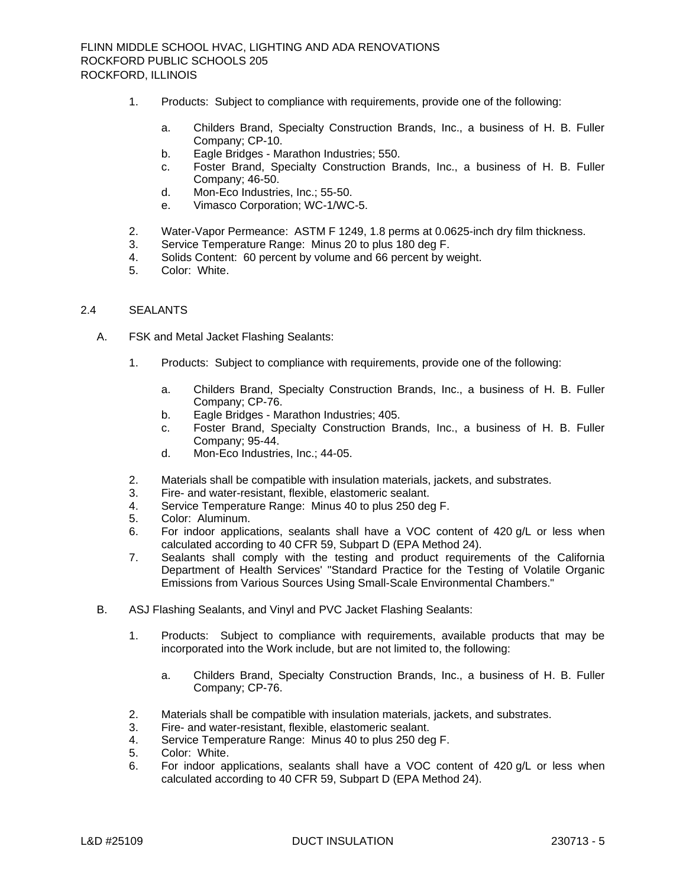1. Products: Subject to compliance with requirements, provide one of the following:

    a. Childers Brand, Specialty Construction Brands, Inc., a business of H. B. Fuller Company; CP-10.
    b. Eagle Bridges - Marathon Industries; 550.
    c. Foster Brand, Specialty Construction Brands, Inc., a business of H. B. Fuller Company; 46-50.
    d. Mon-Eco Industries, Inc.; 55-50.
    e. Vimasco Corporation; WC-1/WC-5.

2. Water-Vapor Permeance: ASTM F 1249, 1.8 perms at 0.0625-inch dry film thickness.
3. Service Temperature Range: Minus 20 to plus 180 deg F.
4. Solids Content: 60 percent by volume and 66 percent by weight.
5. Color: White.

## 2.4 SEALANTS

A. FSK and Metal Jacket Flashing Sealants:

1. Products: Subject to compliance with requirements, provide one of the following:

    a. Childers Brand, Specialty Construction Brands, Inc., a business of H. B. Fuller Company; CP-76.
    b. Eagle Bridges - Marathon Industries; 405.
    c. Foster Brand, Specialty Construction Brands, Inc., a business of H. B. Fuller Company; 95-44.
    d. Mon-Eco Industries, Inc.; 44-05.

2. Materials shall be compatible with insulation materials, jackets, and substrates.
3. Fire- and water-resistant, flexible, elastomeric sealant.
4. Service Temperature Range: Minus 40 to plus 250 deg F.
5. Color: Aluminum.
6. For indoor applications, sealants shall have a VOC content of 420 g/L or less when calculated according to 40 CFR 59, Subpart D (EPA Method 24).
7. Sealants shall comply with the testing and product requirements of the California Department of Health Services' "Standard Practice for the Testing of Volatile Organic Emissions from Various Sources Using Small-Scale Environmental Chambers."

B. ASJ Flashing Sealants, and Vinyl and PVC Jacket Flashing Sealants:

1. Products: Subject to compliance with requirements, available products that may be incorporated into the Work include, but are not limited to, the following:

    a. Childers Brand, Specialty Construction Brands, Inc., a business of H. B. Fuller Company; CP-76.

2. Materials shall be compatible with insulation materials, jackets, and substrates.
3. Fire- and water-resistant, flexible, elastomeric sealant.
4. Service Temperature Range: Minus 40 to plus 250 deg F.
5. Color: White.
6. For indoor applications, sealants shall have a VOC content of 420 g/L or less when calculated according to 40 CFR 59, Subpart D (EPA Method 24).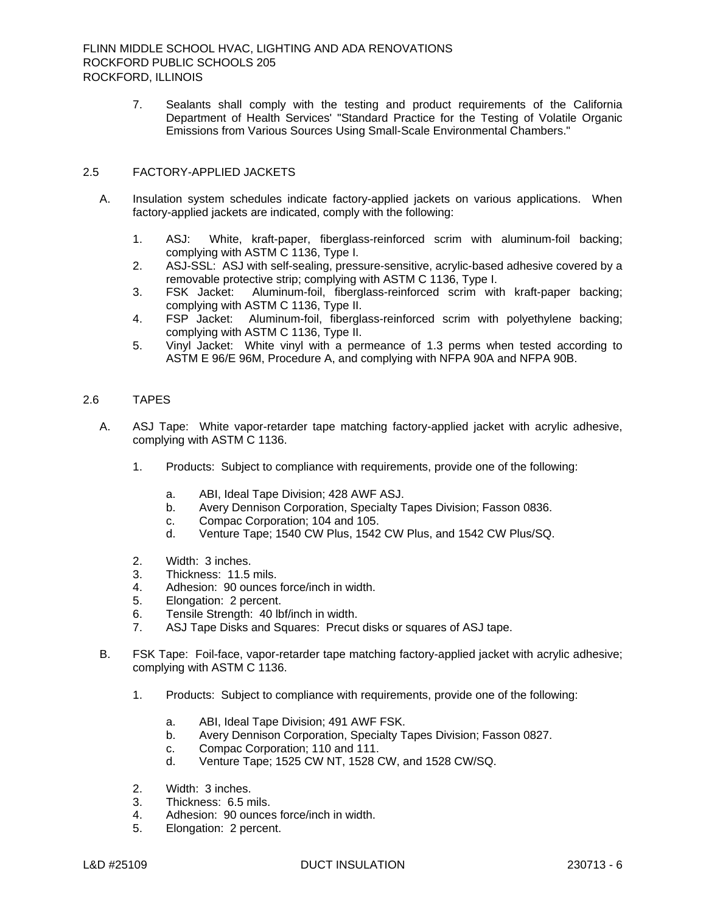7. Sealants shall comply with the testing and product requirements of the California Department of Health Services' "Standard Practice for the Testing of Volatile Organic Emissions from Various Sources Using Small-Scale Environmental Chambers."

## 2.5 FACTORY-APPLIED JACKETS

A. Insulation system schedules indicate factory-applied jackets on various applications. When factory-applied jackets are indicated, comply with the following:

1. ASJ: White, kraft-paper, fiberglass-reinforced scrim with aluminum-foil backing; complying with ASTM C 1136, Type I.
2. ASJ-SSL: ASJ with self-sealing, pressure-sensitive, acrylic-based adhesive covered by a removable protective strip; complying with ASTM C 1136, Type I.
3. FSK Jacket: Aluminum-foil, fiberglass-reinforced scrim with kraft-paper backing; complying with ASTM C 1136, Type II.
4. FSP Jacket: Aluminum-foil, fiberglass-reinforced scrim with polyethylene backing; complying with ASTM C 1136, Type II.
5. Vinyl Jacket: White vinyl with a permeance of 1.3 perms when tested according to ASTM E 96/E 96M, Procedure A, and complying with NFPA 90A and NFPA 90B.

## 2.6 TAPES

A. ASJ Tape: White vapor-retarder tape matching factory-applied jacket with acrylic adhesive, complying with ASTM C 1136.

1. Products: Subject to compliance with requirements, provide one of the following:
   a. ABI, Ideal Tape Division; 428 AWF ASJ.
   b. Avery Dennison Corporation, Specialty Tapes Division; Fasson 0836.
   c. Compac Corporation; 104 and 105.
   d. Venture Tape; 1540 CW Plus, 1542 CW Plus, and 1542 CW Plus/SQ.
2. Width: 3 inches.
3. Thickness: 11.5 mils.
4. Adhesion: 90 ounces force/inch in width.
5. Elongation: 2 percent.
6. Tensile Strength: 40 lbf/inch in width.
7. ASJ Tape Disks and Squares: Precut disks or squares of ASJ tape.

B. FSK Tape: Foil-face, vapor-retarder tape matching factory-applied jacket with acrylic adhesive; complying with ASTM C 1136.

1. Products: Subject to compliance with requirements, provide one of the following:
   a. ABI, Ideal Tape Division; 491 AWF FSK.
   b. Avery Dennison Corporation, Specialty Tapes Division; Fasson 0827.
   c. Compac Corporation; 110 and 111.
   d. Venture Tape; 1525 CW NT, 1528 CW, and 1528 CW/SQ.
2. Width: 3 inches.
3. Thickness: 6.5 mils.
4. Adhesion: 90 ounces force/inch in width.
5. Elongation: 2 percent.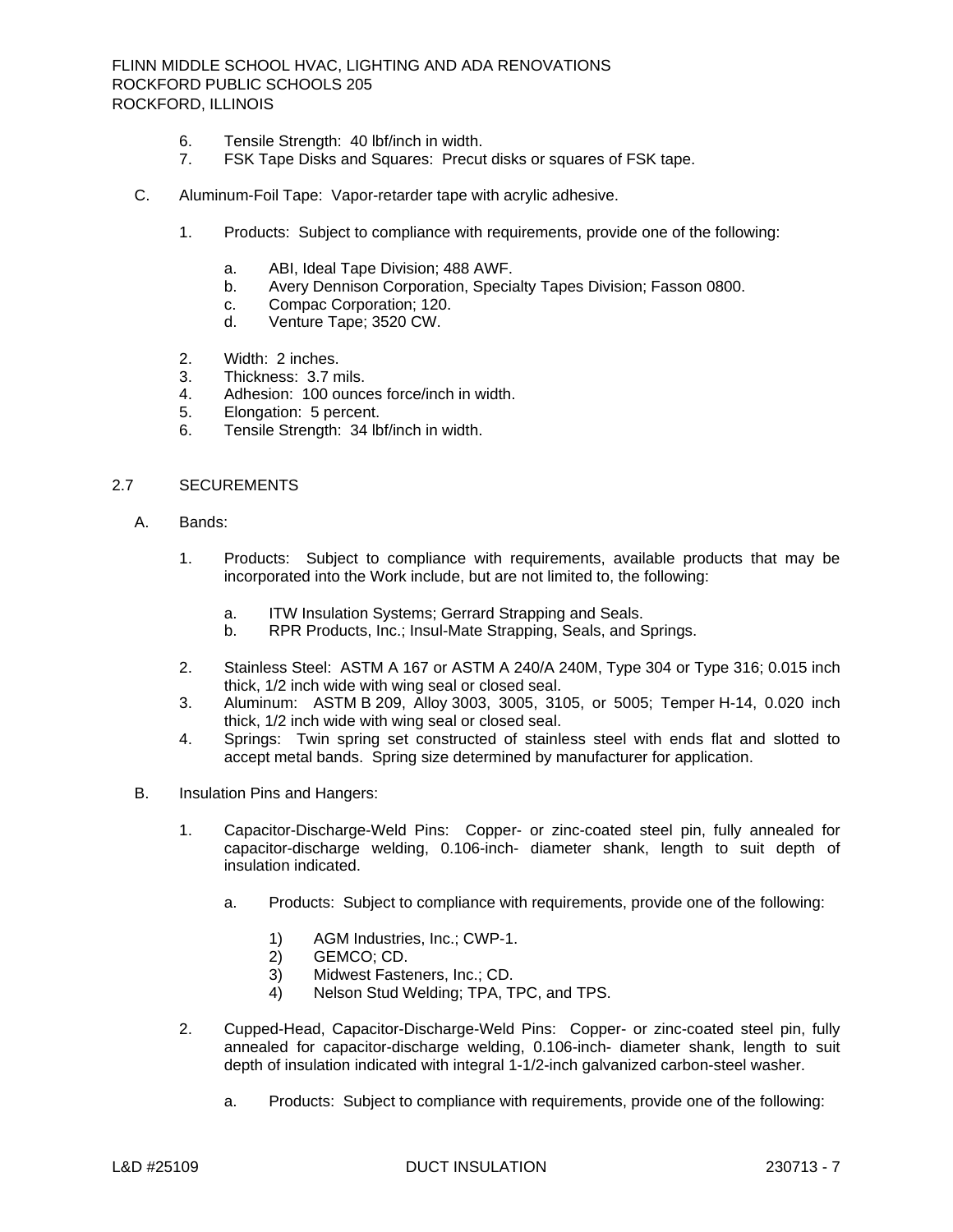6. Tensile Strength: 40 lbf/inch in width.
7. FSK Tape Disks and Squares: Precut disks or squares of FSK tape.

C. Aluminum-Foil Tape: Vapor-retarder tape with acrylic adhesive.

1. Products: Subject to compliance with requirements, provide one of the following:

   a. ABI, Ideal Tape Division; 488 AWF.
   b. Avery Dennison Corporation, Specialty Tapes Division; Fasson 0800.
   c. Compac Corporation; 120.
   d. Venture Tape; 3520 CW.

2. Width: 2 inches.
3. Thickness: 3.7 mils.
4. Adhesion: 100 ounces force/inch in width.
5. Elongation: 5 percent.
6. Tensile Strength: 34 lbf/inch in width.

## 2.7 SECUREMENTS

A. Bands:

1. Products: Subject to compliance with requirements, available products that may be incorporated into the Work include, but are not limited to, the following:

   a. ITW Insulation Systems; Gerrard Strapping and Seals.
   b. RPR Products, Inc.; Insul-Mate Strapping, Seals, and Springs.

2. Stainless Steel: ASTM A 167 or ASTM A 240/A 240M, Type 304 or Type 316; 0.015 inch thick, 1/2 inch wide with wing seal or closed seal.
3. Aluminum: ASTM B 209, Alloy 3003, 3005, 3105, or 5005; Temper H-14, 0.020 inch thick, 1/2 inch wide with wing seal or closed seal.
4. Springs: Twin spring set constructed of stainless steel with ends flat and slotted to accept metal bands. Spring size determined by manufacturer for application.

B. Insulation Pins and Hangers:

1. Capacitor-Discharge-Weld Pins: Copper- or zinc-coated steel pin, fully annealed for capacitor-discharge welding, 0.106-inch- diameter shank, length to suit depth of insulation indicated.

   a. Products: Subject to compliance with requirements, provide one of the following:

      1) AGM Industries, Inc.; CWP-1.
      2) GEMCO; CD.
      3) Midwest Fasteners, Inc.; CD.
      4) Nelson Stud Welding; TPA, TPC, and TPS.

2. Cupped-Head, Capacitor-Discharge-Weld Pins: Copper- or zinc-coated steel pin, fully annealed for capacitor-discharge welding, 0.106-inch- diameter shank, length to suit depth of insulation indicated with integral 1-1/2-inch galvanized carbon-steel washer.

   a. Products: Subject to compliance with requirements, provide one of the following: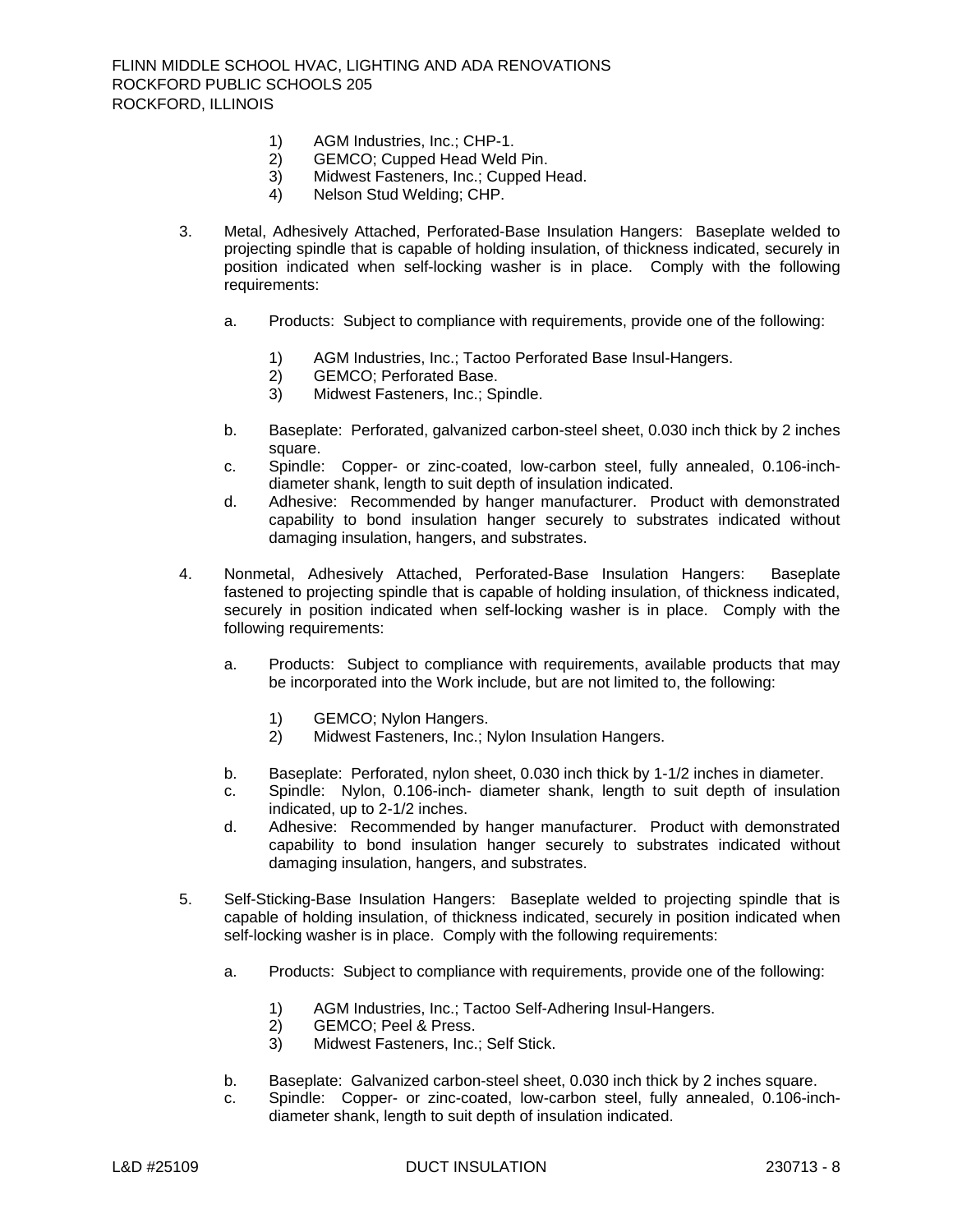1) AGM Industries, Inc.; CHP-1.
2) GEMCO; Cupped Head Weld Pin.
3) Midwest Fasteners, Inc.; Cupped Head.
4) Nelson Stud Welding; CHP.

3. Metal, Adhesively Attached, Perforated-Base Insulation Hangers: Baseplate welded to projecting spindle that is capable of holding insulation, of thickness indicated, securely in position indicated when self-locking washer is in place. Comply with the following requirements:

   a. Products: Subject to compliance with requirements, provide one of the following:

      1) AGM Industries, Inc.; Tactoo Perforated Base Insul-Hangers.
      2) GEMCO; Perforated Base.
      3) Midwest Fasteners, Inc.; Spindle.

   b. Baseplate: Perforated, galvanized carbon-steel sheet, 0.030 inch thick by 2 inches square.
   c. Spindle: Copper- or zinc-coated, low-carbon steel, fully annealed, 0.106-inch-diameter shank, length to suit depth of insulation indicated.
   d. Adhesive: Recommended by hanger manufacturer. Product with demonstrated capability to bond insulation hanger securely to substrates indicated without damaging insulation, hangers, and substrates.

4. Nonmetal, Adhesively Attached, Perforated-Base Insulation Hangers: Baseplate fastened to projecting spindle that is capable of holding insulation, of thickness indicated, securely in position indicated when self-locking washer is in place. Comply with the following requirements:

   a. Products: Subject to compliance with requirements, available products that may be incorporated into the Work include, but are not limited to, the following:

      1) GEMCO; Nylon Hangers.
      2) Midwest Fasteners, Inc.; Nylon Insulation Hangers.

   b. Baseplate: Perforated, nylon sheet, 0.030 inch thick by 1-1/2 inches in diameter.
   c. Spindle: Nylon, 0.106-inch- diameter shank, length to suit depth of insulation indicated, up to 2-1/2 inches.
   d. Adhesive: Recommended by hanger manufacturer. Product with demonstrated capability to bond insulation hanger securely to substrates indicated without damaging insulation, hangers, and substrates.

5. Self-Sticking-Base Insulation Hangers: Baseplate welded to projecting spindle that is capable of holding insulation, of thickness indicated, securely in position indicated when self-locking washer is in place. Comply with the following requirements:

   a. Products: Subject to compliance with requirements, provide one of the following:

      1) AGM Industries, Inc.; Tactoo Self-Adhering Insul-Hangers.
      2) GEMCO; Peel & Press.
      3) Midwest Fasteners, Inc.; Self Stick.

   b. Baseplate: Galvanized carbon-steel sheet, 0.030 inch thick by 2 inches square.
   c. Spindle: Copper- or zinc-coated, low-carbon steel, fully annealed, 0.106-inch-diameter shank, length to suit depth of insulation indicated.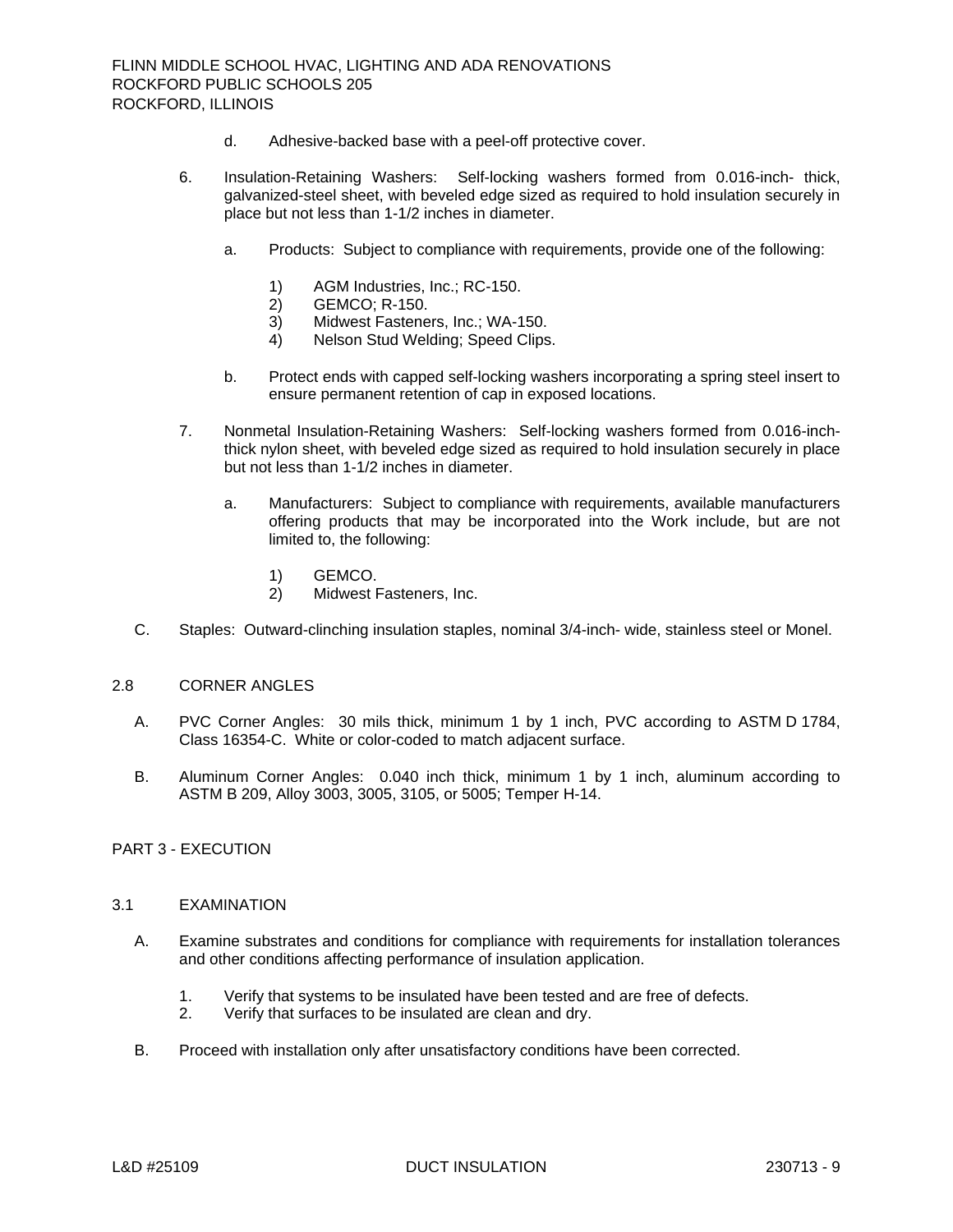d. Adhesive-backed base with a peel-off protective cover.

6. Insulation-Retaining Washers: Self-locking washers formed from 0.016-inch- thick, galvanized-steel sheet, with beveled edge sized as required to hold insulation securely in place but not less than 1-1/2 inches in diameter.

   a. Products: Subject to compliance with requirements, provide one of the following:

      1) AGM Industries, Inc.; RC-150.
      2) GEMCO; R-150.
      3) Midwest Fasteners, Inc.; WA-150.
      4) Nelson Stud Welding; Speed Clips.

   b. Protect ends with capped self-locking washers incorporating a spring steel insert to ensure permanent retention of cap in exposed locations.

7. Nonmetal Insulation-Retaining Washers: Self-locking washers formed from 0.016-inch-thick nylon sheet, with beveled edge sized as required to hold insulation securely in place but not less than 1-1/2 inches in diameter.

   a. Manufacturers: Subject to compliance with requirements, available manufacturers offering products that may be incorporated into the Work include, but are not limited to, the following:

      1) GEMCO.
      2) Midwest Fasteners, Inc.

C. Staples: Outward-clinching insulation staples, nominal 3/4-inch- wide, stainless steel or Monel.

## 2.8 CORNER ANGLES

A. PVC Corner Angles: 30 mils thick, minimum 1 by 1 inch, PVC according to ASTM D 1784, Class 16354-C. White or color-coded to match adjacent surface.

B. Aluminum Corner Angles: 0.040 inch thick, minimum 1 by 1 inch, aluminum according to ASTM B 209, Alloy 3003, 3005, 3105, or 5005; Temper H-14.

# PART 3 - EXECUTION

## 3.1 EXAMINATION

A. Examine substrates and conditions for compliance with requirements for installation tolerances and other conditions affecting performance of insulation application.

   1. Verify that systems to be insulated have been tested and are free of defects.
   2. Verify that surfaces to be insulated are clean and dry.

B. Proceed with installation only after unsatisfactory conditions have been corrected.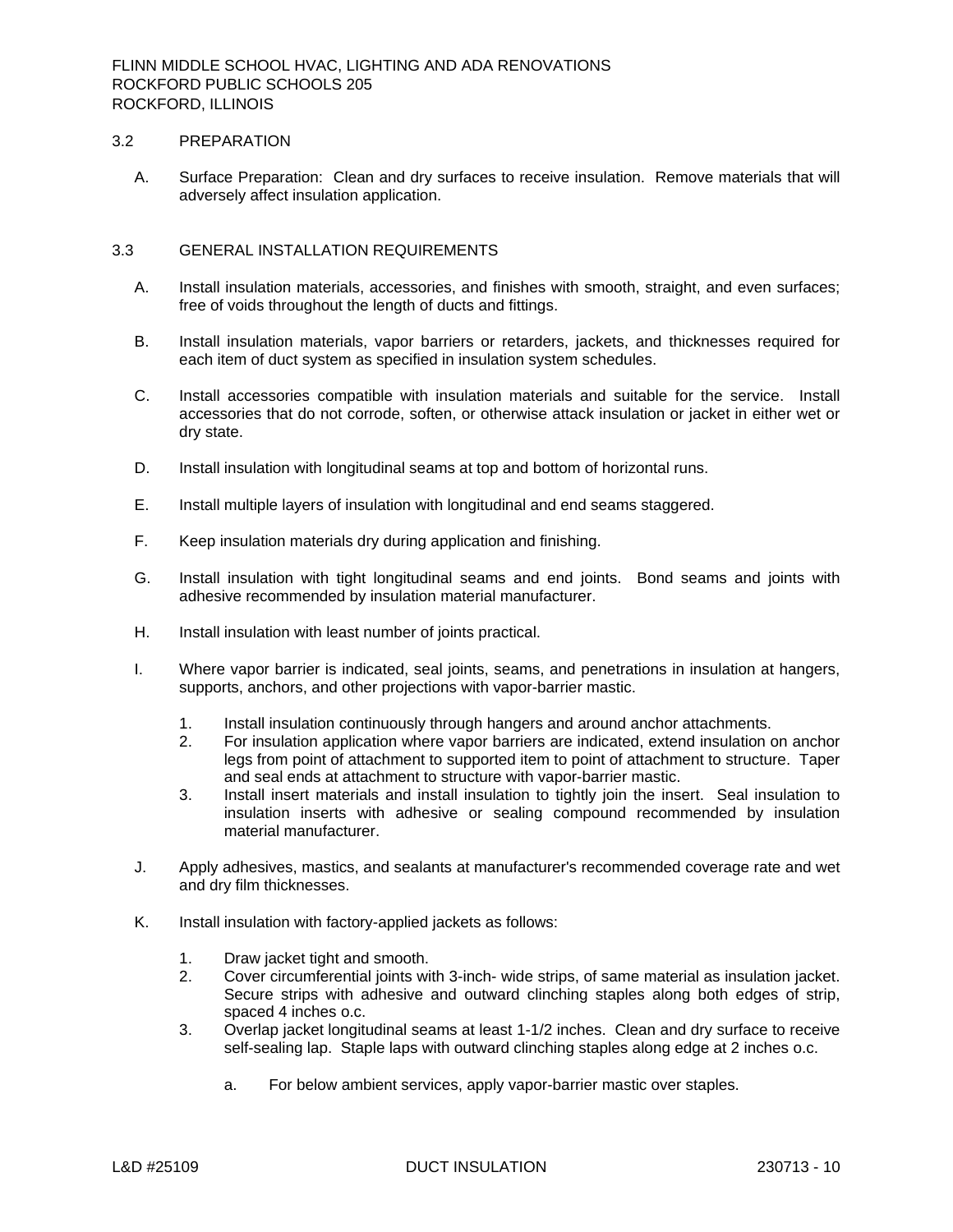## 3.2 PREPARATION

A. Surface Preparation: Clean and dry surfaces to receive insulation. Remove materials that will adversely affect insulation application.

## 3.3 GENERAL INSTALLATION REQUIREMENTS

A. Install insulation materials, accessories, and finishes with smooth, straight, and even surfaces; free of voids throughout the length of ducts and fittings.

B. Install insulation materials, vapor barriers or retarders, jackets, and thicknesses required for each item of duct system as specified in insulation system schedules.

C. Install accessories compatible with insulation materials and suitable for the service. Install accessories that do not corrode, soften, or otherwise attack insulation or jacket in either wet or dry state.

D. Install insulation with longitudinal seams at top and bottom of horizontal runs.

E. Install multiple layers of insulation with longitudinal and end seams staggered.

F. Keep insulation materials dry during application and finishing.

G. Install insulation with tight longitudinal seams and end joints. Bond seams and joints with adhesive recommended by insulation material manufacturer.

H. Install insulation with least number of joints practical.

I. Where vapor barrier is indicated, seal joints, seams, and penetrations in insulation at hangers, supports, anchors, and other projections with vapor-barrier mastic.

1. Install insulation continuously through hangers and around anchor attachments.
2. For insulation application where vapor barriers are indicated, extend insulation on anchor legs from point of attachment to supported item to point of attachment to structure. Taper and seal ends at attachment to structure with vapor-barrier mastic.
3. Install insert materials and install insulation to tightly join the insert. Seal insulation to insulation inserts with adhesive or sealing compound recommended by insulation material manufacturer.

J. Apply adhesives, mastics, and sealants at manufacturer's recommended coverage rate and wet and dry film thicknesses.

K. Install insulation with factory-applied jackets as follows:

1. Draw jacket tight and smooth.
2. Cover circumferential joints with 3-inch- wide strips, of same material as insulation jacket. Secure strips with adhesive and outward clinching staples along both edges of strip, spaced 4 inches o.c.
3. Overlap jacket longitudinal seams at least 1-1/2 inches. Clean and dry surface to receive self-sealing lap. Staple laps with outward clinching staples along edge at 2 inches o.c.

   a. For below ambient services, apply vapor-barrier mastic over staples.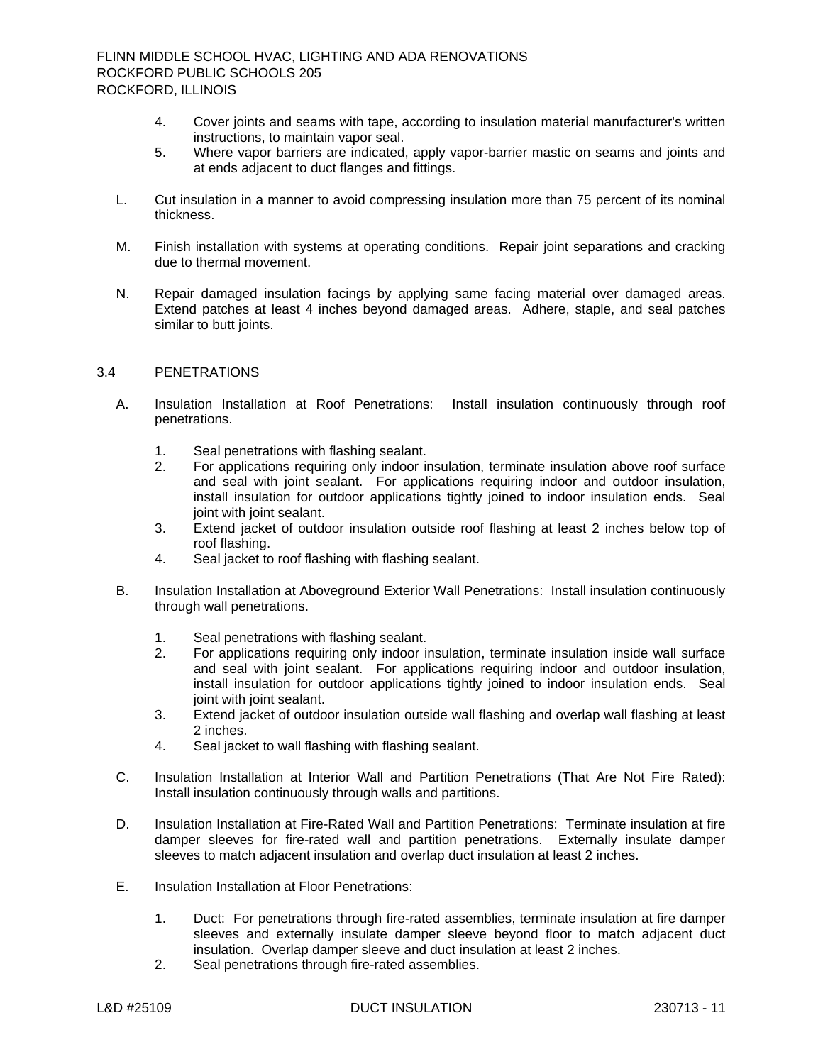4. Cover joints and seams with tape, according to insulation material manufacturer's written instructions, to maintain vapor seal.
5. Where vapor barriers are indicated, apply vapor-barrier mastic on seams and joints and at ends adjacent to duct flanges and fittings.

L. Cut insulation in a manner to avoid compressing insulation more than 75 percent of its nominal thickness.

M. Finish installation with systems at operating conditions. Repair joint separations and cracking due to thermal movement.

N. Repair damaged insulation facings by applying same facing material over damaged areas. Extend patches at least 4 inches beyond damaged areas. Adhere, staple, and seal patches similar to butt joints.

## 3.4 PENETRATIONS

A. Insulation Installation at Roof Penetrations: Install insulation continuously through roof penetrations.

1. Seal penetrations with flashing sealant.
2. For applications requiring only indoor insulation, terminate insulation above roof surface and seal with joint sealant. For applications requiring indoor and outdoor insulation, install insulation for outdoor applications tightly joined to indoor insulation ends. Seal joint with joint sealant.
3. Extend jacket of outdoor insulation outside roof flashing at least 2 inches below top of roof flashing.
4. Seal jacket to roof flashing with flashing sealant.

B. Insulation Installation at Aboveground Exterior Wall Penetrations: Install insulation continuously through wall penetrations.

1. Seal penetrations with flashing sealant.
2. For applications requiring only indoor insulation, terminate insulation inside wall surface and seal with joint sealant. For applications requiring indoor and outdoor insulation, install insulation for outdoor applications tightly joined to indoor insulation ends. Seal joint with joint sealant.
3. Extend jacket of outdoor insulation outside wall flashing and overlap wall flashing at least 2 inches.
4. Seal jacket to wall flashing with flashing sealant.

C. Insulation Installation at Interior Wall and Partition Penetrations (That Are Not Fire Rated): Install insulation continuously through walls and partitions.

D. Insulation Installation at Fire-Rated Wall and Partition Penetrations: Terminate insulation at fire damper sleeves for fire-rated wall and partition penetrations. Externally insulate damper sleeves to match adjacent insulation and overlap duct insulation at least 2 inches.

E. Insulation Installation at Floor Penetrations:

1. Duct: For penetrations through fire-rated assemblies, terminate insulation at fire damper sleeves and externally insulate damper sleeve beyond floor to match adjacent duct insulation. Overlap damper sleeve and duct insulation at least 2 inches.
2. Seal penetrations through fire-rated assemblies.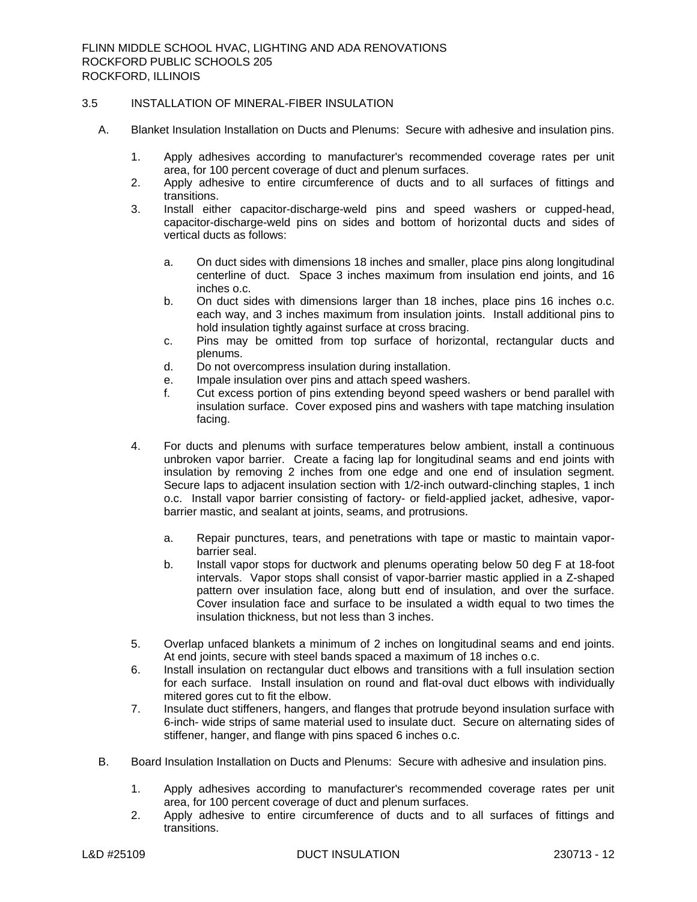## 3.5 INSTALLATION OF MINERAL-FIBER INSULATION

A. Blanket Insulation Installation on Ducts and Plenums: Secure with adhesive and insulation pins.

1. Apply adhesives according to manufacturer's recommended coverage rates per unit area, for 100 percent coverage of duct and plenum surfaces.
2. Apply adhesive to entire circumference of ducts and to all surfaces of fittings and transitions.
3. Install either capacitor-discharge-weld pins and speed washers or cupped-head, capacitor-discharge-weld pins on sides and bottom of horizontal ducts and sides of vertical ducts as follows:

   a. On duct sides with dimensions 18 inches and smaller, place pins along longitudinal centerline of duct. Space 3 inches maximum from insulation end joints, and 16 inches o.c.
   b. On duct sides with dimensions larger than 18 inches, place pins 16 inches o.c. each way, and 3 inches maximum from insulation joints. Install additional pins to hold insulation tightly against surface at cross bracing.
   c. Pins may be omitted from top surface of horizontal, rectangular ducts and plenums.
   d. Do not overcompress insulation during installation.
   e. Impale insulation over pins and attach speed washers.
   f. Cut excess portion of pins extending beyond speed washers or bend parallel with insulation surface. Cover exposed pins and washers with tape matching insulation facing.

4. For ducts and plenums with surface temperatures below ambient, install a continuous unbroken vapor barrier. Create a facing lap for longitudinal seams and end joints with insulation by removing 2 inches from one edge and one end of insulation segment. Secure laps to adjacent insulation section with 1/2-inch outward-clinching staples, 1 inch o.c. Install vapor barrier consisting of factory- or field-applied jacket, adhesive, vapor-barrier mastic, and sealant at joints, seams, and protrusions.

   a. Repair punctures, tears, and penetrations with tape or mastic to maintain vapor-barrier seal.
   b. Install vapor stops for ductwork and plenums operating below 50 deg F at 18-foot intervals. Vapor stops shall consist of vapor-barrier mastic applied in a Z-shaped pattern over insulation face, along butt end of insulation, and over the surface. Cover insulation face and surface to be insulated a width equal to two times the insulation thickness, but not less than 3 inches.

5. Overlap unfaced blankets a minimum of 2 inches on longitudinal seams and end joints. At end joints, secure with steel bands spaced a maximum of 18 inches o.c.
6. Install insulation on rectangular duct elbows and transitions with a full insulation section for each surface. Install insulation on round and flat-oval duct elbows with individually mitered gores cut to fit the elbow.
7. Insulate duct stiffeners, hangers, and flanges that protrude beyond insulation surface with 6-inch- wide strips of same material used to insulate duct. Secure on alternating sides of stiffener, hanger, and flange with pins spaced 6 inches o.c.

B. Board Insulation Installation on Ducts and Plenums: Secure with adhesive and insulation pins.

1. Apply adhesives according to manufacturer's recommended coverage rates per unit area, for 100 percent coverage of duct and plenum surfaces.
2. Apply adhesive to entire circumference of ducts and to all surfaces of fittings and transitions.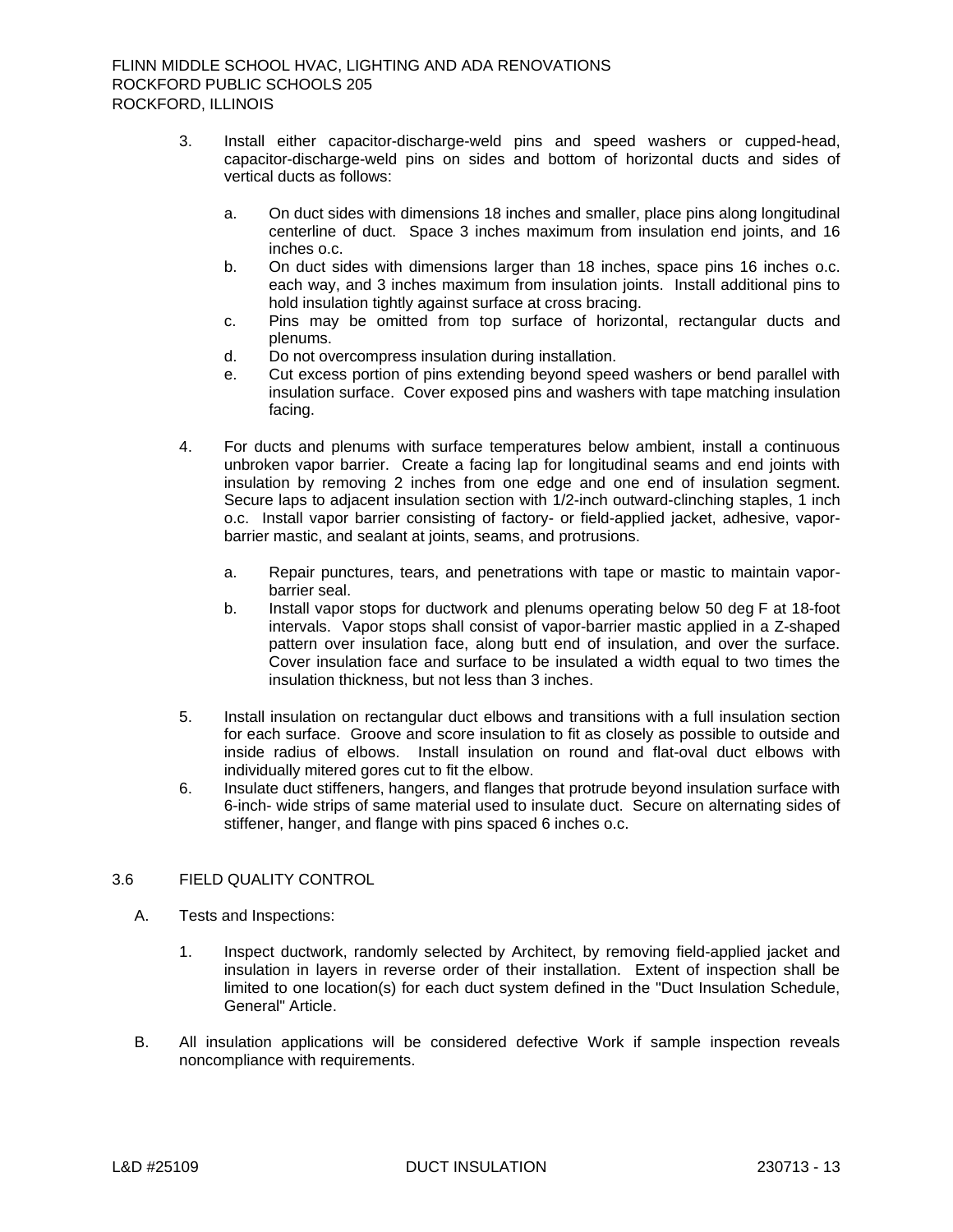3. Install either capacitor-discharge-weld pins and speed washers or cupped-head, capacitor-discharge-weld pins on sides and bottom of horizontal ducts and sides of vertical ducts as follows:

   a. On duct sides with dimensions 18 inches and smaller, place pins along longitudinal centerline of duct. Space 3 inches maximum from insulation end joints, and 16 inches o.c.
   b. On duct sides with dimensions larger than 18 inches, space pins 16 inches o.c. each way, and 3 inches maximum from insulation joints. Install additional pins to hold insulation tightly against surface at cross bracing.
   c. Pins may be omitted from top surface of horizontal, rectangular ducts and plenums.
   d. Do not overcompress insulation during installation.
   e. Cut excess portion of pins extending beyond speed washers or bend parallel with insulation surface. Cover exposed pins and washers with tape matching insulation facing.

4. For ducts and plenums with surface temperatures below ambient, install a continuous unbroken vapor barrier. Create a facing lap for longitudinal seams and end joints with insulation by removing 2 inches from one edge and one end of insulation segment. Secure laps to adjacent insulation section with 1/2-inch outward-clinching staples, 1 inch o.c. Install vapor barrier consisting of factory- or field-applied jacket, adhesive, vapor-barrier mastic, and sealant at joints, seams, and protrusions.

   a. Repair punctures, tears, and penetrations with tape or mastic to maintain vapor-barrier seal.
   b. Install vapor stops for ductwork and plenums operating below 50 deg F at 18-foot intervals. Vapor stops shall consist of vapor-barrier mastic applied in a Z-shaped pattern over insulation face, along butt end of insulation, and over the surface. Cover insulation face and surface to be insulated a width equal to two times the insulation thickness, but not less than 3 inches.

5. Install insulation on rectangular duct elbows and transitions with a full insulation section for each surface. Groove and score insulation to fit as closely as possible to outside and inside radius of elbows. Install insulation on round and flat-oval duct elbows with individually mitered gores cut to fit the elbow.
6. Insulate duct stiffeners, hangers, and flanges that protrude beyond insulation surface with 6-inch- wide strips of same material used to insulate duct. Secure on alternating sides of stiffener, hanger, and flange with pins spaced 6 inches o.c.

## 3.6 FIELD QUALITY CONTROL

A. Tests and Inspections:

   1. Inspect ductwork, randomly selected by Architect, by removing field-applied jacket and insulation in layers in reverse order of their installation. Extent of inspection shall be limited to one location(s) for each duct system defined in the "Duct Insulation Schedule, General" Article.

B. All insulation applications will be considered defective Work if sample inspection reveals noncompliance with requirements.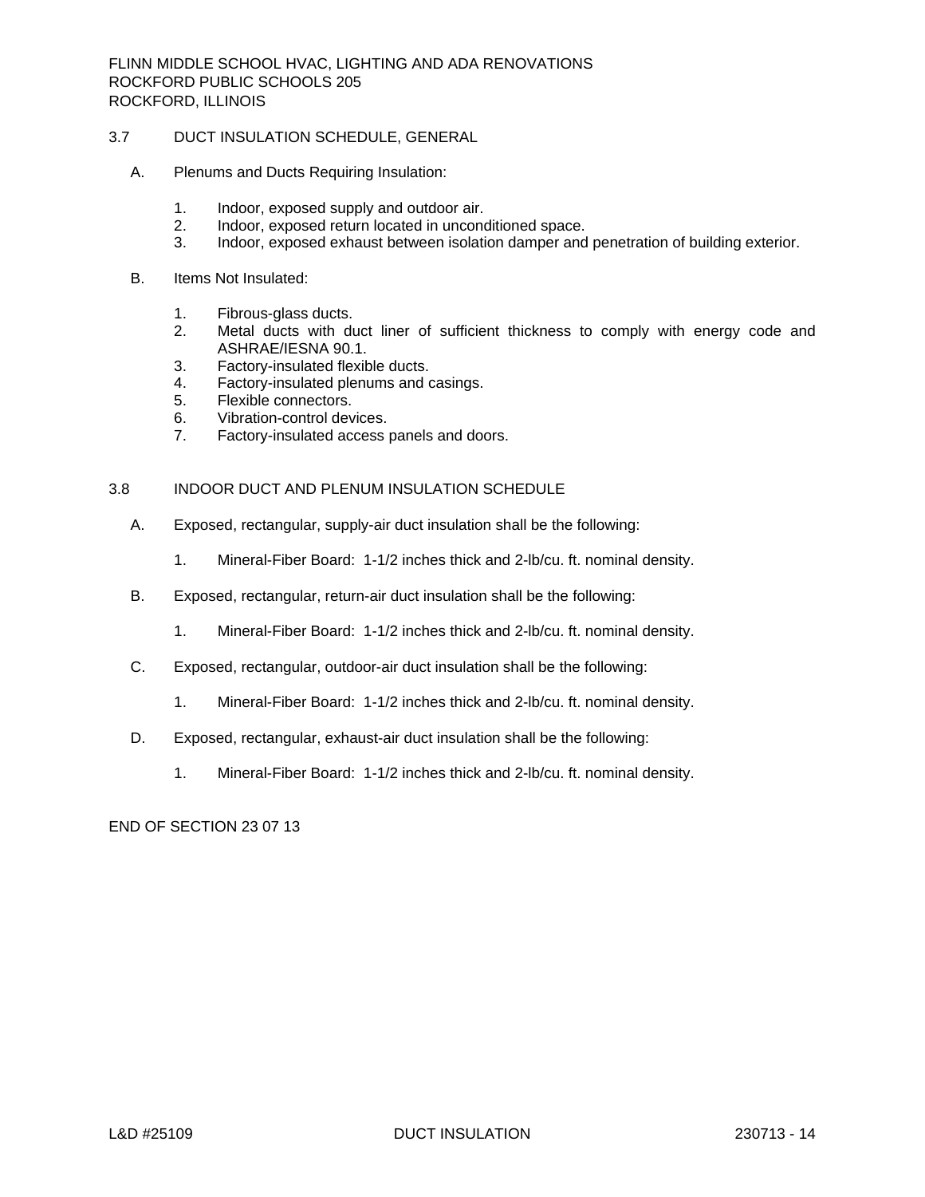## 3.7 DUCT INSULATION SCHEDULE, GENERAL

A. Plenums and Ducts Requiring Insulation:

1. Indoor, exposed supply and outdoor air.
2. Indoor, exposed return located in unconditioned space.
3. Indoor, exposed exhaust between isolation damper and penetration of building exterior.

B. Items Not Insulated:

1. Fibrous-glass ducts.
2. Metal ducts with duct liner of sufficient thickness to comply with energy code and ASHRAE/IESNA 90.1.
3. Factory-insulated flexible ducts.
4. Factory-insulated plenums and casings.
5. Flexible connectors.
6. Vibration-control devices.
7. Factory-insulated access panels and doors.

## 3.8 INDOOR DUCT AND PLENUM INSULATION SCHEDULE

A. Exposed, rectangular, supply-air duct insulation shall be the following:

1. Mineral-Fiber Board: 1-1/2 inches thick and 2-lb/cu. ft. nominal density.

B. Exposed, rectangular, return-air duct insulation shall be the following:

1. Mineral-Fiber Board: 1-1/2 inches thick and 2-lb/cu. ft. nominal density.

C. Exposed, rectangular, outdoor-air duct insulation shall be the following:

1. Mineral-Fiber Board: 1-1/2 inches thick and 2-lb/cu. ft. nominal density.

D. Exposed, rectangular, exhaust-air duct insulation shall be the following:

1. Mineral-Fiber Board: 1-1/2 inches thick and 2-lb/cu. ft. nominal density.

END OF SECTION 23 07 13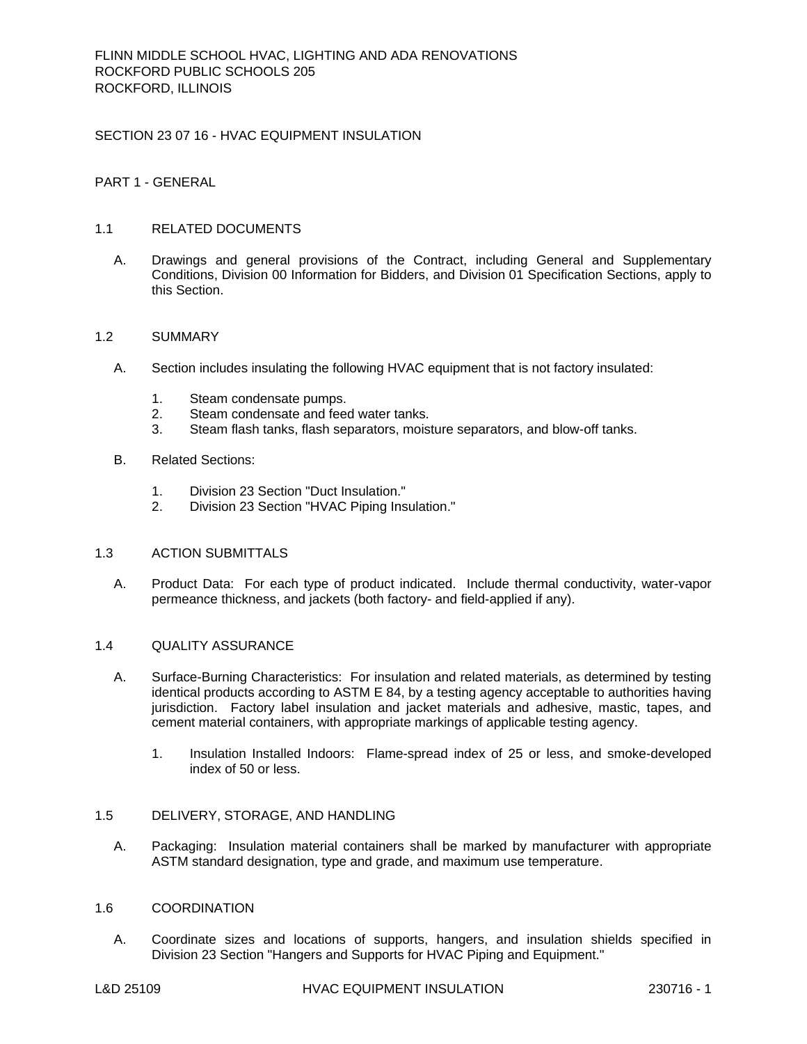# SECTION 23 07 16 - HVAC EQUIPMENT INSULATION

## PART 1 - GENERAL

### 1.1 RELATED DOCUMENTS

A. Drawings and general provisions of the Contract, including General and Supplementary Conditions, Division 00 Information for Bidders, and Division 01 Specification Sections, apply to this Section.

### 1.2 SUMMARY

A. Section includes insulating the following HVAC equipment that is not factory insulated:

1. Steam condensate pumps.
2. Steam condensate and feed water tanks.
3. Steam flash tanks, flash separators, moisture separators, and blow-off tanks.

B. Related Sections:

1. Division 23 Section "Duct Insulation."
2. Division 23 Section "HVAC Piping Insulation."

### 1.3 ACTION SUBMITTALS

A. Product Data: For each type of product indicated. Include thermal conductivity, water-vapor permeance thickness, and jackets (both factory- and field-applied if any).

### 1.4 QUALITY ASSURANCE

A. Surface-Burning Characteristics: For insulation and related materials, as determined by testing identical products according to ASTM E 84, by a testing agency acceptable to authorities having jurisdiction. Factory label insulation and jacket materials and adhesive, mastic, tapes, and cement material containers, with appropriate markings of applicable testing agency.

1. Insulation Installed Indoors: Flame-spread index of 25 or less, and smoke-developed index of 50 or less.

### 1.5 DELIVERY, STORAGE, AND HANDLING

A. Packaging: Insulation material containers shall be marked by manufacturer with appropriate ASTM standard designation, type and grade, and maximum use temperature.

### 1.6 COORDINATION

A. Coordinate sizes and locations of supports, hangers, and insulation shields specified in Division 23 Section "Hangers and Supports for HVAC Piping and Equipment."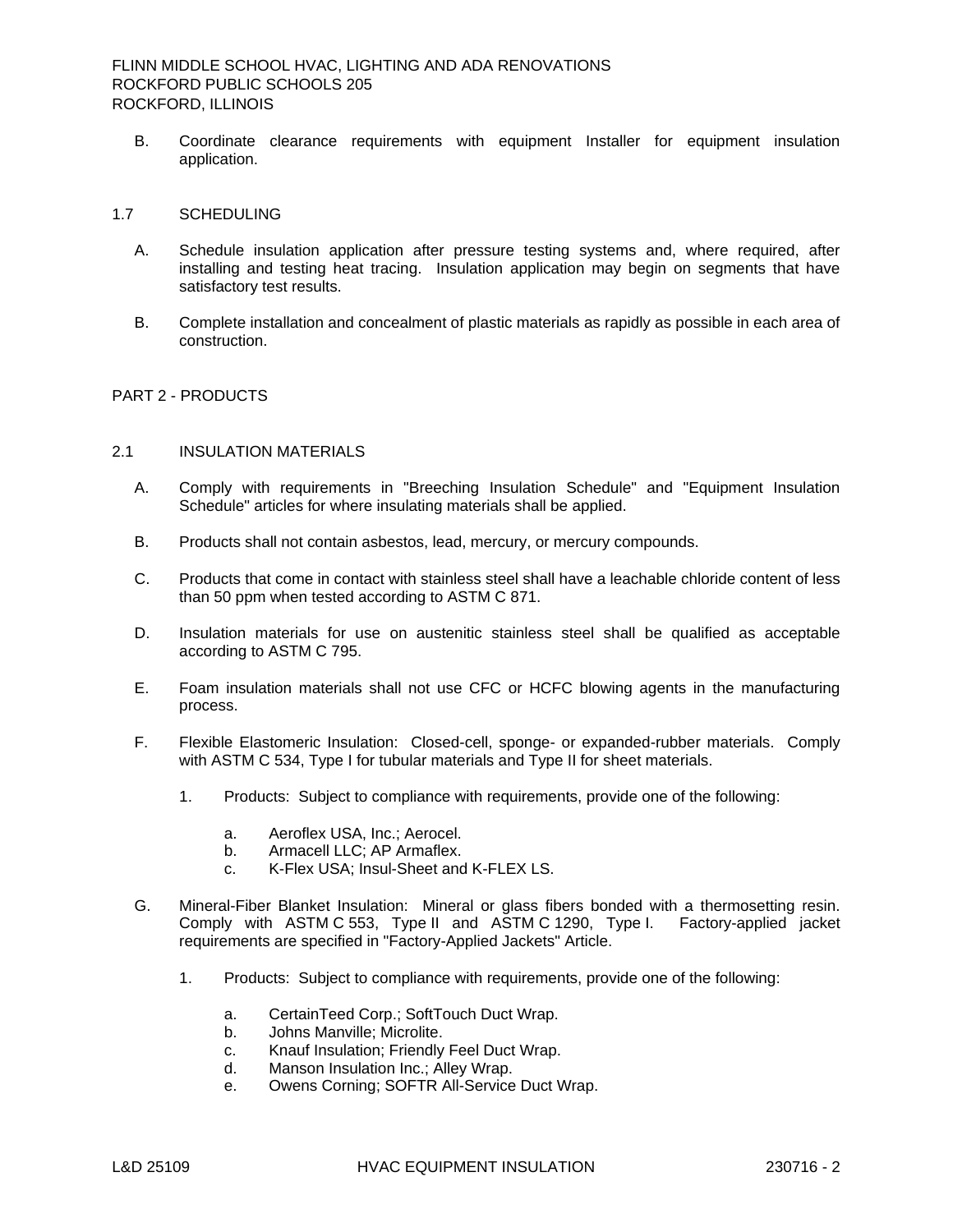B. Coordinate clearance requirements with equipment Installer for equipment insulation application.

## 1.7 SCHEDULING

A. Schedule insulation application after pressure testing systems and, where required, after installing and testing heat tracing. Insulation application may begin on segments that have satisfactory test results.

B. Complete installation and concealment of plastic materials as rapidly as possible in each area of construction.

# PART 2 - PRODUCTS

## 2.1 INSULATION MATERIALS

A. Comply with requirements in "Breeching Insulation Schedule" and "Equipment Insulation Schedule" articles for where insulating materials shall be applied.

B. Products shall not contain asbestos, lead, mercury, or mercury compounds.

C. Products that come in contact with stainless steel shall have a leachable chloride content of less than 50 ppm when tested according to ASTM C 871.

D. Insulation materials for use on austenitic stainless steel shall be qualified as acceptable according to ASTM C 795.

E. Foam insulation materials shall not use CFC or HCFC blowing agents in the manufacturing process.

F. Flexible Elastomeric Insulation: Closed-cell, sponge- or expanded-rubber materials. Comply with ASTM C 534, Type I for tubular materials and Type II for sheet materials.

1. Products: Subject to compliance with requirements, provide one of the following:
   - a. Aeroflex USA, Inc.; Aerocel.
   - b. Armacell LLC; AP Armaflex.
   - c. K-Flex USA; Insul-Sheet and K-FLEX LS.

G. Mineral-Fiber Blanket Insulation: Mineral or glass fibers bonded with a thermosetting resin. Comply with ASTM C 553, Type II and ASTM C 1290, Type I. Factory-applied jacket requirements are specified in "Factory-Applied Jackets" Article.

1. Products: Subject to compliance with requirements, provide one of the following:
   - a. CertainTeed Corp.; SoftTouch Duct Wrap.
   - b. Johns Manville; Microlite.
   - c. Knauf Insulation; Friendly Feel Duct Wrap.
   - d. Manson Insulation Inc.; Alley Wrap.
   - e. Owens Corning; SOFTR All-Service Duct Wrap.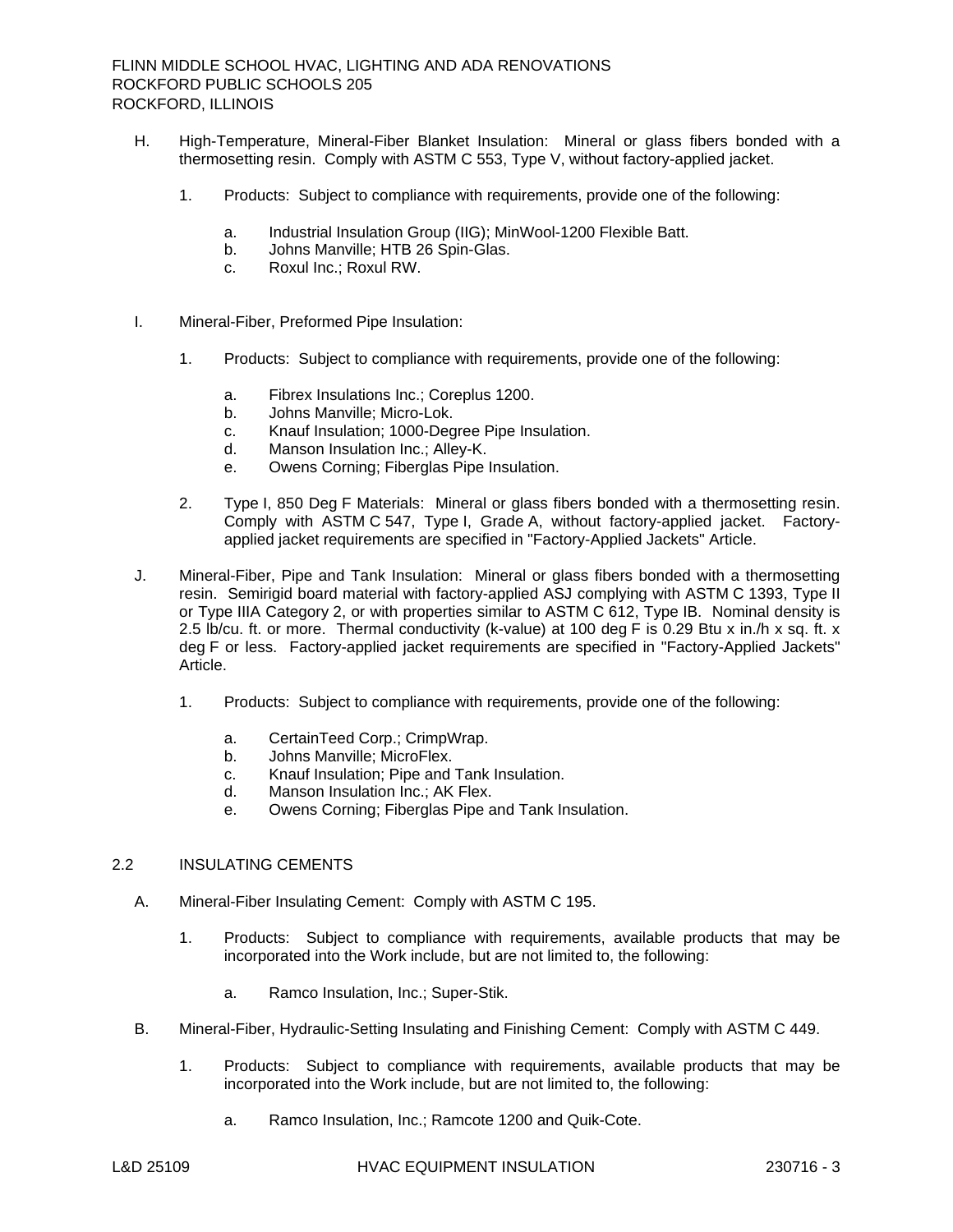H. High-Temperature, Mineral-Fiber Blanket Insulation: Mineral or glass fibers bonded with a thermosetting resin. Comply with ASTM C 553, Type V, without factory-applied jacket.

1. Products: Subject to compliance with requirements, provide one of the following:

   a. Industrial Insulation Group (IIG); MinWool-1200 Flexible Batt.
   b. Johns Manville; HTB 26 Spin-Glas.
   c. Roxul Inc.; Roxul RW.

I. Mineral-Fiber, Preformed Pipe Insulation:

1. Products: Subject to compliance with requirements, provide one of the following:

   a. Fibrex Insulations Inc.; Coreplus 1200.
   b. Johns Manville; Micro-Lok.
   c. Knauf Insulation; 1000-Degree Pipe Insulation.
   d. Manson Insulation Inc.; Alley-K.
   e. Owens Corning; Fiberglas Pipe Insulation.

2. Type I, 850 Deg F Materials: Mineral or glass fibers bonded with a thermosetting resin. Comply with ASTM C 547, Type I, Grade A, without factory-applied jacket. Factory-applied jacket requirements are specified in "Factory-Applied Jackets" Article.

J. Mineral-Fiber, Pipe and Tank Insulation: Mineral or glass fibers bonded with a thermosetting resin. Semirigid board material with factory-applied ASJ complying with ASTM C 1393, Type II or Type IIIA Category 2, or with properties similar to ASTM C 612, Type IB. Nominal density is 2.5 lb/cu. ft. or more. Thermal conductivity (k-value) at 100 deg F is 0.29 Btu x in./h x sq. ft. x deg F or less. Factory-applied jacket requirements are specified in "Factory-Applied Jackets" Article.

1. Products: Subject to compliance with requirements, provide one of the following:

   a. CertainTeed Corp.; CrimpWrap.
   b. Johns Manville; MicroFlex.
   c. Knauf Insulation; Pipe and Tank Insulation.
   d. Manson Insulation Inc.; AK Flex.
   e. Owens Corning; Fiberglas Pipe and Tank Insulation.

## 2.2 INSULATING CEMENTS

A. Mineral-Fiber Insulating Cement: Comply with ASTM C 195.

1. Products: Subject to compliance with requirements, available products that may be incorporated into the Work include, but are not limited to, the following:

   a. Ramco Insulation, Inc.; Super-Stik.

B. Mineral-Fiber, Hydraulic-Setting Insulating and Finishing Cement: Comply with ASTM C 449.

1. Products: Subject to compliance with requirements, available products that may be incorporated into the Work include, but are not limited to, the following:

   a. Ramco Insulation, Inc.; Ramcote 1200 and Quik-Cote.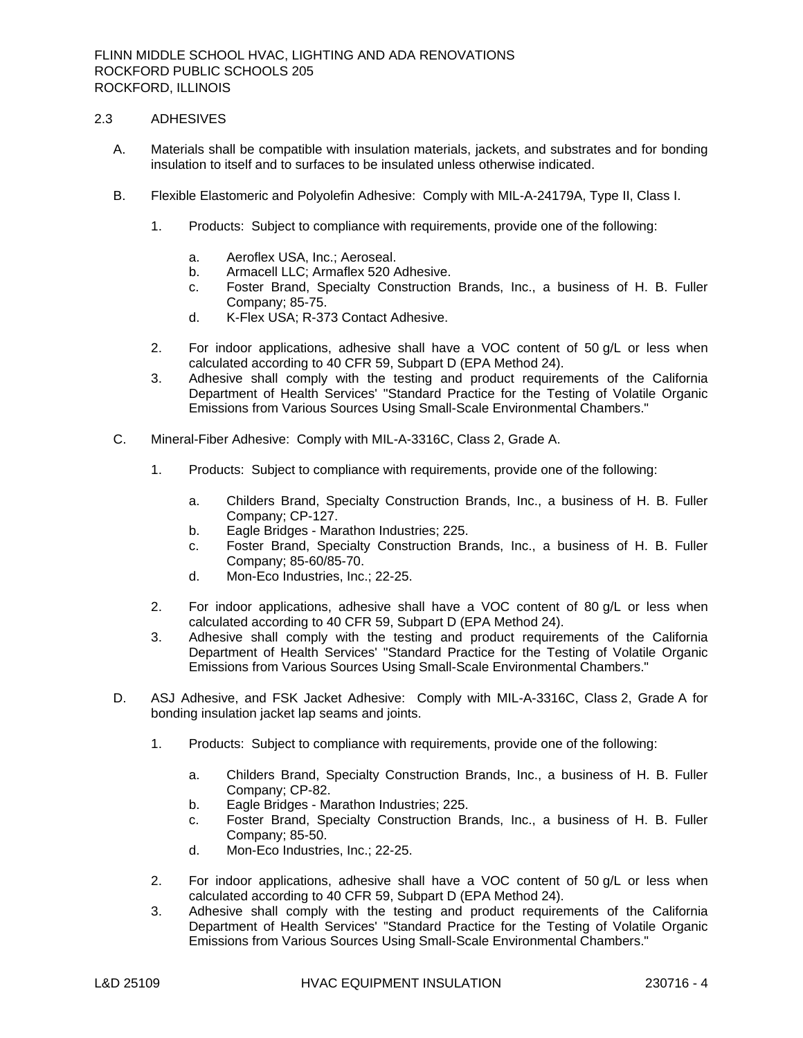## 2.3 ADHESIVES

A. Materials shall be compatible with insulation materials, jackets, and substrates and for bonding insulation to itself and to surfaces to be insulated unless otherwise indicated.

B. Flexible Elastomeric and Polyolefin Adhesive: Comply with MIL-A-24179A, Type II, Class I.

1. Products: Subject to compliance with requirements, provide one of the following:
   a. Aeroflex USA, Inc.; Aeroseal.
   b. Armacell LLC; Armaflex 520 Adhesive.
   c. Foster Brand, Specialty Construction Brands, Inc., a business of H. B. Fuller Company; 85-75.
   d. K-Flex USA; R-373 Contact Adhesive.
2. For indoor applications, adhesive shall have a VOC content of 50 g/L or less when calculated according to 40 CFR 59, Subpart D (EPA Method 24).
3. Adhesive shall comply with the testing and product requirements of the California Department of Health Services' "Standard Practice for the Testing of Volatile Organic Emissions from Various Sources Using Small-Scale Environmental Chambers."

C. Mineral-Fiber Adhesive: Comply with MIL-A-3316C, Class 2, Grade A.

1. Products: Subject to compliance with requirements, provide one of the following:
   a. Childers Brand, Specialty Construction Brands, Inc., a business of H. B. Fuller Company; CP-127.
   b. Eagle Bridges - Marathon Industries; 225.
   c. Foster Brand, Specialty Construction Brands, Inc., a business of H. B. Fuller Company; 85-60/85-70.
   d. Mon-Eco Industries, Inc.; 22-25.
2. For indoor applications, adhesive shall have a VOC content of 80 g/L or less when calculated according to 40 CFR 59, Subpart D (EPA Method 24).
3. Adhesive shall comply with the testing and product requirements of the California Department of Health Services' "Standard Practice for the Testing of Volatile Organic Emissions from Various Sources Using Small-Scale Environmental Chambers."

D. ASJ Adhesive, and FSK Jacket Adhesive: Comply with MIL-A-3316C, Class 2, Grade A for bonding insulation jacket lap seams and joints.

1. Products: Subject to compliance with requirements, provide one of the following:
   a. Childers Brand, Specialty Construction Brands, Inc., a business of H. B. Fuller Company; CP-82.
   b. Eagle Bridges - Marathon Industries; 225.
   c. Foster Brand, Specialty Construction Brands, Inc., a business of H. B. Fuller Company; 85-50.
   d. Mon-Eco Industries, Inc.; 22-25.
2. For indoor applications, adhesive shall have a VOC content of 50 g/L or less when calculated according to 40 CFR 59, Subpart D (EPA Method 24).
3. Adhesive shall comply with the testing and product requirements of the California Department of Health Services' "Standard Practice for the Testing of Volatile Organic Emissions from Various Sources Using Small-Scale Environmental Chambers."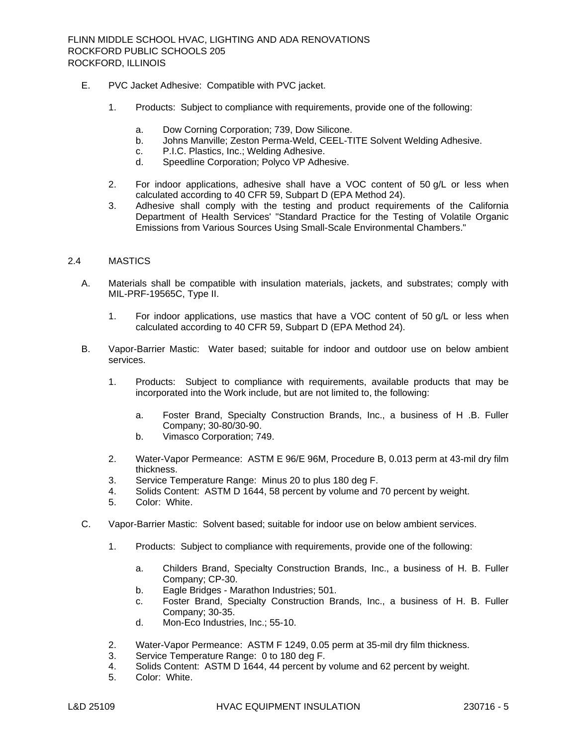E. PVC Jacket Adhesive: Compatible with PVC jacket.

   1. Products: Subject to compliance with requirements, provide one of the following:

      a. Dow Corning Corporation; 739, Dow Silicone.
      b. Johns Manville; Zeston Perma-Weld, CEEL-TITE Solvent Welding Adhesive.
      c. P.I.C. Plastics, Inc.; Welding Adhesive.
      d. Speedline Corporation; Polyco VP Adhesive.

   2. For indoor applications, adhesive shall have a VOC content of 50 g/L or less when calculated according to 40 CFR 59, Subpart D (EPA Method 24).
   3. Adhesive shall comply with the testing and product requirements of the California Department of Health Services' "Standard Practice for the Testing of Volatile Organic Emissions from Various Sources Using Small-Scale Environmental Chambers."

## 2.4 MASTICS

A. Materials shall be compatible with insulation materials, jackets, and substrates; comply with MIL-PRF-19565C, Type II.

   1. For indoor applications, use mastics that have a VOC content of 50 g/L or less when calculated according to 40 CFR 59, Subpart D (EPA Method 24).

B. Vapor-Barrier Mastic: Water based; suitable for indoor and outdoor use on below ambient services.

   1. Products: Subject to compliance with requirements, available products that may be incorporated into the Work include, but are not limited to, the following:

      a. Foster Brand, Specialty Construction Brands, Inc., a business of H .B. Fuller Company; 30-80/30-90.
      b. Vimasco Corporation; 749.

   2. Water-Vapor Permeance: ASTM E 96/E 96M, Procedure B, 0.013 perm at 43-mil dry film thickness.
   3. Service Temperature Range: Minus 20 to plus 180 deg F.
   4. Solids Content: ASTM D 1644, 58 percent by volume and 70 percent by weight.
   5. Color: White.

C. Vapor-Barrier Mastic: Solvent based; suitable for indoor use on below ambient services.

   1. Products: Subject to compliance with requirements, provide one of the following:

      a. Childers Brand, Specialty Construction Brands, Inc., a business of H. B. Fuller Company; CP-30.
      b. Eagle Bridges - Marathon Industries; 501.
      c. Foster Brand, Specialty Construction Brands, Inc., a business of H. B. Fuller Company; 30-35.
      d. Mon-Eco Industries, Inc.; 55-10.

   2. Water-Vapor Permeance: ASTM F 1249, 0.05 perm at 35-mil dry film thickness.
   3. Service Temperature Range: 0 to 180 deg F.
   4. Solids Content: ASTM D 1644, 44 percent by volume and 62 percent by weight.
   5. Color: White.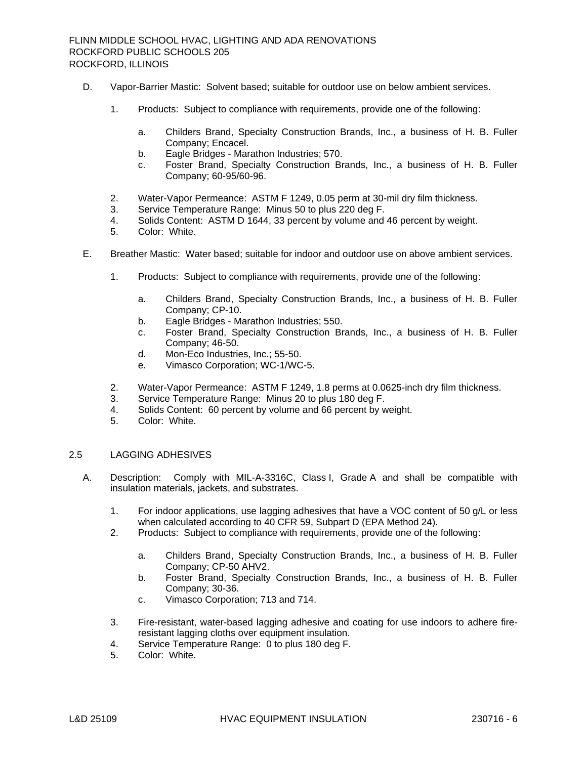D. Vapor-Barrier Mastic: Solvent based; suitable for outdoor use on below ambient services.

1. Products: Subject to compliance with requirements, provide one of the following:

   a. Childers Brand, Specialty Construction Brands, Inc., a business of H. B. Fuller Company; Encacel.
   b. Eagle Bridges - Marathon Industries; 570.
   c. Foster Brand, Specialty Construction Brands, Inc., a business of H. B. Fuller Company; 60-95/60-96.

2. Water-Vapor Permeance: ASTM F 1249, 0.05 perm at 30-mil dry film thickness.
3. Service Temperature Range: Minus 50 to plus 220 deg F.
4. Solids Content: ASTM D 1644, 33 percent by volume and 46 percent by weight.
5. Color: White.

E. Breather Mastic: Water based; suitable for indoor and outdoor use on above ambient services.

1. Products: Subject to compliance with requirements, provide one of the following:

   a. Childers Brand, Specialty Construction Brands, Inc., a business of H. B. Fuller Company; CP-10.
   b. Eagle Bridges - Marathon Industries; 550.
   c. Foster Brand, Specialty Construction Brands, Inc., a business of H. B. Fuller Company; 46-50.
   d. Mon-Eco Industries, Inc.; 55-50.
   e. Vimasco Corporation; WC-1/WC-5.

2. Water-Vapor Permeance: ASTM F 1249, 1.8 perms at 0.0625-inch dry film thickness.
3. Service Temperature Range: Minus 20 to plus 180 deg F.
4. Solids Content: 60 percent by volume and 66 percent by weight.
5. Color: White.

## 2.5 LAGGING ADHESIVES

A. Description: Comply with MIL-A-3316C, Class I, Grade A and shall be compatible with insulation materials, jackets, and substrates.

1. For indoor applications, use lagging adhesives that have a VOC content of 50 g/L or less when calculated according to 40 CFR 59, Subpart D (EPA Method 24).
2. Products: Subject to compliance with requirements, provide one of the following:

   a. Childers Brand, Specialty Construction Brands, Inc., a business of H. B. Fuller Company; CP-50 AHV2.
   b. Foster Brand, Specialty Construction Brands, Inc., a business of H. B. Fuller Company; 30-36.
   c. Vimasco Corporation; 713 and 714.

3. Fire-resistant, water-based lagging adhesive and coating for use indoors to adhere fire-resistant lagging cloths over equipment insulation.
4. Service Temperature Range: 0 to plus 180 deg F.
5. Color: White.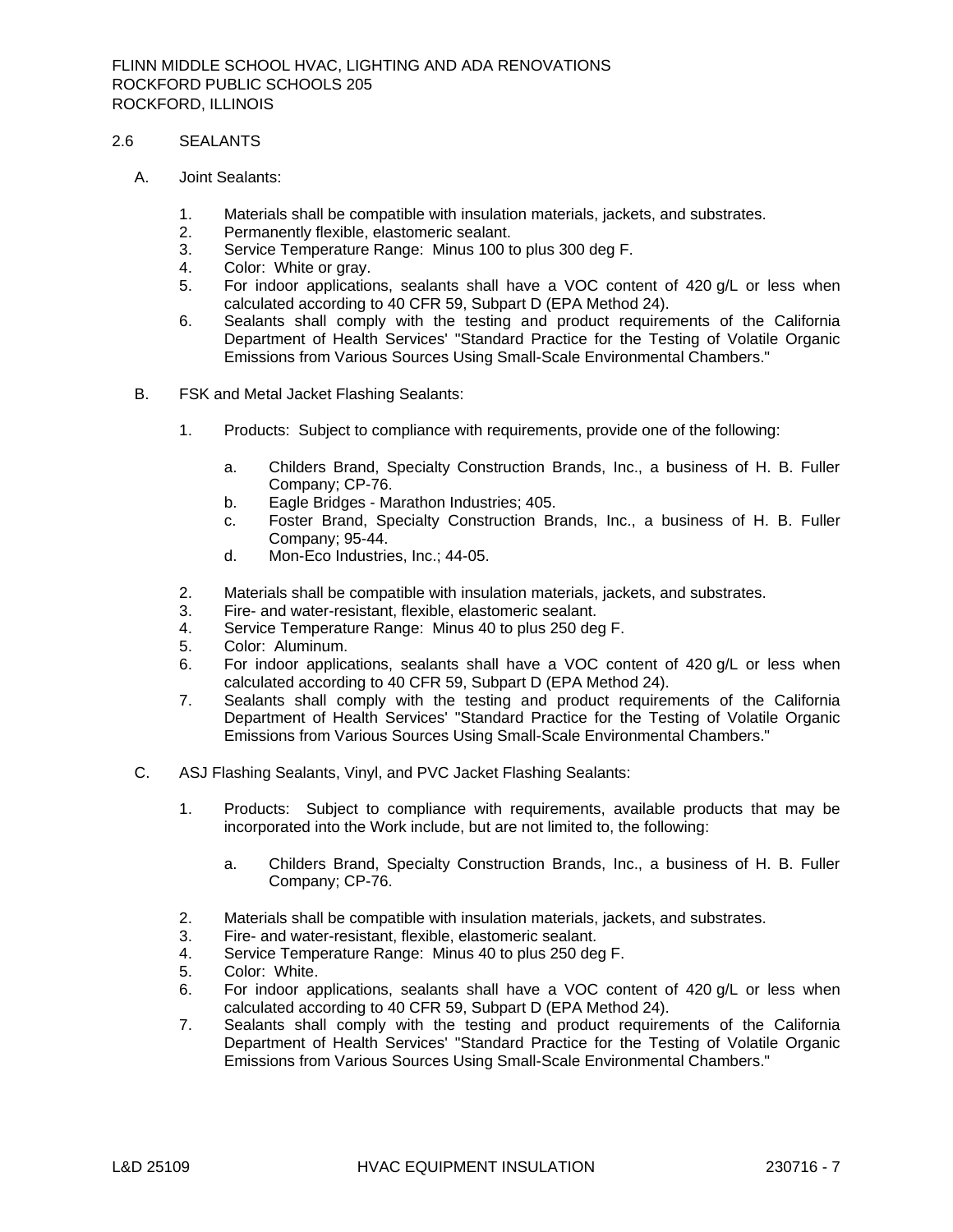## 2.6 SEALANTS

A. Joint Sealants:

1. Materials shall be compatible with insulation materials, jackets, and substrates.
2. Permanently flexible, elastomeric sealant.
3. Service Temperature Range: Minus 100 to plus 300 deg F.
4. Color: White or gray.
5. For indoor applications, sealants shall have a VOC content of 420 g/L or less when calculated according to 40 CFR 59, Subpart D (EPA Method 24).
6. Sealants shall comply with the testing and product requirements of the California Department of Health Services' "Standard Practice for the Testing of Volatile Organic Emissions from Various Sources Using Small-Scale Environmental Chambers."

B. FSK and Metal Jacket Flashing Sealants:

1. Products: Subject to compliance with requirements, provide one of the following:
   a. Childers Brand, Specialty Construction Brands, Inc., a business of H. B. Fuller Company; CP-76.
   b. Eagle Bridges - Marathon Industries; 405.
   c. Foster Brand, Specialty Construction Brands, Inc., a business of H. B. Fuller Company; 95-44.
   d. Mon-Eco Industries, Inc.; 44-05.
2. Materials shall be compatible with insulation materials, jackets, and substrates.
3. Fire- and water-resistant, flexible, elastomeric sealant.
4. Service Temperature Range: Minus 40 to plus 250 deg F.
5. Color: Aluminum.
6. For indoor applications, sealants shall have a VOC content of 420 g/L or less when calculated according to 40 CFR 59, Subpart D (EPA Method 24).
7. Sealants shall comply with the testing and product requirements of the California Department of Health Services' "Standard Practice for the Testing of Volatile Organic Emissions from Various Sources Using Small-Scale Environmental Chambers."

C. ASJ Flashing Sealants, Vinyl, and PVC Jacket Flashing Sealants:

1. Products: Subject to compliance with requirements, available products that may be incorporated into the Work include, but are not limited to, the following:
   a. Childers Brand, Specialty Construction Brands, Inc., a business of H. B. Fuller Company; CP-76.
2. Materials shall be compatible with insulation materials, jackets, and substrates.
3. Fire- and water-resistant, flexible, elastomeric sealant.
4. Service Temperature Range: Minus 40 to plus 250 deg F.
5. Color: White.
6. For indoor applications, sealants shall have a VOC content of 420 g/L or less when calculated according to 40 CFR 59, Subpart D (EPA Method 24).
7. Sealants shall comply with the testing and product requirements of the California Department of Health Services' "Standard Practice for the Testing of Volatile Organic Emissions from Various Sources Using Small-Scale Environmental Chambers."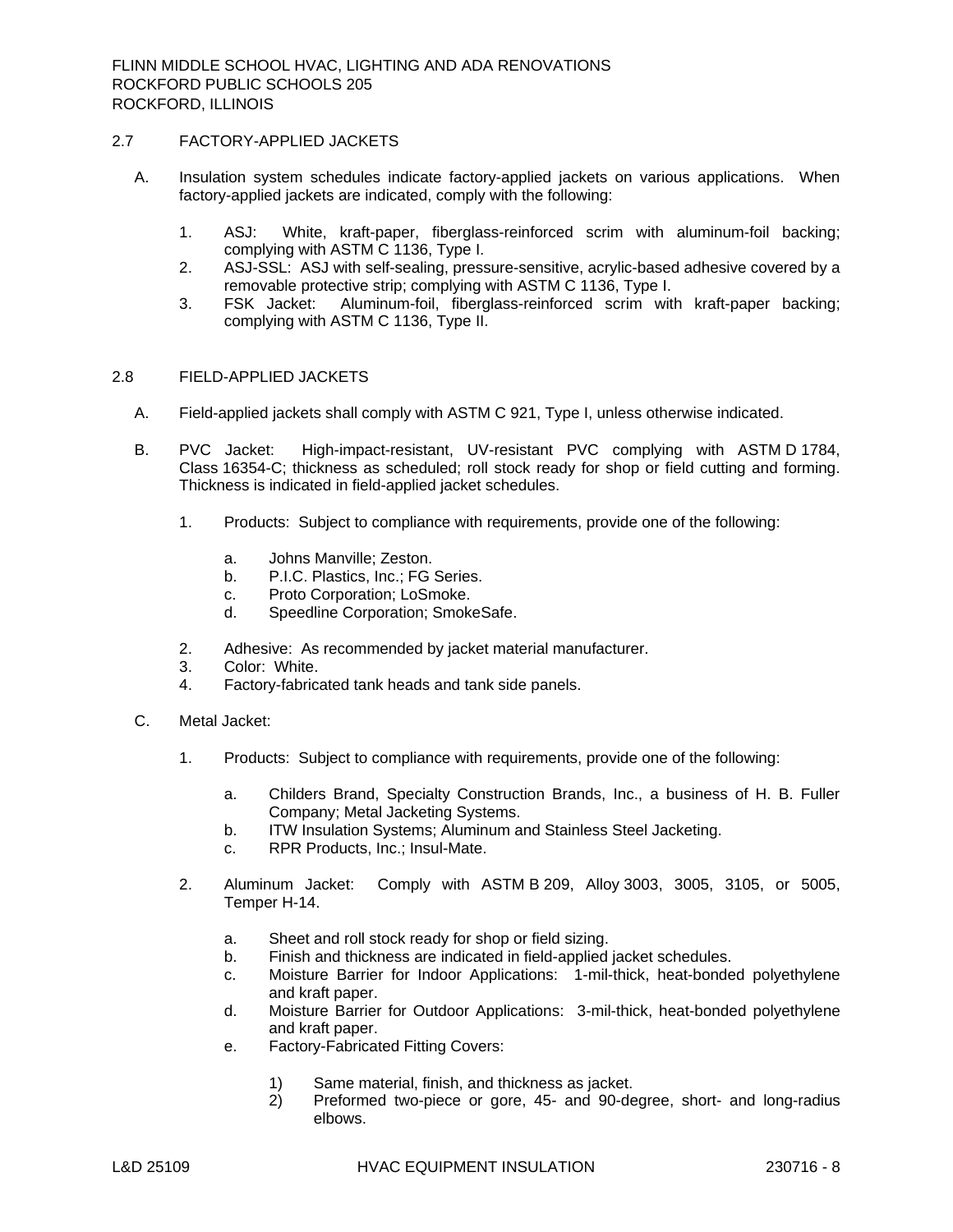## 2.7 FACTORY-APPLIED JACKETS

A. Insulation system schedules indicate factory-applied jackets on various applications. When factory-applied jackets are indicated, comply with the following:

1. ASJ: White, kraft-paper, fiberglass-reinforced scrim with aluminum-foil backing; complying with ASTM C 1136, Type I.
2. ASJ-SSL: ASJ with self-sealing, pressure-sensitive, acrylic-based adhesive covered by a removable protective strip; complying with ASTM C 1136, Type I.
3. FSK Jacket: Aluminum-foil, fiberglass-reinforced scrim with kraft-paper backing; complying with ASTM C 1136, Type II.

## 2.8 FIELD-APPLIED JACKETS

A. Field-applied jackets shall comply with ASTM C 921, Type I, unless otherwise indicated.

B. PVC Jacket: High-impact-resistant, UV-resistant PVC complying with ASTM D 1784, Class 16354-C; thickness as scheduled; roll stock ready for shop or field cutting and forming. Thickness is indicated in field-applied jacket schedules.

1. Products: Subject to compliance with requirements, provide one of the following:
   a. Johns Manville; Zeston.
   b. P.I.C. Plastics, Inc.; FG Series.
   c. Proto Corporation; LoSmoke.
   d. Speedline Corporation; SmokeSafe.
2. Adhesive: As recommended by jacket material manufacturer.
3. Color: White.
4. Factory-fabricated tank heads and tank side panels.

C. Metal Jacket:

1. Products: Subject to compliance with requirements, provide one of the following:
   a. Childers Brand, Specialty Construction Brands, Inc., a business of H. B. Fuller Company; Metal Jacketing Systems.
   b. ITW Insulation Systems; Aluminum and Stainless Steel Jacketing.
   c. RPR Products, Inc.; Insul-Mate.
2. Aluminum Jacket: Comply with ASTM B 209, Alloy 3003, 3005, 3105, or 5005, Temper H-14.
   a. Sheet and roll stock ready for shop or field sizing.
   b. Finish and thickness are indicated in field-applied jacket schedules.
   c. Moisture Barrier for Indoor Applications: 1-mil-thick, heat-bonded polyethylene and kraft paper.
   d. Moisture Barrier for Outdoor Applications: 3-mil-thick, heat-bonded polyethylene and kraft paper.
   e. Factory-Fabricated Fitting Covers:
      1) Same material, finish, and thickness as jacket.
      2) Preformed two-piece or gore, 45- and 90-degree, short- and long-radius elbows.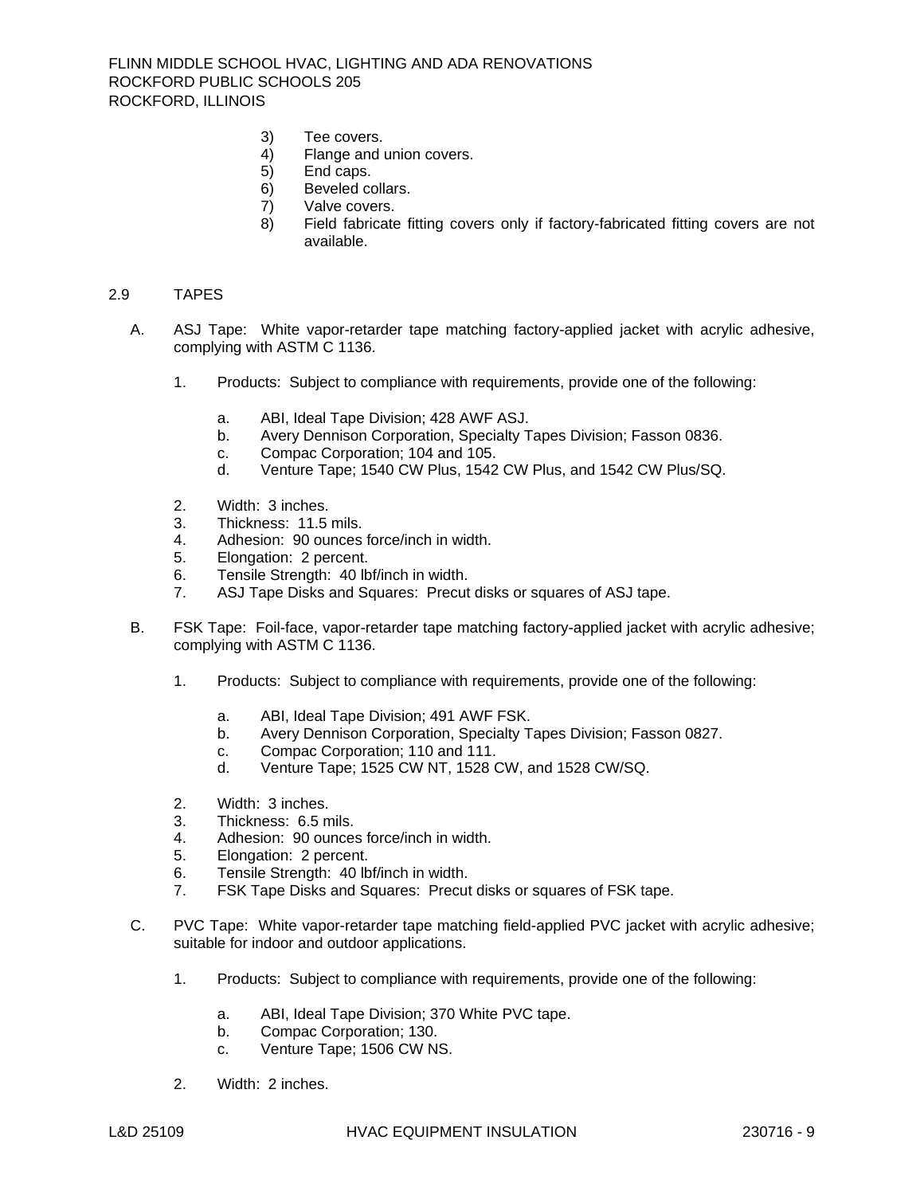3) Tee covers.
4) Flange and union covers.
5) End caps.
6) Beveled collars.
7) Valve covers.
8) Field fabricate fitting covers only if factory-fabricated fitting covers are not available.

## 2.9 TAPES

A. ASJ Tape: White vapor-retarder tape matching factory-applied jacket with acrylic adhesive, complying with ASTM C 1136.

1. Products: Subject to compliance with requirements, provide one of the following:

   a. ABI, Ideal Tape Division; 428 AWF ASJ.
   b. Avery Dennison Corporation, Specialty Tapes Division; Fasson 0836.
   c. Compac Corporation; 104 and 105.
   d. Venture Tape; 1540 CW Plus, 1542 CW Plus, and 1542 CW Plus/SQ.

2. Width: 3 inches.
3. Thickness: 11.5 mils.
4. Adhesion: 90 ounces force/inch in width.
5. Elongation: 2 percent.
6. Tensile Strength: 40 lbf/inch in width.
7. ASJ Tape Disks and Squares: Precut disks or squares of ASJ tape.

B. FSK Tape: Foil-face, vapor-retarder tape matching factory-applied jacket with acrylic adhesive; complying with ASTM C 1136.

1. Products: Subject to compliance with requirements, provide one of the following:

   a. ABI, Ideal Tape Division; 491 AWF FSK.
   b. Avery Dennison Corporation, Specialty Tapes Division; Fasson 0827.
   c. Compac Corporation; 110 and 111.
   d. Venture Tape; 1525 CW NT, 1528 CW, and 1528 CW/SQ.

2. Width: 3 inches.
3. Thickness: 6.5 mils.
4. Adhesion: 90 ounces force/inch in width.
5. Elongation: 2 percent.
6. Tensile Strength: 40 lbf/inch in width.
7. FSK Tape Disks and Squares: Precut disks or squares of FSK tape.

C. PVC Tape: White vapor-retarder tape matching field-applied PVC jacket with acrylic adhesive; suitable for indoor and outdoor applications.

1. Products: Subject to compliance with requirements, provide one of the following:

   a. ABI, Ideal Tape Division; 370 White PVC tape.
   b. Compac Corporation; 130.
   c. Venture Tape; 1506 CW NS.

2. Width: 2 inches.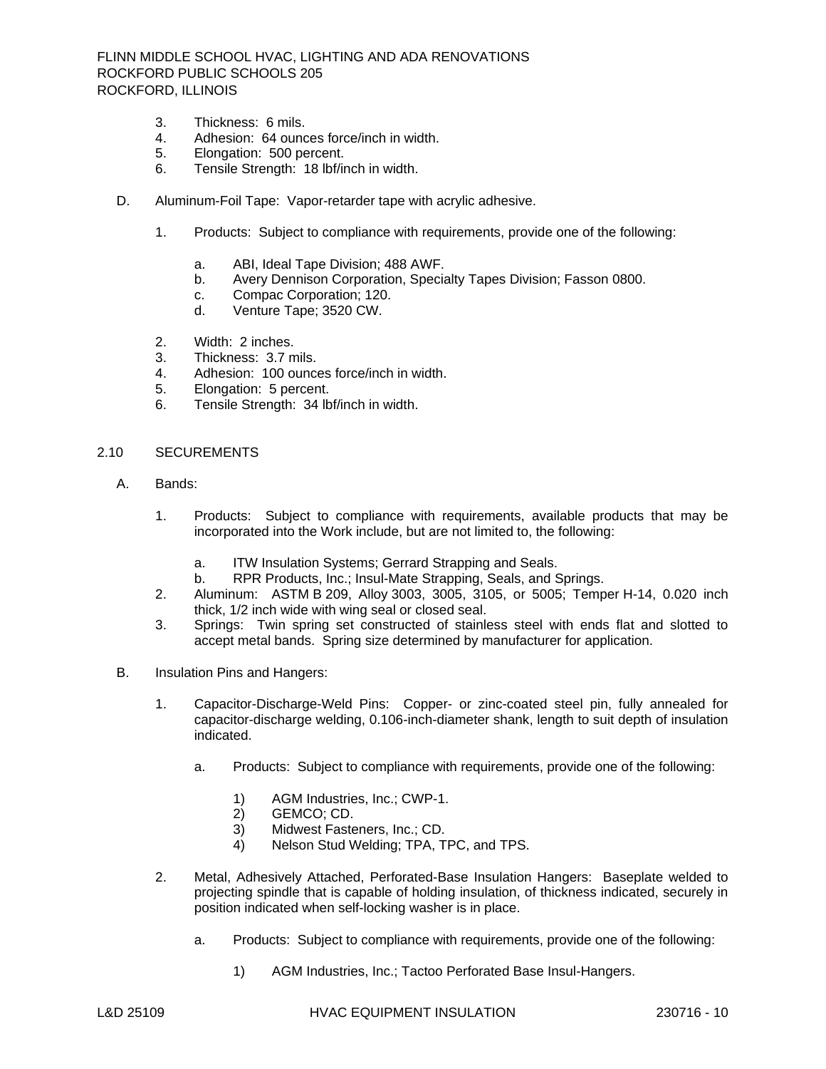3. Thickness: 6 mils.
4. Adhesion: 64 ounces force/inch in width.
5. Elongation: 500 percent.
6. Tensile Strength: 18 lbf/inch in width.

D. Aluminum-Foil Tape: Vapor-retarder tape with acrylic adhesive.

1. Products: Subject to compliance with requirements, provide one of the following:

   a. ABI, Ideal Tape Division; 488 AWF.
   b. Avery Dennison Corporation, Specialty Tapes Division; Fasson 0800.
   c. Compac Corporation; 120.
   d. Venture Tape; 3520 CW.

2. Width: 2 inches.
3. Thickness: 3.7 mils.
4. Adhesion: 100 ounces force/inch in width.
5. Elongation: 5 percent.
6. Tensile Strength: 34 lbf/inch in width.

## 2.10 SECUREMENTS

A. Bands:

1. Products: Subject to compliance with requirements, available products that may be incorporated into the Work include, but are not limited to, the following:

   a. ITW Insulation Systems; Gerrard Strapping and Seals.
   b. RPR Products, Inc.; Insul-Mate Strapping, Seals, and Springs.

2. Aluminum: ASTM B 209, Alloy 3003, 3005, 3105, or 5005; Temper H-14, 0.020 inch thick, 1/2 inch wide with wing seal or closed seal.
3. Springs: Twin spring set constructed of stainless steel with ends flat and slotted to accept metal bands. Spring size determined by manufacturer for application.

B. Insulation Pins and Hangers:

1. Capacitor-Discharge-Weld Pins: Copper- or zinc-coated steel pin, fully annealed for capacitor-discharge welding, 0.106-inch-diameter shank, length to suit depth of insulation indicated.

   a. Products: Subject to compliance with requirements, provide one of the following:

      1) AGM Industries, Inc.; CWP-1.
      2) GEMCO; CD.
      3) Midwest Fasteners, Inc.; CD.
      4) Nelson Stud Welding; TPA, TPC, and TPS.

2. Metal, Adhesively Attached, Perforated-Base Insulation Hangers: Baseplate welded to projecting spindle that is capable of holding insulation, of thickness indicated, securely in position indicated when self-locking washer is in place.

   a. Products: Subject to compliance with requirements, provide one of the following:

      1) AGM Industries, Inc.; Tactoo Perforated Base Insul-Hangers.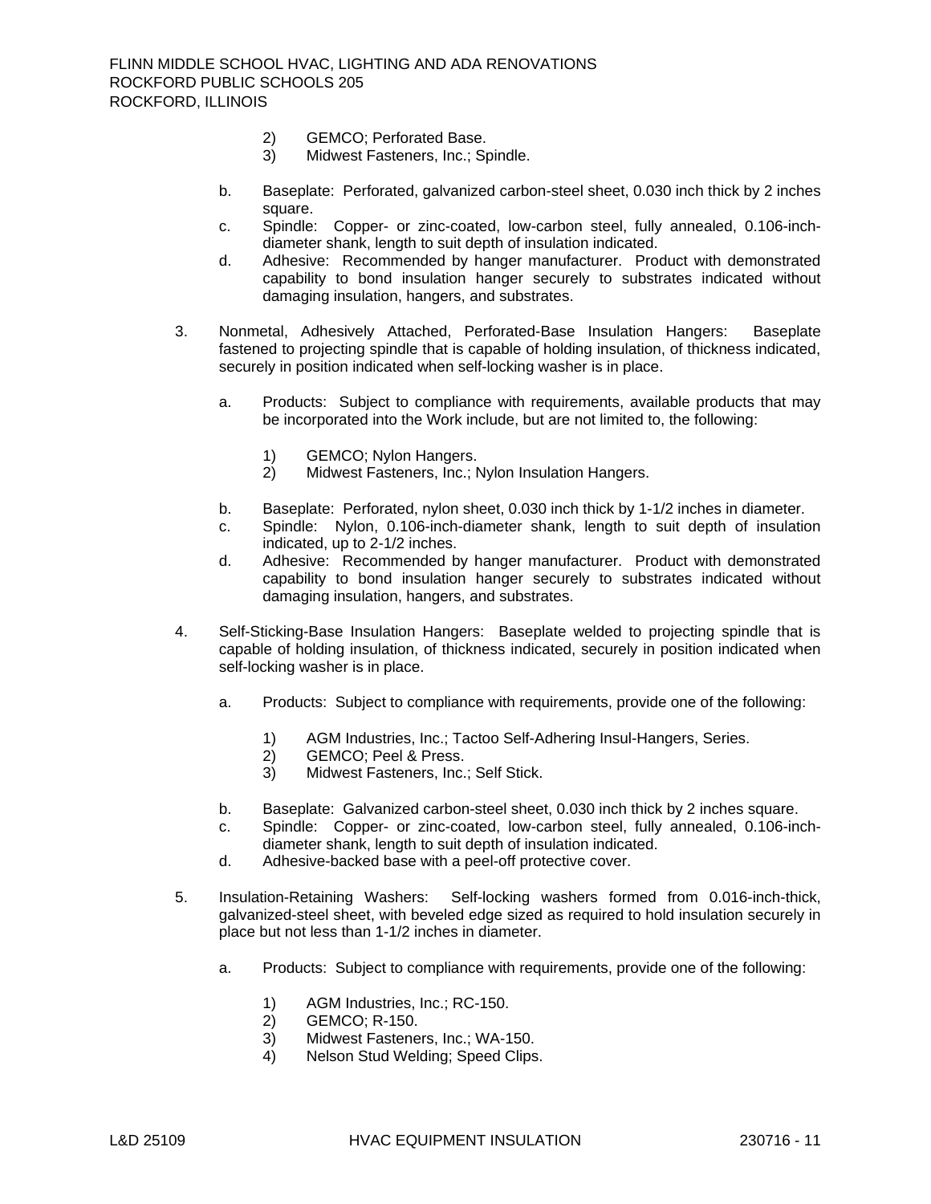2) GEMCO; Perforated Base.
3) Midwest Fasteners, Inc.; Spindle.

b. Baseplate: Perforated, galvanized carbon-steel sheet, 0.030 inch thick by 2 inches square.
c. Spindle: Copper- or zinc-coated, low-carbon steel, fully annealed, 0.106-inch-diameter shank, length to suit depth of insulation indicated.
d. Adhesive: Recommended by hanger manufacturer. Product with demonstrated capability to bond insulation hanger securely to substrates indicated without damaging insulation, hangers, and substrates.

3. Nonmetal, Adhesively Attached, Perforated-Base Insulation Hangers: Baseplate fastened to projecting spindle that is capable of holding insulation, of thickness indicated, securely in position indicated when self-locking washer is in place.

   a. Products: Subject to compliance with requirements, available products that may be incorporated into the Work include, but are not limited to, the following:

      1) GEMCO; Nylon Hangers.
      2) Midwest Fasteners, Inc.; Nylon Insulation Hangers.

   b. Baseplate: Perforated, nylon sheet, 0.030 inch thick by 1-1/2 inches in diameter.
   c. Spindle: Nylon, 0.106-inch-diameter shank, length to suit depth of insulation indicated, up to 2-1/2 inches.
   d. Adhesive: Recommended by hanger manufacturer. Product with demonstrated capability to bond insulation hanger securely to substrates indicated without damaging insulation, hangers, and substrates.

4. Self-Sticking-Base Insulation Hangers: Baseplate welded to projecting spindle that is capable of holding insulation, of thickness indicated, securely in position indicated when self-locking washer is in place.

   a. Products: Subject to compliance with requirements, provide one of the following:

      1) AGM Industries, Inc.; Tactoo Self-Adhering Insul-Hangers, Series.
      2) GEMCO; Peel & Press.
      3) Midwest Fasteners, Inc.; Self Stick.

   b. Baseplate: Galvanized carbon-steel sheet, 0.030 inch thick by 2 inches square.
   c. Spindle: Copper- or zinc-coated, low-carbon steel, fully annealed, 0.106-inch-diameter shank, length to suit depth of insulation indicated.
   d. Adhesive-backed base with a peel-off protective cover.

5. Insulation-Retaining Washers: Self-locking washers formed from 0.016-inch-thick, galvanized-steel sheet, with beveled edge sized as required to hold insulation securely in place but not less than 1-1/2 inches in diameter.

   a. Products: Subject to compliance with requirements, provide one of the following:

      1) AGM Industries, Inc.; RC-150.
      2) GEMCO; R-150.
      3) Midwest Fasteners, Inc.; WA-150.
      4) Nelson Stud Welding; Speed Clips.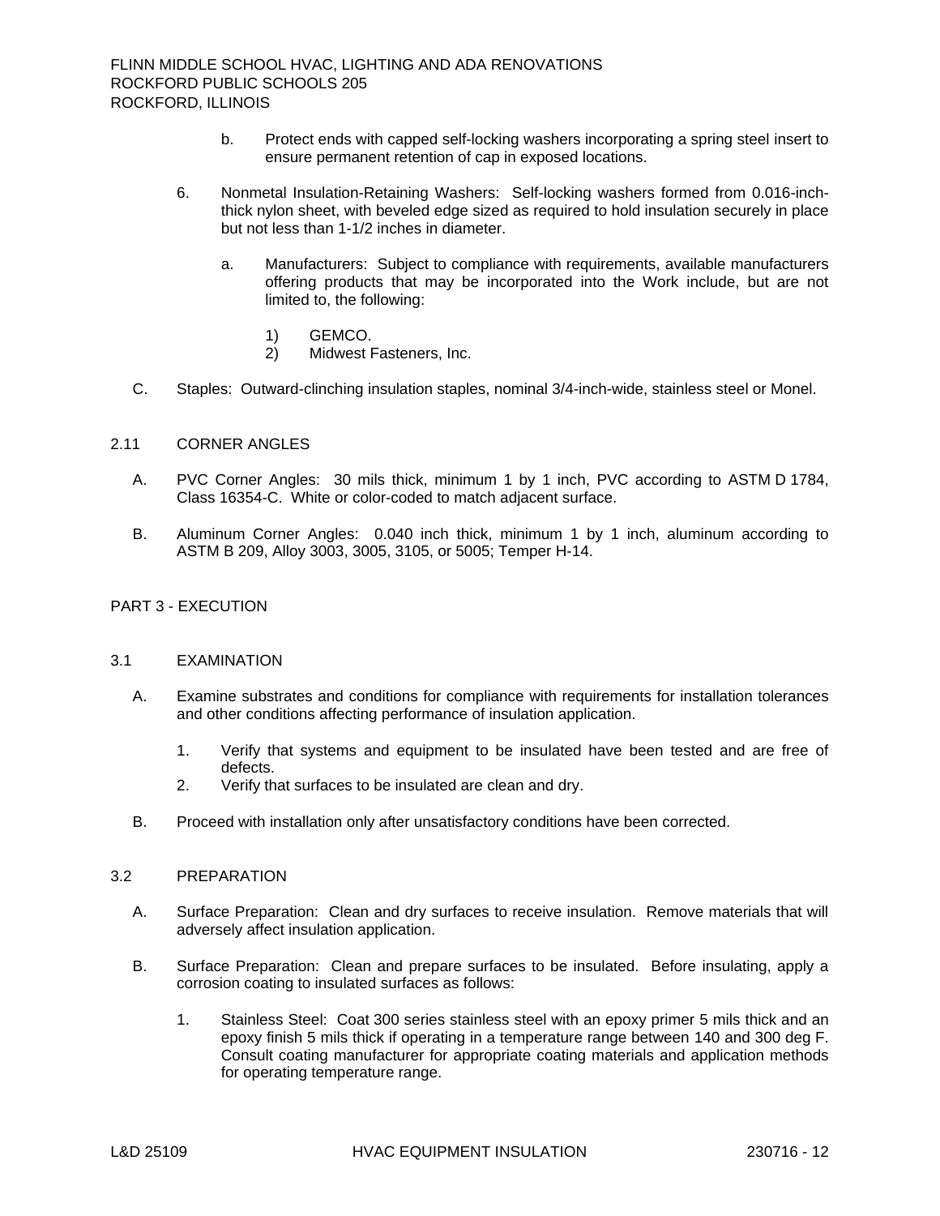b. Protect ends with capped self-locking washers incorporating a spring steel insert to ensure permanent retention of cap in exposed locations.

6. Nonmetal Insulation-Retaining Washers: Self-locking washers formed from 0.016-inch-thick nylon sheet, with beveled edge sized as required to hold insulation securely in place but not less than 1-1/2 inches in diameter.

   a. Manufacturers: Subject to compliance with requirements, available manufacturers offering products that may be incorporated into the Work include, but are not limited to, the following:

      1) GEMCO.
      2) Midwest Fasteners, Inc.

C. Staples: Outward-clinching insulation staples, nominal 3/4-inch-wide, stainless steel or Monel.

## 2.11 CORNER ANGLES

A. PVC Corner Angles: 30 mils thick, minimum 1 by 1 inch, PVC according to ASTM D 1784, Class 16354-C. White or color-coded to match adjacent surface.

B. Aluminum Corner Angles: 0.040 inch thick, minimum 1 by 1 inch, aluminum according to ASTM B 209, Alloy 3003, 3005, 3105, or 5005; Temper H-14.

# PART 3 - EXECUTION

## 3.1 EXAMINATION

A. Examine substrates and conditions for compliance with requirements for installation tolerances and other conditions affecting performance of insulation application.

   1. Verify that systems and equipment to be insulated have been tested and are free of defects.
   2. Verify that surfaces to be insulated are clean and dry.

B. Proceed with installation only after unsatisfactory conditions have been corrected.

## 3.2 PREPARATION

A. Surface Preparation: Clean and dry surfaces to receive insulation. Remove materials that will adversely affect insulation application.

B. Surface Preparation: Clean and prepare surfaces to be insulated. Before insulating, apply a corrosion coating to insulated surfaces as follows:

   1. Stainless Steel: Coat 300 series stainless steel with an epoxy primer 5 mils thick and an epoxy finish 5 mils thick if operating in a temperature range between 140 and 300 deg F. Consult coating manufacturer for appropriate coating materials and application methods for operating temperature range.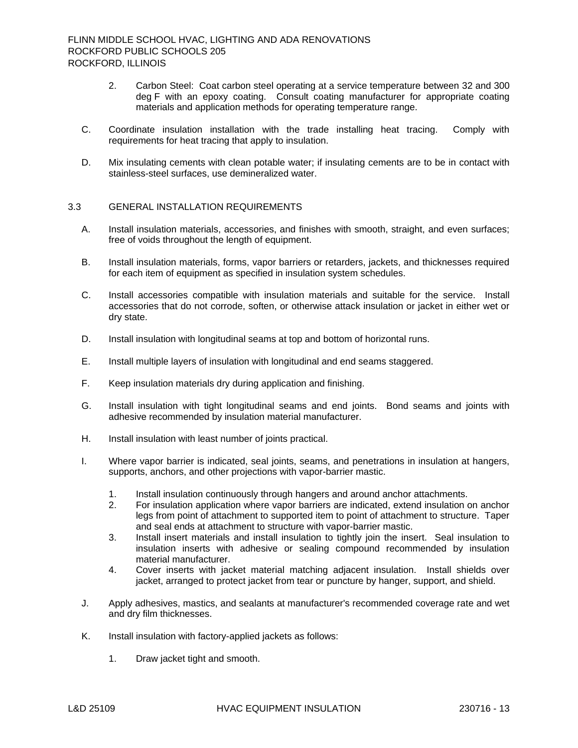2. Carbon Steel: Coat carbon steel operating at a service temperature between 32 and 300 deg F with an epoxy coating. Consult coating manufacturer for appropriate coating materials and application methods for operating temperature range.

C. Coordinate insulation installation with the trade installing heat tracing. Comply with requirements for heat tracing that apply to insulation.

D. Mix insulating cements with clean potable water; if insulating cements are to be in contact with stainless-steel surfaces, use demineralized water.

## 3.3 GENERAL INSTALLATION REQUIREMENTS

A. Install insulation materials, accessories, and finishes with smooth, straight, and even surfaces; free of voids throughout the length of equipment.

B. Install insulation materials, forms, vapor barriers or retarders, jackets, and thicknesses required for each item of equipment as specified in insulation system schedules.

C. Install accessories compatible with insulation materials and suitable for the service. Install accessories that do not corrode, soften, or otherwise attack insulation or jacket in either wet or dry state.

D. Install insulation with longitudinal seams at top and bottom of horizontal runs.

E. Install multiple layers of insulation with longitudinal and end seams staggered.

F. Keep insulation materials dry during application and finishing.

G. Install insulation with tight longitudinal seams and end joints. Bond seams and joints with adhesive recommended by insulation material manufacturer.

H. Install insulation with least number of joints practical.

I. Where vapor barrier is indicated, seal joints, seams, and penetrations in insulation at hangers, supports, anchors, and other projections with vapor-barrier mastic.

1. Install insulation continuously through hangers and around anchor attachments.
2. For insulation application where vapor barriers are indicated, extend insulation on anchor legs from point of attachment to supported item to point of attachment to structure. Taper and seal ends at attachment to structure with vapor-barrier mastic.
3. Install insert materials and install insulation to tightly join the insert. Seal insulation to insulation inserts with adhesive or sealing compound recommended by insulation material manufacturer.
4. Cover inserts with jacket material matching adjacent insulation. Install shields over jacket, arranged to protect jacket from tear or puncture by hanger, support, and shield.

J. Apply adhesives, mastics, and sealants at manufacturer's recommended coverage rate and wet and dry film thicknesses.

K. Install insulation with factory-applied jackets as follows:

1. Draw jacket tight and smooth.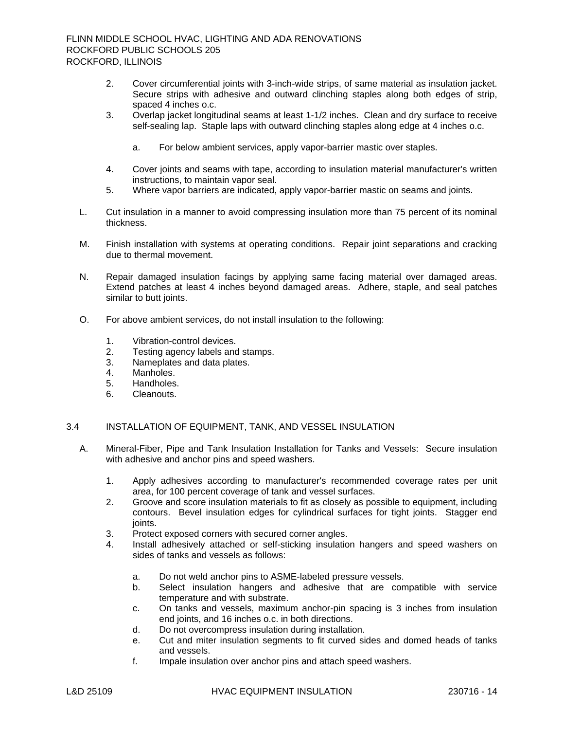2. Cover circumferential joints with 3-inch-wide strips, of same material as insulation jacket. Secure strips with adhesive and outward clinching staples along both edges of strip, spaced 4 inches o.c.
3. Overlap jacket longitudinal seams at least 1-1/2 inches. Clean and dry surface to receive self-sealing lap. Staple laps with outward clinching staples along edge at 4 inches o.c.

    a. For below ambient services, apply vapor-barrier mastic over staples.

4. Cover joints and seams with tape, according to insulation material manufacturer's written instructions, to maintain vapor seal.
5. Where vapor barriers are indicated, apply vapor-barrier mastic on seams and joints.

L. Cut insulation in a manner to avoid compressing insulation more than 75 percent of its nominal thickness.

M. Finish installation with systems at operating conditions. Repair joint separations and cracking due to thermal movement.

N. Repair damaged insulation facings by applying same facing material over damaged areas. Extend patches at least 4 inches beyond damaged areas. Adhere, staple, and seal patches similar to butt joints.

O. For above ambient services, do not install insulation to the following:

1. Vibration-control devices.
2. Testing agency labels and stamps.
3. Nameplates and data plates.
4. Manholes.
5. Handholes.
6. Cleanouts.

## 3.4 INSTALLATION OF EQUIPMENT, TANK, AND VESSEL INSULATION

A. Mineral-Fiber, Pipe and Tank Insulation Installation for Tanks and Vessels: Secure insulation with adhesive and anchor pins and speed washers.

1. Apply adhesives according to manufacturer's recommended coverage rates per unit area, for 100 percent coverage of tank and vessel surfaces.
2. Groove and score insulation materials to fit as closely as possible to equipment, including contours. Bevel insulation edges for cylindrical surfaces for tight joints. Stagger end joints.
3. Protect exposed corners with secured corner angles.
4. Install adhesively attached or self-sticking insulation hangers and speed washers on sides of tanks and vessels as follows:

    a. Do not weld anchor pins to ASME-labeled pressure vessels.
    b. Select insulation hangers and adhesive that are compatible with service temperature and with substrate.
    c. On tanks and vessels, maximum anchor-pin spacing is 3 inches from insulation end joints, and 16 inches o.c. in both directions.
    d. Do not overcompress insulation during installation.
    e. Cut and miter insulation segments to fit curved sides and domed heads of tanks and vessels.
    f. Impale insulation over anchor pins and attach speed washers.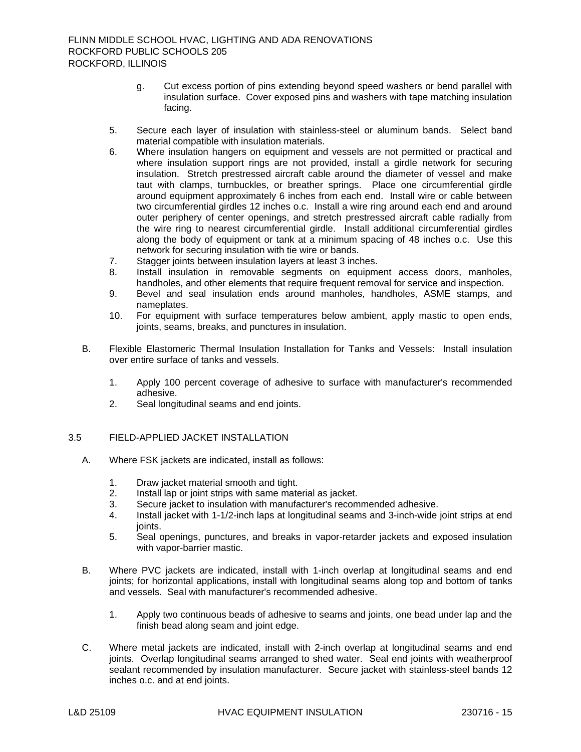g. Cut excess portion of pins extending beyond speed washers or bend parallel with insulation surface. Cover exposed pins and washers with tape matching insulation facing.

5. Secure each layer of insulation with stainless-steel or aluminum bands. Select band material compatible with insulation materials.
6. Where insulation hangers on equipment and vessels are not permitted or practical and where insulation support rings are not provided, install a girdle network for securing insulation. Stretch prestressed aircraft cable around the diameter of vessel and make taut with clamps, turnbuckles, or breather springs. Place one circumferential girdle around equipment approximately 6 inches from each end. Install wire or cable between two circumferential girdles 12 inches o.c. Install a wire ring around each end and around outer periphery of center openings, and stretch prestressed aircraft cable radially from the wire ring to nearest circumferential girdle. Install additional circumferential girdles along the body of equipment or tank at a minimum spacing of 48 inches o.c. Use this network for securing insulation with tie wire or bands.
7. Stagger joints between insulation layers at least 3 inches.
8. Install insulation in removable segments on equipment access doors, manholes, handholes, and other elements that require frequent removal for service and inspection.
9. Bevel and seal insulation ends around manholes, handholes, ASME stamps, and nameplates.
10. For equipment with surface temperatures below ambient, apply mastic to open ends, joints, seams, breaks, and punctures in insulation.

B. Flexible Elastomeric Thermal Insulation Installation for Tanks and Vessels: Install insulation over entire surface of tanks and vessels.

1. Apply 100 percent coverage of adhesive to surface with manufacturer's recommended adhesive.
2. Seal longitudinal seams and end joints.

## 3.5 FIELD-APPLIED JACKET INSTALLATION

A. Where FSK jackets are indicated, install as follows:

1. Draw jacket material smooth and tight.
2. Install lap or joint strips with same material as jacket.
3. Secure jacket to insulation with manufacturer's recommended adhesive.
4. Install jacket with 1-1/2-inch laps at longitudinal seams and 3-inch-wide joint strips at end joints.
5. Seal openings, punctures, and breaks in vapor-retarder jackets and exposed insulation with vapor-barrier mastic.

B. Where PVC jackets are indicated, install with 1-inch overlap at longitudinal seams and end joints; for horizontal applications, install with longitudinal seams along top and bottom of tanks and vessels. Seal with manufacturer's recommended adhesive.

1. Apply two continuous beads of adhesive to seams and joints, one bead under lap and the finish bead along seam and joint edge.

C. Where metal jackets are indicated, install with 2-inch overlap at longitudinal seams and end joints. Overlap longitudinal seams arranged to shed water. Seal end joints with weatherproof sealant recommended by insulation manufacturer. Secure jacket with stainless-steel bands 12 inches o.c. and at end joints.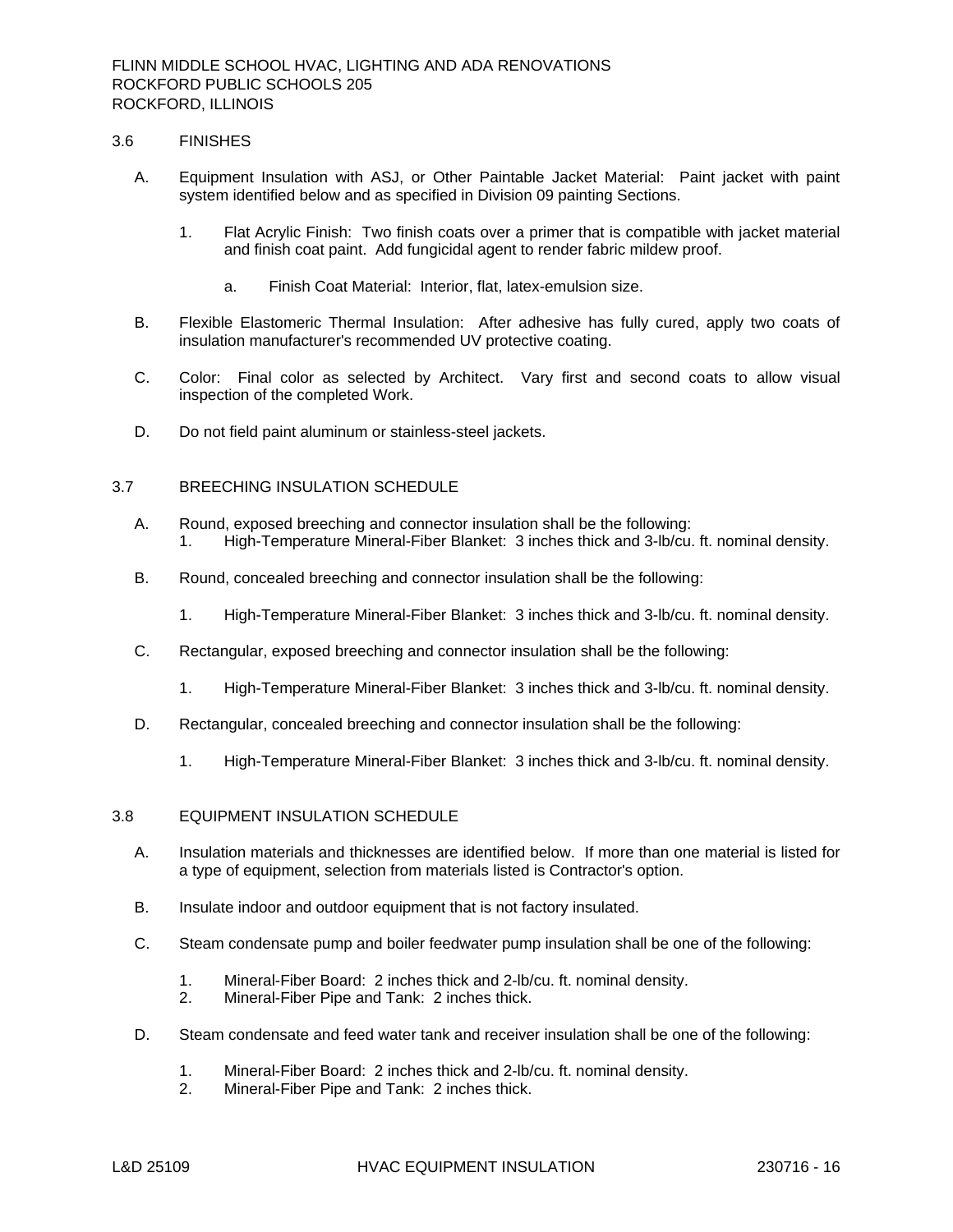## 3.6 FINISHES

A. Equipment Insulation with ASJ, or Other Paintable Jacket Material: Paint jacket with paint system identified below and as specified in Division 09 painting Sections.

   1. Flat Acrylic Finish: Two finish coats over a primer that is compatible with jacket material and finish coat paint. Add fungicidal agent to render fabric mildew proof.

      a. Finish Coat Material: Interior, flat, latex-emulsion size.

B. Flexible Elastomeric Thermal Insulation: After adhesive has fully cured, apply two coats of insulation manufacturer's recommended UV protective coating.

C. Color: Final color as selected by Architect. Vary first and second coats to allow visual inspection of the completed Work.

D. Do not field paint aluminum or stainless-steel jackets.

## 3.7 BREECHING INSULATION SCHEDULE

A. Round, exposed breeching and connector insulation shall be the following:

   1. High-Temperature Mineral-Fiber Blanket: 3 inches thick and 3-lb/cu. ft. nominal density.

B. Round, concealed breeching and connector insulation shall be the following:

   1. High-Temperature Mineral-Fiber Blanket: 3 inches thick and 3-lb/cu. ft. nominal density.

C. Rectangular, exposed breeching and connector insulation shall be the following:

   1. High-Temperature Mineral-Fiber Blanket: 3 inches thick and 3-lb/cu. ft. nominal density.

D. Rectangular, concealed breeching and connector insulation shall be the following:

   1. High-Temperature Mineral-Fiber Blanket: 3 inches thick and 3-lb/cu. ft. nominal density.

## 3.8 EQUIPMENT INSULATION SCHEDULE

A. Insulation materials and thicknesses are identified below. If more than one material is listed for a type of equipment, selection from materials listed is Contractor's option.

B. Insulate indoor and outdoor equipment that is not factory insulated.

C. Steam condensate pump and boiler feedwater pump insulation shall be one of the following:

   1. Mineral-Fiber Board: 2 inches thick and 2-lb/cu. ft. nominal density.
   2. Mineral-Fiber Pipe and Tank: 2 inches thick.

D. Steam condensate and feed water tank and receiver insulation shall be one of the following:

   1. Mineral-Fiber Board: 2 inches thick and 2-lb/cu. ft. nominal density.
   2. Mineral-Fiber Pipe and Tank: 2 inches thick.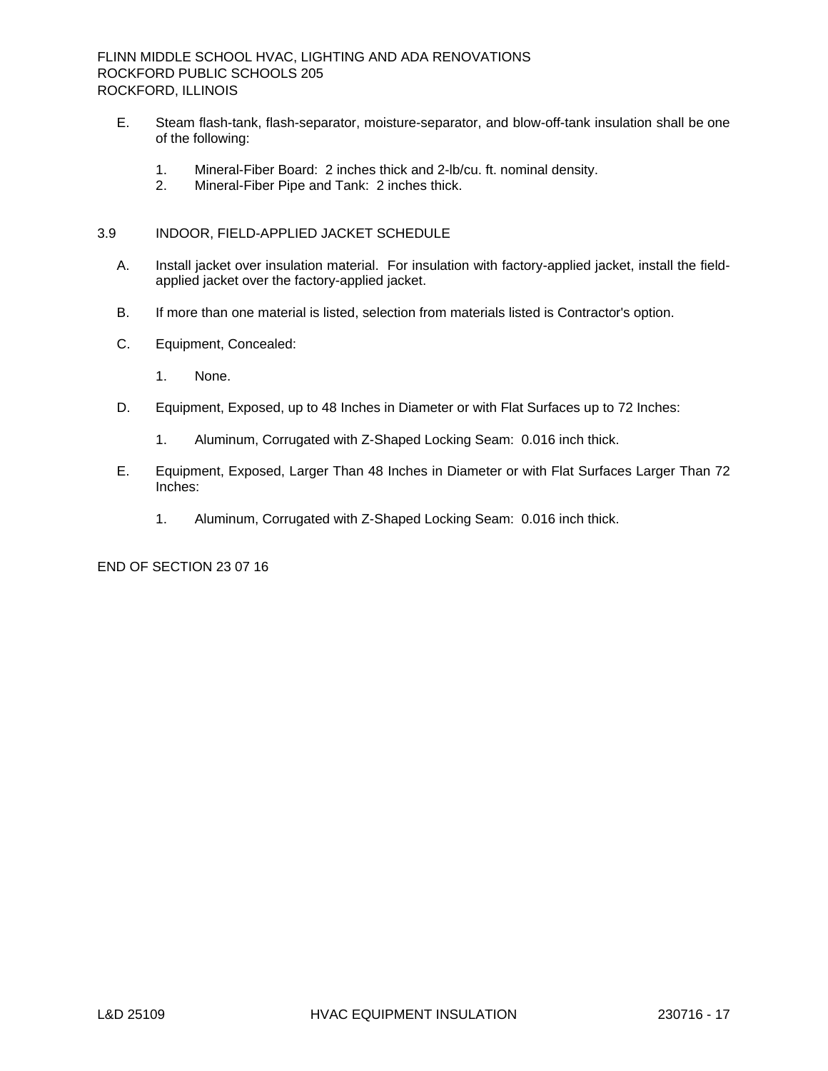E. Steam flash-tank, flash-separator, moisture-separator, and blow-off-tank insulation shall be one of the following:

   1. Mineral-Fiber Board: 2 inches thick and 2-lb/cu. ft. nominal density.
   2. Mineral-Fiber Pipe and Tank: 2 inches thick.

## 3.9 INDOOR, FIELD-APPLIED JACKET SCHEDULE

A. Install jacket over insulation material. For insulation with factory-applied jacket, install the field-applied jacket over the factory-applied jacket.

B. If more than one material is listed, selection from materials listed is Contractor's option.

C. Equipment, Concealed:

   1. None.

D. Equipment, Exposed, up to 48 Inches in Diameter or with Flat Surfaces up to 72 Inches:

   1. Aluminum, Corrugated with Z-Shaped Locking Seam: 0.016 inch thick.

E. Equipment, Exposed, Larger Than 48 Inches in Diameter or with Flat Surfaces Larger Than 72 Inches:

   1. Aluminum, Corrugated with Z-Shaped Locking Seam: 0.016 inch thick.

END OF SECTION 23 07 16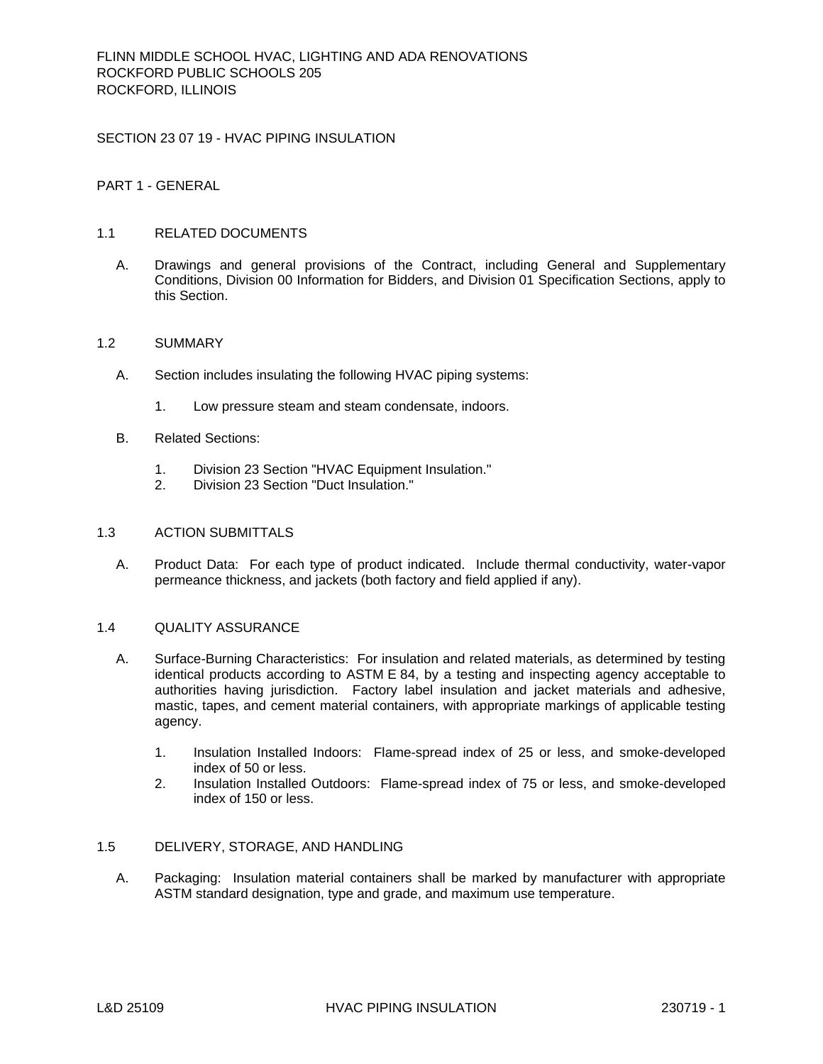FLINN MIDDLE SCHOOL HVAC, LIGHTING AND ADA RENOVATIONS
ROCKFORD PUBLIC SCHOOLS 205
ROCKFORD, ILLINOIS

# SECTION 23 07 19 - HVAC PIPING INSULATION

## PART 1 - GENERAL

### 1.1 RELATED DOCUMENTS

A. Drawings and general provisions of the Contract, including General and Supplementary Conditions, Division 00 Information for Bidders, and Division 01 Specification Sections, apply to this Section.

### 1.2 SUMMARY

A. Section includes insulating the following HVAC piping systems:

1. Low pressure steam and steam condensate, indoors.

B. Related Sections:

1. Division 23 Section "HVAC Equipment Insulation."
2. Division 23 Section "Duct Insulation."

### 1.3 ACTION SUBMITTALS

A. Product Data: For each type of product indicated. Include thermal conductivity, water-vapor permeance thickness, and jackets (both factory and field applied if any).

### 1.4 QUALITY ASSURANCE

A. Surface-Burning Characteristics: For insulation and related materials, as determined by testing identical products according to ASTM E 84, by a testing and inspecting agency acceptable to authorities having jurisdiction. Factory label insulation and jacket materials and adhesive, mastic, tapes, and cement material containers, with appropriate markings of applicable testing agency.

1. Insulation Installed Indoors: Flame-spread index of 25 or less, and smoke-developed index of 50 or less.
2. Insulation Installed Outdoors: Flame-spread index of 75 or less, and smoke-developed index of 150 or less.

### 1.5 DELIVERY, STORAGE, AND HANDLING

A. Packaging: Insulation material containers shall be marked by manufacturer with appropriate ASTM standard designation, type and grade, and maximum use temperature.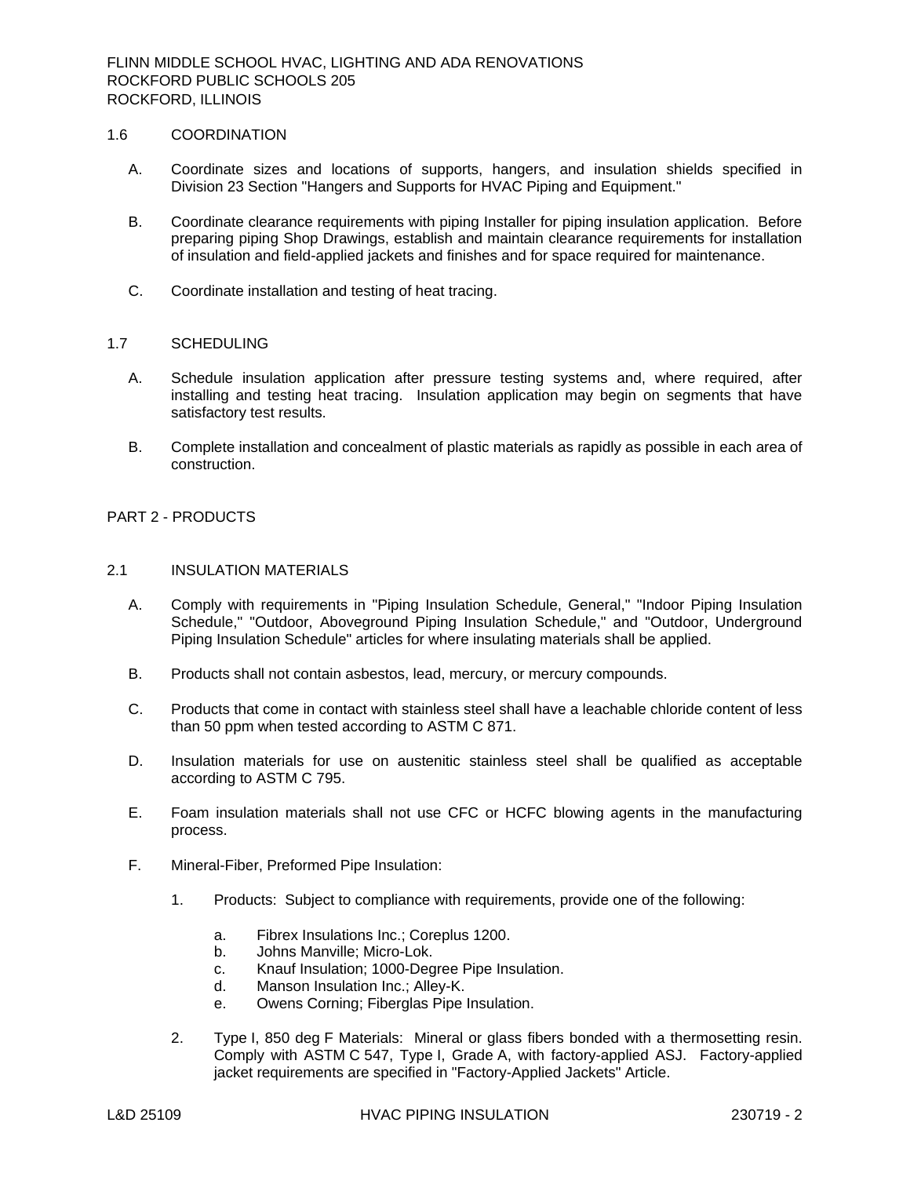## 1.6 COORDINATION

A. Coordinate sizes and locations of supports, hangers, and insulation shields specified in Division 23 Section "Hangers and Supports for HVAC Piping and Equipment."

B. Coordinate clearance requirements with piping Installer for piping insulation application. Before preparing piping Shop Drawings, establish and maintain clearance requirements for installation of insulation and field-applied jackets and finishes and for space required for maintenance.

C. Coordinate installation and testing of heat tracing.

## 1.7 SCHEDULING

A. Schedule insulation application after pressure testing systems and, where required, after installing and testing heat tracing. Insulation application may begin on segments that have satisfactory test results.

B. Complete installation and concealment of plastic materials as rapidly as possible in each area of construction.

# PART 2 - PRODUCTS

## 2.1 INSULATION MATERIALS

A. Comply with requirements in "Piping Insulation Schedule, General," "Indoor Piping Insulation Schedule," "Outdoor, Aboveground Piping Insulation Schedule," and "Outdoor, Underground Piping Insulation Schedule" articles for where insulating materials shall be applied.

B. Products shall not contain asbestos, lead, mercury, or mercury compounds.

C. Products that come in contact with stainless steel shall have a leachable chloride content of less than 50 ppm when tested according to ASTM C 871.

D. Insulation materials for use on austenitic stainless steel shall be qualified as acceptable according to ASTM C 795.

E. Foam insulation materials shall not use CFC or HCFC blowing agents in the manufacturing process.

F. Mineral-Fiber, Preformed Pipe Insulation:

1. Products: Subject to compliance with requirements, provide one of the following:

   a. Fibrex Insulations Inc.; Coreplus 1200.
   b. Johns Manville; Micro-Lok.
   c. Knauf Insulation; 1000-Degree Pipe Insulation.
   d. Manson Insulation Inc.; Alley-K.
   e. Owens Corning; Fiberglas Pipe Insulation.

2. Type I, 850 deg F Materials: Mineral or glass fibers bonded with a thermosetting resin. Comply with ASTM C 547, Type I, Grade A, with factory-applied ASJ. Factory-applied jacket requirements are specified in "Factory-Applied Jackets" Article.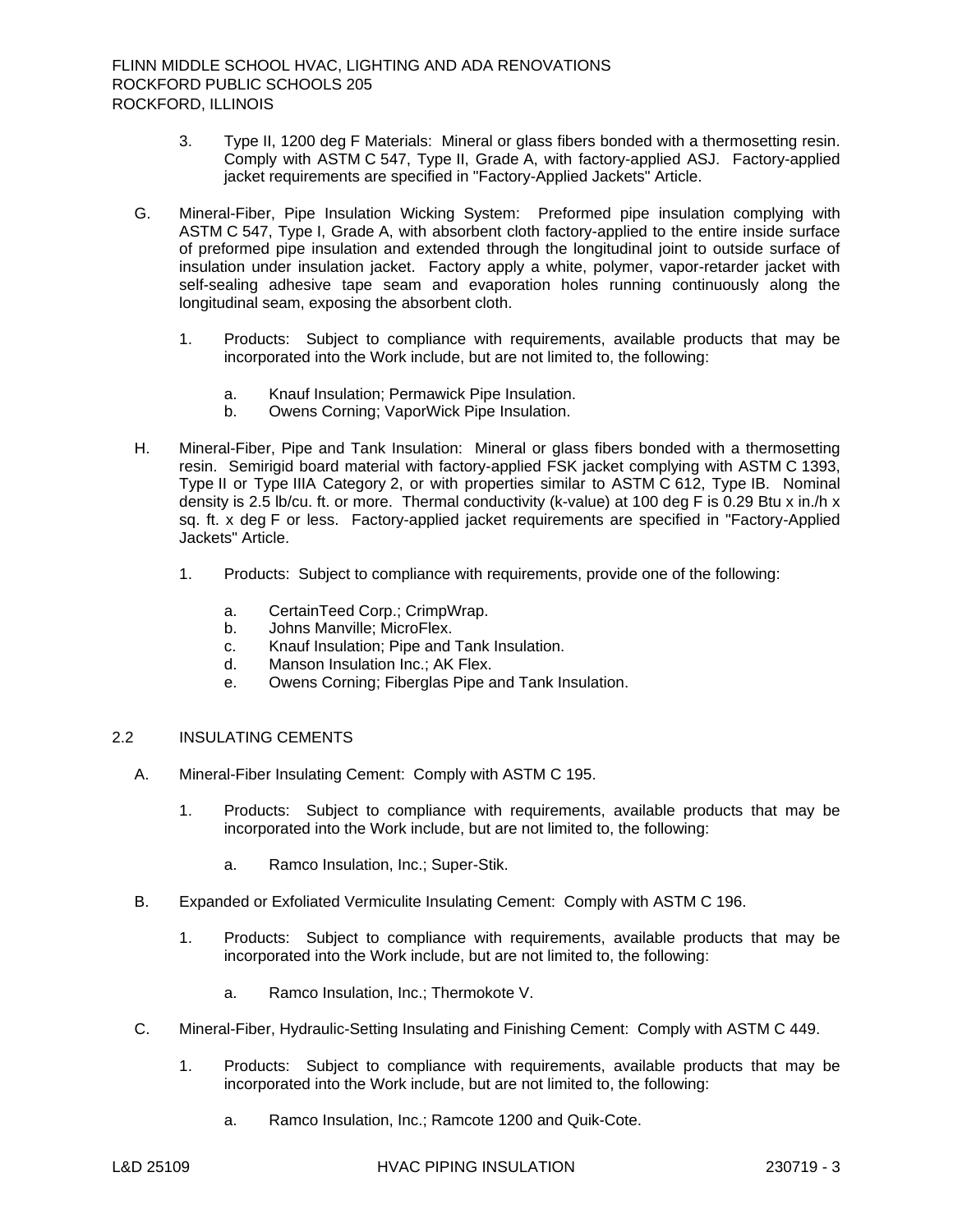3. Type II, 1200 deg F Materials: Mineral or glass fibers bonded with a thermosetting resin. Comply with ASTM C 547, Type II, Grade A, with factory-applied ASJ. Factory-applied jacket requirements are specified in "Factory-Applied Jackets" Article.

G. Mineral-Fiber, Pipe Insulation Wicking System: Preformed pipe insulation complying with ASTM C 547, Type I, Grade A, with absorbent cloth factory-applied to the entire inside surface of preformed pipe insulation and extended through the longitudinal joint to outside surface of insulation under insulation jacket. Factory apply a white, polymer, vapor-retarder jacket with self-sealing adhesive tape seam and evaporation holes running continuously along the longitudinal seam, exposing the absorbent cloth.

1. Products: Subject to compliance with requirements, available products that may be incorporated into the Work include, but are not limited to, the following:

   a. Knauf Insulation; Permawick Pipe Insulation.
   b. Owens Corning; VaporWick Pipe Insulation.

H. Mineral-Fiber, Pipe and Tank Insulation: Mineral or glass fibers bonded with a thermosetting resin. Semirigid board material with factory-applied FSK jacket complying with ASTM C 1393, Type II or Type IIIA Category 2, or with properties similar to ASTM C 612, Type IB. Nominal density is 2.5 lb/cu. ft. or more. Thermal conductivity (k-value) at 100 deg F is 0.29 Btu x in./h x sq. ft. x deg F or less. Factory-applied jacket requirements are specified in "Factory-Applied Jackets" Article.

1. Products: Subject to compliance with requirements, provide one of the following:

   a. CertainTeed Corp.; CrimpWrap.
   b. Johns Manville; MicroFlex.
   c. Knauf Insulation; Pipe and Tank Insulation.
   d. Manson Insulation Inc.; AK Flex.
   e. Owens Corning; Fiberglas Pipe and Tank Insulation.

## 2.2 INSULATING CEMENTS

A. Mineral-Fiber Insulating Cement: Comply with ASTM C 195.

1. Products: Subject to compliance with requirements, available products that may be incorporated into the Work include, but are not limited to, the following:

   a. Ramco Insulation, Inc.; Super-Stik.

B. Expanded or Exfoliated Vermiculite Insulating Cement: Comply with ASTM C 196.

1. Products: Subject to compliance with requirements, available products that may be incorporated into the Work include, but are not limited to, the following:

   a. Ramco Insulation, Inc.; Thermokote V.

C. Mineral-Fiber, Hydraulic-Setting Insulating and Finishing Cement: Comply with ASTM C 449.

1. Products: Subject to compliance with requirements, available products that may be incorporated into the Work include, but are not limited to, the following:

   a. Ramco Insulation, Inc.; Ramcote 1200 and Quik-Cote.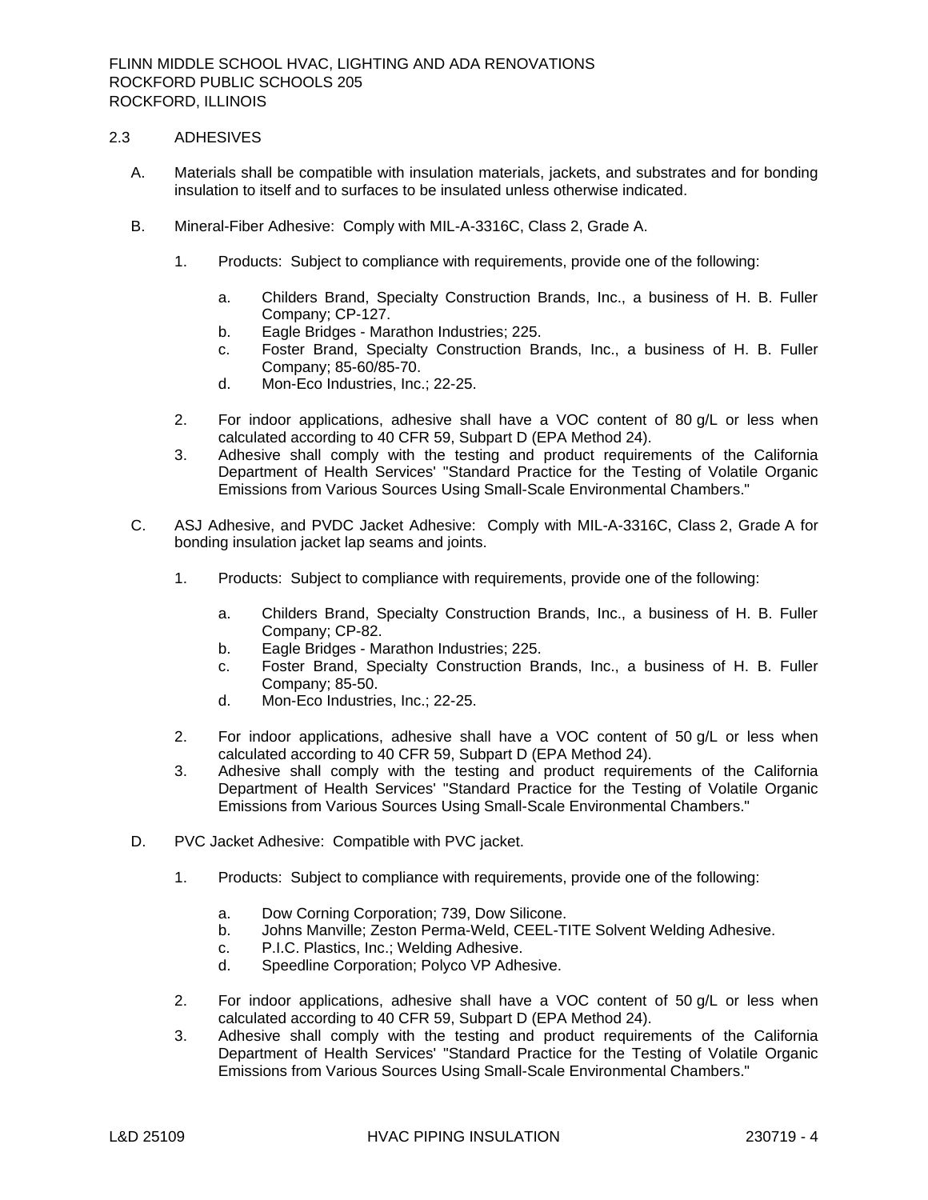## 2.3 ADHESIVES

A. Materials shall be compatible with insulation materials, jackets, and substrates and for bonding insulation to itself and to surfaces to be insulated unless otherwise indicated.

B. Mineral-Fiber Adhesive: Comply with MIL-A-3316C, Class 2, Grade A.

1. Products: Subject to compliance with requirements, provide one of the following:

   a. Childers Brand, Specialty Construction Brands, Inc., a business of H. B. Fuller Company; CP-127.
   b. Eagle Bridges - Marathon Industries; 225.
   c. Foster Brand, Specialty Construction Brands, Inc., a business of H. B. Fuller Company; 85-60/85-70.
   d. Mon-Eco Industries, Inc.; 22-25.

2. For indoor applications, adhesive shall have a VOC content of 80 g/L or less when calculated according to 40 CFR 59, Subpart D (EPA Method 24).
3. Adhesive shall comply with the testing and product requirements of the California Department of Health Services' "Standard Practice for the Testing of Volatile Organic Emissions from Various Sources Using Small-Scale Environmental Chambers."

C. ASJ Adhesive, and PVDC Jacket Adhesive: Comply with MIL-A-3316C, Class 2, Grade A for bonding insulation jacket lap seams and joints.

1. Products: Subject to compliance with requirements, provide one of the following:

   a. Childers Brand, Specialty Construction Brands, Inc., a business of H. B. Fuller Company; CP-82.
   b. Eagle Bridges - Marathon Industries; 225.
   c. Foster Brand, Specialty Construction Brands, Inc., a business of H. B. Fuller Company; 85-50.
   d. Mon-Eco Industries, Inc.; 22-25.

2. For indoor applications, adhesive shall have a VOC content of 50 g/L or less when calculated according to 40 CFR 59, Subpart D (EPA Method 24).
3. Adhesive shall comply with the testing and product requirements of the California Department of Health Services' "Standard Practice for the Testing of Volatile Organic Emissions from Various Sources Using Small-Scale Environmental Chambers."

D. PVC Jacket Adhesive: Compatible with PVC jacket.

1. Products: Subject to compliance with requirements, provide one of the following:

   a. Dow Corning Corporation; 739, Dow Silicone.
   b. Johns Manville; Zeston Perma-Weld, CEEL-TITE Solvent Welding Adhesive.
   c. P.I.C. Plastics, Inc.; Welding Adhesive.
   d. Speedline Corporation; Polyco VP Adhesive.

2. For indoor applications, adhesive shall have a VOC content of 50 g/L or less when calculated according to 40 CFR 59, Subpart D (EPA Method 24).
3. Adhesive shall comply with the testing and product requirements of the California Department of Health Services' "Standard Practice for the Testing of Volatile Organic Emissions from Various Sources Using Small-Scale Environmental Chambers."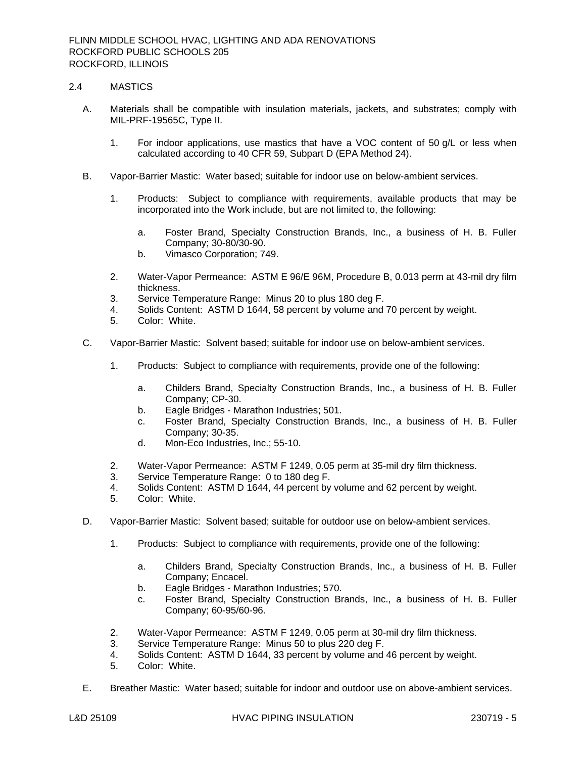## 2.4 MASTICS

A. Materials shall be compatible with insulation materials, jackets, and substrates; comply with MIL-PRF-19565C, Type II.

   1. For indoor applications, use mastics that have a VOC content of 50 g/L or less when calculated according to 40 CFR 59, Subpart D (EPA Method 24).

B. Vapor-Barrier Mastic: Water based; suitable for indoor use on below-ambient services.

   1. Products: Subject to compliance with requirements, available products that may be incorporated into the Work include, but are not limited to, the following:

      a. Foster Brand, Specialty Construction Brands, Inc., a business of H. B. Fuller Company; 30-80/30-90.
      b. Vimasco Corporation; 749.

   2. Water-Vapor Permeance: ASTM E 96/E 96M, Procedure B, 0.013 perm at 43-mil dry film thickness.
   3. Service Temperature Range: Minus 20 to plus 180 deg F.
   4. Solids Content: ASTM D 1644, 58 percent by volume and 70 percent by weight.
   5. Color: White.

C. Vapor-Barrier Mastic: Solvent based; suitable for indoor use on below-ambient services.

   1. Products: Subject to compliance with requirements, provide one of the following:

      a. Childers Brand, Specialty Construction Brands, Inc., a business of H. B. Fuller Company; CP-30.
      b. Eagle Bridges - Marathon Industries; 501.
      c. Foster Brand, Specialty Construction Brands, Inc., a business of H. B. Fuller Company; 30-35.
      d. Mon-Eco Industries, Inc.; 55-10.

   2. Water-Vapor Permeance: ASTM F 1249, 0.05 perm at 35-mil dry film thickness.
   3. Service Temperature Range: 0 to 180 deg F.
   4. Solids Content: ASTM D 1644, 44 percent by volume and 62 percent by weight.
   5. Color: White.

D. Vapor-Barrier Mastic: Solvent based; suitable for outdoor use on below-ambient services.

   1. Products: Subject to compliance with requirements, provide one of the following:

      a. Childers Brand, Specialty Construction Brands, Inc., a business of H. B. Fuller Company; Encacel.
      b. Eagle Bridges - Marathon Industries; 570.
      c. Foster Brand, Specialty Construction Brands, Inc., a business of H. B. Fuller Company; 60-95/60-96.

   2. Water-Vapor Permeance: ASTM F 1249, 0.05 perm at 30-mil dry film thickness.
   3. Service Temperature Range: Minus 50 to plus 220 deg F.
   4. Solids Content: ASTM D 1644, 33 percent by volume and 46 percent by weight.
   5. Color: White.

E. Breather Mastic: Water based; suitable for indoor and outdoor use on above-ambient services.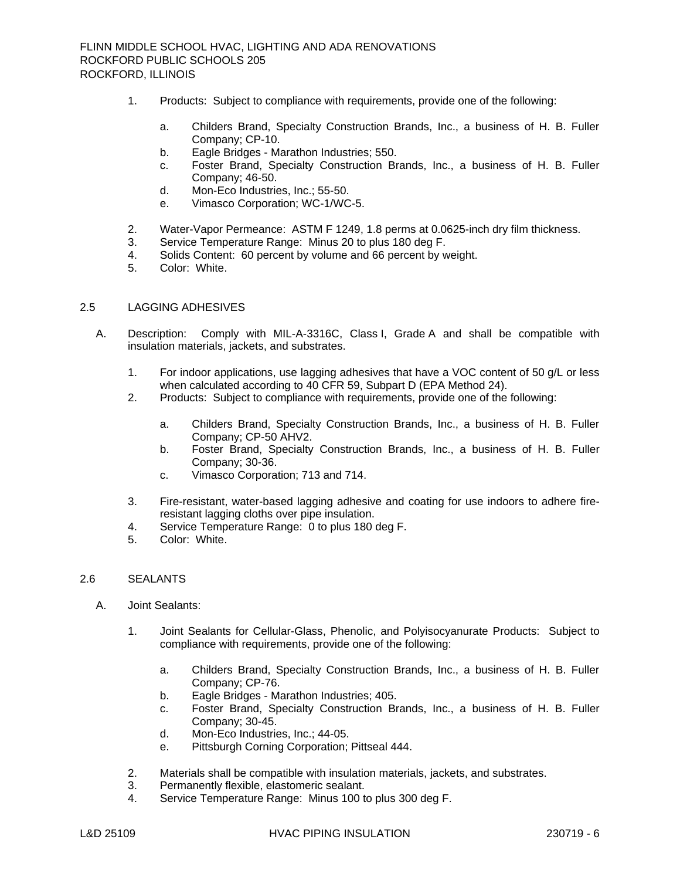1. Products: Subject to compliance with requirements, provide one of the following:

    a. Childers Brand, Specialty Construction Brands, Inc., a business of H. B. Fuller Company; CP-10.
    b. Eagle Bridges - Marathon Industries; 550.
    c. Foster Brand, Specialty Construction Brands, Inc., a business of H. B. Fuller Company; 46-50.
    d. Mon-Eco Industries, Inc.; 55-50.
    e. Vimasco Corporation; WC-1/WC-5.

2. Water-Vapor Permeance: ASTM F 1249, 1.8 perms at 0.0625-inch dry film thickness.
3. Service Temperature Range: Minus 20 to plus 180 deg F.
4. Solids Content: 60 percent by volume and 66 percent by weight.
5. Color: White.

## 2.5 LAGGING ADHESIVES

A. Description: Comply with MIL-A-3316C, Class I, Grade A and shall be compatible with insulation materials, jackets, and substrates.

1. For indoor applications, use lagging adhesives that have a VOC content of 50 g/L or less when calculated according to 40 CFR 59, Subpart D (EPA Method 24).
2. Products: Subject to compliance with requirements, provide one of the following:

    a. Childers Brand, Specialty Construction Brands, Inc., a business of H. B. Fuller Company; CP-50 AHV2.
    b. Foster Brand, Specialty Construction Brands, Inc., a business of H. B. Fuller Company; 30-36.
    c. Vimasco Corporation; 713 and 714.

3. Fire-resistant, water-based lagging adhesive and coating for use indoors to adhere fire-resistant lagging cloths over pipe insulation.
4. Service Temperature Range: 0 to plus 180 deg F.
5. Color: White.

## 2.6 SEALANTS

A. Joint Sealants:

1. Joint Sealants for Cellular-Glass, Phenolic, and Polyisocyanurate Products: Subject to compliance with requirements, provide one of the following:

    a. Childers Brand, Specialty Construction Brands, Inc., a business of H. B. Fuller Company; CP-76.
    b. Eagle Bridges - Marathon Industries; 405.
    c. Foster Brand, Specialty Construction Brands, Inc., a business of H. B. Fuller Company; 30-45.
    d. Mon-Eco Industries, Inc.; 44-05.
    e. Pittsburgh Corning Corporation; Pittseal 444.

2. Materials shall be compatible with insulation materials, jackets, and substrates.
3. Permanently flexible, elastomeric sealant.
4. Service Temperature Range: Minus 100 to plus 300 deg F.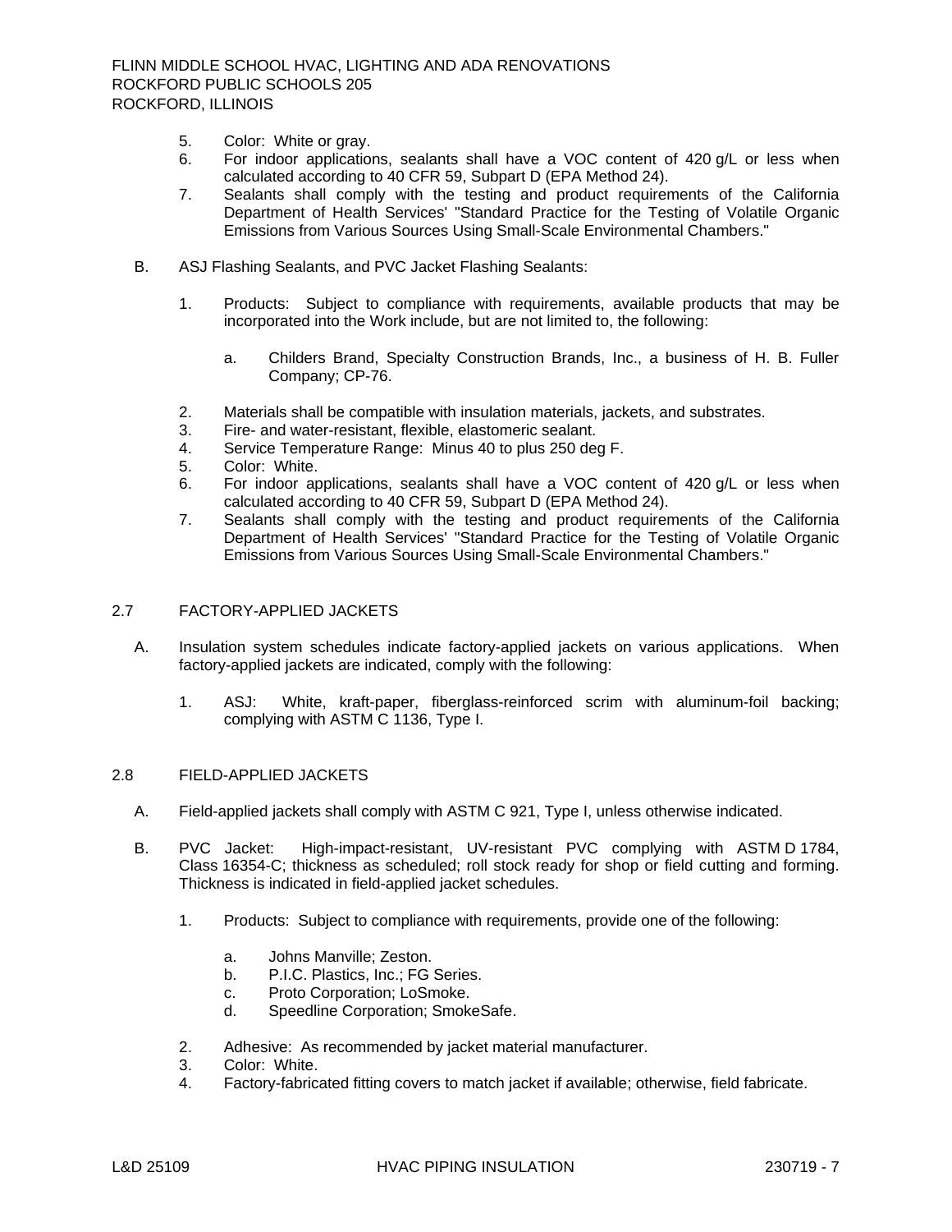5. Color: White or gray.
6. For indoor applications, sealants shall have a VOC content of 420 g/L or less when calculated according to 40 CFR 59, Subpart D (EPA Method 24).
7. Sealants shall comply with the testing and product requirements of the California Department of Health Services' "Standard Practice for the Testing of Volatile Organic Emissions from Various Sources Using Small-Scale Environmental Chambers."

B. ASJ Flashing Sealants, and PVC Jacket Flashing Sealants:

1. Products: Subject to compliance with requirements, available products that may be incorporated into the Work include, but are not limited to, the following:

   a. Childers Brand, Specialty Construction Brands, Inc., a business of H. B. Fuller Company; CP-76.

2. Materials shall be compatible with insulation materials, jackets, and substrates.
3. Fire- and water-resistant, flexible, elastomeric sealant.
4. Service Temperature Range: Minus 40 to plus 250 deg F.
5. Color: White.
6. For indoor applications, sealants shall have a VOC content of 420 g/L or less when calculated according to 40 CFR 59, Subpart D (EPA Method 24).
7. Sealants shall comply with the testing and product requirements of the California Department of Health Services' "Standard Practice for the Testing of Volatile Organic Emissions from Various Sources Using Small-Scale Environmental Chambers."

## 2.7 FACTORY-APPLIED JACKETS

A. Insulation system schedules indicate factory-applied jackets on various applications. When factory-applied jackets are indicated, comply with the following:

1. ASJ: White, kraft-paper, fiberglass-reinforced scrim with aluminum-foil backing; complying with ASTM C 1136, Type I.

## 2.8 FIELD-APPLIED JACKETS

A. Field-applied jackets shall comply with ASTM C 921, Type I, unless otherwise indicated.

B. PVC Jacket: High-impact-resistant, UV-resistant PVC complying with ASTM D 1784, Class 16354-C; thickness as scheduled; roll stock ready for shop or field cutting and forming. Thickness is indicated in field-applied jacket schedules.

1. Products: Subject to compliance with requirements, provide one of the following:

   a. Johns Manville; Zeston.
   b. P.I.C. Plastics, Inc.; FG Series.
   c. Proto Corporation; LoSmoke.
   d. Speedline Corporation; SmokeSafe.

2. Adhesive: As recommended by jacket material manufacturer.
3. Color: White.
4. Factory-fabricated fitting covers to match jacket if available; otherwise, field fabricate.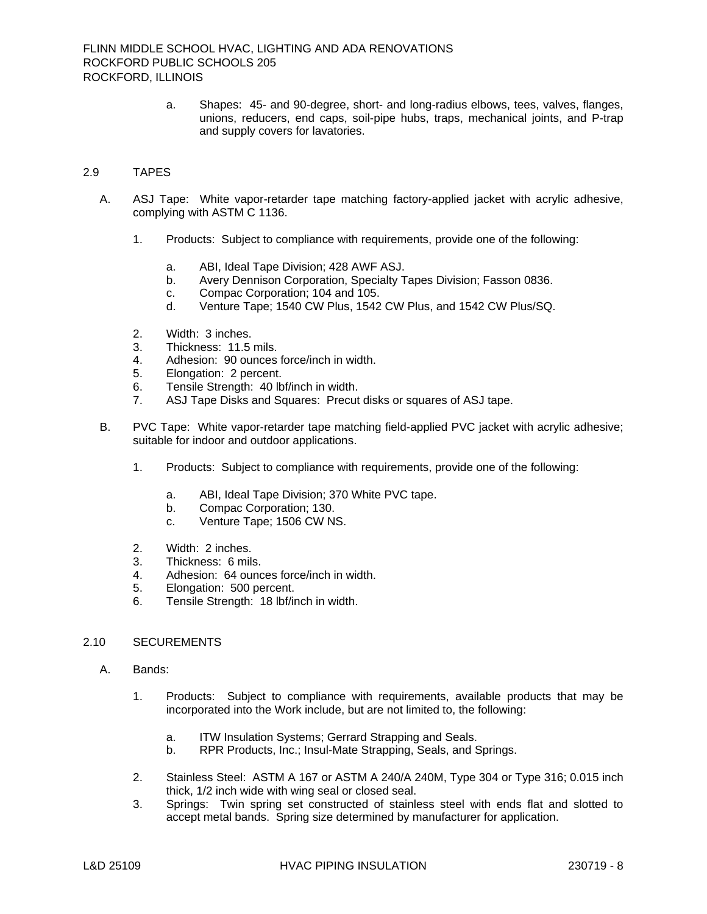a. Shapes: 45- and 90-degree, short- and long-radius elbows, tees, valves, flanges, unions, reducers, end caps, soil-pipe hubs, traps, mechanical joints, and P-trap and supply covers for lavatories.

## 2.9 TAPES

A. ASJ Tape: White vapor-retarder tape matching factory-applied jacket with acrylic adhesive, complying with ASTM C 1136.

1. Products: Subject to compliance with requirements, provide one of the following:

   a. ABI, Ideal Tape Division; 428 AWF ASJ.
   b. Avery Dennison Corporation, Specialty Tapes Division; Fasson 0836.
   c. Compac Corporation; 104 and 105.
   d. Venture Tape; 1540 CW Plus, 1542 CW Plus, and 1542 CW Plus/SQ.

2. Width: 3 inches.
3. Thickness: 11.5 mils.
4. Adhesion: 90 ounces force/inch in width.
5. Elongation: 2 percent.
6. Tensile Strength: 40 lbf/inch in width.
7. ASJ Tape Disks and Squares: Precut disks or squares of ASJ tape.

B. PVC Tape: White vapor-retarder tape matching field-applied PVC jacket with acrylic adhesive; suitable for indoor and outdoor applications.

1. Products: Subject to compliance with requirements, provide one of the following:

   a. ABI, Ideal Tape Division; 370 White PVC tape.
   b. Compac Corporation; 130.
   c. Venture Tape; 1506 CW NS.

2. Width: 2 inches.
3. Thickness: 6 mils.
4. Adhesion: 64 ounces force/inch in width.
5. Elongation: 500 percent.
6. Tensile Strength: 18 lbf/inch in width.

## 2.10 SECUREMENTS

A. Bands:

1. Products: Subject to compliance with requirements, available products that may be incorporated into the Work include, but are not limited to, the following:

   a. ITW Insulation Systems; Gerrard Strapping and Seals.
   b. RPR Products, Inc.; Insul-Mate Strapping, Seals, and Springs.

2. Stainless Steel: ASTM A 167 or ASTM A 240/A 240M, Type 304 or Type 316; 0.015 inch thick, 1/2 inch wide with wing seal or closed seal.
3. Springs: Twin spring set constructed of stainless steel with ends flat and slotted to accept metal bands. Spring size determined by manufacturer for application.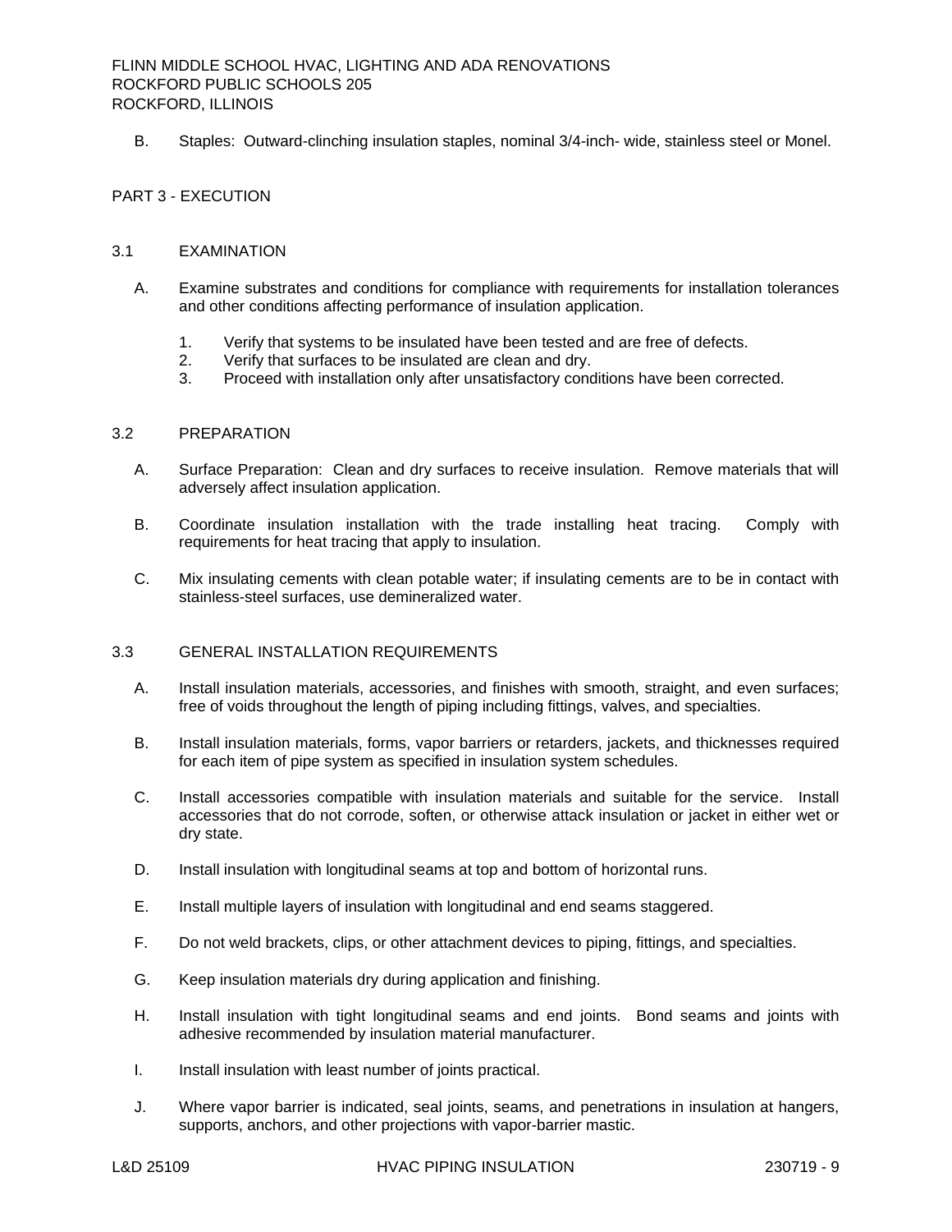B. Staples: Outward-clinching insulation staples, nominal 3/4-inch- wide, stainless steel or Monel.

## PART 3 - EXECUTION

### 3.1 EXAMINATION

A. Examine substrates and conditions for compliance with requirements for installation tolerances and other conditions affecting performance of insulation application.

1. Verify that systems to be insulated have been tested and are free of defects.
2. Verify that surfaces to be insulated are clean and dry.
3. Proceed with installation only after unsatisfactory conditions have been corrected.

### 3.2 PREPARATION

A. Surface Preparation: Clean and dry surfaces to receive insulation. Remove materials that will adversely affect insulation application.

B. Coordinate insulation installation with the trade installing heat tracing. Comply with requirements for heat tracing that apply to insulation.

C. Mix insulating cements with clean potable water; if insulating cements are to be in contact with stainless-steel surfaces, use demineralized water.

### 3.3 GENERAL INSTALLATION REQUIREMENTS

A. Install insulation materials, accessories, and finishes with smooth, straight, and even surfaces; free of voids throughout the length of piping including fittings, valves, and specialties.

B. Install insulation materials, forms, vapor barriers or retarders, jackets, and thicknesses required for each item of pipe system as specified in insulation system schedules.

C. Install accessories compatible with insulation materials and suitable for the service. Install accessories that do not corrode, soften, or otherwise attack insulation or jacket in either wet or dry state.

D. Install insulation with longitudinal seams at top and bottom of horizontal runs.

E. Install multiple layers of insulation with longitudinal and end seams staggered.

F. Do not weld brackets, clips, or other attachment devices to piping, fittings, and specialties.

G. Keep insulation materials dry during application and finishing.

H. Install insulation with tight longitudinal seams and end joints. Bond seams and joints with adhesive recommended by insulation material manufacturer.

I. Install insulation with least number of joints practical.

J. Where vapor barrier is indicated, seal joints, seams, and penetrations in insulation at hangers, supports, anchors, and other projections with vapor-barrier mastic.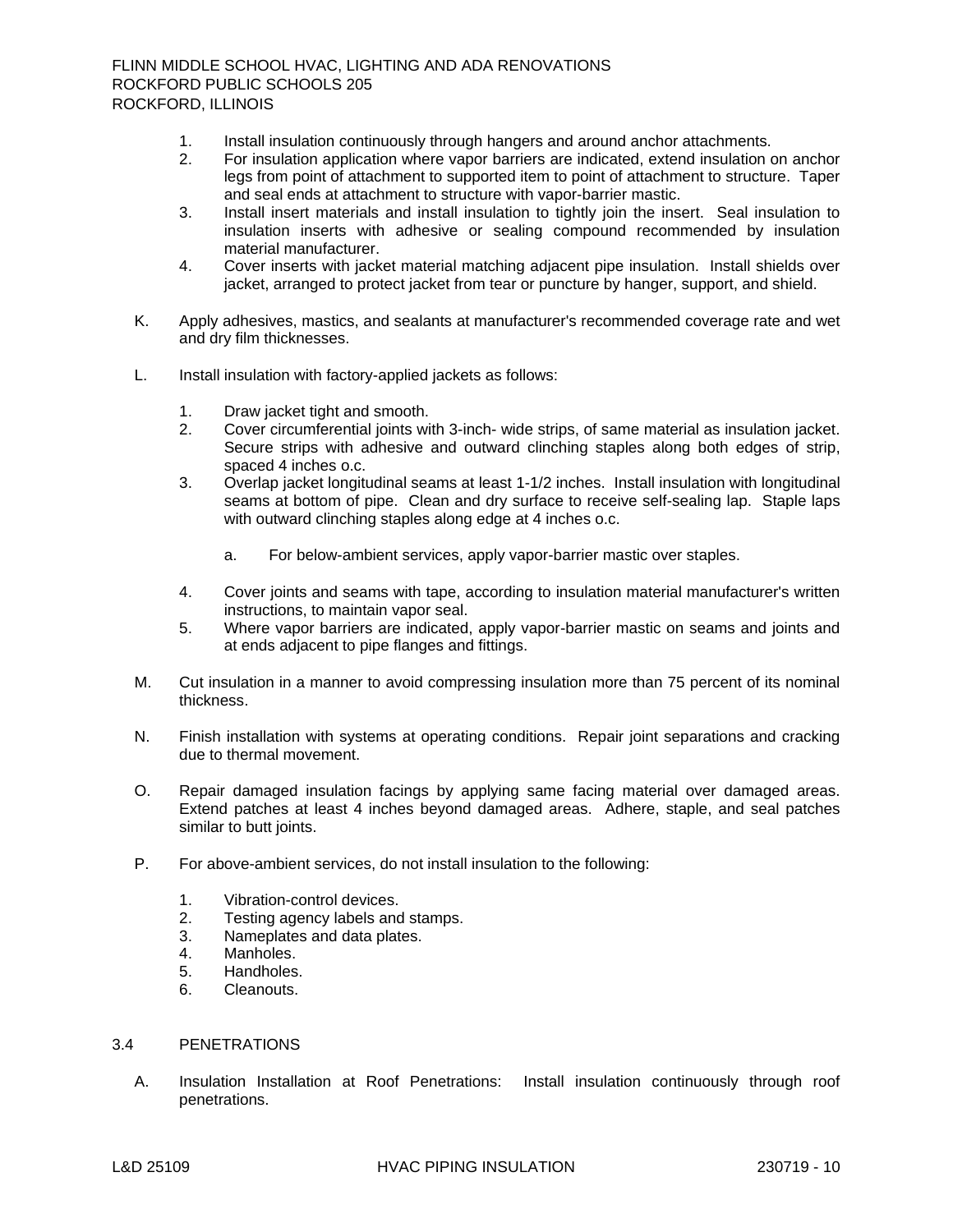1. Install insulation continuously through hangers and around anchor attachments.
2. For insulation application where vapor barriers are indicated, extend insulation on anchor legs from point of attachment to supported item to point of attachment to structure. Taper and seal ends at attachment to structure with vapor-barrier mastic.
3. Install insert materials and install insulation to tightly join the insert. Seal insulation to insulation inserts with adhesive or sealing compound recommended by insulation material manufacturer.
4. Cover inserts with jacket material matching adjacent pipe insulation. Install shields over jacket, arranged to protect jacket from tear or puncture by hanger, support, and shield.

K. Apply adhesives, mastics, and sealants at manufacturer's recommended coverage rate and wet and dry film thicknesses.

L. Install insulation with factory-applied jackets as follows:

1. Draw jacket tight and smooth.
2. Cover circumferential joints with 3-inch- wide strips, of same material as insulation jacket. Secure strips with adhesive and outward clinching staples along both edges of strip, spaced 4 inches o.c.
3. Overlap jacket longitudinal seams at least 1-1/2 inches. Install insulation with longitudinal seams at bottom of pipe. Clean and dry surface to receive self-sealing lap. Staple laps with outward clinching staples along edge at 4 inches o.c.

    a. For below-ambient services, apply vapor-barrier mastic over staples.

4. Cover joints and seams with tape, according to insulation material manufacturer's written instructions, to maintain vapor seal.
5. Where vapor barriers are indicated, apply vapor-barrier mastic on seams and joints and at ends adjacent to pipe flanges and fittings.

M. Cut insulation in a manner to avoid compressing insulation more than 75 percent of its nominal thickness.

N. Finish installation with systems at operating conditions. Repair joint separations and cracking due to thermal movement.

O. Repair damaged insulation facings by applying same facing material over damaged areas. Extend patches at least 4 inches beyond damaged areas. Adhere, staple, and seal patches similar to butt joints.

P. For above-ambient services, do not install insulation to the following:

1. Vibration-control devices.
2. Testing agency labels and stamps.
3. Nameplates and data plates.
4. Manholes.
5. Handholes.
6. Cleanouts.

## 3.4 PENETRATIONS

A. Insulation Installation at Roof Penetrations: Install insulation continuously through roof penetrations.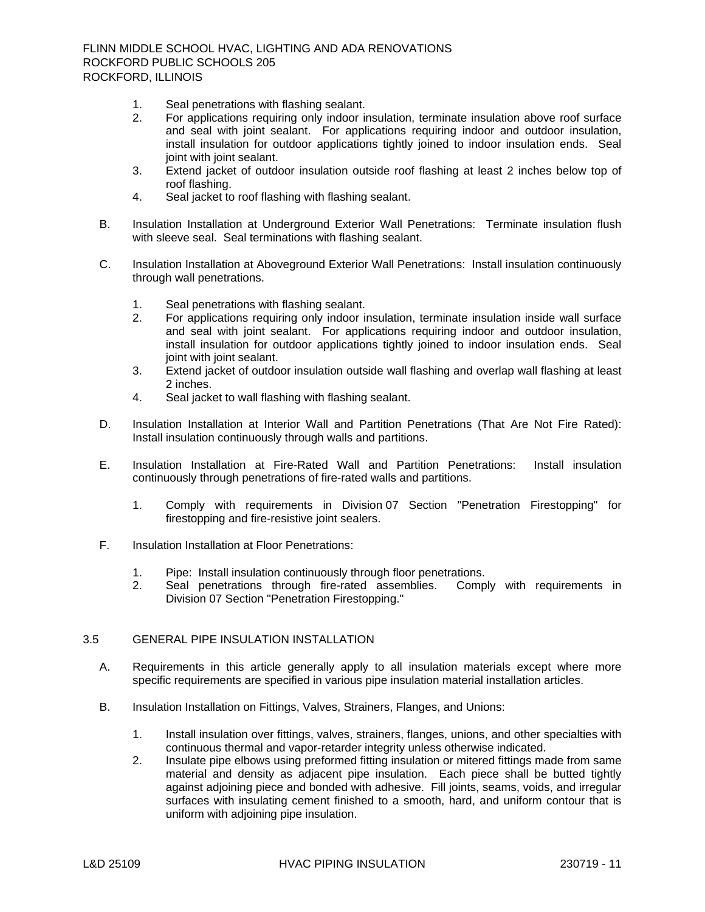1. Seal penetrations with flashing sealant.
2. For applications requiring only indoor insulation, terminate insulation above roof surface and seal with joint sealant. For applications requiring indoor and outdoor insulation, install insulation for outdoor applications tightly joined to indoor insulation ends. Seal joint with joint sealant.
3. Extend jacket of outdoor insulation outside roof flashing at least 2 inches below top of roof flashing.
4. Seal jacket to roof flashing with flashing sealant.

B. Insulation Installation at Underground Exterior Wall Penetrations: Terminate insulation flush with sleeve seal. Seal terminations with flashing sealant.

C. Insulation Installation at Aboveground Exterior Wall Penetrations: Install insulation continuously through wall penetrations.

1. Seal penetrations with flashing sealant.
2. For applications requiring only indoor insulation, terminate insulation inside wall surface and seal with joint sealant. For applications requiring indoor and outdoor insulation, install insulation for outdoor applications tightly joined to indoor insulation ends. Seal joint with joint sealant.
3. Extend jacket of outdoor insulation outside wall flashing and overlap wall flashing at least 2 inches.
4. Seal jacket to wall flashing with flashing sealant.

D. Insulation Installation at Interior Wall and Partition Penetrations (That Are Not Fire Rated): Install insulation continuously through walls and partitions.

E. Insulation Installation at Fire-Rated Wall and Partition Penetrations: Install insulation continuously through penetrations of fire-rated walls and partitions.

1. Comply with requirements in Division 07 Section "Penetration Firestopping" for firestopping and fire-resistive joint sealers.

F. Insulation Installation at Floor Penetrations:

1. Pipe: Install insulation continuously through floor penetrations.
2. Seal penetrations through fire-rated assemblies. Comply with requirements in Division 07 Section "Penetration Firestopping."

## 3.5 GENERAL PIPE INSULATION INSTALLATION

A. Requirements in this article generally apply to all insulation materials except where more specific requirements are specified in various pipe insulation material installation articles.

B. Insulation Installation on Fittings, Valves, Strainers, Flanges, and Unions:

1. Install insulation over fittings, valves, strainers, flanges, unions, and other specialties with continuous thermal and vapor-retarder integrity unless otherwise indicated.
2. Insulate pipe elbows using preformed fitting insulation or mitered fittings made from same material and density as adjacent pipe insulation. Each piece shall be butted tightly against adjoining piece and bonded with adhesive. Fill joints, seams, voids, and irregular surfaces with insulating cement finished to a smooth, hard, and uniform contour that is uniform with adjoining pipe insulation.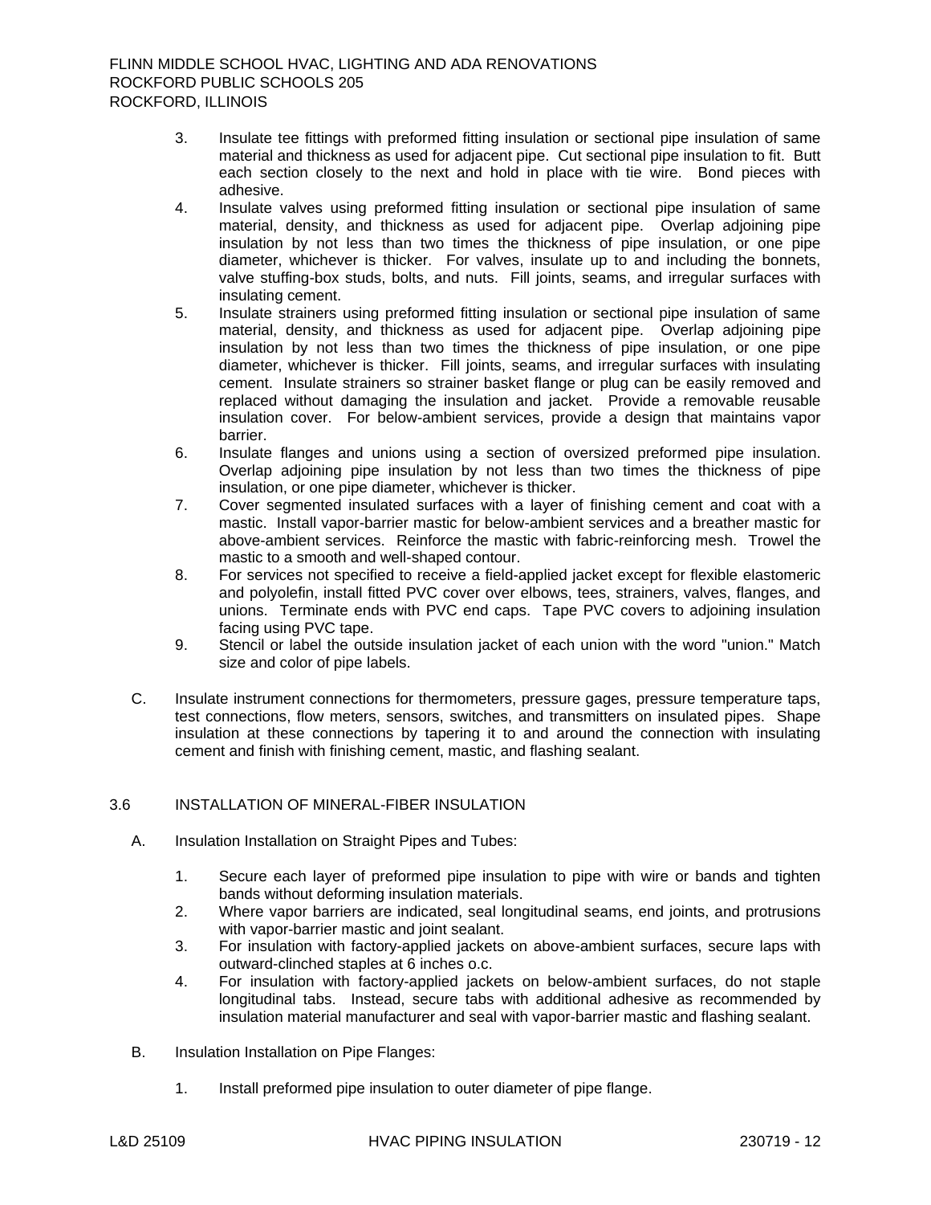3. Insulate tee fittings with preformed fitting insulation or sectional pipe insulation of same material and thickness as used for adjacent pipe. Cut sectional pipe insulation to fit. Butt each section closely to the next and hold in place with tie wire. Bond pieces with adhesive.
4. Insulate valves using preformed fitting insulation or sectional pipe insulation of same material, density, and thickness as used for adjacent pipe. Overlap adjoining pipe insulation by not less than two times the thickness of pipe insulation, or one pipe diameter, whichever is thicker. For valves, insulate up to and including the bonnets, valve stuffing-box studs, bolts, and nuts. Fill joints, seams, and irregular surfaces with insulating cement.
5. Insulate strainers using preformed fitting insulation or sectional pipe insulation of same material, density, and thickness as used for adjacent pipe. Overlap adjoining pipe insulation by not less than two times the thickness of pipe insulation, or one pipe diameter, whichever is thicker. Fill joints, seams, and irregular surfaces with insulating cement. Insulate strainers so strainer basket flange or plug can be easily removed and replaced without damaging the insulation and jacket. Provide a removable reusable insulation cover. For below-ambient services, provide a design that maintains vapor barrier.
6. Insulate flanges and unions using a section of oversized preformed pipe insulation. Overlap adjoining pipe insulation by not less than two times the thickness of pipe insulation, or one pipe diameter, whichever is thicker.
7. Cover segmented insulated surfaces with a layer of finishing cement and coat with a mastic. Install vapor-barrier mastic for below-ambient services and a breather mastic for above-ambient services. Reinforce the mastic with fabric-reinforcing mesh. Trowel the mastic to a smooth and well-shaped contour.
8. For services not specified to receive a field-applied jacket except for flexible elastomeric and polyolefin, install fitted PVC cover over elbows, tees, strainers, valves, flanges, and unions. Terminate ends with PVC end caps. Tape PVC covers to adjoining insulation facing using PVC tape.
9. Stencil or label the outside insulation jacket of each union with the word "union." Match size and color of pipe labels.

C. Insulate instrument connections for thermometers, pressure gages, pressure temperature taps, test connections, flow meters, sensors, switches, and transmitters on insulated pipes. Shape insulation at these connections by tapering it to and around the connection with insulating cement and finish with finishing cement, mastic, and flashing sealant.

## 3.6 INSTALLATION OF MINERAL-FIBER INSULATION

A. Insulation Installation on Straight Pipes and Tubes:

1. Secure each layer of preformed pipe insulation to pipe with wire or bands and tighten bands without deforming insulation materials.
2. Where vapor barriers are indicated, seal longitudinal seams, end joints, and protrusions with vapor-barrier mastic and joint sealant.
3. For insulation with factory-applied jackets on above-ambient surfaces, secure laps with outward-clinched staples at 6 inches o.c.
4. For insulation with factory-applied jackets on below-ambient surfaces, do not staple longitudinal tabs. Instead, secure tabs with additional adhesive as recommended by insulation material manufacturer and seal with vapor-barrier mastic and flashing sealant.

B. Insulation Installation on Pipe Flanges:

1. Install preformed pipe insulation to outer diameter of pipe flange.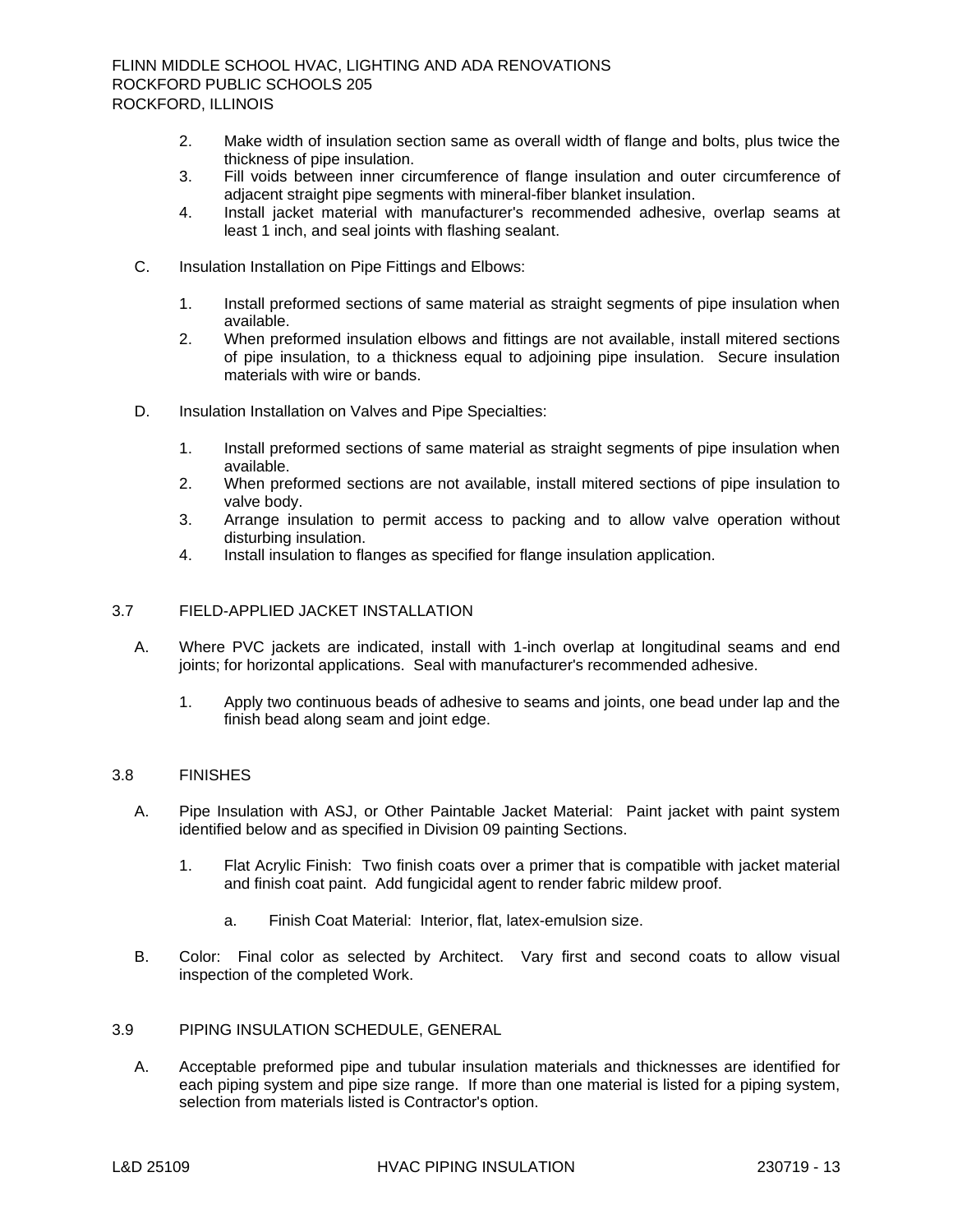2. Make width of insulation section same as overall width of flange and bolts, plus twice the thickness of pipe insulation.
3. Fill voids between inner circumference of flange insulation and outer circumference of adjacent straight pipe segments with mineral-fiber blanket insulation.
4. Install jacket material with manufacturer's recommended adhesive, overlap seams at least 1 inch, and seal joints with flashing sealant.

C. Insulation Installation on Pipe Fittings and Elbows:

1. Install preformed sections of same material as straight segments of pipe insulation when available.
2. When preformed insulation elbows and fittings are not available, install mitered sections of pipe insulation, to a thickness equal to adjoining pipe insulation. Secure insulation materials with wire or bands.

D. Insulation Installation on Valves and Pipe Specialties:

1. Install preformed sections of same material as straight segments of pipe insulation when available.
2. When preformed sections are not available, install mitered sections of pipe insulation to valve body.
3. Arrange insulation to permit access to packing and to allow valve operation without disturbing insulation.
4. Install insulation to flanges as specified for flange insulation application.

## 3.7 FIELD-APPLIED JACKET INSTALLATION

A. Where PVC jackets are indicated, install with 1-inch overlap at longitudinal seams and end joints; for horizontal applications. Seal with manufacturer's recommended adhesive.

1. Apply two continuous beads of adhesive to seams and joints, one bead under lap and the finish bead along seam and joint edge.

## 3.8 FINISHES

A. Pipe Insulation with ASJ, or Other Paintable Jacket Material: Paint jacket with paint system identified below and as specified in Division 09 painting Sections.

1. Flat Acrylic Finish: Two finish coats over a primer that is compatible with jacket material and finish coat paint. Add fungicidal agent to render fabric mildew proof.

   a. Finish Coat Material: Interior, flat, latex-emulsion size.

B. Color: Final color as selected by Architect. Vary first and second coats to allow visual inspection of the completed Work.

## 3.9 PIPING INSULATION SCHEDULE, GENERAL

A. Acceptable preformed pipe and tubular insulation materials and thicknesses are identified for each piping system and pipe size range. If more than one material is listed for a piping system, selection from materials listed is Contractor's option.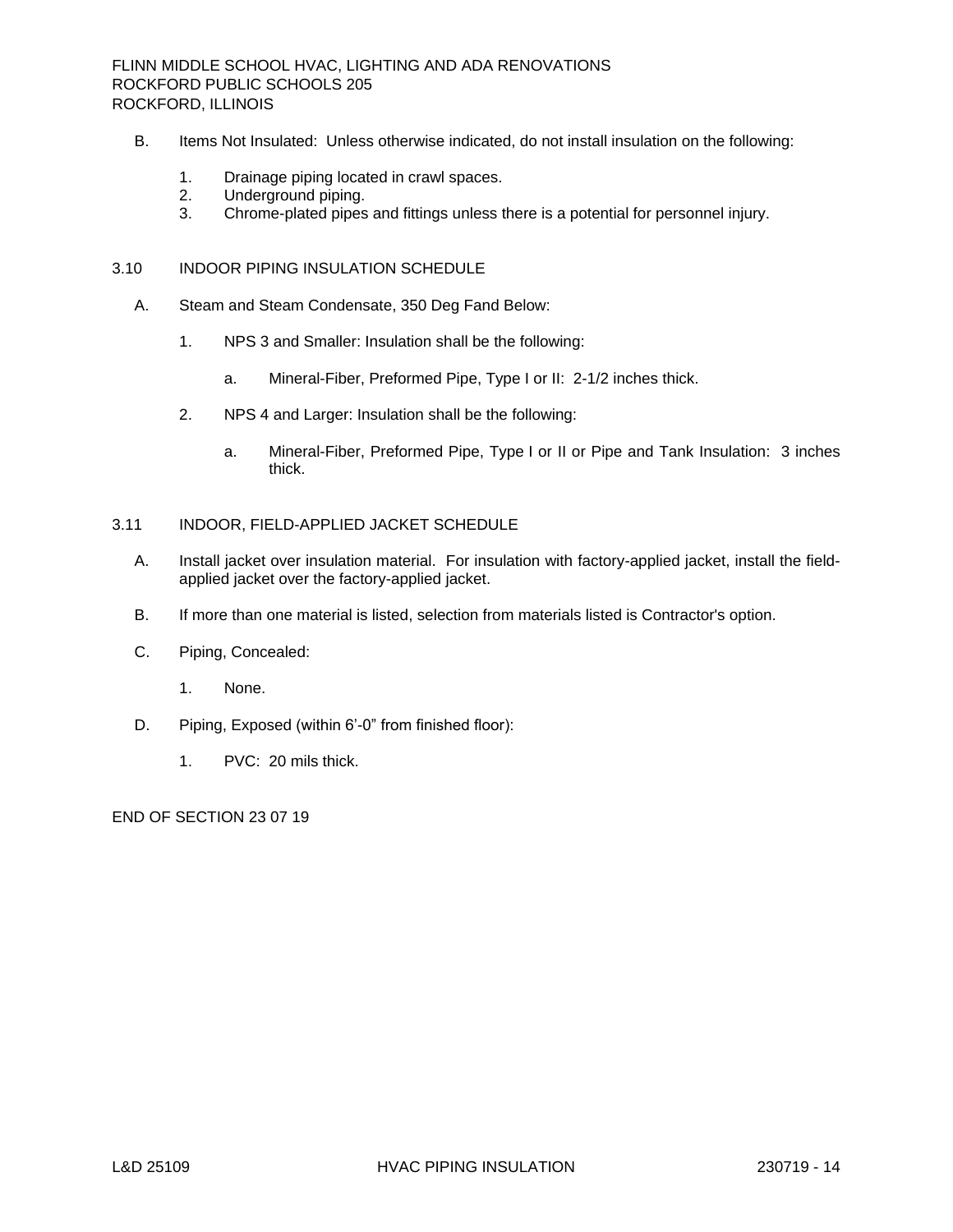B. Items Not Insulated: Unless otherwise indicated, do not install insulation on the following:

1. Drainage piping located in crawl spaces.
2. Underground piping.
3. Chrome-plated pipes and fittings unless there is a potential for personnel injury.

## 3.10 INDOOR PIPING INSULATION SCHEDULE

A. Steam and Steam Condensate, 350 Deg Fand Below:

1. NPS 3 and Smaller: Insulation shall be the following:

   a. Mineral-Fiber, Preformed Pipe, Type I or II: 2-1/2 inches thick.

2. NPS 4 and Larger: Insulation shall be the following:

   a. Mineral-Fiber, Preformed Pipe, Type I or II or Pipe and Tank Insulation: 3 inches thick.

## 3.11 INDOOR, FIELD-APPLIED JACKET SCHEDULE

A. Install jacket over insulation material. For insulation with factory-applied jacket, install the field-applied jacket over the factory-applied jacket.

B. If more than one material is listed, selection from materials listed is Contractor's option.

C. Piping, Concealed:

1. None.

D. Piping, Exposed (within 6'-0" from finished floor):

1. PVC: 20 mils thick.

END OF SECTION 23 07 19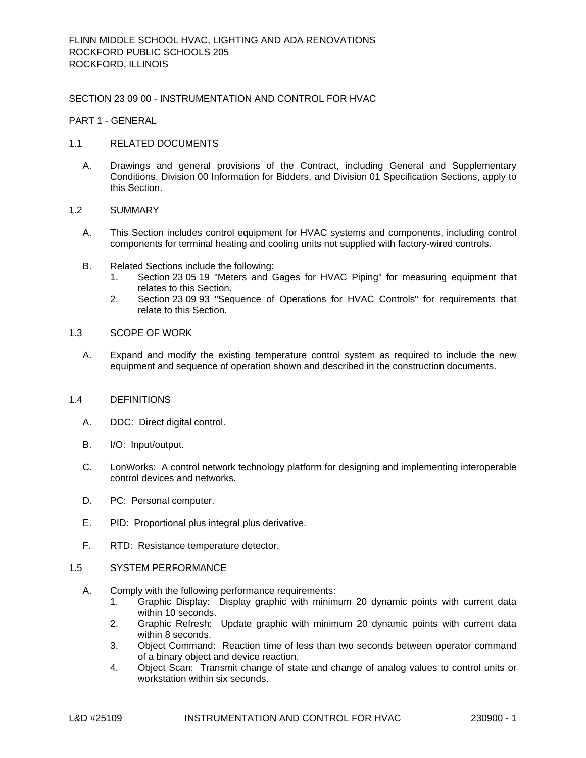# SECTION 23 09 00 - INSTRUMENTATION AND CONTROL FOR HVAC

## PART 1 - GENERAL

### 1.1 RELATED DOCUMENTS

A. Drawings and general provisions of the Contract, including General and Supplementary Conditions, Division 00 Information for Bidders, and Division 01 Specification Sections, apply to this Section.

### 1.2 SUMMARY

A. This Section includes control equipment for HVAC systems and components, including control components for terminal heating and cooling units not supplied with factory-wired controls.

B. Related Sections include the following:
   1. Section 23 05 19 "Meters and Gages for HVAC Piping" for measuring equipment that relates to this Section.
   2. Section 23 09 93 "Sequence of Operations for HVAC Controls" for requirements that relate to this Section.

### 1.3 SCOPE OF WORK

A. Expand and modify the existing temperature control system as required to include the new equipment and sequence of operation shown and described in the construction documents.

### 1.4 DEFINITIONS

A. DDC: Direct digital control.

B. I/O: Input/output.

C. LonWorks: A control network technology platform for designing and implementing interoperable control devices and networks.

D. PC: Personal computer.

E. PID: Proportional plus integral plus derivative.

F. RTD: Resistance temperature detector.

### 1.5 SYSTEM PERFORMANCE

A. Comply with the following performance requirements:
   1. Graphic Display: Display graphic with minimum 20 dynamic points with current data within 10 seconds.
   2. Graphic Refresh: Update graphic with minimum 20 dynamic points with current data within 8 seconds.
   3. Object Command: Reaction time of less than two seconds between operator command of a binary object and device reaction.
   4. Object Scan: Transmit change of state and change of analog values to control units or workstation within six seconds.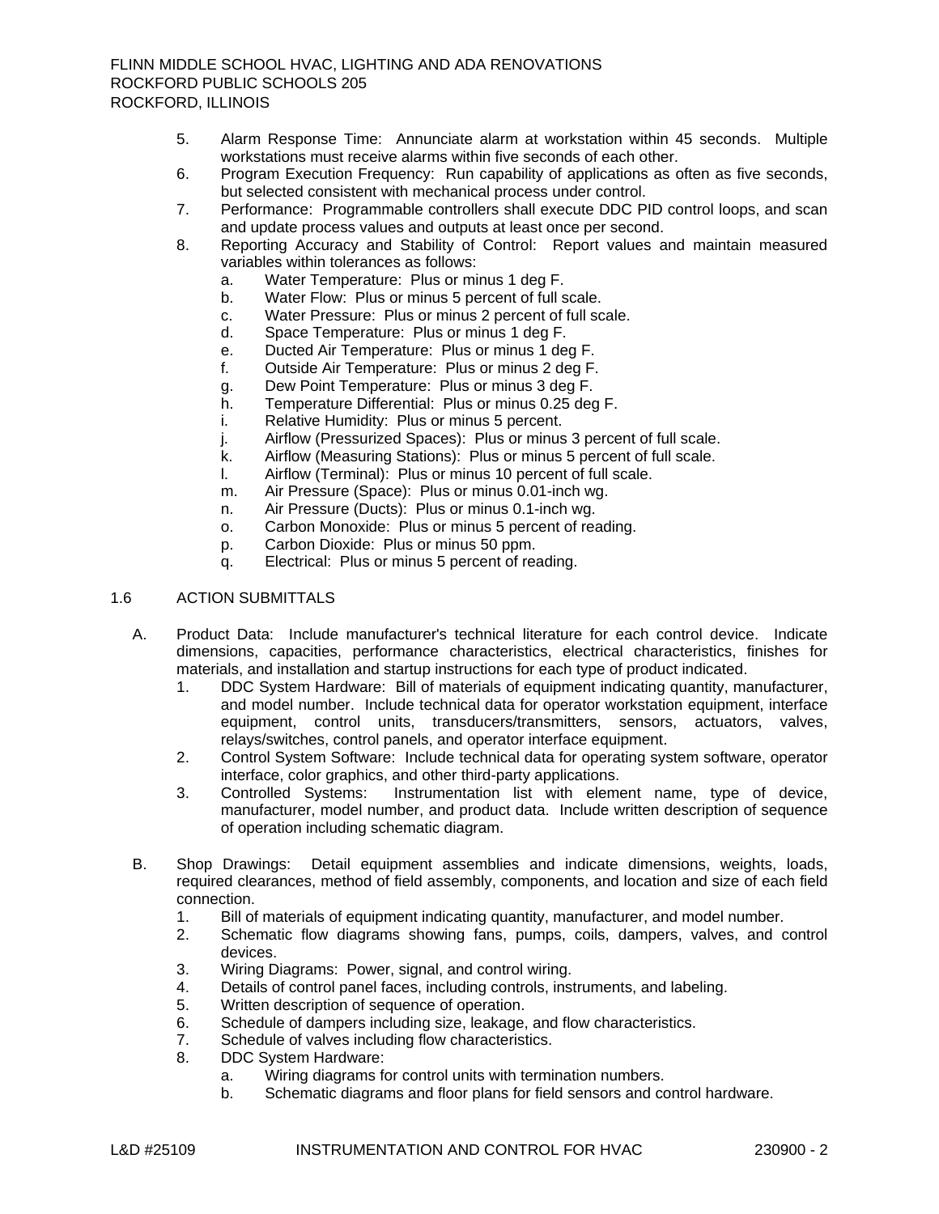5. Alarm Response Time: Annunciate alarm at workstation within 45 seconds. Multiple workstations must receive alarms within five seconds of each other.
6. Program Execution Frequency: Run capability of applications as often as five seconds, but selected consistent with mechanical process under control.
7. Performance: Programmable controllers shall execute DDC PID control loops, and scan and update process values and outputs at least once per second.
8. Reporting Accuracy and Stability of Control: Report values and maintain measured variables within tolerances as follows:
   a. Water Temperature: Plus or minus 1 deg F.
   b. Water Flow: Plus or minus 5 percent of full scale.
   c. Water Pressure: Plus or minus 2 percent of full scale.
   d. Space Temperature: Plus or minus 1 deg F.
   e. Ducted Air Temperature: Plus or minus 1 deg F.
   f. Outside Air Temperature: Plus or minus 2 deg F.
   g. Dew Point Temperature: Plus or minus 3 deg F.
   h. Temperature Differential: Plus or minus 0.25 deg F.
   i. Relative Humidity: Plus or minus 5 percent.
   j. Airflow (Pressurized Spaces): Plus or minus 3 percent of full scale.
   k. Airflow (Measuring Stations): Plus or minus 5 percent of full scale.
   l. Airflow (Terminal): Plus or minus 10 percent of full scale.
   m. Air Pressure (Space): Plus or minus 0.01-inch wg.
   n. Air Pressure (Ducts): Plus or minus 0.1-inch wg.
   o. Carbon Monoxide: Plus or minus 5 percent of reading.
   p. Carbon Dioxide: Plus or minus 50 ppm.
   q. Electrical: Plus or minus 5 percent of reading.

## 1.6 ACTION SUBMITTALS

A. Product Data: Include manufacturer's technical literature for each control device. Indicate dimensions, capacities, performance characteristics, electrical characteristics, finishes for materials, and installation and startup instructions for each type of product indicated.
   1. DDC System Hardware: Bill of materials of equipment indicating quantity, manufacturer, and model number. Include technical data for operator workstation equipment, interface equipment, control units, transducers/transmitters, sensors, actuators, valves, relays/switches, control panels, and operator interface equipment.
   2. Control System Software: Include technical data for operating system software, operator interface, color graphics, and other third-party applications.
   3. Controlled Systems: Instrumentation list with element name, type of device, manufacturer, model number, and product data. Include written description of sequence of operation including schematic diagram.

B. Shop Drawings: Detail equipment assemblies and indicate dimensions, weights, loads, required clearances, method of field assembly, components, and location and size of each field connection.
   1. Bill of materials of equipment indicating quantity, manufacturer, and model number.
   2. Schematic flow diagrams showing fans, pumps, coils, dampers, valves, and control devices.
   3. Wiring Diagrams: Power, signal, and control wiring.
   4. Details of control panel faces, including controls, instruments, and labeling.
   5. Written description of sequence of operation.
   6. Schedule of dampers including size, leakage, and flow characteristics.
   7. Schedule of valves including flow characteristics.
   8. DDC System Hardware:
      a. Wiring diagrams for control units with termination numbers.
      b. Schematic diagrams and floor plans for field sensors and control hardware.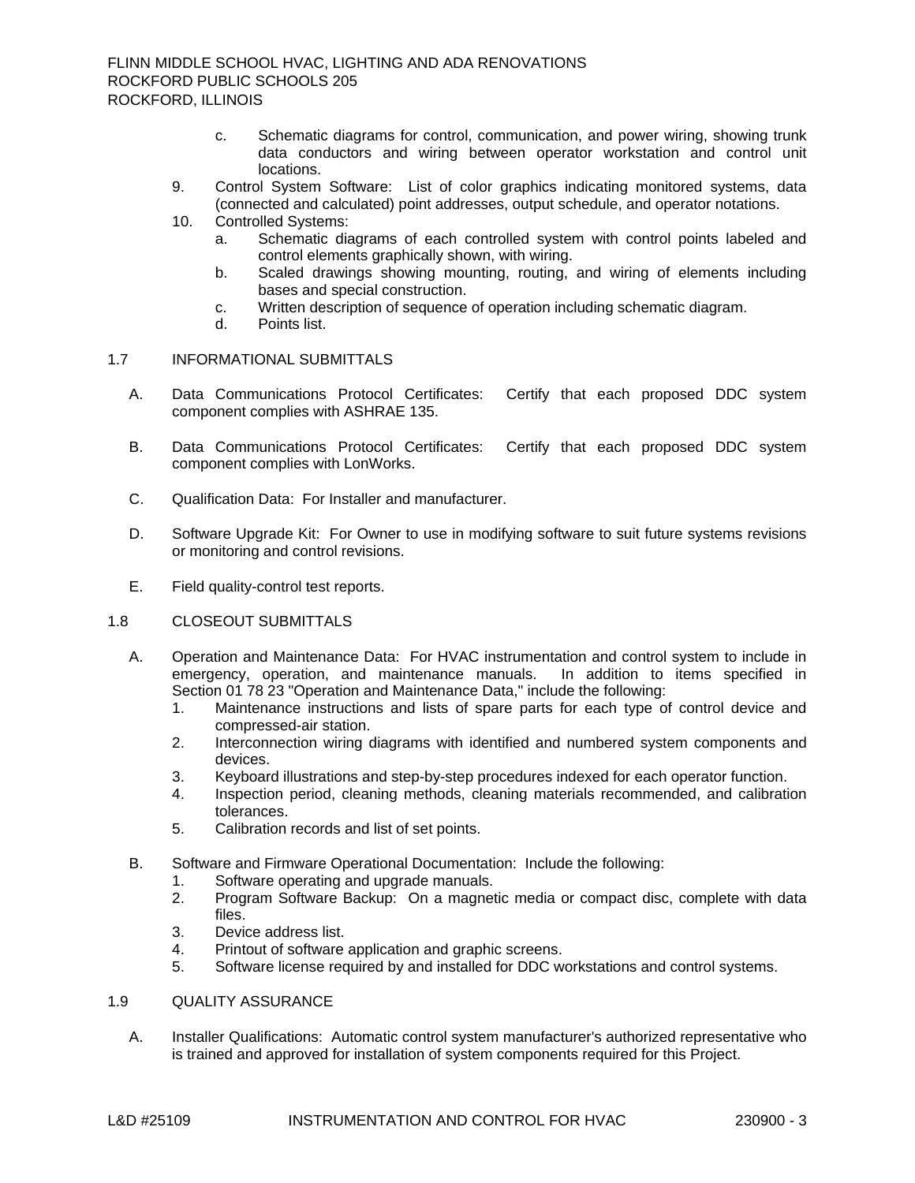c. Schematic diagrams for control, communication, and power wiring, showing trunk data conductors and wiring between operator workstation and control unit locations.

9. Control System Software: List of color graphics indicating monitored systems, data (connected and calculated) point addresses, output schedule, and operator notations.
10. Controlled Systems:
    a. Schematic diagrams of each controlled system with control points labeled and control elements graphically shown, with wiring.
    b. Scaled drawings showing mounting, routing, and wiring of elements including bases and special construction.
    c. Written description of sequence of operation including schematic diagram.
    d. Points list.

## 1.7 INFORMATIONAL SUBMITTALS

A. Data Communications Protocol Certificates: Certify that each proposed DDC system component complies with ASHRAE 135.

B. Data Communications Protocol Certificates: Certify that each proposed DDC system component complies with LonWorks.

C. Qualification Data: For Installer and manufacturer.

D. Software Upgrade Kit: For Owner to use in modifying software to suit future systems revisions or monitoring and control revisions.

E. Field quality-control test reports.

## 1.8 CLOSEOUT SUBMITTALS

A. Operation and Maintenance Data: For HVAC instrumentation and control system to include in emergency, operation, and maintenance manuals. In addition to items specified in Section 01 78 23 "Operation and Maintenance Data," include the following:
1. Maintenance instructions and lists of spare parts for each type of control device and compressed-air station.
2. Interconnection wiring diagrams with identified and numbered system components and devices.
3. Keyboard illustrations and step-by-step procedures indexed for each operator function.
4. Inspection period, cleaning methods, cleaning materials recommended, and calibration tolerances.
5. Calibration records and list of set points.

B. Software and Firmware Operational Documentation: Include the following:
1. Software operating and upgrade manuals.
2. Program Software Backup: On a magnetic media or compact disc, complete with data files.
3. Device address list.
4. Printout of software application and graphic screens.
5. Software license required by and installed for DDC workstations and control systems.

## 1.9 QUALITY ASSURANCE

A. Installer Qualifications: Automatic control system manufacturer's authorized representative who is trained and approved for installation of system components required for this Project.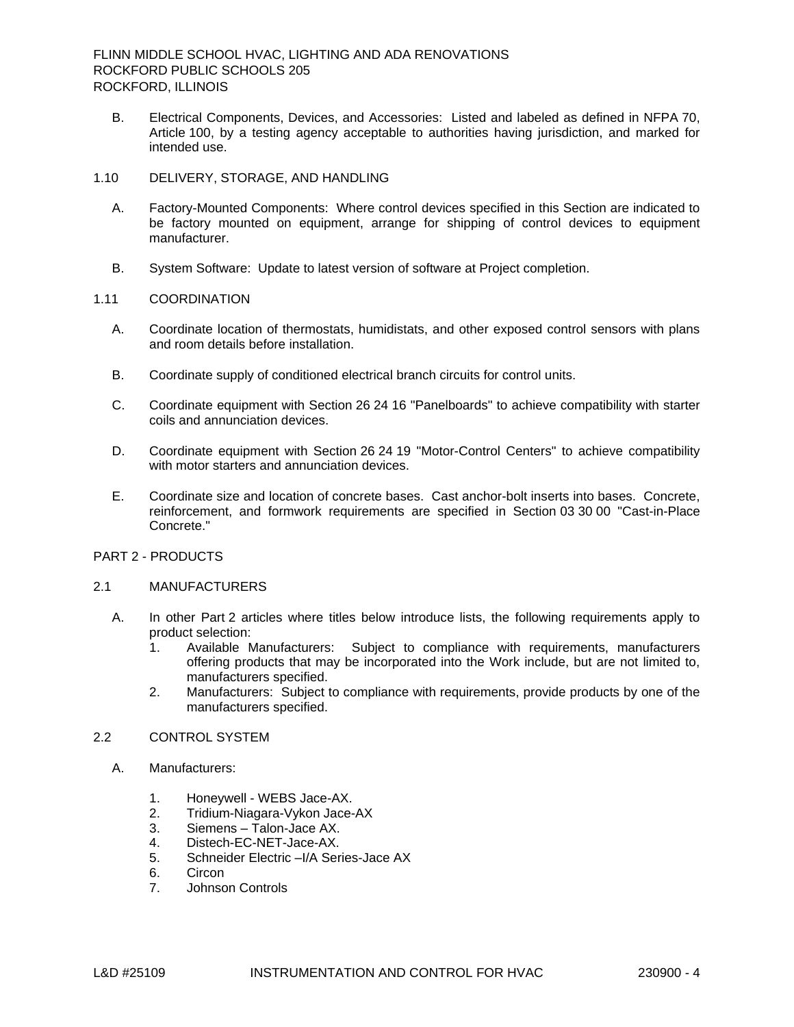B. Electrical Components, Devices, and Accessories: Listed and labeled as defined in NFPA 70, Article 100, by a testing agency acceptable to authorities having jurisdiction, and marked for intended use.

1.10 DELIVERY, STORAGE, AND HANDLING

A. Factory-Mounted Components: Where control devices specified in this Section are indicated to be factory mounted on equipment, arrange for shipping of control devices to equipment manufacturer.

B. System Software: Update to latest version of software at Project completion.

1.11 COORDINATION

A. Coordinate location of thermostats, humidistats, and other exposed control sensors with plans and room details before installation.

B. Coordinate supply of conditioned electrical branch circuits for control units.

C. Coordinate equipment with Section 26 24 16 "Panelboards" to achieve compatibility with starter coils and annunciation devices.

D. Coordinate equipment with Section 26 24 19 "Motor-Control Centers" to achieve compatibility with motor starters and annunciation devices.

E. Coordinate size and location of concrete bases. Cast anchor-bolt inserts into bases. Concrete, reinforcement, and formwork requirements are specified in Section 03 30 00 "Cast-in-Place Concrete."

PART 2 - PRODUCTS

2.1 MANUFACTURERS

A. In other Part 2 articles where titles below introduce lists, the following requirements apply to product selection:
   1. Available Manufacturers: Subject to compliance with requirements, manufacturers offering products that may be incorporated into the Work include, but are not limited to, manufacturers specified.
   2. Manufacturers: Subject to compliance with requirements, provide products by one of the manufacturers specified.

2.2 CONTROL SYSTEM

A. Manufacturers:

   1. Honeywell - WEBS Jace-AX.
   2. Tridium-Niagara-Vykon Jace-AX
   3. Siemens – Talon-Jace AX.
   4. Distech-EC-NET-Jace-AX.
   5. Schneider Electric –I/A Series-Jace AX
   6. Circon
   7. Johnson Controls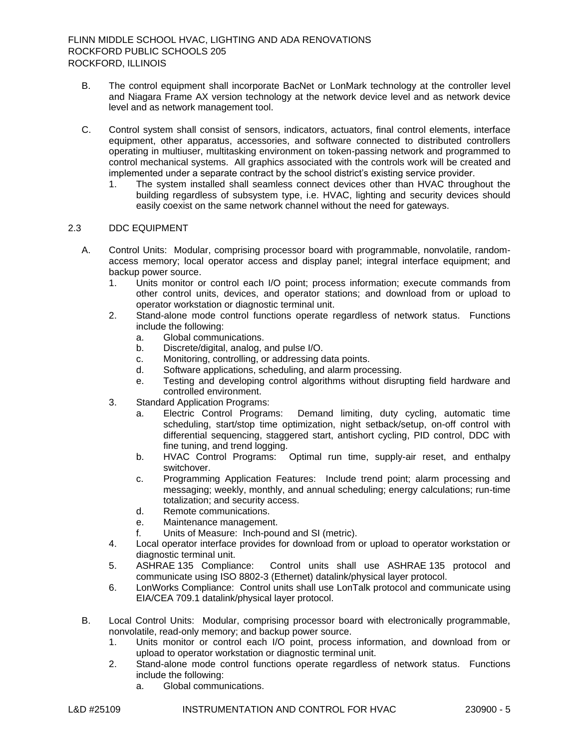B. The control equipment shall incorporate BacNet or LonMark technology at the controller level and Niagara Frame AX version technology at the network device level and as network device level and as network management tool.

C. Control system shall consist of sensors, indicators, actuators, final control elements, interface equipment, other apparatus, accessories, and software connected to distributed controllers operating in multiuser, multitasking environment on token-passing network and programmed to control mechanical systems. All graphics associated with the controls work will be created and implemented under a separate contract by the school district's existing service provider.

   1. The system installed shall seamless connect devices other than HVAC throughout the building regardless of subsystem type, i.e. HVAC, lighting and security devices should easily coexist on the same network channel without the need for gateways.

## 2.3 DDC EQUIPMENT

A. Control Units: Modular, comprising processor board with programmable, nonvolatile, random-access memory; local operator access and display panel; integral interface equipment; and backup power source.

   1. Units monitor or control each I/O point; process information; execute commands from other control units, devices, and operator stations; and download from or upload to operator workstation or diagnostic terminal unit.
   2. Stand-alone mode control functions operate regardless of network status. Functions include the following:
      a. Global communications.
      b. Discrete/digital, analog, and pulse I/O.
      c. Monitoring, controlling, or addressing data points.
      d. Software applications, scheduling, and alarm processing.
      e. Testing and developing control algorithms without disrupting field hardware and controlled environment.
   3. Standard Application Programs:
      a. Electric Control Programs: Demand limiting, duty cycling, automatic time scheduling, start/stop time optimization, night setback/setup, on-off control with differential sequencing, staggered start, antishort cycling, PID control, DDC with fine tuning, and trend logging.
      b. HVAC Control Programs: Optimal run time, supply-air reset, and enthalpy switchover.
      c. Programming Application Features: Include trend point; alarm processing and messaging; weekly, monthly, and annual scheduling; energy calculations; run-time totalization; and security access.
      d. Remote communications.
      e. Maintenance management.
      f. Units of Measure: Inch-pound and SI (metric).
   4. Local operator interface provides for download from or upload to operator workstation or diagnostic terminal unit.
   5. ASHRAE 135 Compliance: Control units shall use ASHRAE 135 protocol and communicate using ISO 8802-3 (Ethernet) datalink/physical layer protocol.
   6. LonWorks Compliance: Control units shall use LonTalk protocol and communicate using EIA/CEA 709.1 datalink/physical layer protocol.

B. Local Control Units: Modular, comprising processor board with electronically programmable, nonvolatile, read-only memory; and backup power source.

   1. Units monitor or control each I/O point, process information, and download from or upload to operator workstation or diagnostic terminal unit.
   2. Stand-alone mode control functions operate regardless of network status. Functions include the following:
      a. Global communications.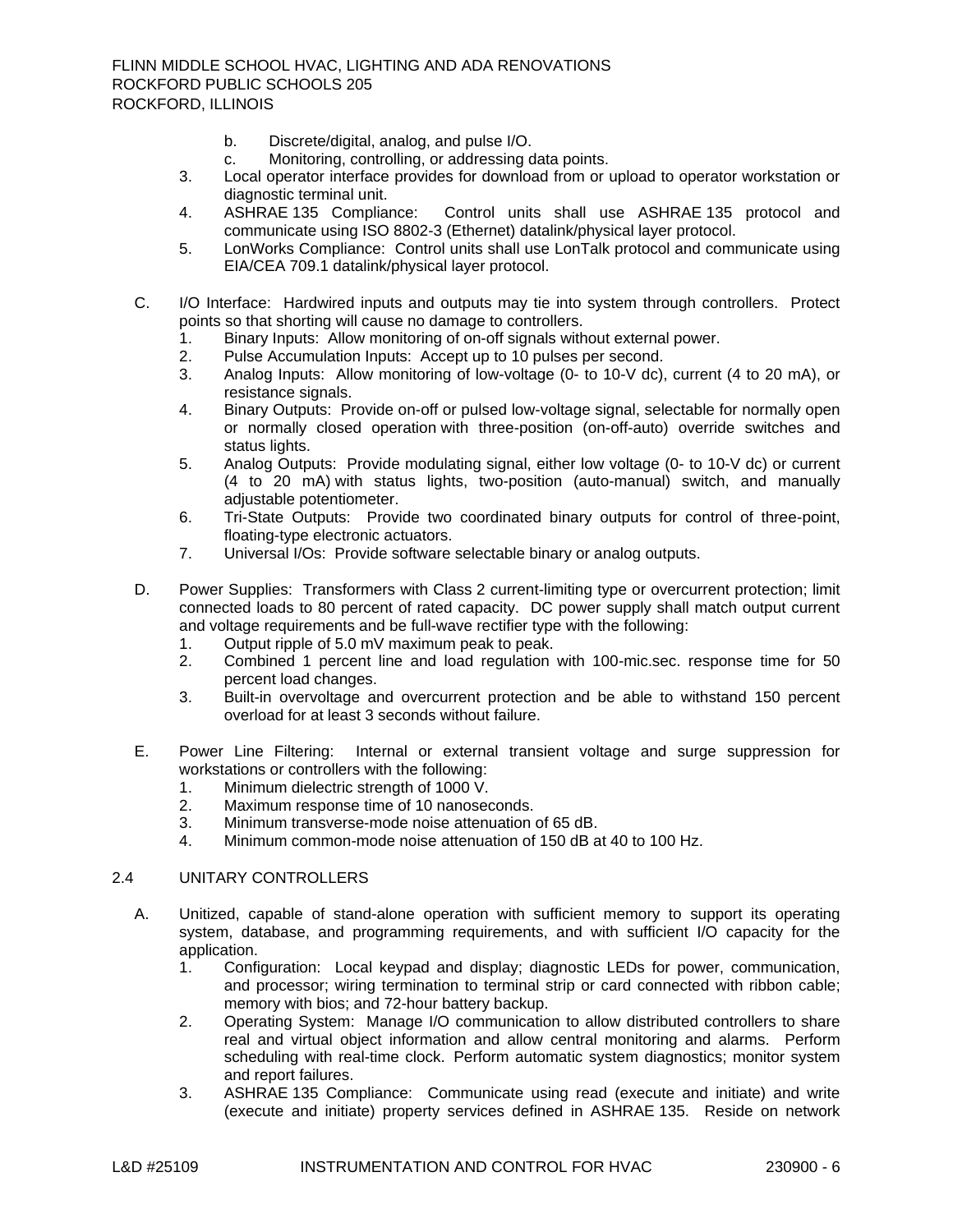b. Discrete/digital, analog, and pulse I/O.
c. Monitoring, controlling, or addressing data points.

3. Local operator interface provides for download from or upload to operator workstation or diagnostic terminal unit.
4. ASHRAE 135 Compliance: Control units shall use ASHRAE 135 protocol and communicate using ISO 8802-3 (Ethernet) datalink/physical layer protocol.
5. LonWorks Compliance: Control units shall use LonTalk protocol and communicate using EIA/CEA 709.1 datalink/physical layer protocol.

C. I/O Interface: Hardwired inputs and outputs may tie into system through controllers. Protect points so that shorting will cause no damage to controllers.
   1. Binary Inputs: Allow monitoring of on-off signals without external power.
   2. Pulse Accumulation Inputs: Accept up to 10 pulses per second.
   3. Analog Inputs: Allow monitoring of low-voltage (0- to 10-V dc), current (4 to 20 mA), or resistance signals.
   4. Binary Outputs: Provide on-off or pulsed low-voltage signal, selectable for normally open or normally closed operation with three-position (on-off-auto) override switches and status lights.
   5. Analog Outputs: Provide modulating signal, either low voltage (0- to 10-V dc) or current (4 to 20 mA) with status lights, two-position (auto-manual) switch, and manually adjustable potentiometer.
   6. Tri-State Outputs: Provide two coordinated binary outputs for control of three-point, floating-type electronic actuators.
   7. Universal I/Os: Provide software selectable binary or analog outputs.

D. Power Supplies: Transformers with Class 2 current-limiting type or overcurrent protection; limit connected loads to 80 percent of rated capacity. DC power supply shall match output current and voltage requirements and be full-wave rectifier type with the following:
   1. Output ripple of 5.0 mV maximum peak to peak.
   2. Combined 1 percent line and load regulation with 100-mic.sec. response time for 50 percent load changes.
   3. Built-in overvoltage and overcurrent protection and be able to withstand 150 percent overload for at least 3 seconds without failure.

E. Power Line Filtering: Internal or external transient voltage and surge suppression for workstations or controllers with the following:
   1. Minimum dielectric strength of 1000 V.
   2. Maximum response time of 10 nanoseconds.
   3. Minimum transverse-mode noise attenuation of 65 dB.
   4. Minimum common-mode noise attenuation of 150 dB at 40 to 100 Hz.

## 2.4 UNITARY CONTROLLERS

A. Unitized, capable of stand-alone operation with sufficient memory to support its operating system, database, and programming requirements, and with sufficient I/O capacity for the application.
   1. Configuration: Local keypad and display; diagnostic LEDs for power, communication, and processor; wiring termination to terminal strip or card connected with ribbon cable; memory with bios; and 72-hour battery backup.
   2. Operating System: Manage I/O communication to allow distributed controllers to share real and virtual object information and allow central monitoring and alarms. Perform scheduling with real-time clock. Perform automatic system diagnostics; monitor system and report failures.
   3. ASHRAE 135 Compliance: Communicate using read (execute and initiate) and write (execute and initiate) property services defined in ASHRAE 135. Reside on network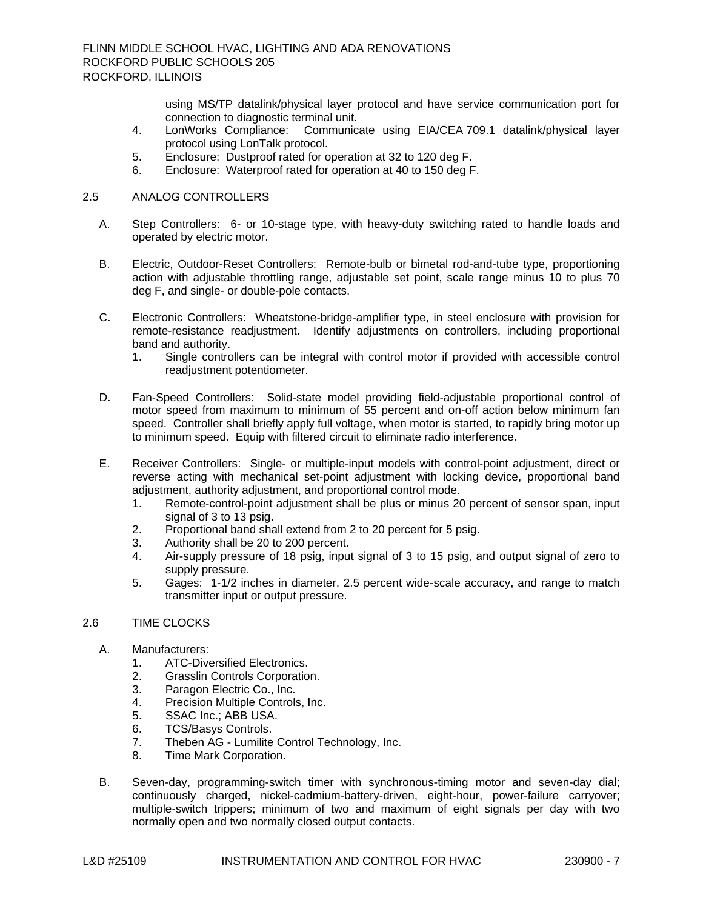using MS/TP datalink/physical layer protocol and have service communication port for connection to diagnostic terminal unit.

4. LonWorks Compliance: Communicate using EIA/CEA 709.1 datalink/physical layer protocol using LonTalk protocol.
5. Enclosure: Dustproof rated for operation at 32 to 120 deg F.
6. Enclosure: Waterproof rated for operation at 40 to 150 deg F.

## 2.5 ANALOG CONTROLLERS

A. Step Controllers: 6- or 10-stage type, with heavy-duty switching rated to handle loads and operated by electric motor.

B. Electric, Outdoor-Reset Controllers: Remote-bulb or bimetal rod-and-tube type, proportioning action with adjustable throttling range, adjustable set point, scale range minus 10 to plus 70 deg F, and single- or double-pole contacts.

C. Electronic Controllers: Wheatstone-bridge-amplifier type, in steel enclosure with provision for remote-resistance readjustment. Identify adjustments on controllers, including proportional band and authority.
   1. Single controllers can be integral with control motor if provided with accessible control readjustment potentiometer.

D. Fan-Speed Controllers: Solid-state model providing field-adjustable proportional control of motor speed from maximum to minimum of 55 percent and on-off action below minimum fan speed. Controller shall briefly apply full voltage, when motor is started, to rapidly bring motor up to minimum speed. Equip with filtered circuit to eliminate radio interference.

E. Receiver Controllers: Single- or multiple-input models with control-point adjustment, direct or reverse acting with mechanical set-point adjustment with locking device, proportional band adjustment, authority adjustment, and proportional control mode.
   1. Remote-control-point adjustment shall be plus or minus 20 percent of sensor span, input signal of 3 to 13 psig.
   2. Proportional band shall extend from 2 to 20 percent for 5 psig.
   3. Authority shall be 20 to 200 percent.
   4. Air-supply pressure of 18 psig, input signal of 3 to 15 psig, and output signal of zero to supply pressure.
   5. Gages: 1-1/2 inches in diameter, 2.5 percent wide-scale accuracy, and range to match transmitter input or output pressure.

## 2.6 TIME CLOCKS

A. Manufacturers:
   1. ATC-Diversified Electronics.
   2. Grasslin Controls Corporation.
   3. Paragon Electric Co., Inc.
   4. Precision Multiple Controls, Inc.
   5. SSAC Inc.; ABB USA.
   6. TCS/Basys Controls.
   7. Theben AG - Lumilite Control Technology, Inc.
   8. Time Mark Corporation.

B. Seven-day, programming-switch timer with synchronous-timing motor and seven-day dial; continuously charged, nickel-cadmium-battery-driven, eight-hour, power-failure carryover; multiple-switch trippers; minimum of two and maximum of eight signals per day with two normally open and two normally closed output contacts.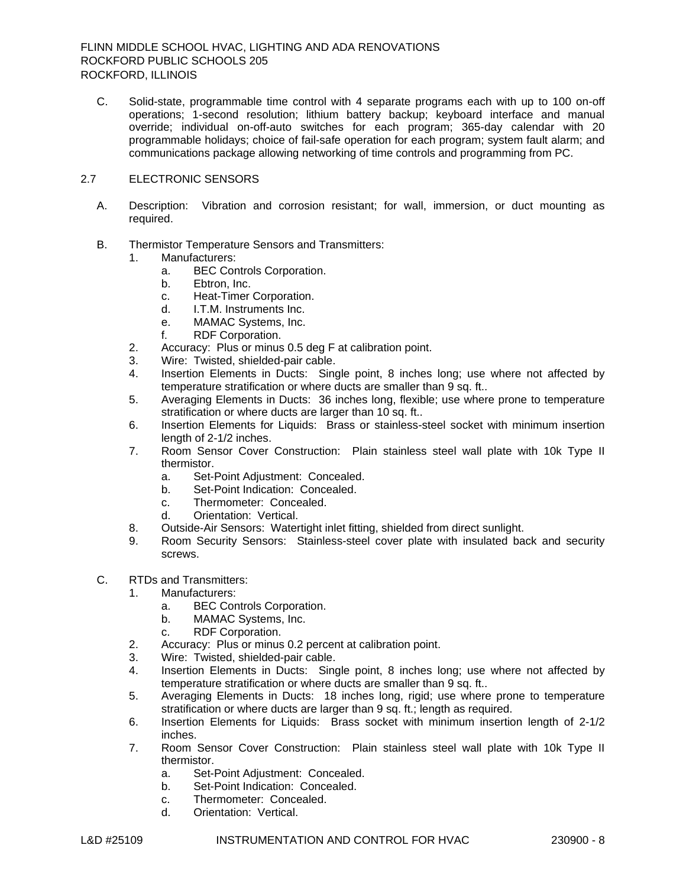C. Solid-state, programmable time control with 4 separate programs each with up to 100 on-off operations; 1-second resolution; lithium battery backup; keyboard interface and manual override; individual on-off-auto switches for each program; 365-day calendar with 20 programmable holidays; choice of fail-safe operation for each program; system fault alarm; and communications package allowing networking of time controls and programming from PC.

## 2.7 ELECTRONIC SENSORS

A. Description: Vibration and corrosion resistant; for wall, immersion, or duct mounting as required.

B. Thermistor Temperature Sensors and Transmitters:
   1. Manufacturers:
      a. BEC Controls Corporation.
      b. Ebtron, Inc.
      c. Heat-Timer Corporation.
      d. I.T.M. Instruments Inc.
      e. MAMAC Systems, Inc.
      f. RDF Corporation.
   2. Accuracy: Plus or minus 0.5 deg F at calibration point.
   3. Wire: Twisted, shielded-pair cable.
   4. Insertion Elements in Ducts: Single point, 8 inches long; use where not affected by temperature stratification or where ducts are smaller than 9 sq. ft..
   5. Averaging Elements in Ducts: 36 inches long, flexible; use where prone to temperature stratification or where ducts are larger than 10 sq. ft..
   6. Insertion Elements for Liquids: Brass or stainless-steel socket with minimum insertion length of 2-1/2 inches.
   7. Room Sensor Cover Construction: Plain stainless steel wall plate with 10k Type II thermistor.
      a. Set-Point Adjustment: Concealed.
      b. Set-Point Indication: Concealed.
      c. Thermometer: Concealed.
      d. Orientation: Vertical.
   8. Outside-Air Sensors: Watertight inlet fitting, shielded from direct sunlight.
   9. Room Security Sensors: Stainless-steel cover plate with insulated back and security screws.

C. RTDs and Transmitters:
   1. Manufacturers:
      a. BEC Controls Corporation.
      b. MAMAC Systems, Inc.
      c. RDF Corporation.
   2. Accuracy: Plus or minus 0.2 percent at calibration point.
   3. Wire: Twisted, shielded-pair cable.
   4. Insertion Elements in Ducts: Single point, 8 inches long; use where not affected by temperature stratification or where ducts are smaller than 9 sq. ft..
   5. Averaging Elements in Ducts: 18 inches long, rigid; use where prone to temperature stratification or where ducts are larger than 9 sq. ft.; length as required.
   6. Insertion Elements for Liquids: Brass socket with minimum insertion length of 2-1/2 inches.
   7. Room Sensor Cover Construction: Plain stainless steel wall plate with 10k Type II thermistor.
      a. Set-Point Adjustment: Concealed.
      b. Set-Point Indication: Concealed.
      c. Thermometer: Concealed.
      d. Orientation: Vertical.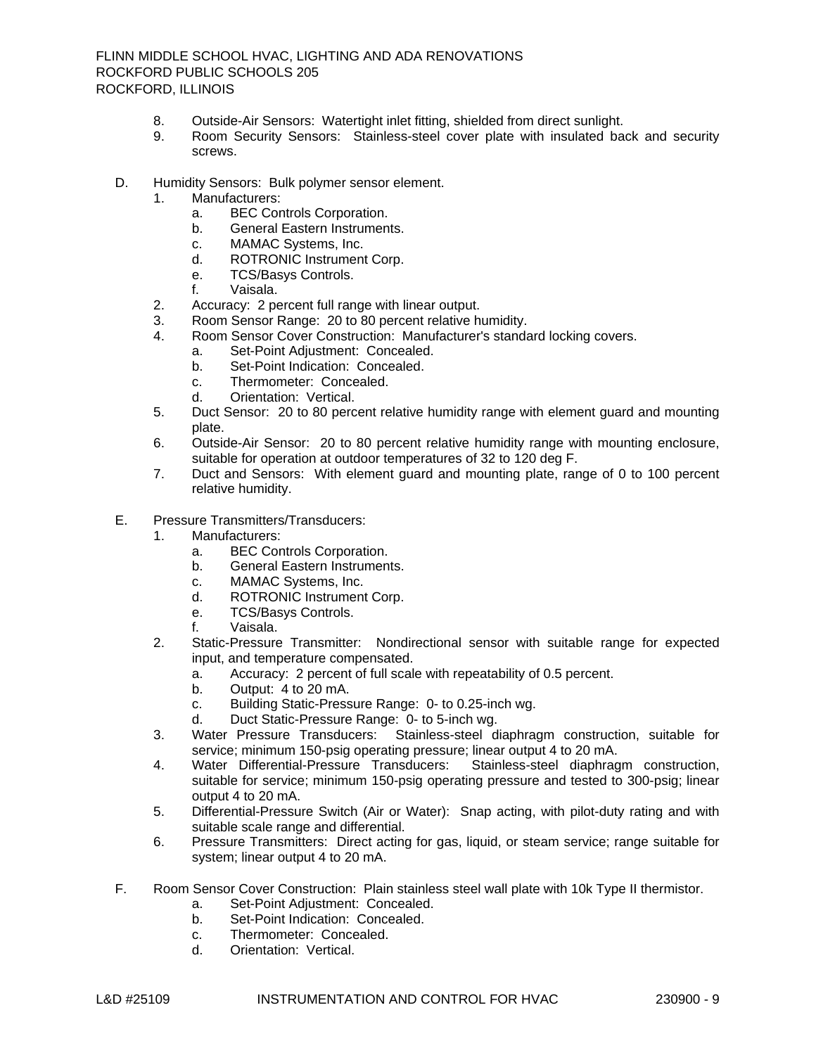8. Outside-Air Sensors: Watertight inlet fitting, shielded from direct sunlight.
9. Room Security Sensors: Stainless-steel cover plate with insulated back and security screws.

D. Humidity Sensors: Bulk polymer sensor element.
   1. Manufacturers:
      a. BEC Controls Corporation.
      b. General Eastern Instruments.
      c. MAMAC Systems, Inc.
      d. ROTRONIC Instrument Corp.
      e. TCS/Basys Controls.
      f. Vaisala.
   2. Accuracy: 2 percent full range with linear output.
   3. Room Sensor Range: 20 to 80 percent relative humidity.
   4. Room Sensor Cover Construction: Manufacturer's standard locking covers.
      a. Set-Point Adjustment: Concealed.
      b. Set-Point Indication: Concealed.
      c. Thermometer: Concealed.
      d. Orientation: Vertical.
   5. Duct Sensor: 20 to 80 percent relative humidity range with element guard and mounting plate.
   6. Outside-Air Sensor: 20 to 80 percent relative humidity range with mounting enclosure, suitable for operation at outdoor temperatures of 32 to 120 deg F.
   7. Duct and Sensors: With element guard and mounting plate, range of 0 to 100 percent relative humidity.

E. Pressure Transmitters/Transducers:
   1. Manufacturers:
      a. BEC Controls Corporation.
      b. General Eastern Instruments.
      c. MAMAC Systems, Inc.
      d. ROTRONIC Instrument Corp.
      e. TCS/Basys Controls.
      f. Vaisala.
   2. Static-Pressure Transmitter: Nondirectional sensor with suitable range for expected input, and temperature compensated.
      a. Accuracy: 2 percent of full scale with repeatability of 0.5 percent.
      b. Output: 4 to 20 mA.
      c. Building Static-Pressure Range: 0- to 0.25-inch wg.
      d. Duct Static-Pressure Range: 0- to 5-inch wg.
   3. Water Pressure Transducers: Stainless-steel diaphragm construction, suitable for service; minimum 150-psig operating pressure; linear output 4 to 20 mA.
   4. Water Differential-Pressure Transducers: Stainless-steel diaphragm construction, suitable for service; minimum 150-psig operating pressure and tested to 300-psig; linear output 4 to 20 mA.
   5. Differential-Pressure Switch (Air or Water): Snap acting, with pilot-duty rating and with suitable scale range and differential.
   6. Pressure Transmitters: Direct acting for gas, liquid, or steam service; range suitable for system; linear output 4 to 20 mA.

F. Room Sensor Cover Construction: Plain stainless steel wall plate with 10k Type II thermistor.
   a. Set-Point Adjustment: Concealed.
   b. Set-Point Indication: Concealed.
   c. Thermometer: Concealed.
   d. Orientation: Vertical.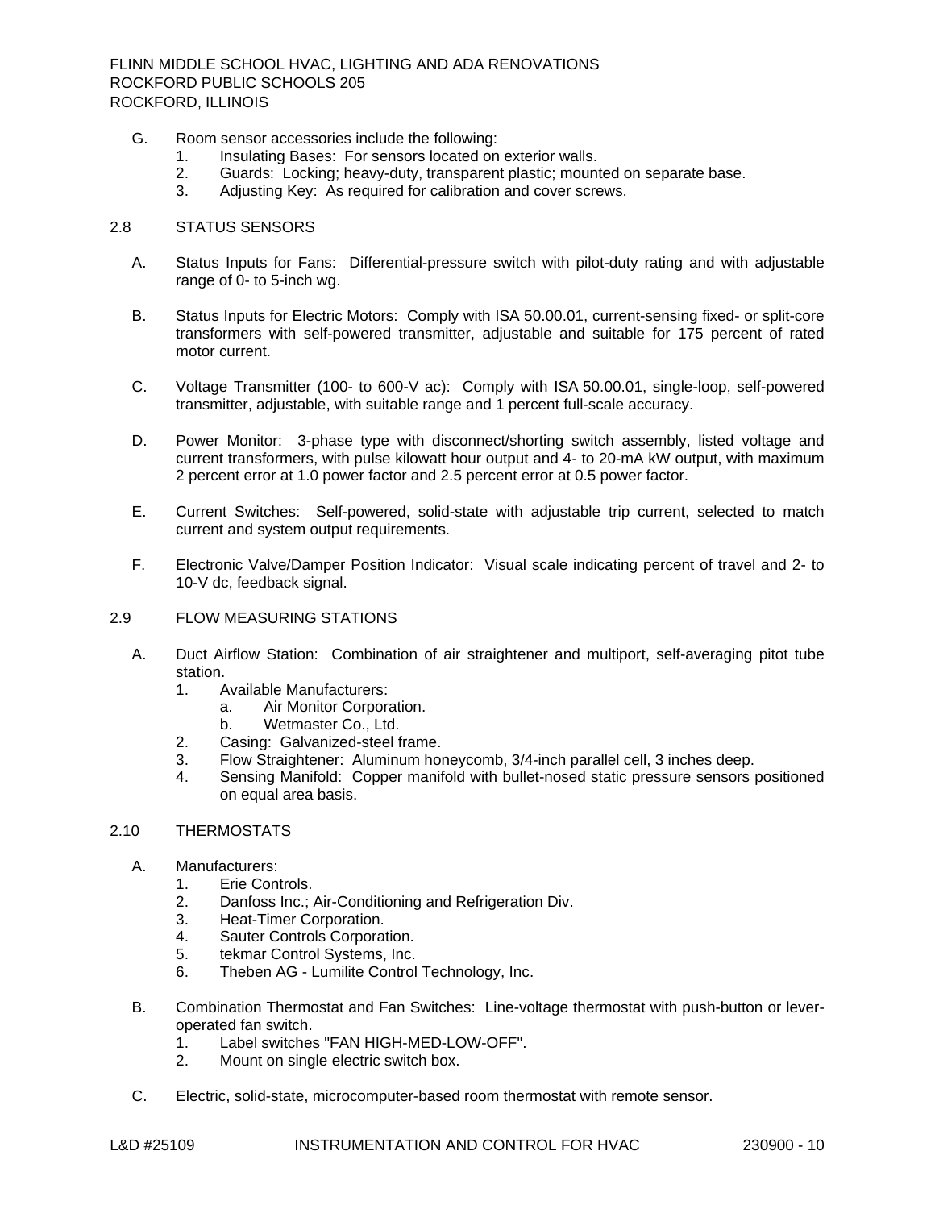G. Room sensor accessories include the following:
   1. Insulating Bases: For sensors located on exterior walls.
   2. Guards: Locking; heavy-duty, transparent plastic; mounted on separate base.
   3. Adjusting Key: As required for calibration and cover screws.

## 2.8 STATUS SENSORS

A. Status Inputs for Fans: Differential-pressure switch with pilot-duty rating and with adjustable range of 0- to 5-inch wg.

B. Status Inputs for Electric Motors: Comply with ISA 50.00.01, current-sensing fixed- or split-core transformers with self-powered transmitter, adjustable and suitable for 175 percent of rated motor current.

C. Voltage Transmitter (100- to 600-V ac): Comply with ISA 50.00.01, single-loop, self-powered transmitter, adjustable, with suitable range and 1 percent full-scale accuracy.

D. Power Monitor: 3-phase type with disconnect/shorting switch assembly, listed voltage and current transformers, with pulse kilowatt hour output and 4- to 20-mA kW output, with maximum 2 percent error at 1.0 power factor and 2.5 percent error at 0.5 power factor.

E. Current Switches: Self-powered, solid-state with adjustable trip current, selected to match current and system output requirements.

F. Electronic Valve/Damper Position Indicator: Visual scale indicating percent of travel and 2- to 10-V dc, feedback signal.

## 2.9 FLOW MEASURING STATIONS

A. Duct Airflow Station: Combination of air straightener and multiport, self-averaging pitot tube station.
   1. Available Manufacturers:
      a. Air Monitor Corporation.
      b. Wetmaster Co., Ltd.
   2. Casing: Galvanized-steel frame.
   3. Flow Straightener: Aluminum honeycomb, 3/4-inch parallel cell, 3 inches deep.
   4. Sensing Manifold: Copper manifold with bullet-nosed static pressure sensors positioned on equal area basis.

## 2.10 THERMOSTATS

A. Manufacturers:
   1. Erie Controls.
   2. Danfoss Inc.; Air-Conditioning and Refrigeration Div.
   3. Heat-Timer Corporation.
   4. Sauter Controls Corporation.
   5. tekmar Control Systems, Inc.
   6. Theben AG - Lumilite Control Technology, Inc.

B. Combination Thermostat and Fan Switches: Line-voltage thermostat with push-button or lever-operated fan switch.
   1. Label switches "FAN HIGH-MED-LOW-OFF".
   2. Mount on single electric switch box.

C. Electric, solid-state, microcomputer-based room thermostat with remote sensor.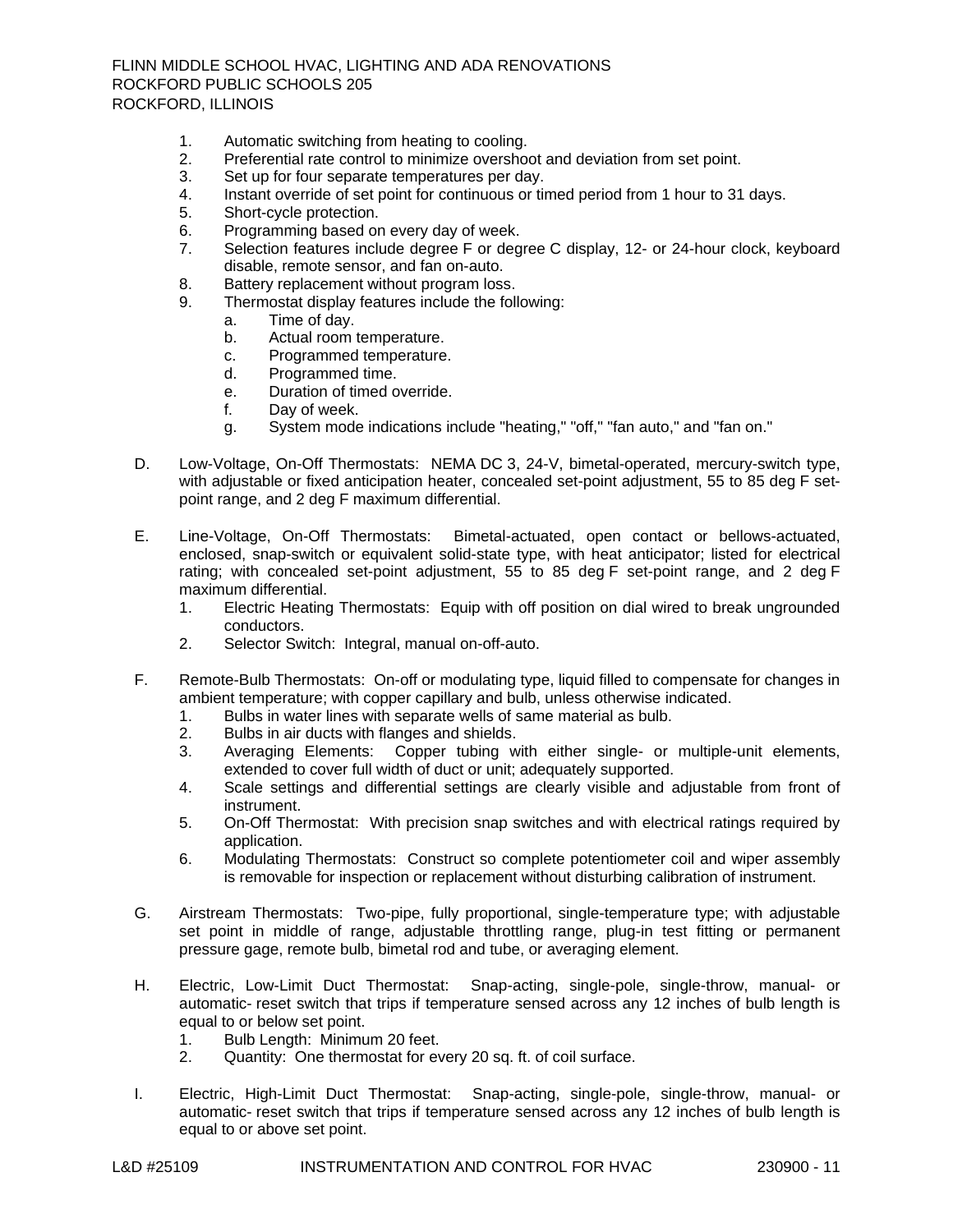1. Automatic switching from heating to cooling.
2. Preferential rate control to minimize overshoot and deviation from set point.
3. Set up for four separate temperatures per day.
4. Instant override of set point for continuous or timed period from 1 hour to 31 days.
5. Short-cycle protection.
6. Programming based on every day of week.
7. Selection features include degree F or degree C display, 12- or 24-hour clock, keyboard disable, remote sensor, and fan on-auto.
8. Battery replacement without program loss.
9. Thermostat display features include the following:
   a. Time of day.
   b. Actual room temperature.
   c. Programmed temperature.
   d. Programmed time.
   e. Duration of timed override.
   f. Day of week.
   g. System mode indications include "heating," "off," "fan auto," and "fan on."

D. Low-Voltage, On-Off Thermostats: NEMA DC 3, 24-V, bimetal-operated, mercury-switch type, with adjustable or fixed anticipation heater, concealed set-point adjustment, 55 to 85 deg F set-point range, and 2 deg F maximum differential.

E. Line-Voltage, On-Off Thermostats: Bimetal-actuated, open contact or bellows-actuated, enclosed, snap-switch or equivalent solid-state type, with heat anticipator; listed for electrical rating; with concealed set-point adjustment, 55 to 85 deg F set-point range, and 2 deg F maximum differential.
   1. Electric Heating Thermostats: Equip with off position on dial wired to break ungrounded conductors.
   2. Selector Switch: Integral, manual on-off-auto.

F. Remote-Bulb Thermostats: On-off or modulating type, liquid filled to compensate for changes in ambient temperature; with copper capillary and bulb, unless otherwise indicated.
   1. Bulbs in water lines with separate wells of same material as bulb.
   2. Bulbs in air ducts with flanges and shields.
   3. Averaging Elements: Copper tubing with either single- or multiple-unit elements, extended to cover full width of duct or unit; adequately supported.
   4. Scale settings and differential settings are clearly visible and adjustable from front of instrument.
   5. On-Off Thermostat: With precision snap switches and with electrical ratings required by application.
   6. Modulating Thermostats: Construct so complete potentiometer coil and wiper assembly is removable for inspection or replacement without disturbing calibration of instrument.

G. Airstream Thermostats: Two-pipe, fully proportional, single-temperature type; with adjustable set point in middle of range, adjustable throttling range, plug-in test fitting or permanent pressure gage, remote bulb, bimetal rod and tube, or averaging element.

H. Electric, Low-Limit Duct Thermostat: Snap-acting, single-pole, single-throw, manual- or automatic- reset switch that trips if temperature sensed across any 12 inches of bulb length is equal to or below set point.
   1. Bulb Length: Minimum 20 feet.
   2. Quantity: One thermostat for every 20 sq. ft. of coil surface.

I. Electric, High-Limit Duct Thermostat: Snap-acting, single-pole, single-throw, manual- or automatic- reset switch that trips if temperature sensed across any 12 inches of bulb length is equal to or above set point.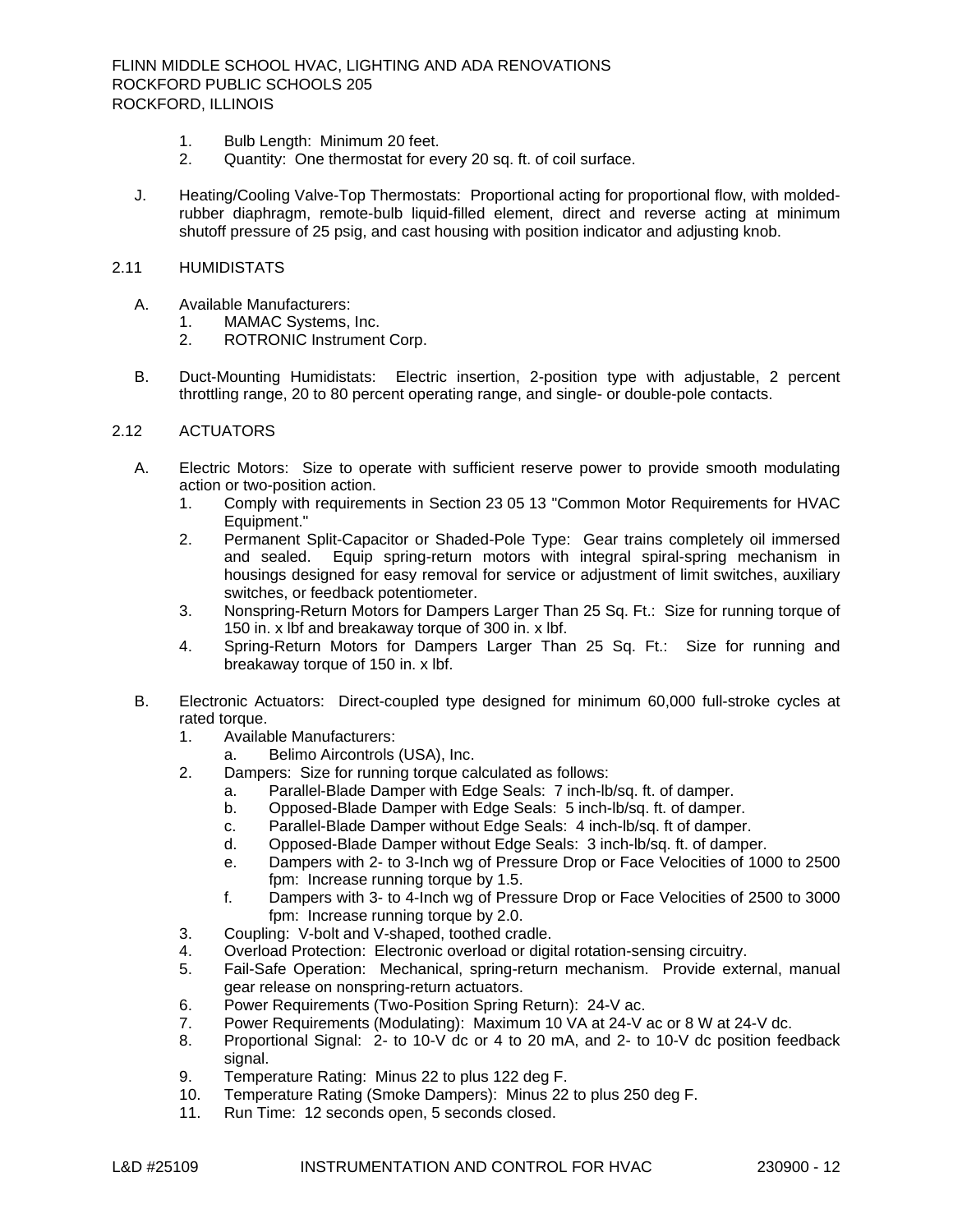1. Bulb Length: Minimum 20 feet.
2. Quantity: One thermostat for every 20 sq. ft. of coil surface.

J. Heating/Cooling Valve-Top Thermostats: Proportional acting for proportional flow, with molded-rubber diaphragm, remote-bulb liquid-filled element, direct and reverse acting at minimum shutoff pressure of 25 psig, and cast housing with position indicator and adjusting knob.

## 2.11 HUMIDISTATS

A. Available Manufacturers:
   1. MAMAC Systems, Inc.
   2. ROTRONIC Instrument Corp.

B. Duct-Mounting Humidistats: Electric insertion, 2-position type with adjustable, 2 percent throttling range, 20 to 80 percent operating range, and single- or double-pole contacts.

## 2.12 ACTUATORS

A. Electric Motors: Size to operate with sufficient reserve power to provide smooth modulating action or two-position action.
   1. Comply with requirements in Section 23 05 13 "Common Motor Requirements for HVAC Equipment."
   2. Permanent Split-Capacitor or Shaded-Pole Type: Gear trains completely oil immersed and sealed. Equip spring-return motors with integral spiral-spring mechanism in housings designed for easy removal for service or adjustment of limit switches, auxiliary switches, or feedback potentiometer.
   3. Nonspring-Return Motors for Dampers Larger Than 25 Sq. Ft.: Size for running torque of 150 in. x lbf and breakaway torque of 300 in. x lbf.
   4. Spring-Return Motors for Dampers Larger Than 25 Sq. Ft.: Size for running and breakaway torque of 150 in. x lbf.

B. Electronic Actuators: Direct-coupled type designed for minimum 60,000 full-stroke cycles at rated torque.
   1. Available Manufacturers:
      a. Belimo Aircontrols (USA), Inc.
   2. Dampers: Size for running torque calculated as follows:
      a. Parallel-Blade Damper with Edge Seals: 7 inch-lb/sq. ft. of damper.
      b. Opposed-Blade Damper with Edge Seals: 5 inch-lb/sq. ft. of damper.
      c. Parallel-Blade Damper without Edge Seals: 4 inch-lb/sq. ft of damper.
      d. Opposed-Blade Damper without Edge Seals: 3 inch-lb/sq. ft. of damper.
      e. Dampers with 2- to 3-Inch wg of Pressure Drop or Face Velocities of 1000 to 2500 fpm: Increase running torque by 1.5.
      f. Dampers with 3- to 4-Inch wg of Pressure Drop or Face Velocities of 2500 to 3000 fpm: Increase running torque by 2.0.
   3. Coupling: V-bolt and V-shaped, toothed cradle.
   4. Overload Protection: Electronic overload or digital rotation-sensing circuitry.
   5. Fail-Safe Operation: Mechanical, spring-return mechanism. Provide external, manual gear release on nonspring-return actuators.
   6. Power Requirements (Two-Position Spring Return): 24-V ac.
   7. Power Requirements (Modulating): Maximum 10 VA at 24-V ac or 8 W at 24-V dc.
   8. Proportional Signal: 2- to 10-V dc or 4 to 20 mA, and 2- to 10-V dc position feedback signal.
   9. Temperature Rating: Minus 22 to plus 122 deg F.
   10. Temperature Rating (Smoke Dampers): Minus 22 to plus 250 deg F.
   11. Run Time: 12 seconds open, 5 seconds closed.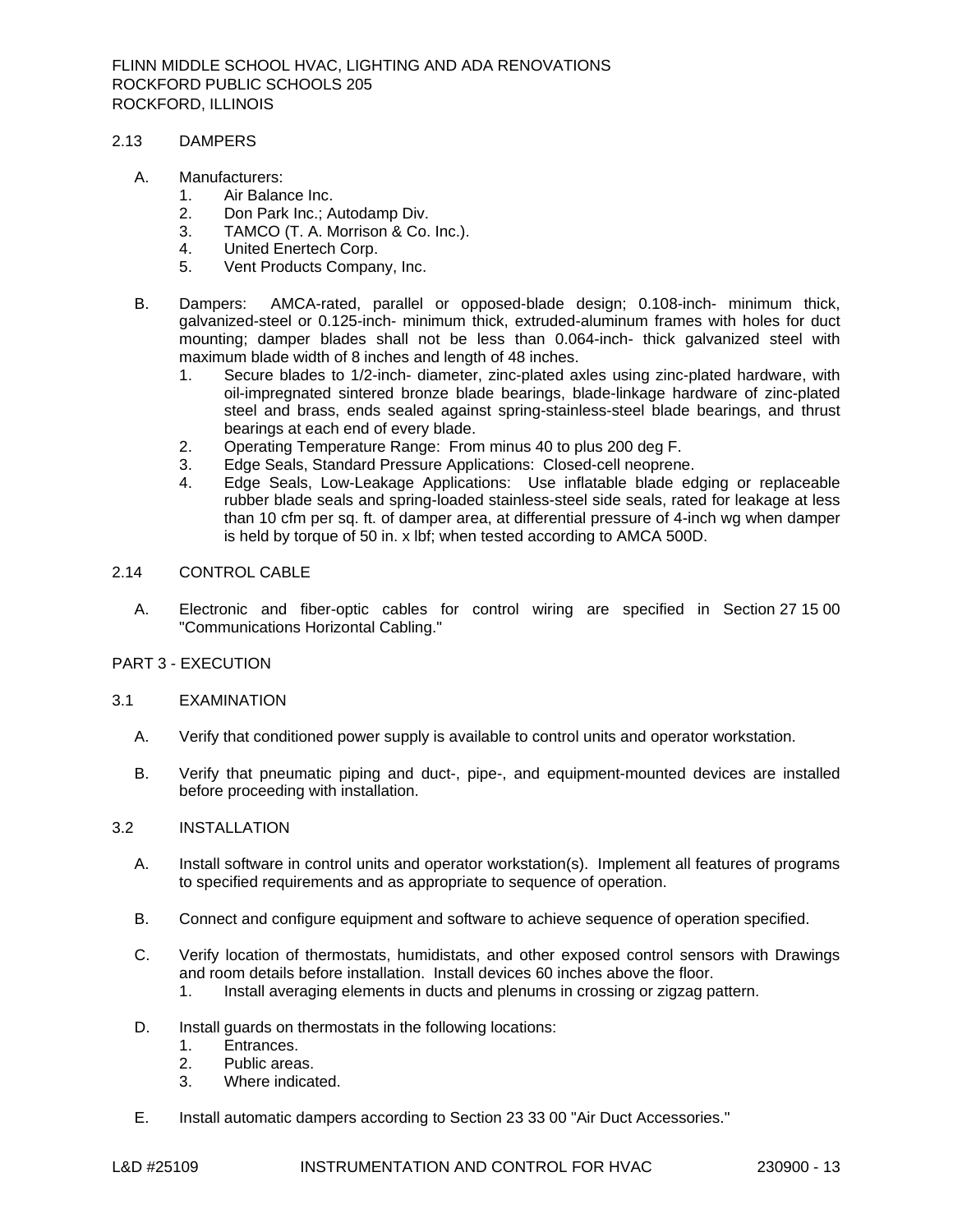## 2.13 DAMPERS

A. Manufacturers:
   1. Air Balance Inc.
   2. Don Park Inc.; Autodamp Div.
   3. TAMCO (T. A. Morrison & Co. Inc.).
   4. United Enertech Corp.
   5. Vent Products Company, Inc.

B. Dampers: AMCA-rated, parallel or opposed-blade design; 0.108-inch- minimum thick, galvanized-steel or 0.125-inch- minimum thick, extruded-aluminum frames with holes for duct mounting; damper blades shall not be less than 0.064-inch- thick galvanized steel with maximum blade width of 8 inches and length of 48 inches.
   1. Secure blades to 1/2-inch- diameter, zinc-plated axles using zinc-plated hardware, with oil-impregnated sintered bronze blade bearings, blade-linkage hardware of zinc-plated steel and brass, ends sealed against spring-stainless-steel blade bearings, and thrust bearings at each end of every blade.
   2. Operating Temperature Range: From minus 40 to plus 200 deg F.
   3. Edge Seals, Standard Pressure Applications: Closed-cell neoprene.
   4. Edge Seals, Low-Leakage Applications: Use inflatable blade edging or replaceable rubber blade seals and spring-loaded stainless-steel side seals, rated for leakage at less than 10 cfm per sq. ft. of damper area, at differential pressure of 4-inch wg when damper is held by torque of 50 in. x lbf; when tested according to AMCA 500D.

## 2.14 CONTROL CABLE

A. Electronic and fiber-optic cables for control wiring are specified in Section 27 15 00 "Communications Horizontal Cabling."

# PART 3 - EXECUTION

## 3.1 EXAMINATION

A. Verify that conditioned power supply is available to control units and operator workstation.

B. Verify that pneumatic piping and duct-, pipe-, and equipment-mounted devices are installed before proceeding with installation.

## 3.2 INSTALLATION

A. Install software in control units and operator workstation(s). Implement all features of programs to specified requirements and as appropriate to sequence of operation.

B. Connect and configure equipment and software to achieve sequence of operation specified.

C. Verify location of thermostats, humidistats, and other exposed control sensors with Drawings and room details before installation. Install devices 60 inches above the floor.
   1. Install averaging elements in ducts and plenums in crossing or zigzag pattern.

D. Install guards on thermostats in the following locations:
   1. Entrances.
   2. Public areas.
   3. Where indicated.

E. Install automatic dampers according to Section 23 33 00 "Air Duct Accessories."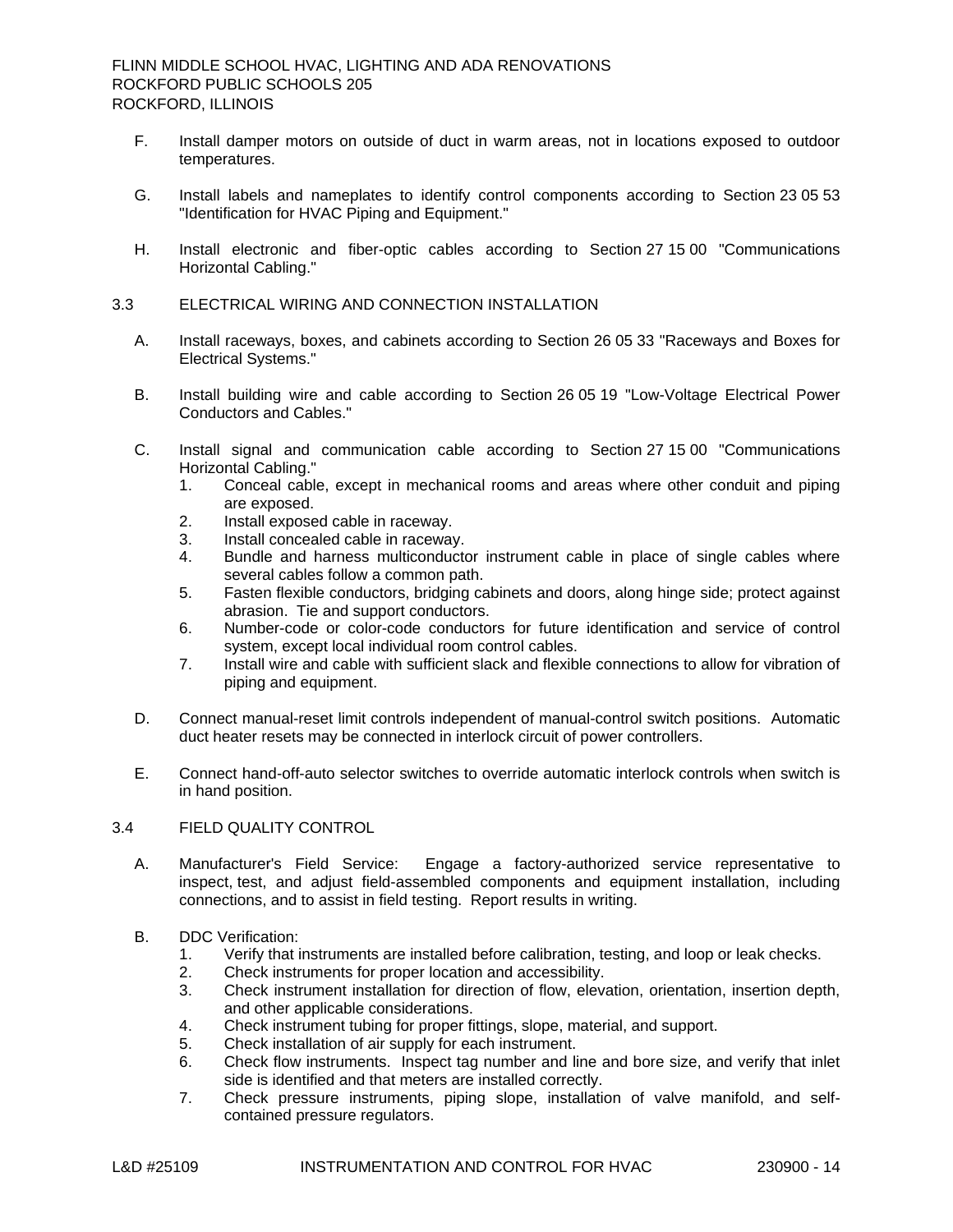F. Install damper motors on outside of duct in warm areas, not in locations exposed to outdoor temperatures.

G. Install labels and nameplates to identify control components according to Section 23 05 53 "Identification for HVAC Piping and Equipment."

H. Install electronic and fiber-optic cables according to Section 27 15 00 "Communications Horizontal Cabling."

## 3.3 ELECTRICAL WIRING AND CONNECTION INSTALLATION

A. Install raceways, boxes, and cabinets according to Section 26 05 33 "Raceways and Boxes for Electrical Systems."

B. Install building wire and cable according to Section 26 05 19 "Low-Voltage Electrical Power Conductors and Cables."

C. Install signal and communication cable according to Section 27 15 00 "Communications Horizontal Cabling."
   1. Conceal cable, except in mechanical rooms and areas where other conduit and piping are exposed.
   2. Install exposed cable in raceway.
   3. Install concealed cable in raceway.
   4. Bundle and harness multiconductor instrument cable in place of single cables where several cables follow a common path.
   5. Fasten flexible conductors, bridging cabinets and doors, along hinge side; protect against abrasion. Tie and support conductors.
   6. Number-code or color-code conductors for future identification and service of control system, except local individual room control cables.
   7. Install wire and cable with sufficient slack and flexible connections to allow for vibration of piping and equipment.

D. Connect manual-reset limit controls independent of manual-control switch positions. Automatic duct heater resets may be connected in interlock circuit of power controllers.

E. Connect hand-off-auto selector switches to override automatic interlock controls when switch is in hand position.

## 3.4 FIELD QUALITY CONTROL

A. Manufacturer's Field Service: Engage a factory-authorized service representative to inspect, test, and adjust field-assembled components and equipment installation, including connections, and to assist in field testing. Report results in writing.

B. DDC Verification:
   1. Verify that instruments are installed before calibration, testing, and loop or leak checks.
   2. Check instruments for proper location and accessibility.
   3. Check instrument installation for direction of flow, elevation, orientation, insertion depth, and other applicable considerations.
   4. Check instrument tubing for proper fittings, slope, material, and support.
   5. Check installation of air supply for each instrument.
   6. Check flow instruments. Inspect tag number and line and bore size, and verify that inlet side is identified and that meters are installed correctly.
   7. Check pressure instruments, piping slope, installation of valve manifold, and self-contained pressure regulators.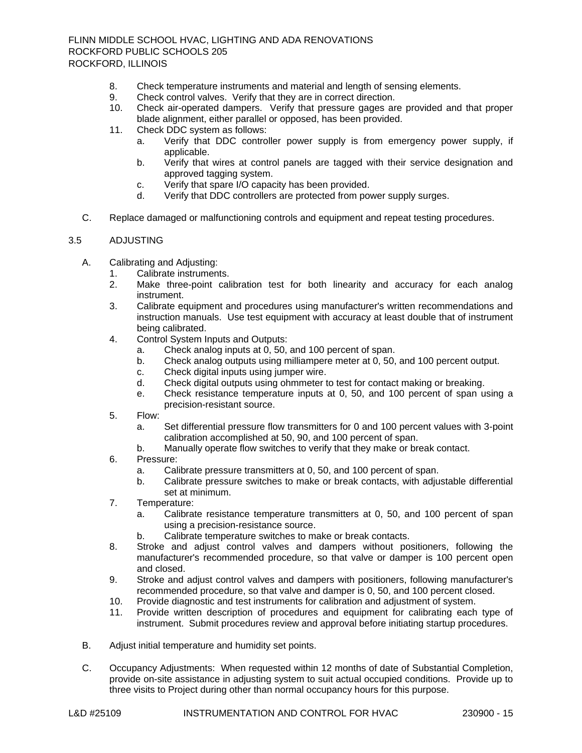8. Check temperature instruments and material and length of sensing elements.
9. Check control valves. Verify that they are in correct direction.
10. Check air-operated dampers. Verify that pressure gages are provided and that proper blade alignment, either parallel or opposed, has been provided.
11. Check DDC system as follows:
    a. Verify that DDC controller power supply is from emergency power supply, if applicable.
    b. Verify that wires at control panels are tagged with their service designation and approved tagging system.
    c. Verify that spare I/O capacity has been provided.
    d. Verify that DDC controllers are protected from power supply surges.

C. Replace damaged or malfunctioning controls and equipment and repeat testing procedures.

## 3.5 ADJUSTING

A. Calibrating and Adjusting:
   1. Calibrate instruments.
   2. Make three-point calibration test for both linearity and accuracy for each analog instrument.
   3. Calibrate equipment and procedures using manufacturer's written recommendations and instruction manuals. Use test equipment with accuracy at least double that of instrument being calibrated.
   4. Control System Inputs and Outputs:
      a. Check analog inputs at 0, 50, and 100 percent of span.
      b. Check analog outputs using milliampere meter at 0, 50, and 100 percent output.
      c. Check digital inputs using jumper wire.
      d. Check digital outputs using ohmmeter to test for contact making or breaking.
      e. Check resistance temperature inputs at 0, 50, and 100 percent of span using a precision-resistant source.
   5. Flow:
      a. Set differential pressure flow transmitters for 0 and 100 percent values with 3-point calibration accomplished at 50, 90, and 100 percent of span.
      b. Manually operate flow switches to verify that they make or break contact.
   6. Pressure:
      a. Calibrate pressure transmitters at 0, 50, and 100 percent of span.
      b. Calibrate pressure switches to make or break contacts, with adjustable differential set at minimum.
   7. Temperature:
      a. Calibrate resistance temperature transmitters at 0, 50, and 100 percent of span using a precision-resistance source.
      b. Calibrate temperature switches to make or break contacts.
   8. Stroke and adjust control valves and dampers without positioners, following the manufacturer's recommended procedure, so that valve or damper is 100 percent open and closed.
   9. Stroke and adjust control valves and dampers with positioners, following manufacturer's recommended procedure, so that valve and damper is 0, 50, and 100 percent closed.
   10. Provide diagnostic and test instruments for calibration and adjustment of system.
   11. Provide written description of procedures and equipment for calibrating each type of instrument. Submit procedures review and approval before initiating startup procedures.

B. Adjust initial temperature and humidity set points.

C. Occupancy Adjustments: When requested within 12 months of date of Substantial Completion, provide on-site assistance in adjusting system to suit actual occupied conditions. Provide up to three visits to Project during other than normal occupancy hours for this purpose.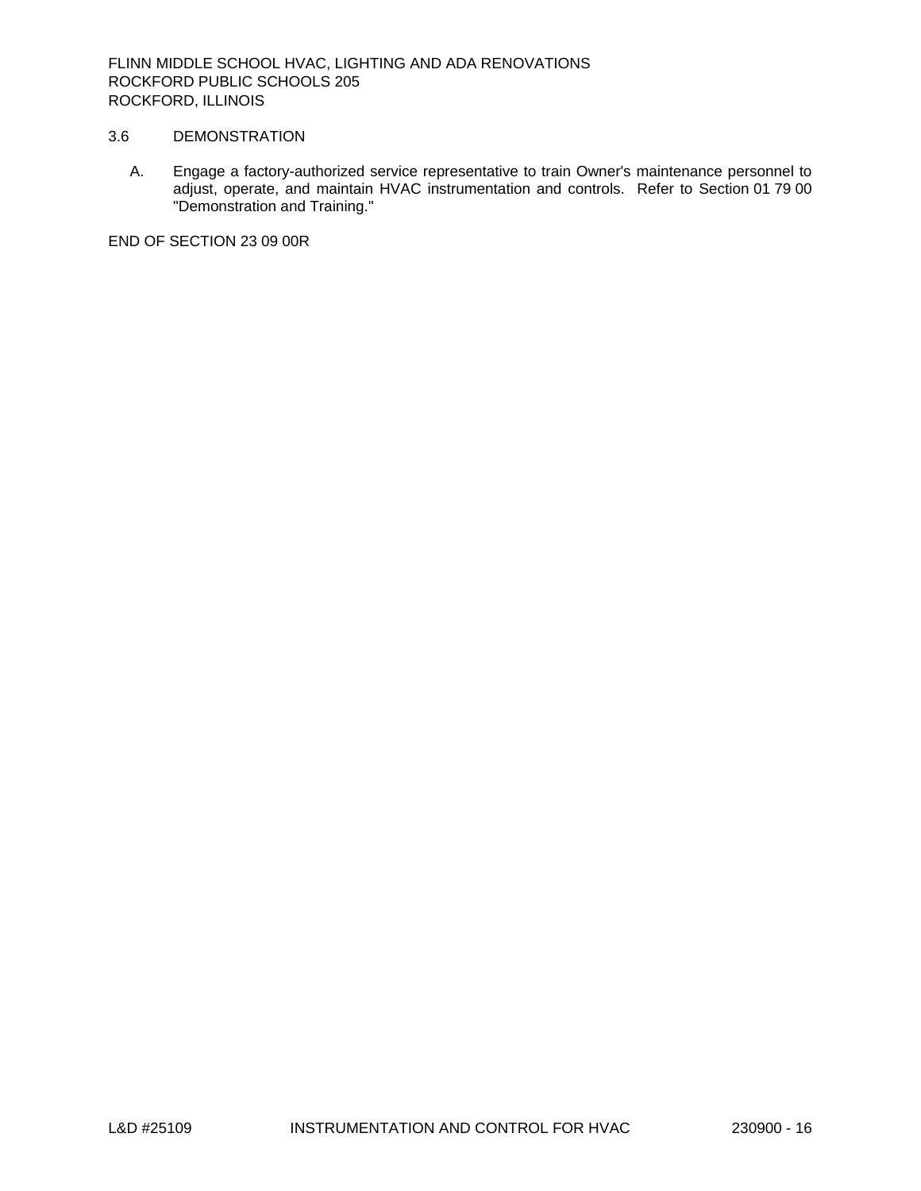## 3.6 DEMONSTRATION

A. Engage a factory-authorized service representative to train Owner's maintenance personnel to adjust, operate, and maintain HVAC instrumentation and controls. Refer to Section 01 79 00 "Demonstration and Training."

END OF SECTION 23 09 00R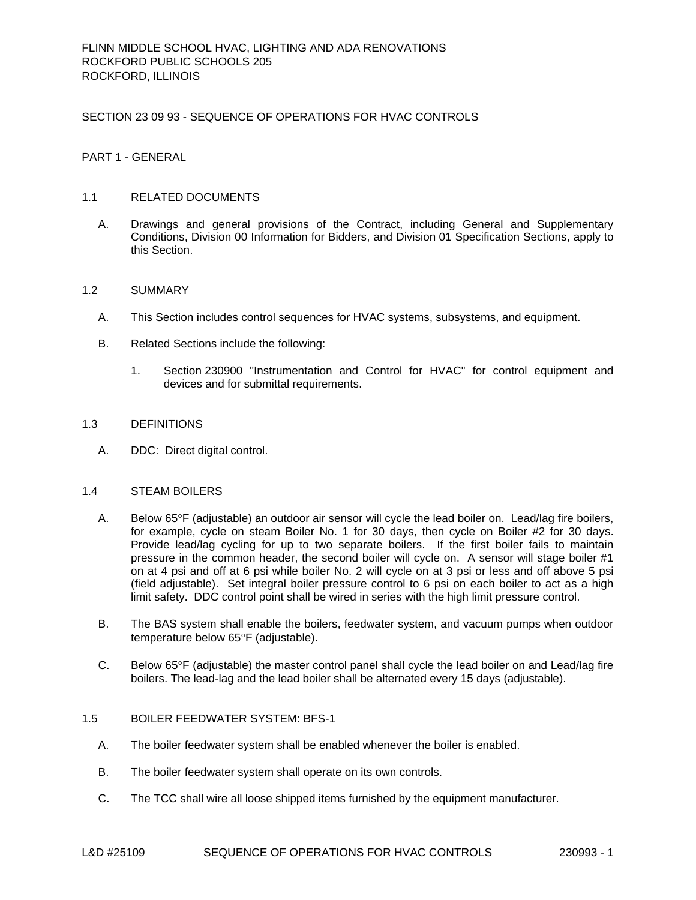FLINN MIDDLE SCHOOL HVAC, LIGHTING AND ADA RENOVATIONS
ROCKFORD PUBLIC SCHOOLS 205
ROCKFORD, ILLINOIS

# SECTION 23 09 93 - SEQUENCE OF OPERATIONS FOR HVAC CONTROLS

## PART 1 - GENERAL

### 1.1 RELATED DOCUMENTS

A. Drawings and general provisions of the Contract, including General and Supplementary Conditions, Division 00 Information for Bidders, and Division 01 Specification Sections, apply to this Section.

### 1.2 SUMMARY

A. This Section includes control sequences for HVAC systems, subsystems, and equipment.

B. Related Sections include the following:

1. Section 230900 "Instrumentation and Control for HVAC" for control equipment and devices and for submittal requirements.

### 1.3 DEFINITIONS

A. DDC: Direct digital control.

### 1.4 STEAM BOILERS

A. Below 65°F (adjustable) an outdoor air sensor will cycle the lead boiler on. Lead/lag fire boilers, for example, cycle on steam Boiler No. 1 for 30 days, then cycle on Boiler #2 for 30 days. Provide lead/lag cycling for up to two separate boilers. If the first boiler fails to maintain pressure in the common header, the second boiler will cycle on. A sensor will stage boiler #1 on at 4 psi and off at 6 psi while boiler No. 2 will cycle on at 3 psi or less and off above 5 psi (field adjustable). Set integral boiler pressure control to 6 psi on each boiler to act as a high limit safety. DDC control point shall be wired in series with the high limit pressure control.

B. The BAS system shall enable the boilers, feedwater system, and vacuum pumps when outdoor temperature below 65°F (adjustable).

C. Below 65°F (adjustable) the master control panel shall cycle the lead boiler on and Lead/lag fire boilers. The lead-lag and the lead boiler shall be alternated every 15 days (adjustable).

### 1.5 BOILER FEEDWATER SYSTEM: BFS-1

A. The boiler feedwater system shall be enabled whenever the boiler is enabled.

B. The boiler feedwater system shall operate on its own controls.

C. The TCC shall wire all loose shipped items furnished by the equipment manufacturer.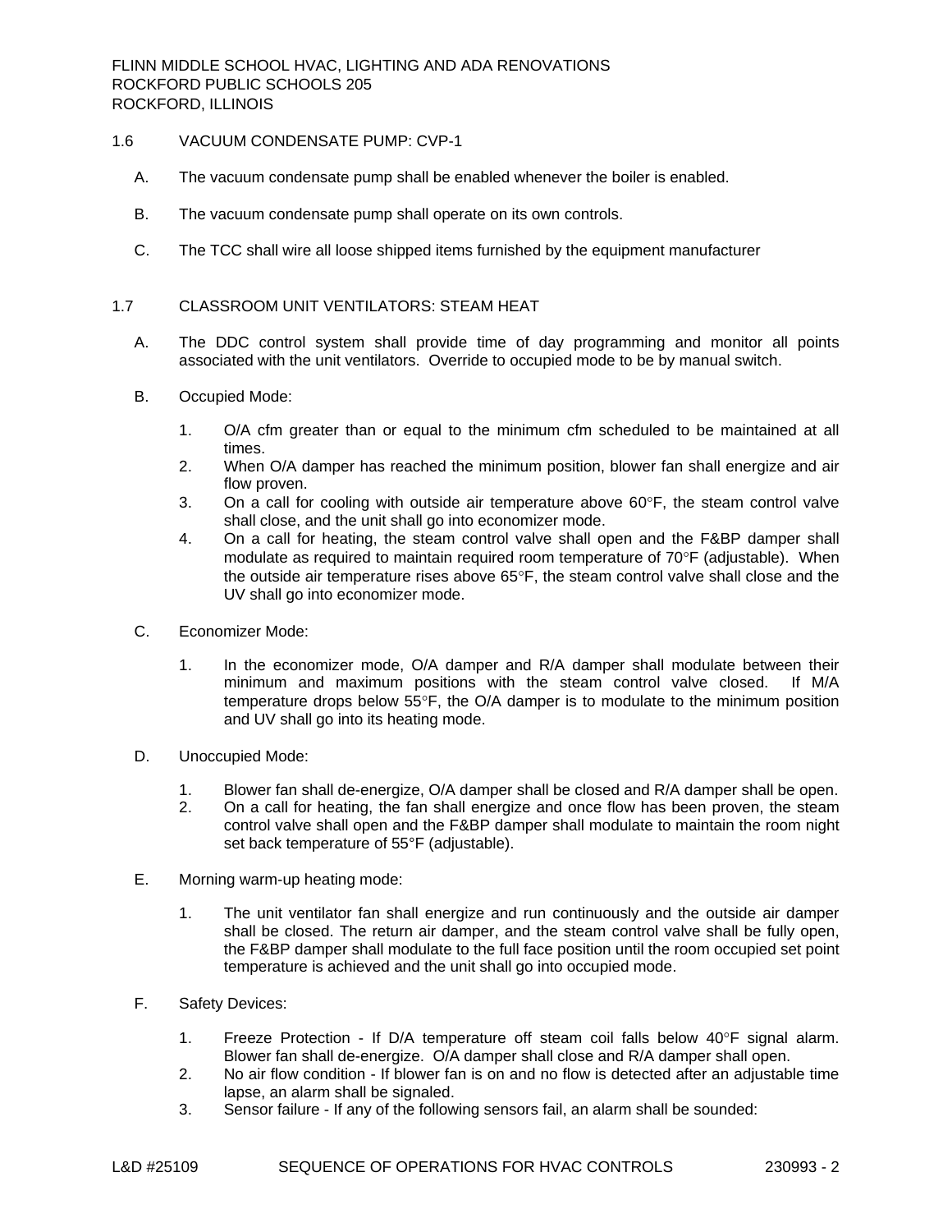## 1.6 VACUUM CONDENSATE PUMP: CVP-1

A. The vacuum condensate pump shall be enabled whenever the boiler is enabled.

B. The vacuum condensate pump shall operate on its own controls.

C. The TCC shall wire all loose shipped items furnished by the equipment manufacturer

## 1.7 CLASSROOM UNIT VENTILATORS: STEAM HEAT

A. The DDC control system shall provide time of day programming and monitor all points associated with the unit ventilators. Override to occupied mode to be by manual switch.

B. Occupied Mode:

1. O/A cfm greater than or equal to the minimum cfm scheduled to be maintained at all times.
2. When O/A damper has reached the minimum position, blower fan shall energize and air flow proven.
3. On a call for cooling with outside air temperature above 60°F, the steam control valve shall close, and the unit shall go into economizer mode.
4. On a call for heating, the steam control valve shall open and the F&BP damper shall modulate as required to maintain required room temperature of 70°F (adjustable). When the outside air temperature rises above 65°F, the steam control valve shall close and the UV shall go into economizer mode.

C. Economizer Mode:

1. In the economizer mode, O/A damper and R/A damper shall modulate between their minimum and maximum positions with the steam control valve closed. If M/A temperature drops below 55°F, the O/A damper is to modulate to the minimum position and UV shall go into its heating mode.

D. Unoccupied Mode:

1. Blower fan shall de-energize, O/A damper shall be closed and R/A damper shall be open.
2. On a call for heating, the fan shall energize and once flow has been proven, the steam control valve shall open and the F&BP damper shall modulate to maintain the room night set back temperature of 55°F (adjustable).

E. Morning warm-up heating mode:

1. The unit ventilator fan shall energize and run continuously and the outside air damper shall be closed. The return air damper, and the steam control valve shall be fully open, the F&BP damper shall modulate to the full face position until the room occupied set point temperature is achieved and the unit shall go into occupied mode.

F. Safety Devices:

1. Freeze Protection - If D/A temperature off steam coil falls below 40°F signal alarm. Blower fan shall de-energize. O/A damper shall close and R/A damper shall open.
2. No air flow condition - If blower fan is on and no flow is detected after an adjustable time lapse, an alarm shall be signaled.
3. Sensor failure - If any of the following sensors fail, an alarm shall be sounded: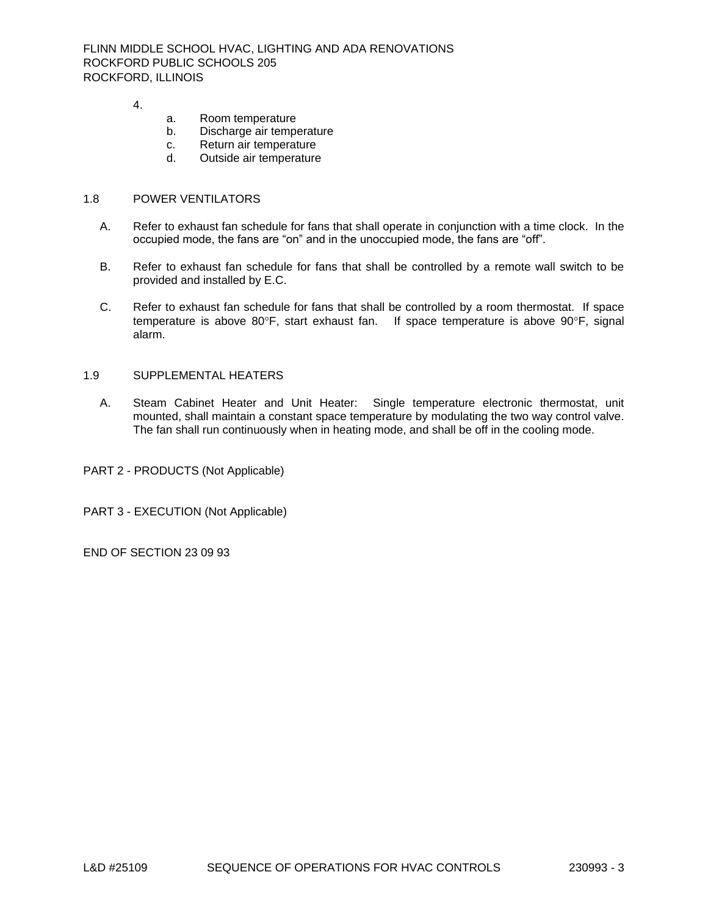4.

   a. Room temperature
   b. Discharge air temperature
   c. Return air temperature
   d. Outside air temperature

## 1.8 POWER VENTILATORS

A. Refer to exhaust fan schedule for fans that shall operate in conjunction with a time clock. In the occupied mode, the fans are "on" and in the unoccupied mode, the fans are "off".

B. Refer to exhaust fan schedule for fans that shall be controlled by a remote wall switch to be provided and installed by E.C.

C. Refer to exhaust fan schedule for fans that shall be controlled by a room thermostat. If space temperature is above 80°F, start exhaust fan. If space temperature is above 90°F, signal alarm.

## 1.9 SUPPLEMENTAL HEATERS

A. Steam Cabinet Heater and Unit Heater: Single temperature electronic thermostat, unit mounted, shall maintain a constant space temperature by modulating the two way control valve. The fan shall run continuously when in heating mode, and shall be off in the cooling mode.

# PART 2 - PRODUCTS (Not Applicable)

# PART 3 - EXECUTION (Not Applicable)

END OF SECTION 23 09 93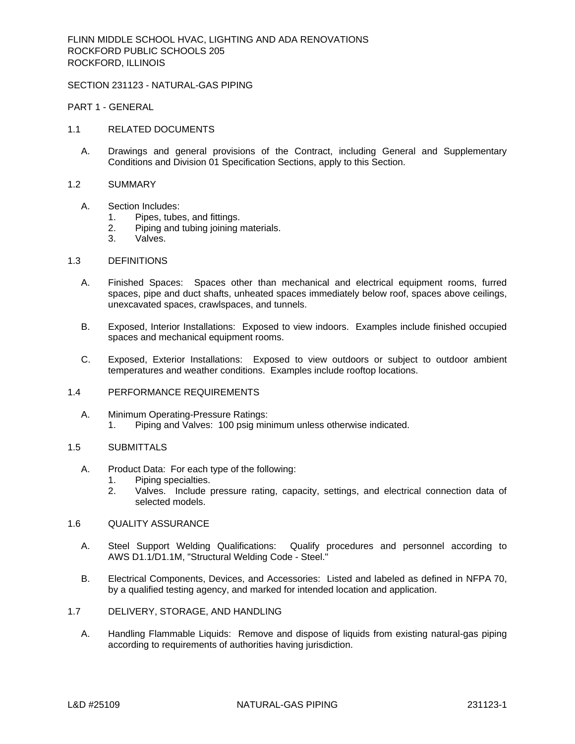FLINN MIDDLE SCHOOL HVAC, LIGHTING AND ADA RENOVATIONS
ROCKFORD PUBLIC SCHOOLS 205
ROCKFORD, ILLINOIS

# SECTION 231123 - NATURAL-GAS PIPING

## PART 1 - GENERAL

### 1.1 RELATED DOCUMENTS

A. Drawings and general provisions of the Contract, including General and Supplementary Conditions and Division 01 Specification Sections, apply to this Section.

### 1.2 SUMMARY

A. Section Includes:
   1. Pipes, tubes, and fittings.
   2. Piping and tubing joining materials.
   3. Valves.

### 1.3 DEFINITIONS

A. Finished Spaces: Spaces other than mechanical and electrical equipment rooms, furred spaces, pipe and duct shafts, unheated spaces immediately below roof, spaces above ceilings, unexcavated spaces, crawlspaces, and tunnels.

B. Exposed, Interior Installations: Exposed to view indoors. Examples include finished occupied spaces and mechanical equipment rooms.

C. Exposed, Exterior Installations: Exposed to view outdoors or subject to outdoor ambient temperatures and weather conditions. Examples include rooftop locations.

### 1.4 PERFORMANCE REQUIREMENTS

A. Minimum Operating-Pressure Ratings:
   1. Piping and Valves: 100 psig minimum unless otherwise indicated.

### 1.5 SUBMITTALS

A. Product Data: For each type of the following:
   1. Piping specialties.
   2. Valves. Include pressure rating, capacity, settings, and electrical connection data of selected models.

### 1.6 QUALITY ASSURANCE

A. Steel Support Welding Qualifications: Qualify procedures and personnel according to AWS D1.1/D1.1M, "Structural Welding Code - Steel."

B. Electrical Components, Devices, and Accessories: Listed and labeled as defined in NFPA 70, by a qualified testing agency, and marked for intended location and application.

### 1.7 DELIVERY, STORAGE, AND HANDLING

A. Handling Flammable Liquids: Remove and dispose of liquids from existing natural-gas piping according to requirements of authorities having jurisdiction.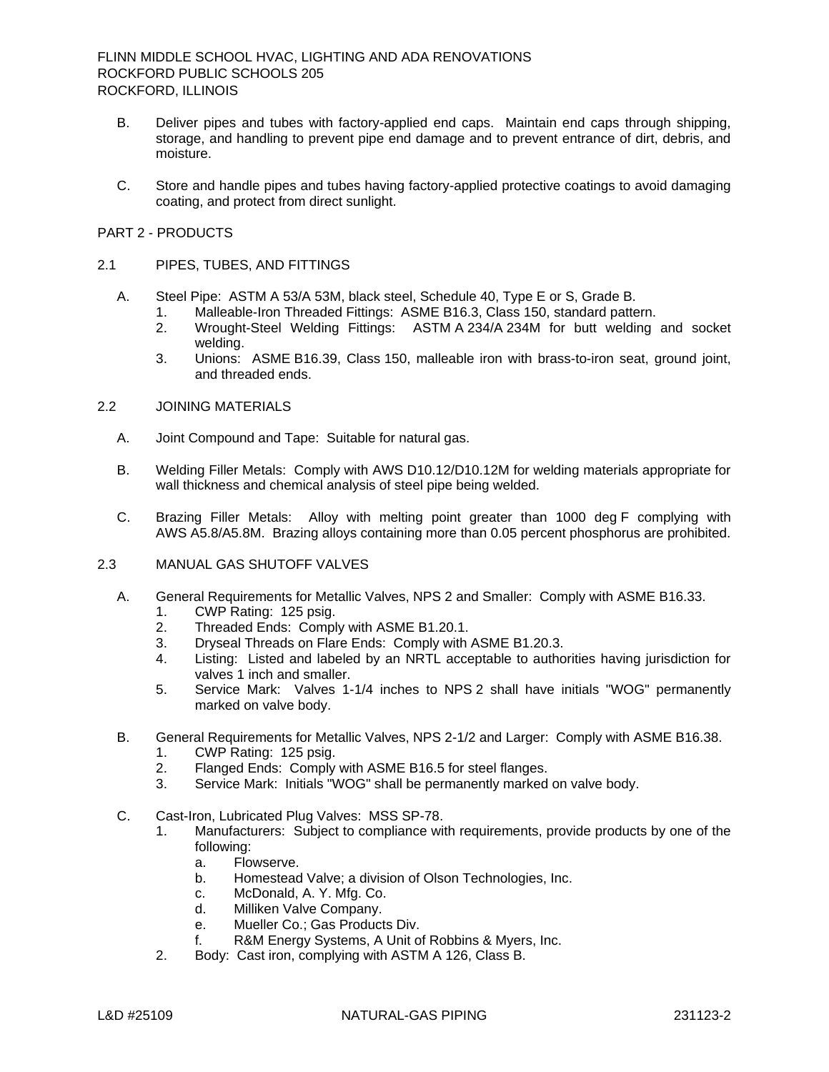B. Deliver pipes and tubes with factory-applied end caps. Maintain end caps through shipping, storage, and handling to prevent pipe end damage and to prevent entrance of dirt, debris, and moisture.

C. Store and handle pipes and tubes having factory-applied protective coatings to avoid damaging coating, and protect from direct sunlight.

## PART 2 - PRODUCTS

### 2.1 PIPES, TUBES, AND FITTINGS

A. Steel Pipe: ASTM A 53/A 53M, black steel, Schedule 40, Type E or S, Grade B.
   1. Malleable-Iron Threaded Fittings: ASME B16.3, Class 150, standard pattern.
   2. Wrought-Steel Welding Fittings: ASTM A 234/A 234M for butt welding and socket welding.
   3. Unions: ASME B16.39, Class 150, malleable iron with brass-to-iron seat, ground joint, and threaded ends.

### 2.2 JOINING MATERIALS

A. Joint Compound and Tape: Suitable for natural gas.

B. Welding Filler Metals: Comply with AWS D10.12/D10.12M for welding materials appropriate for wall thickness and chemical analysis of steel pipe being welded.

C. Brazing Filler Metals: Alloy with melting point greater than 1000 deg F complying with AWS A5.8/A5.8M. Brazing alloys containing more than 0.05 percent phosphorus are prohibited.

### 2.3 MANUAL GAS SHUTOFF VALVES

A. General Requirements for Metallic Valves, NPS 2 and Smaller: Comply with ASME B16.33.
   1. CWP Rating: 125 psig.
   2. Threaded Ends: Comply with ASME B1.20.1.
   3. Dryseal Threads on Flare Ends: Comply with ASME B1.20.3.
   4. Listing: Listed and labeled by an NRTL acceptable to authorities having jurisdiction for valves 1 inch and smaller.
   5. Service Mark: Valves 1-1/4 inches to NPS 2 shall have initials "WOG" permanently marked on valve body.

B. General Requirements for Metallic Valves, NPS 2-1/2 and Larger: Comply with ASME B16.38.
   1. CWP Rating: 125 psig.
   2. Flanged Ends: Comply with ASME B16.5 for steel flanges.
   3. Service Mark: Initials "WOG" shall be permanently marked on valve body.

C. Cast-Iron, Lubricated Plug Valves: MSS SP-78.
   1. Manufacturers: Subject to compliance with requirements, provide products by one of the following:
      a. Flowserve.
      b. Homestead Valve; a division of Olson Technologies, Inc.
      c. McDonald, A. Y. Mfg. Co.
      d. Milliken Valve Company.
      e. Mueller Co.; Gas Products Div.
      f. R&M Energy Systems, A Unit of Robbins & Myers, Inc.
   2. Body: Cast iron, complying with ASTM A 126, Class B.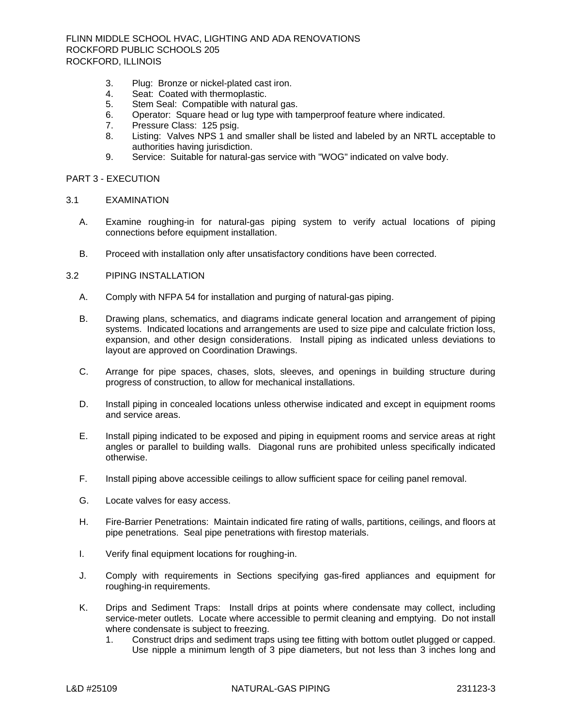3. Plug: Bronze or nickel-plated cast iron.
4. Seat: Coated with thermoplastic.
5. Stem Seal: Compatible with natural gas.
6. Operator: Square head or lug type with tamperproof feature where indicated.
7. Pressure Class: 125 psig.
8. Listing: Valves NPS 1 and smaller shall be listed and labeled by an NRTL acceptable to authorities having jurisdiction.
9. Service: Suitable for natural-gas service with "WOG" indicated on valve body.

## PART 3 - EXECUTION

### 3.1 EXAMINATION

A. Examine roughing-in for natural-gas piping system to verify actual locations of piping connections before equipment installation.

B. Proceed with installation only after unsatisfactory conditions have been corrected.

### 3.2 PIPING INSTALLATION

A. Comply with NFPA 54 for installation and purging of natural-gas piping.

B. Drawing plans, schematics, and diagrams indicate general location and arrangement of piping systems. Indicated locations and arrangements are used to size pipe and calculate friction loss, expansion, and other design considerations. Install piping as indicated unless deviations to layout are approved on Coordination Drawings.

C. Arrange for pipe spaces, chases, slots, sleeves, and openings in building structure during progress of construction, to allow for mechanical installations.

D. Install piping in concealed locations unless otherwise indicated and except in equipment rooms and service areas.

E. Install piping indicated to be exposed and piping in equipment rooms and service areas at right angles or parallel to building walls. Diagonal runs are prohibited unless specifically indicated otherwise.

F. Install piping above accessible ceilings to allow sufficient space for ceiling panel removal.

G. Locate valves for easy access.

H. Fire-Barrier Penetrations: Maintain indicated fire rating of walls, partitions, ceilings, and floors at pipe penetrations. Seal pipe penetrations with firestop materials.

I. Verify final equipment locations for roughing-in.

J. Comply with requirements in Sections specifying gas-fired appliances and equipment for roughing-in requirements.

K. Drips and Sediment Traps: Install drips at points where condensate may collect, including service-meter outlets. Locate where accessible to permit cleaning and emptying. Do not install where condensate is subject to freezing.
   1. Construct drips and sediment traps using tee fitting with bottom outlet plugged or capped. Use nipple a minimum length of 3 pipe diameters, but not less than 3 inches long and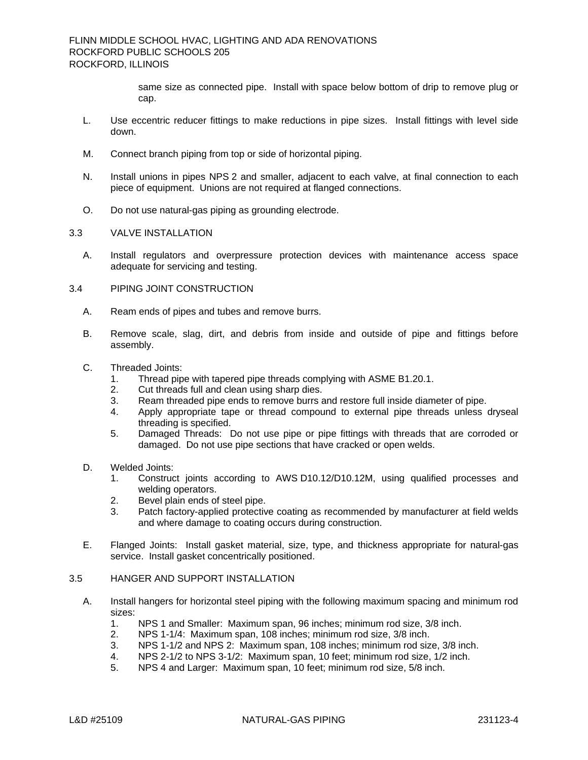same size as connected pipe. Install with space below bottom of drip to remove plug or cap.

L. Use eccentric reducer fittings to make reductions in pipe sizes. Install fittings with level side down.

M. Connect branch piping from top or side of horizontal piping.

N. Install unions in pipes NPS 2 and smaller, adjacent to each valve, at final connection to each piece of equipment. Unions are not required at flanged connections.

O. Do not use natural-gas piping as grounding electrode.

## 3.3 VALVE INSTALLATION

A. Install regulators and overpressure protection devices with maintenance access space adequate for servicing and testing.

## 3.4 PIPING JOINT CONSTRUCTION

A. Ream ends of pipes and tubes and remove burrs.

B. Remove scale, slag, dirt, and debris from inside and outside of pipe and fittings before assembly.

C. Threaded Joints:
   1. Thread pipe with tapered pipe threads complying with ASME B1.20.1.
   2. Cut threads full and clean using sharp dies.
   3. Ream threaded pipe ends to remove burrs and restore full inside diameter of pipe.
   4. Apply appropriate tape or thread compound to external pipe threads unless dryseal threading is specified.
   5. Damaged Threads: Do not use pipe or pipe fittings with threads that are corroded or damaged. Do not use pipe sections that have cracked or open welds.

D. Welded Joints:
   1. Construct joints according to AWS D10.12/D10.12M, using qualified processes and welding operators.
   2. Bevel plain ends of steel pipe.
   3. Patch factory-applied protective coating as recommended by manufacturer at field welds and where damage to coating occurs during construction.

E. Flanged Joints: Install gasket material, size, type, and thickness appropriate for natural-gas service. Install gasket concentrically positioned.

## 3.5 HANGER AND SUPPORT INSTALLATION

A. Install hangers for horizontal steel piping with the following maximum spacing and minimum rod sizes:
   1. NPS 1 and Smaller: Maximum span, 96 inches; minimum rod size, 3/8 inch.
   2. NPS 1-1/4: Maximum span, 108 inches; minimum rod size, 3/8 inch.
   3. NPS 1-1/2 and NPS 2: Maximum span, 108 inches; minimum rod size, 3/8 inch.
   4. NPS 2-1/2 to NPS 3-1/2: Maximum span, 10 feet; minimum rod size, 1/2 inch.
   5. NPS 4 and Larger: Maximum span, 10 feet; minimum rod size, 5/8 inch.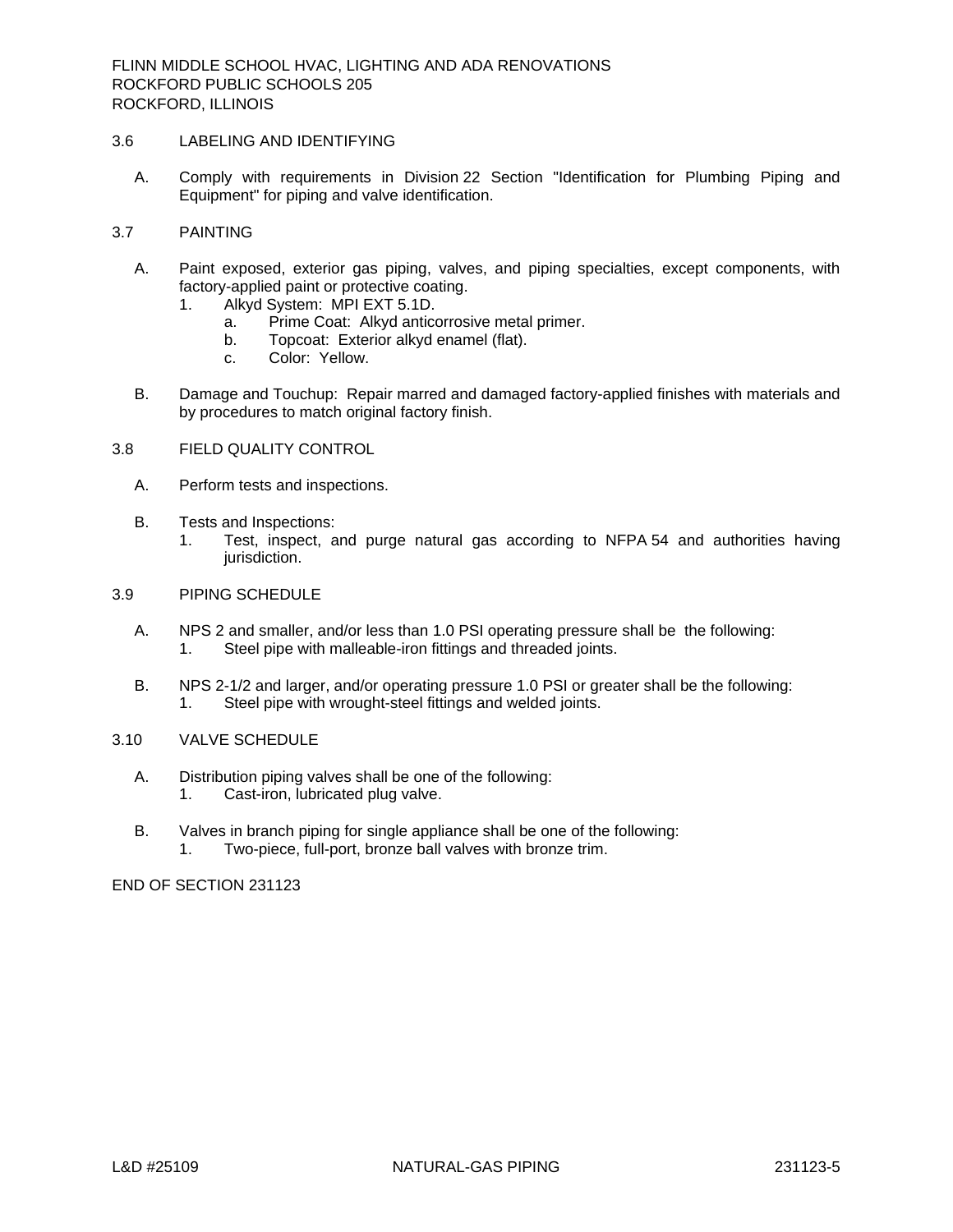## 3.6 LABELING AND IDENTIFYING

A. Comply with requirements in Division 22 Section "Identification for Plumbing Piping and Equipment" for piping and valve identification.

## 3.7 PAINTING

A. Paint exposed, exterior gas piping, valves, and piping specialties, except components, with factory-applied paint or protective coating.
   1. Alkyd System: MPI EXT 5.1D.
      a. Prime Coat: Alkyd anticorrosive metal primer.
      b. Topcoat: Exterior alkyd enamel (flat).
      c. Color: Yellow.

B. Damage and Touchup: Repair marred and damaged factory-applied finishes with materials and by procedures to match original factory finish.

## 3.8 FIELD QUALITY CONTROL

A. Perform tests and inspections.

B. Tests and Inspections:
   1. Test, inspect, and purge natural gas according to NFPA 54 and authorities having jurisdiction.

## 3.9 PIPING SCHEDULE

A. NPS 2 and smaller, and/or less than 1.0 PSI operating pressure shall be the following:
   1. Steel pipe with malleable-iron fittings and threaded joints.

B. NPS 2-1/2 and larger, and/or operating pressure 1.0 PSI or greater shall be the following:
   1. Steel pipe with wrought-steel fittings and welded joints.

## 3.10 VALVE SCHEDULE

A. Distribution piping valves shall be one of the following:
   1. Cast-iron, lubricated plug valve.

B. Valves in branch piping for single appliance shall be one of the following:
   1. Two-piece, full-port, bronze ball valves with bronze trim.

END OF SECTION 231123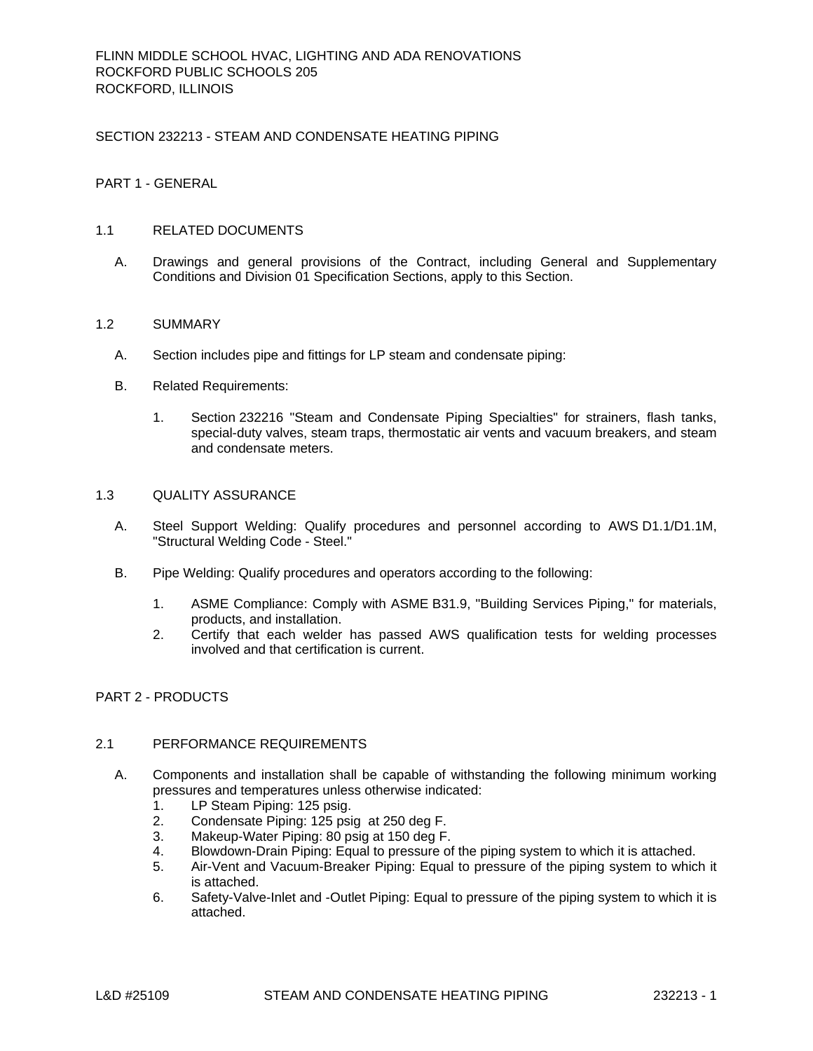FLINN MIDDLE SCHOOL HVAC, LIGHTING AND ADA RENOVATIONS
ROCKFORD PUBLIC SCHOOLS 205
ROCKFORD, ILLINOIS

# SECTION 232213 - STEAM AND CONDENSATE HEATING PIPING

## PART 1 - GENERAL

### 1.1 RELATED DOCUMENTS

A. Drawings and general provisions of the Contract, including General and Supplementary Conditions and Division 01 Specification Sections, apply to this Section.

### 1.2 SUMMARY

A. Section includes pipe and fittings for LP steam and condensate piping:

B. Related Requirements:

1. Section 232216 "Steam and Condensate Piping Specialties" for strainers, flash tanks, special-duty valves, steam traps, thermostatic air vents and vacuum breakers, and steam and condensate meters.

### 1.3 QUALITY ASSURANCE

A. Steel Support Welding: Qualify procedures and personnel according to AWS D1.1/D1.1M, "Structural Welding Code - Steel."

B. Pipe Welding: Qualify procedures and operators according to the following:

1. ASME Compliance: Comply with ASME B31.9, "Building Services Piping," for materials, products, and installation.
2. Certify that each welder has passed AWS qualification tests for welding processes involved and that certification is current.

## PART 2 - PRODUCTS

### 2.1 PERFORMANCE REQUIREMENTS

A. Components and installation shall be capable of withstanding the following minimum working pressures and temperatures unless otherwise indicated:

1. LP Steam Piping: 125 psig.
2. Condensate Piping: 125 psig at 250 deg F.
3. Makeup-Water Piping: 80 psig at 150 deg F.
4. Blowdown-Drain Piping: Equal to pressure of the piping system to which it is attached.
5. Air-Vent and Vacuum-Breaker Piping: Equal to pressure of the piping system to which it is attached.
6. Safety-Valve-Inlet and -Outlet Piping: Equal to pressure of the piping system to which it is attached.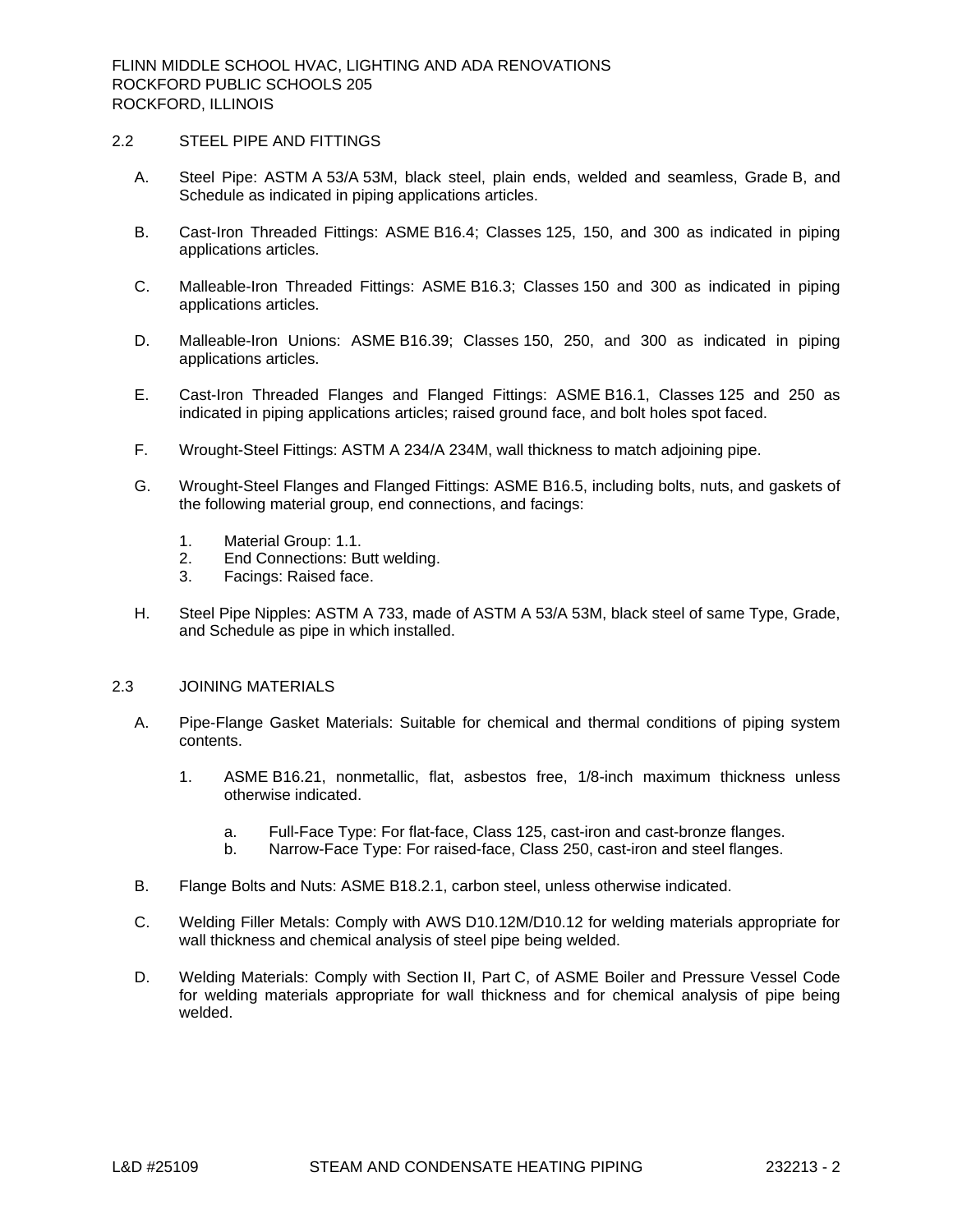## 2.2 STEEL PIPE AND FITTINGS

A. Steel Pipe: ASTM A 53/A 53M, black steel, plain ends, welded and seamless, Grade B, and Schedule as indicated in piping applications articles.

B. Cast-Iron Threaded Fittings: ASME B16.4; Classes 125, 150, and 300 as indicated in piping applications articles.

C. Malleable-Iron Threaded Fittings: ASME B16.3; Classes 150 and 300 as indicated in piping applications articles.

D. Malleable-Iron Unions: ASME B16.39; Classes 150, 250, and 300 as indicated in piping applications articles.

E. Cast-Iron Threaded Flanges and Flanged Fittings: ASME B16.1, Classes 125 and 250 as indicated in piping applications articles; raised ground face, and bolt holes spot faced.

F. Wrought-Steel Fittings: ASTM A 234/A 234M, wall thickness to match adjoining pipe.

G. Wrought-Steel Flanges and Flanged Fittings: ASME B16.5, including bolts, nuts, and gaskets of the following material group, end connections, and facings:

1. Material Group: 1.1.
2. End Connections: Butt welding.
3. Facings: Raised face.

H. Steel Pipe Nipples: ASTM A 733, made of ASTM A 53/A 53M, black steel of same Type, Grade, and Schedule as pipe in which installed.

## 2.3 JOINING MATERIALS

A. Pipe-Flange Gasket Materials: Suitable for chemical and thermal conditions of piping system contents.

1. ASME B16.21, nonmetallic, flat, asbestos free, 1/8-inch maximum thickness unless otherwise indicated.

   a. Full-Face Type: For flat-face, Class 125, cast-iron and cast-bronze flanges.
   b. Narrow-Face Type: For raised-face, Class 250, cast-iron and steel flanges.

B. Flange Bolts and Nuts: ASME B18.2.1, carbon steel, unless otherwise indicated.

C. Welding Filler Metals: Comply with AWS D10.12M/D10.12 for welding materials appropriate for wall thickness and chemical analysis of steel pipe being welded.

D. Welding Materials: Comply with Section II, Part C, of ASME Boiler and Pressure Vessel Code for welding materials appropriate for wall thickness and for chemical analysis of pipe being welded.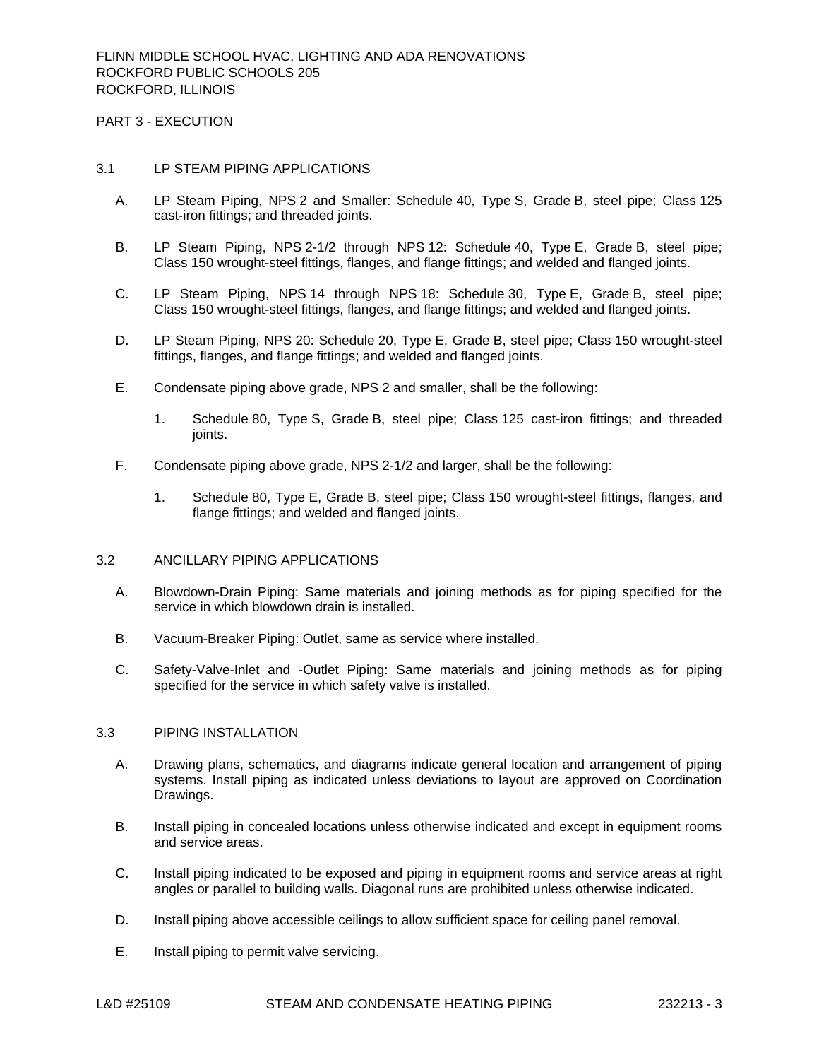## PART 3 - EXECUTION

### 3.1 LP STEAM PIPING APPLICATIONS

A. LP Steam Piping, NPS 2 and Smaller: Schedule 40, Type S, Grade B, steel pipe; Class 125 cast-iron fittings; and threaded joints.

B. LP Steam Piping, NPS 2-1/2 through NPS 12: Schedule 40, Type E, Grade B, steel pipe; Class 150 wrought-steel fittings, flanges, and flange fittings; and welded and flanged joints.

C. LP Steam Piping, NPS 14 through NPS 18: Schedule 30, Type E, Grade B, steel pipe; Class 150 wrought-steel fittings, flanges, and flange fittings; and welded and flanged joints.

D. LP Steam Piping, NPS 20: Schedule 20, Type E, Grade B, steel pipe; Class 150 wrought-steel fittings, flanges, and flange fittings; and welded and flanged joints.

E. Condensate piping above grade, NPS 2 and smaller, shall be the following:

1. Schedule 80, Type S, Grade B, steel pipe; Class 125 cast-iron fittings; and threaded joints.

F. Condensate piping above grade, NPS 2-1/2 and larger, shall be the following:

1. Schedule 80, Type E, Grade B, steel pipe; Class 150 wrought-steel fittings, flanges, and flange fittings; and welded and flanged joints.

### 3.2 ANCILLARY PIPING APPLICATIONS

A. Blowdown-Drain Piping: Same materials and joining methods as for piping specified for the service in which blowdown drain is installed.

B. Vacuum-Breaker Piping: Outlet, same as service where installed.

C. Safety-Valve-Inlet and -Outlet Piping: Same materials and joining methods as for piping specified for the service in which safety valve is installed.

### 3.3 PIPING INSTALLATION

A. Drawing plans, schematics, and diagrams indicate general location and arrangement of piping systems. Install piping as indicated unless deviations to layout are approved on Coordination Drawings.

B. Install piping in concealed locations unless otherwise indicated and except in equipment rooms and service areas.

C. Install piping indicated to be exposed and piping in equipment rooms and service areas at right angles or parallel to building walls. Diagonal runs are prohibited unless otherwise indicated.

D. Install piping above accessible ceilings to allow sufficient space for ceiling panel removal.

E. Install piping to permit valve servicing.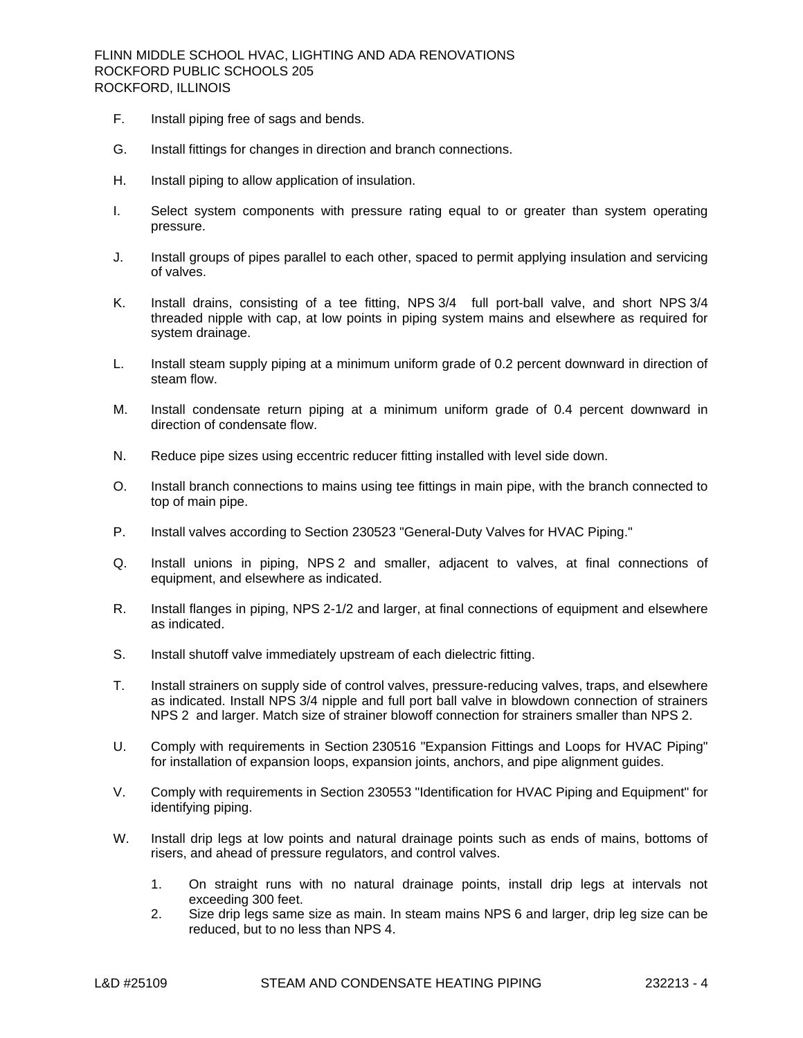F. Install piping free of sags and bends.

G. Install fittings for changes in direction and branch connections.

H. Install piping to allow application of insulation.

I. Select system components with pressure rating equal to or greater than system operating pressure.

J. Install groups of pipes parallel to each other, spaced to permit applying insulation and servicing of valves.

K. Install drains, consisting of a tee fitting, NPS 3/4 full port-ball valve, and short NPS 3/4 threaded nipple with cap, at low points in piping system mains and elsewhere as required for system drainage.

L. Install steam supply piping at a minimum uniform grade of 0.2 percent downward in direction of steam flow.

M. Install condensate return piping at a minimum uniform grade of 0.4 percent downward in direction of condensate flow.

N. Reduce pipe sizes using eccentric reducer fitting installed with level side down.

O. Install branch connections to mains using tee fittings in main pipe, with the branch connected to top of main pipe.

P. Install valves according to Section 230523 "General-Duty Valves for HVAC Piping."

Q. Install unions in piping, NPS 2 and smaller, adjacent to valves, at final connections of equipment, and elsewhere as indicated.

R. Install flanges in piping, NPS 2-1/2 and larger, at final connections of equipment and elsewhere as indicated.

S. Install shutoff valve immediately upstream of each dielectric fitting.

T. Install strainers on supply side of control valves, pressure-reducing valves, traps, and elsewhere as indicated. Install NPS 3/4 nipple and full port ball valve in blowdown connection of strainers NPS 2 and larger. Match size of strainer blowoff connection for strainers smaller than NPS 2.

U. Comply with requirements in Section 230516 "Expansion Fittings and Loops for HVAC Piping" for installation of expansion loops, expansion joints, anchors, and pipe alignment guides.

V. Comply with requirements in Section 230553 "Identification for HVAC Piping and Equipment" for identifying piping.

W. Install drip legs at low points and natural drainage points such as ends of mains, bottoms of risers, and ahead of pressure regulators, and control valves.

   1. On straight runs with no natural drainage points, install drip legs at intervals not exceeding 300 feet.
   2. Size drip legs same size as main. In steam mains NPS 6 and larger, drip leg size can be reduced, but to no less than NPS 4.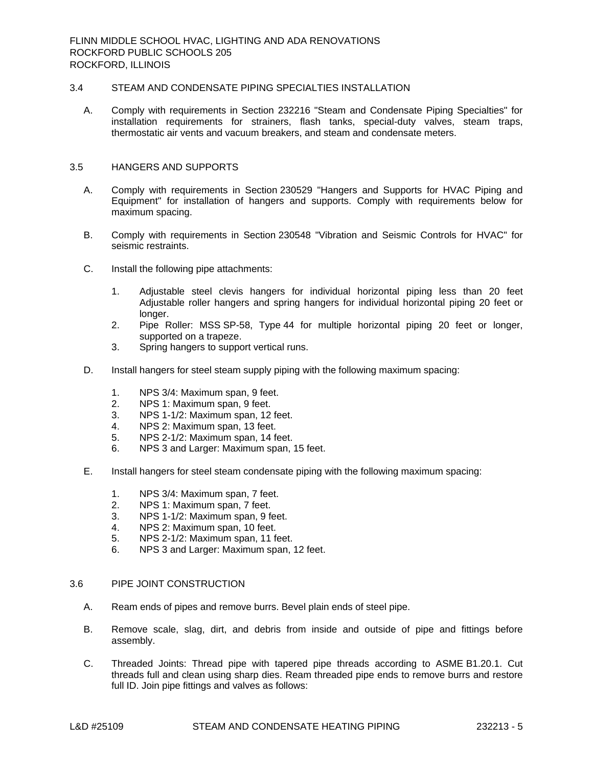## 3.4 STEAM AND CONDENSATE PIPING SPECIALTIES INSTALLATION

A. Comply with requirements in Section 232216 "Steam and Condensate Piping Specialties" for installation requirements for strainers, flash tanks, special-duty valves, steam traps, thermostatic air vents and vacuum breakers, and steam and condensate meters.

## 3.5 HANGERS AND SUPPORTS

A. Comply with requirements in Section 230529 "Hangers and Supports for HVAC Piping and Equipment" for installation of hangers and supports. Comply with requirements below for maximum spacing.

B. Comply with requirements in Section 230548 "Vibration and Seismic Controls for HVAC" for seismic restraints.

C. Install the following pipe attachments:

1. Adjustable steel clevis hangers for individual horizontal piping less than 20 feet Adjustable roller hangers and spring hangers for individual horizontal piping 20 feet or longer.
2. Pipe Roller: MSS SP-58, Type 44 for multiple horizontal piping 20 feet or longer, supported on a trapeze.
3. Spring hangers to support vertical runs.

D. Install hangers for steel steam supply piping with the following maximum spacing:

1. NPS 3/4: Maximum span, 9 feet.
2. NPS 1: Maximum span, 9 feet.
3. NPS 1-1/2: Maximum span, 12 feet.
4. NPS 2: Maximum span, 13 feet.
5. NPS 2-1/2: Maximum span, 14 feet.
6. NPS 3 and Larger: Maximum span, 15 feet.

E. Install hangers for steel steam condensate piping with the following maximum spacing:

1. NPS 3/4: Maximum span, 7 feet.
2. NPS 1: Maximum span, 7 feet.
3. NPS 1-1/2: Maximum span, 9 feet.
4. NPS 2: Maximum span, 10 feet.
5. NPS 2-1/2: Maximum span, 11 feet.
6. NPS 3 and Larger: Maximum span, 12 feet.

## 3.6 PIPE JOINT CONSTRUCTION

A. Ream ends of pipes and remove burrs. Bevel plain ends of steel pipe.

B. Remove scale, slag, dirt, and debris from inside and outside of pipe and fittings before assembly.

C. Threaded Joints: Thread pipe with tapered pipe threads according to ASME B1.20.1. Cut threads full and clean using sharp dies. Ream threaded pipe ends to remove burrs and restore full ID. Join pipe fittings and valves as follows: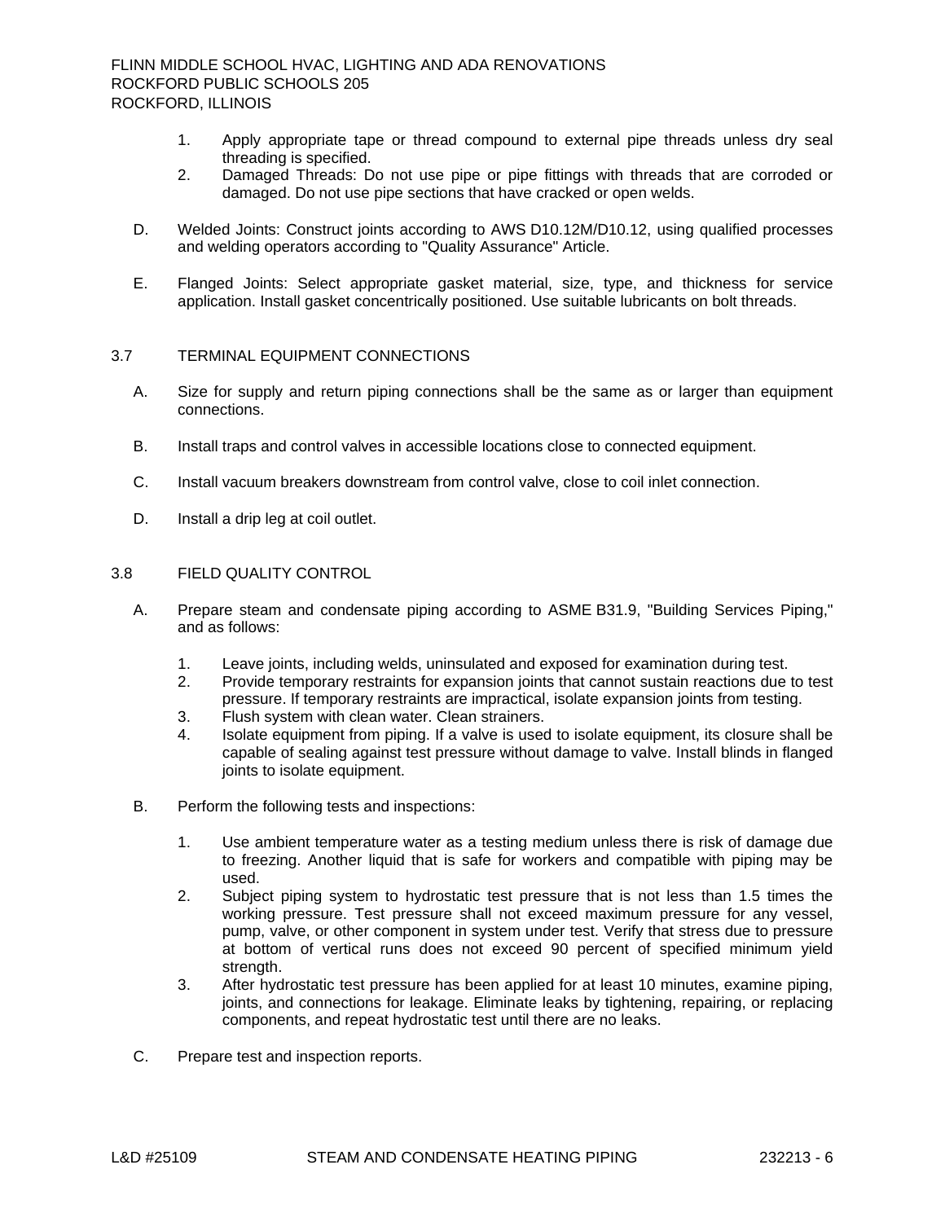1. Apply appropriate tape or thread compound to external pipe threads unless dry seal threading is specified.
2. Damaged Threads: Do not use pipe or pipe fittings with threads that are corroded or damaged. Do not use pipe sections that have cracked or open welds.

D. Welded Joints: Construct joints according to AWS D10.12M/D10.12, using qualified processes and welding operators according to "Quality Assurance" Article.

E. Flanged Joints: Select appropriate gasket material, size, type, and thickness for service application. Install gasket concentrically positioned. Use suitable lubricants on bolt threads.

## 3.7 TERMINAL EQUIPMENT CONNECTIONS

A. Size for supply and return piping connections shall be the same as or larger than equipment connections.

B. Install traps and control valves in accessible locations close to connected equipment.

C. Install vacuum breakers downstream from control valve, close to coil inlet connection.

D. Install a drip leg at coil outlet.

## 3.8 FIELD QUALITY CONTROL

A. Prepare steam and condensate piping according to ASME B31.9, "Building Services Piping," and as follows:

1. Leave joints, including welds, uninsulated and exposed for examination during test.
2. Provide temporary restraints for expansion joints that cannot sustain reactions due to test pressure. If temporary restraints are impractical, isolate expansion joints from testing.
3. Flush system with clean water. Clean strainers.
4. Isolate equipment from piping. If a valve is used to isolate equipment, its closure shall be capable of sealing against test pressure without damage to valve. Install blinds in flanged joints to isolate equipment.

B. Perform the following tests and inspections:

1. Use ambient temperature water as a testing medium unless there is risk of damage due to freezing. Another liquid that is safe for workers and compatible with piping may be used.
2. Subject piping system to hydrostatic test pressure that is not less than 1.5 times the working pressure. Test pressure shall not exceed maximum pressure for any vessel, pump, valve, or other component in system under test. Verify that stress due to pressure at bottom of vertical runs does not exceed 90 percent of specified minimum yield strength.
3. After hydrostatic test pressure has been applied for at least 10 minutes, examine piping, joints, and connections for leakage. Eliminate leaks by tightening, repairing, or replacing components, and repeat hydrostatic test until there are no leaks.

C. Prepare test and inspection reports.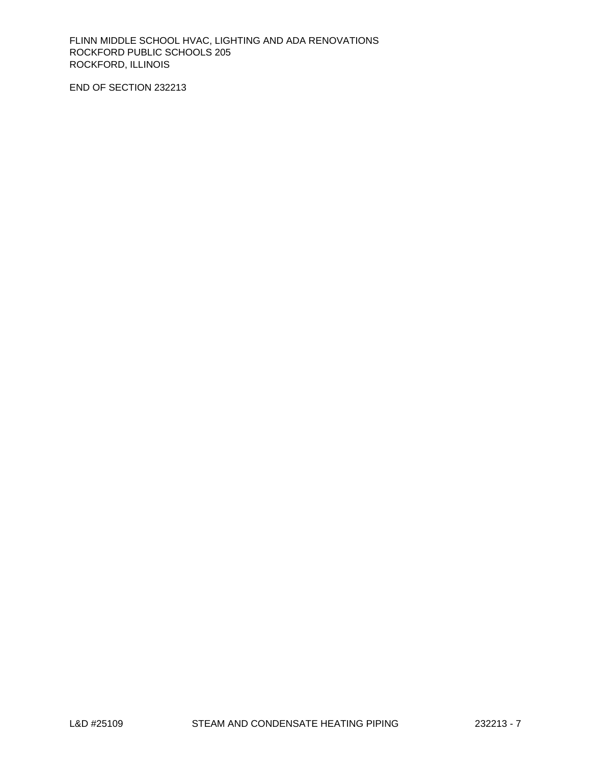END OF SECTION 232213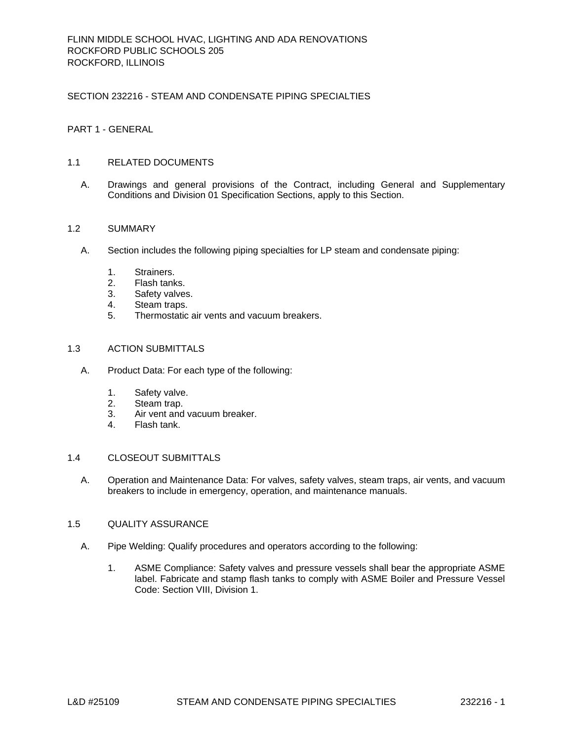FLINN MIDDLE SCHOOL HVAC, LIGHTING AND ADA RENOVATIONS
ROCKFORD PUBLIC SCHOOLS 205
ROCKFORD, ILLINOIS

# SECTION 232216 - STEAM AND CONDENSATE PIPING SPECIALTIES

## PART 1 - GENERAL

### 1.1 RELATED DOCUMENTS

A. Drawings and general provisions of the Contract, including General and Supplementary Conditions and Division 01 Specification Sections, apply to this Section.

### 1.2 SUMMARY

A. Section includes the following piping specialties for LP steam and condensate piping:

1. Strainers.
2. Flash tanks.
3. Safety valves.
4. Steam traps.
5. Thermostatic air vents and vacuum breakers.

### 1.3 ACTION SUBMITTALS

A. Product Data: For each type of the following:

1. Safety valve.
2. Steam trap.
3. Air vent and vacuum breaker.
4. Flash tank.

### 1.4 CLOSEOUT SUBMITTALS

A. Operation and Maintenance Data: For valves, safety valves, steam traps, air vents, and vacuum breakers to include in emergency, operation, and maintenance manuals.

### 1.5 QUALITY ASSURANCE

A. Pipe Welding: Qualify procedures and operators according to the following:

1. ASME Compliance: Safety valves and pressure vessels shall bear the appropriate ASME label. Fabricate and stamp flash tanks to comply with ASME Boiler and Pressure Vessel Code: Section VIII, Division 1.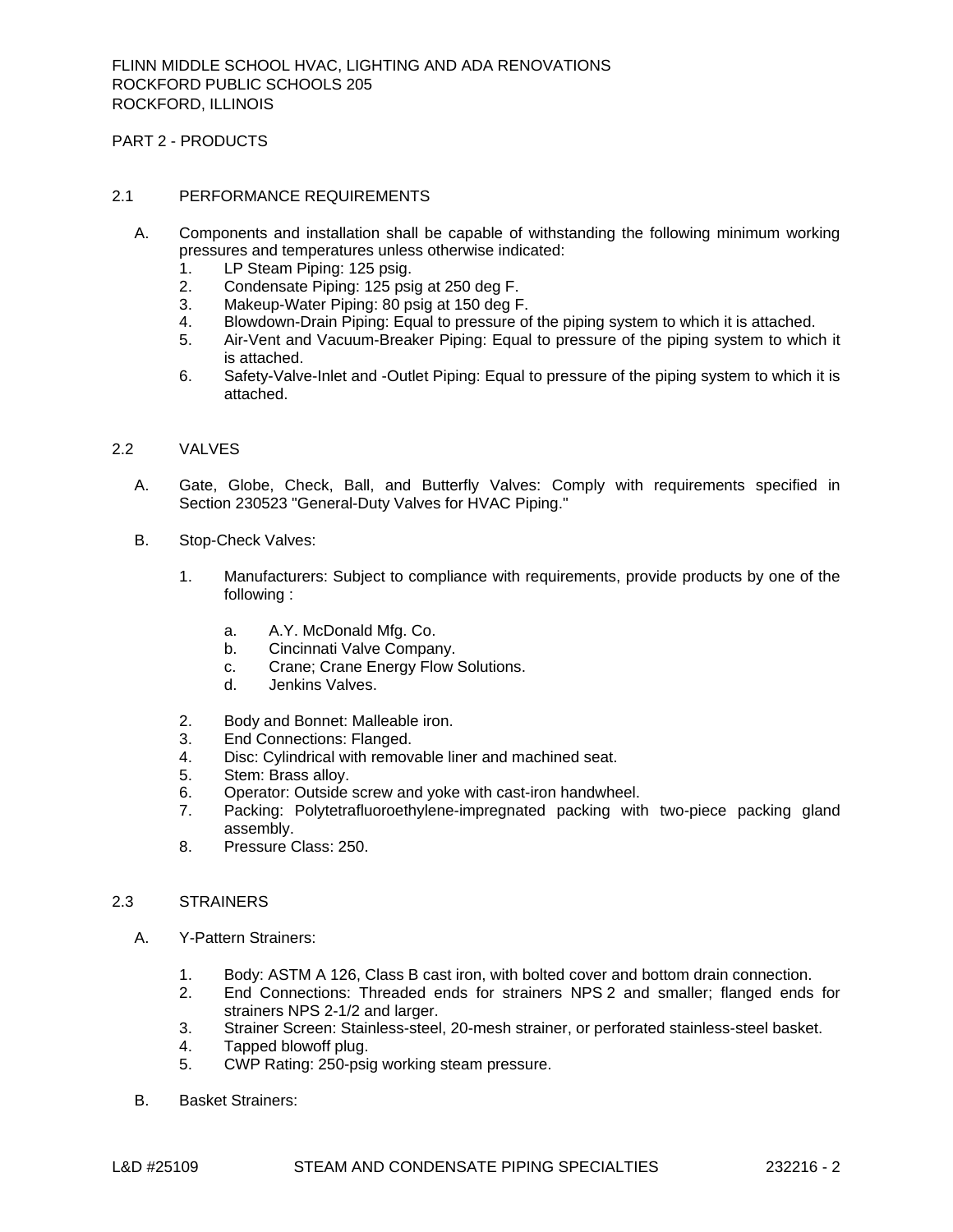## PART 2 - PRODUCTS

### 2.1 PERFORMANCE REQUIREMENTS

A. Components and installation shall be capable of withstanding the following minimum working pressures and temperatures unless otherwise indicated:
   1. LP Steam Piping: 125 psig.
   2. Condensate Piping: 125 psig at 250 deg F.
   3. Makeup-Water Piping: 80 psig at 150 deg F.
   4. Blowdown-Drain Piping: Equal to pressure of the piping system to which it is attached.
   5. Air-Vent and Vacuum-Breaker Piping: Equal to pressure of the piping system to which it is attached.
   6. Safety-Valve-Inlet and -Outlet Piping: Equal to pressure of the piping system to which it is attached.

### 2.2 VALVES

A. Gate, Globe, Check, Ball, and Butterfly Valves: Comply with requirements specified in Section 230523 "General-Duty Valves for HVAC Piping."

B. Stop-Check Valves:

   1. Manufacturers: Subject to compliance with requirements, provide products by one of the following :

      a. A.Y. McDonald Mfg. Co.
      b. Cincinnati Valve Company.
      c. Crane; Crane Energy Flow Solutions.
      d. Jenkins Valves.

   2. Body and Bonnet: Malleable iron.
   3. End Connections: Flanged.
   4. Disc: Cylindrical with removable liner and machined seat.
   5. Stem: Brass alloy.
   6. Operator: Outside screw and yoke with cast-iron handwheel.
   7. Packing: Polytetrafluoroethylene-impregnated packing with two-piece packing gland assembly.
   8. Pressure Class: 250.

### 2.3 STRAINERS

A. Y-Pattern Strainers:

   1. Body: ASTM A 126, Class B cast iron, with bolted cover and bottom drain connection.
   2. End Connections: Threaded ends for strainers NPS 2 and smaller; flanged ends for strainers NPS 2-1/2 and larger.
   3. Strainer Screen: Stainless-steel, 20-mesh strainer, or perforated stainless-steel basket.
   4. Tapped blowoff plug.
   5. CWP Rating: 250-psig working steam pressure.

B. Basket Strainers: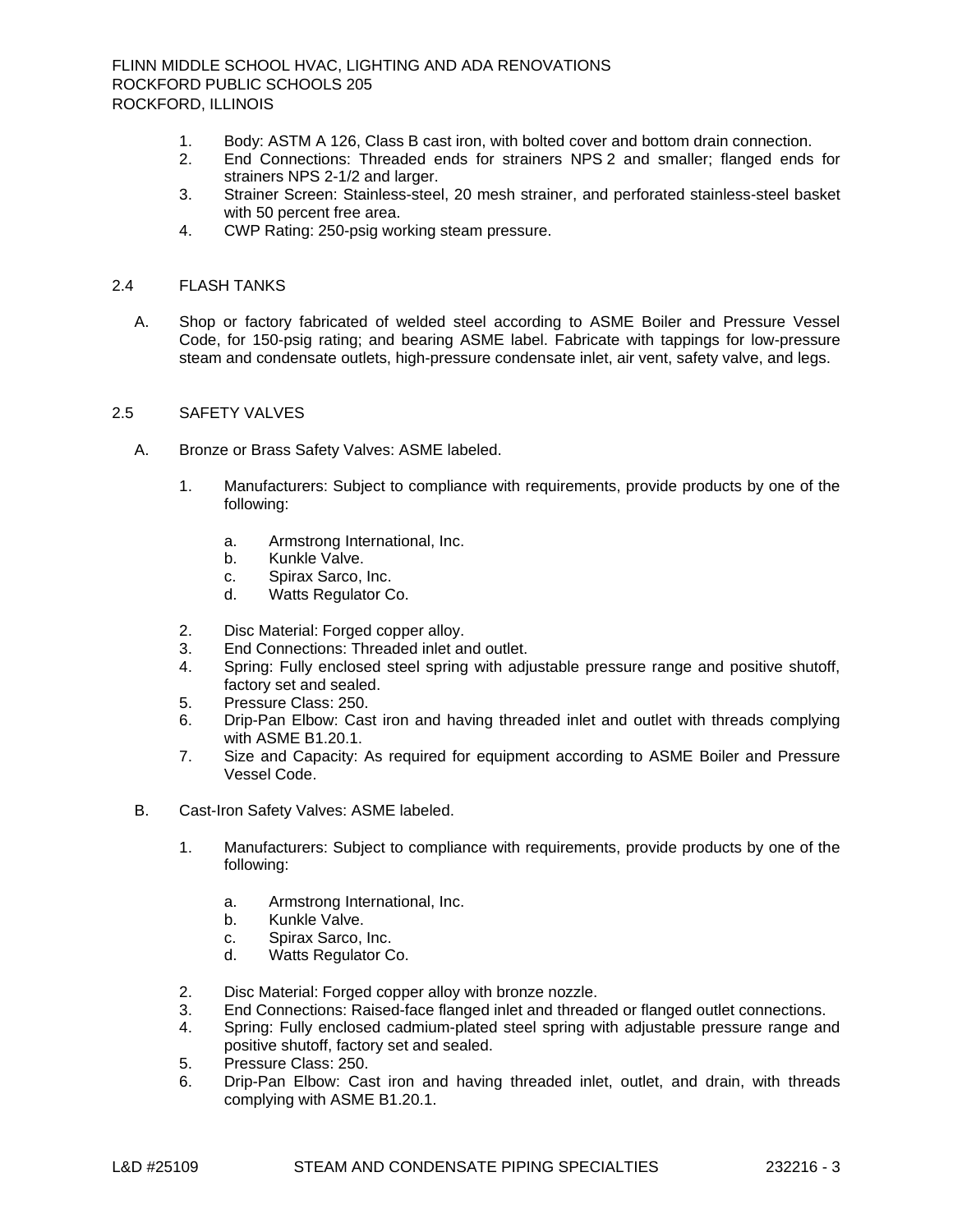1. Body: ASTM A 126, Class B cast iron, with bolted cover and bottom drain connection.
2. End Connections: Threaded ends for strainers NPS 2 and smaller; flanged ends for strainers NPS 2-1/2 and larger.
3. Strainer Screen: Stainless-steel, 20 mesh strainer, and perforated stainless-steel basket with 50 percent free area.
4. CWP Rating: 250-psig working steam pressure.

## 2.4 FLASH TANKS

A. Shop or factory fabricated of welded steel according to ASME Boiler and Pressure Vessel Code, for 150-psig rating; and bearing ASME label. Fabricate with tappings for low-pressure steam and condensate outlets, high-pressure condensate inlet, air vent, safety valve, and legs.

## 2.5 SAFETY VALVES

A. Bronze or Brass Safety Valves: ASME labeled.

   1. Manufacturers: Subject to compliance with requirements, provide products by one of the following:

      a. Armstrong International, Inc.
      b. Kunkle Valve.
      c. Spirax Sarco, Inc.
      d. Watts Regulator Co.

   2. Disc Material: Forged copper alloy.
   3. End Connections: Threaded inlet and outlet.
   4. Spring: Fully enclosed steel spring with adjustable pressure range and positive shutoff, factory set and sealed.
   5. Pressure Class: 250.
   6. Drip-Pan Elbow: Cast iron and having threaded inlet and outlet with threads complying with ASME B1.20.1.
   7. Size and Capacity: As required for equipment according to ASME Boiler and Pressure Vessel Code.

B. Cast-Iron Safety Valves: ASME labeled.

   1. Manufacturers: Subject to compliance with requirements, provide products by one of the following:

      a. Armstrong International, Inc.
      b. Kunkle Valve.
      c. Spirax Sarco, Inc.
      d. Watts Regulator Co.

   2. Disc Material: Forged copper alloy with bronze nozzle.
   3. End Connections: Raised-face flanged inlet and threaded or flanged outlet connections.
   4. Spring: Fully enclosed cadmium-plated steel spring with adjustable pressure range and positive shutoff, factory set and sealed.
   5. Pressure Class: 250.
   6. Drip-Pan Elbow: Cast iron and having threaded inlet, outlet, and drain, with threads complying with ASME B1.20.1.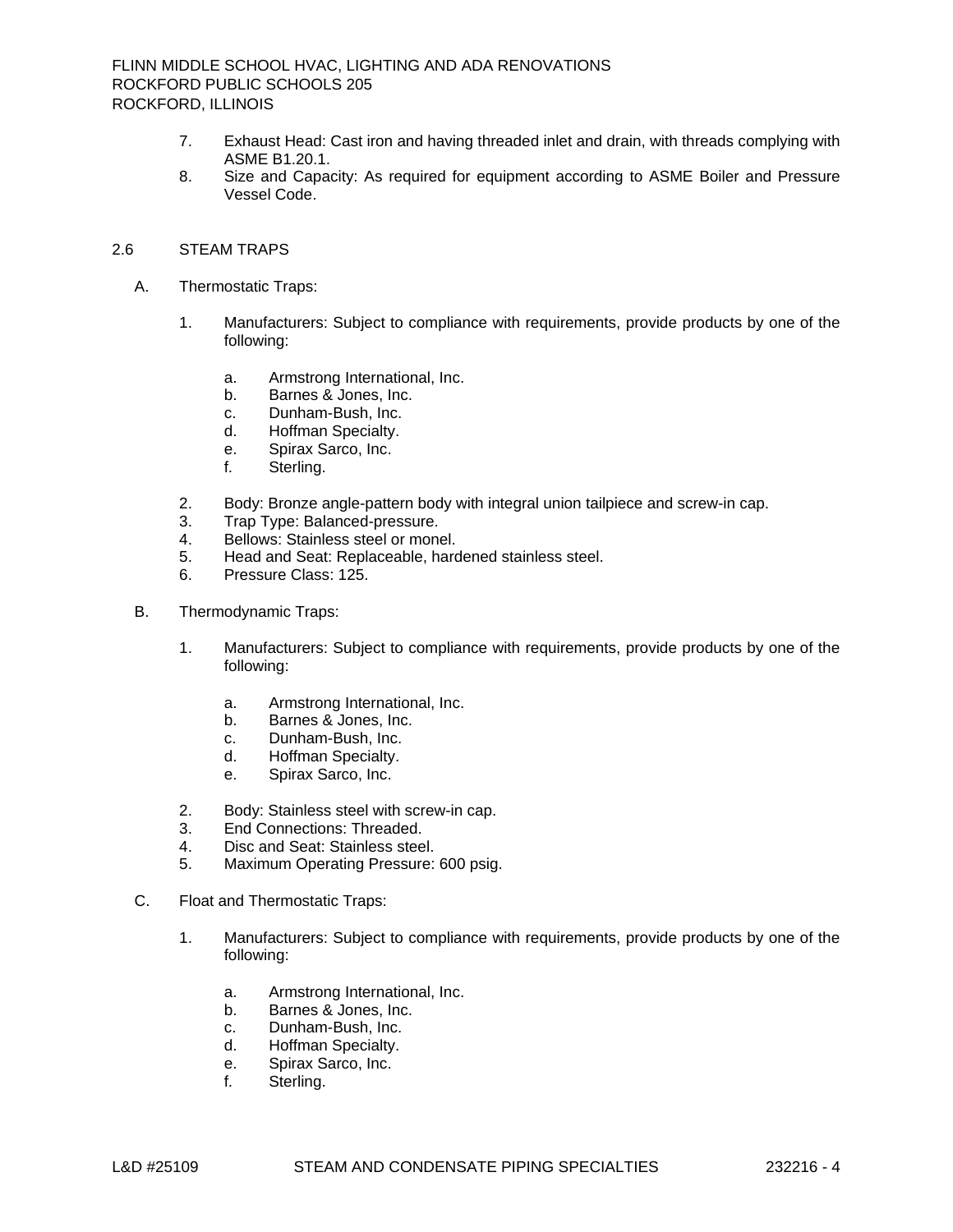7. Exhaust Head: Cast iron and having threaded inlet and drain, with threads complying with ASME B1.20.1.
8. Size and Capacity: As required for equipment according to ASME Boiler and Pressure Vessel Code.

## 2.6 STEAM TRAPS

A. Thermostatic Traps:

1. Manufacturers: Subject to compliance with requirements, provide products by one of the following:
   - a. Armstrong International, Inc.
   - b. Barnes & Jones, Inc.
   - c. Dunham-Bush, Inc.
   - d. Hoffman Specialty.
   - e. Spirax Sarco, Inc.
   - f. Sterling.
2. Body: Bronze angle-pattern body with integral union tailpiece and screw-in cap.
3. Trap Type: Balanced-pressure.
4. Bellows: Stainless steel or monel.
5. Head and Seat: Replaceable, hardened stainless steel.
6. Pressure Class: 125.

B. Thermodynamic Traps:

1. Manufacturers: Subject to compliance with requirements, provide products by one of the following:
   - a. Armstrong International, Inc.
   - b. Barnes & Jones, Inc.
   - c. Dunham-Bush, Inc.
   - d. Hoffman Specialty.
   - e. Spirax Sarco, Inc.
2. Body: Stainless steel with screw-in cap.
3. End Connections: Threaded.
4. Disc and Seat: Stainless steel.
5. Maximum Operating Pressure: 600 psig.

C. Float and Thermostatic Traps:

1. Manufacturers: Subject to compliance with requirements, provide products by one of the following:
   - a. Armstrong International, Inc.
   - b. Barnes & Jones, Inc.
   - c. Dunham-Bush, Inc.
   - d. Hoffman Specialty.
   - e. Spirax Sarco, Inc.
   - f. Sterling.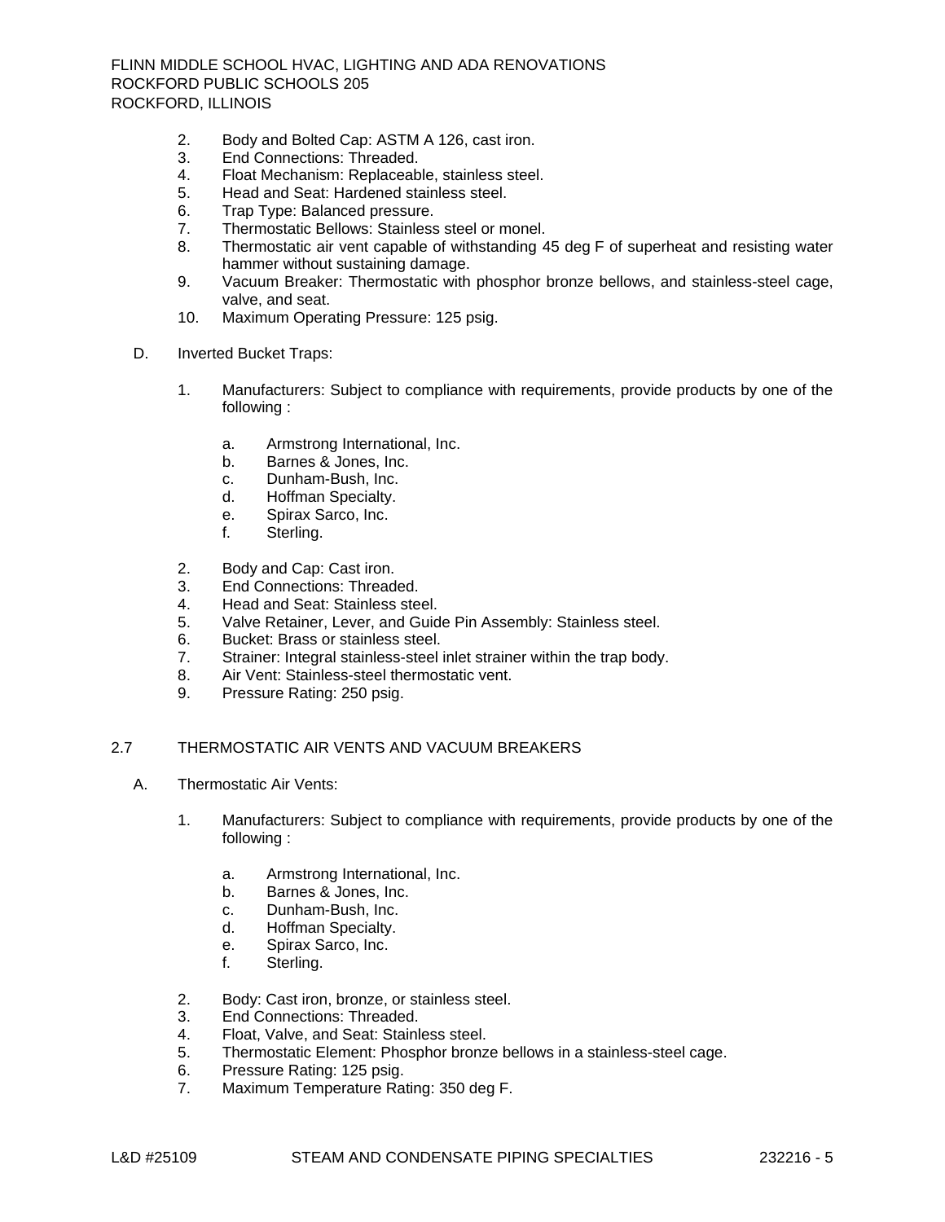2. Body and Bolted Cap: ASTM A 126, cast iron.
3. End Connections: Threaded.
4. Float Mechanism: Replaceable, stainless steel.
5. Head and Seat: Hardened stainless steel.
6. Trap Type: Balanced pressure.
7. Thermostatic Bellows: Stainless steel or monel.
8. Thermostatic air vent capable of withstanding 45 deg F of superheat and resisting water hammer without sustaining damage.
9. Vacuum Breaker: Thermostatic with phosphor bronze bellows, and stainless-steel cage, valve, and seat.
10. Maximum Operating Pressure: 125 psig.

D. Inverted Bucket Traps:

1. Manufacturers: Subject to compliance with requirements, provide products by one of the following :
   a. Armstrong International, Inc.
   b. Barnes & Jones, Inc.
   c. Dunham-Bush, Inc.
   d. Hoffman Specialty.
   e. Spirax Sarco, Inc.
   f. Sterling.
2. Body and Cap: Cast iron.
3. End Connections: Threaded.
4. Head and Seat: Stainless steel.
5. Valve Retainer, Lever, and Guide Pin Assembly: Stainless steel.
6. Bucket: Brass or stainless steel.
7. Strainer: Integral stainless-steel inlet strainer within the trap body.
8. Air Vent: Stainless-steel thermostatic vent.
9. Pressure Rating: 250 psig.

## 2.7 THERMOSTATIC AIR VENTS AND VACUUM BREAKERS

A. Thermostatic Air Vents:

1. Manufacturers: Subject to compliance with requirements, provide products by one of the following :
   a. Armstrong International, Inc.
   b. Barnes & Jones, Inc.
   c. Dunham-Bush, Inc.
   d. Hoffman Specialty.
   e. Spirax Sarco, Inc.
   f. Sterling.
2. Body: Cast iron, bronze, or stainless steel.
3. End Connections: Threaded.
4. Float, Valve, and Seat: Stainless steel.
5. Thermostatic Element: Phosphor bronze bellows in a stainless-steel cage.
6. Pressure Rating: 125 psig.
7. Maximum Temperature Rating: 350 deg F.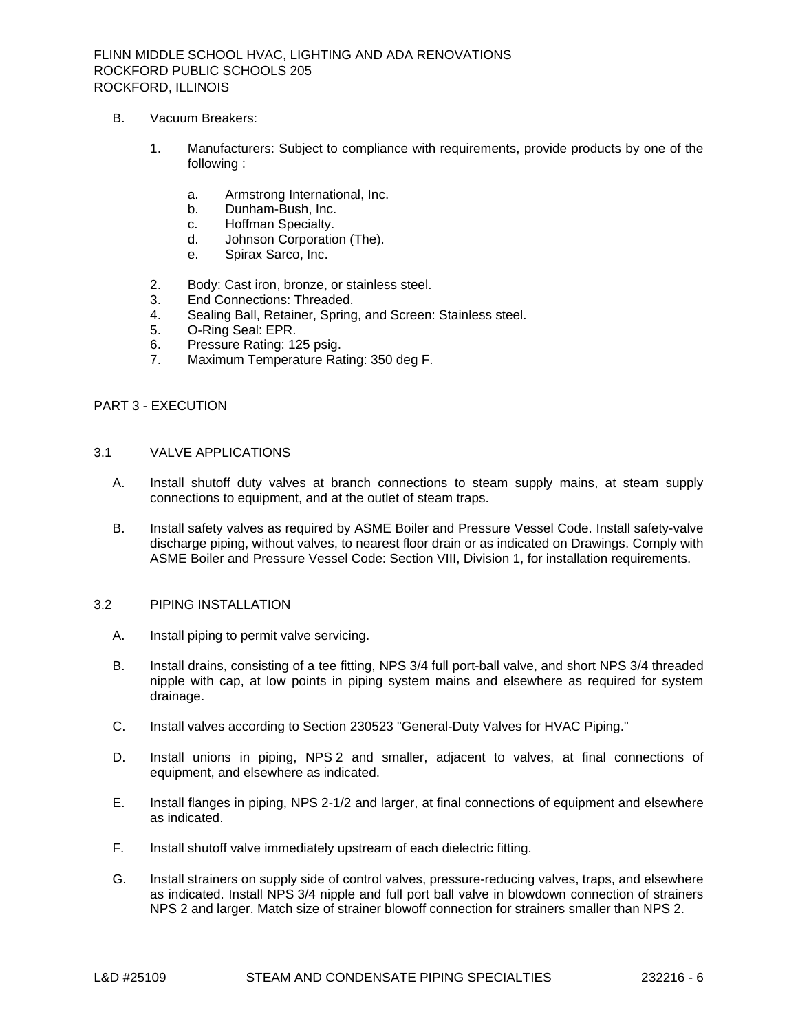B. Vacuum Breakers:

1. Manufacturers: Subject to compliance with requirements, provide products by one of the following :

   a. Armstrong International, Inc.
   b. Dunham-Bush, Inc.
   c. Hoffman Specialty.
   d. Johnson Corporation (The).
   e. Spirax Sarco, Inc.

2. Body: Cast iron, bronze, or stainless steel.
3. End Connections: Threaded.
4. Sealing Ball, Retainer, Spring, and Screen: Stainless steel.
5. O-Ring Seal: EPR.
6. Pressure Rating: 125 psig.
7. Maximum Temperature Rating: 350 deg F.

## PART 3 - EXECUTION

### 3.1 VALVE APPLICATIONS

A. Install shutoff duty valves at branch connections to steam supply mains, at steam supply connections to equipment, and at the outlet of steam traps.

B. Install safety valves as required by ASME Boiler and Pressure Vessel Code. Install safety-valve discharge piping, without valves, to nearest floor drain or as indicated on Drawings. Comply with ASME Boiler and Pressure Vessel Code: Section VIII, Division 1, for installation requirements.

### 3.2 PIPING INSTALLATION

A. Install piping to permit valve servicing.

B. Install drains, consisting of a tee fitting, NPS 3/4 full port-ball valve, and short NPS 3/4 threaded nipple with cap, at low points in piping system mains and elsewhere as required for system drainage.

C. Install valves according to Section 230523 "General-Duty Valves for HVAC Piping."

D. Install unions in piping, NPS 2 and smaller, adjacent to valves, at final connections of equipment, and elsewhere as indicated.

E. Install flanges in piping, NPS 2-1/2 and larger, at final connections of equipment and elsewhere as indicated.

F. Install shutoff valve immediately upstream of each dielectric fitting.

G. Install strainers on supply side of control valves, pressure-reducing valves, traps, and elsewhere as indicated. Install NPS 3/4 nipple and full port ball valve in blowdown connection of strainers NPS 2 and larger. Match size of strainer blowoff connection for strainers smaller than NPS 2.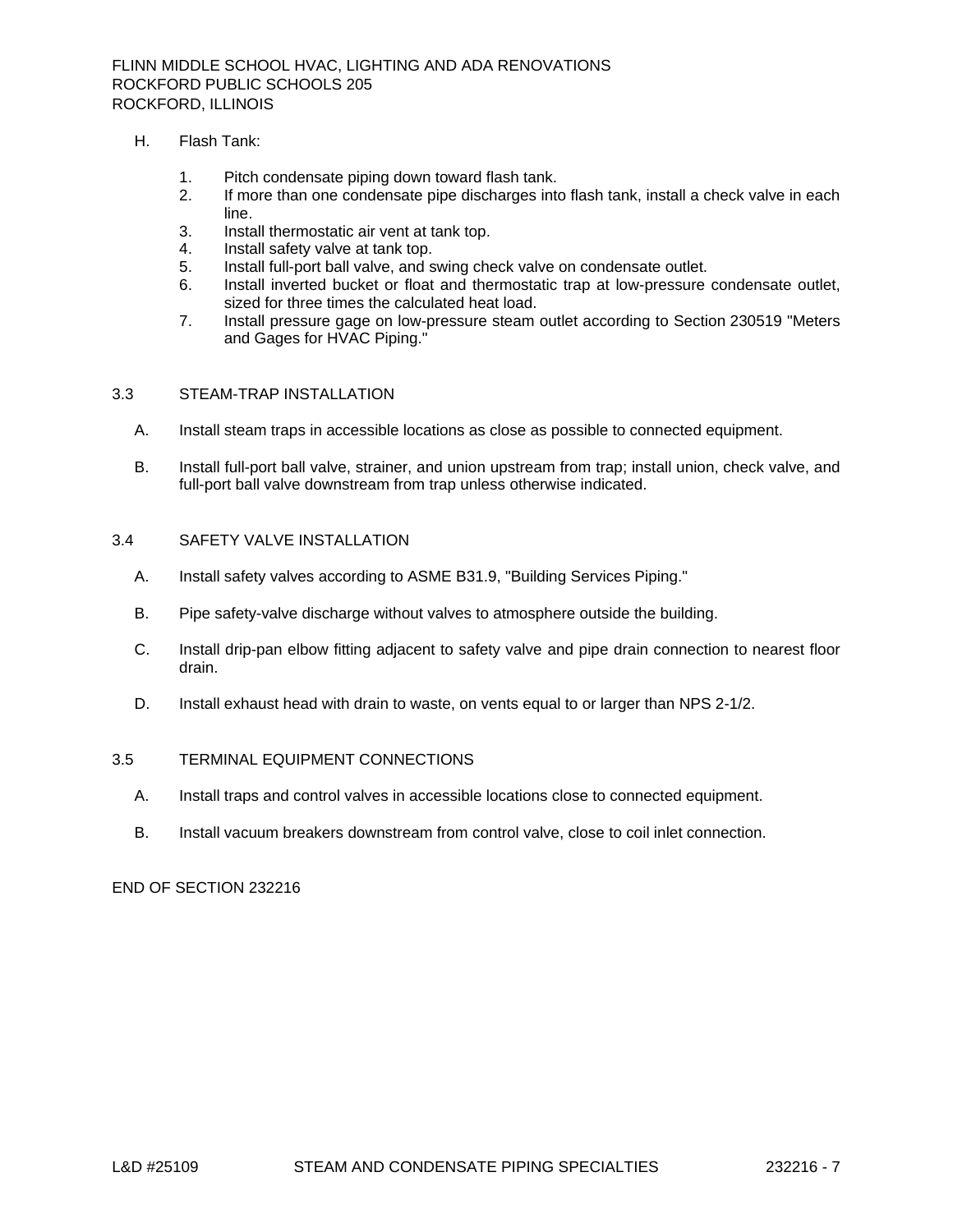H. Flash Tank:

1. Pitch condensate piping down toward flash tank.
2. If more than one condensate pipe discharges into flash tank, install a check valve in each line.
3. Install thermostatic air vent at tank top.
4. Install safety valve at tank top.
5. Install full-port ball valve, and swing check valve on condensate outlet.
6. Install inverted bucket or float and thermostatic trap at low-pressure condensate outlet, sized for three times the calculated heat load.
7. Install pressure gage on low-pressure steam outlet according to Section 230519 "Meters and Gages for HVAC Piping."

## 3.3 STEAM-TRAP INSTALLATION

A. Install steam traps in accessible locations as close as possible to connected equipment.

B. Install full-port ball valve, strainer, and union upstream from trap; install union, check valve, and full-port ball valve downstream from trap unless otherwise indicated.

## 3.4 SAFETY VALVE INSTALLATION

A. Install safety valves according to ASME B31.9, "Building Services Piping."

B. Pipe safety-valve discharge without valves to atmosphere outside the building.

C. Install drip-pan elbow fitting adjacent to safety valve and pipe drain connection to nearest floor drain.

D. Install exhaust head with drain to waste, on vents equal to or larger than NPS 2-1/2.

## 3.5 TERMINAL EQUIPMENT CONNECTIONS

A. Install traps and control valves in accessible locations close to connected equipment.

B. Install vacuum breakers downstream from control valve, close to coil inlet connection.

END OF SECTION 232216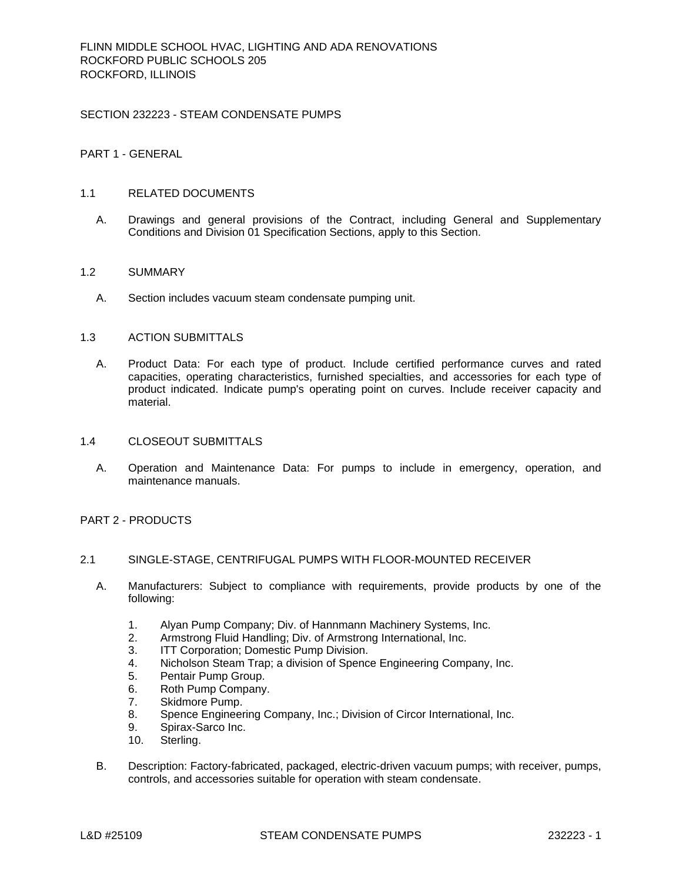# SECTION 232223 - STEAM CONDENSATE PUMPS

## PART 1 - GENERAL

### 1.1 RELATED DOCUMENTS

A. Drawings and general provisions of the Contract, including General and Supplementary Conditions and Division 01 Specification Sections, apply to this Section.

### 1.2 SUMMARY

A. Section includes vacuum steam condensate pumping unit.

### 1.3 ACTION SUBMITTALS

A. Product Data: For each type of product. Include certified performance curves and rated capacities, operating characteristics, furnished specialties, and accessories for each type of product indicated. Indicate pump's operating point on curves. Include receiver capacity and material.

### 1.4 CLOSEOUT SUBMITTALS

A. Operation and Maintenance Data: For pumps to include in emergency, operation, and maintenance manuals.

## PART 2 - PRODUCTS

### 2.1 SINGLE-STAGE, CENTRIFUGAL PUMPS WITH FLOOR-MOUNTED RECEIVER

A. Manufacturers: Subject to compliance with requirements, provide products by one of the following:

1. Alyan Pump Company; Div. of Hannmann Machinery Systems, Inc.
2. Armstrong Fluid Handling; Div. of Armstrong International, Inc.
3. ITT Corporation; Domestic Pump Division.
4. Nicholson Steam Trap; a division of Spence Engineering Company, Inc.
5. Pentair Pump Group.
6. Roth Pump Company.
7. Skidmore Pump.
8. Spence Engineering Company, Inc.; Division of Circor International, Inc.
9. Spirax-Sarco Inc.
10. Sterling.

B. Description: Factory-fabricated, packaged, electric-driven vacuum pumps; with receiver, pumps, controls, and accessories suitable for operation with steam condensate.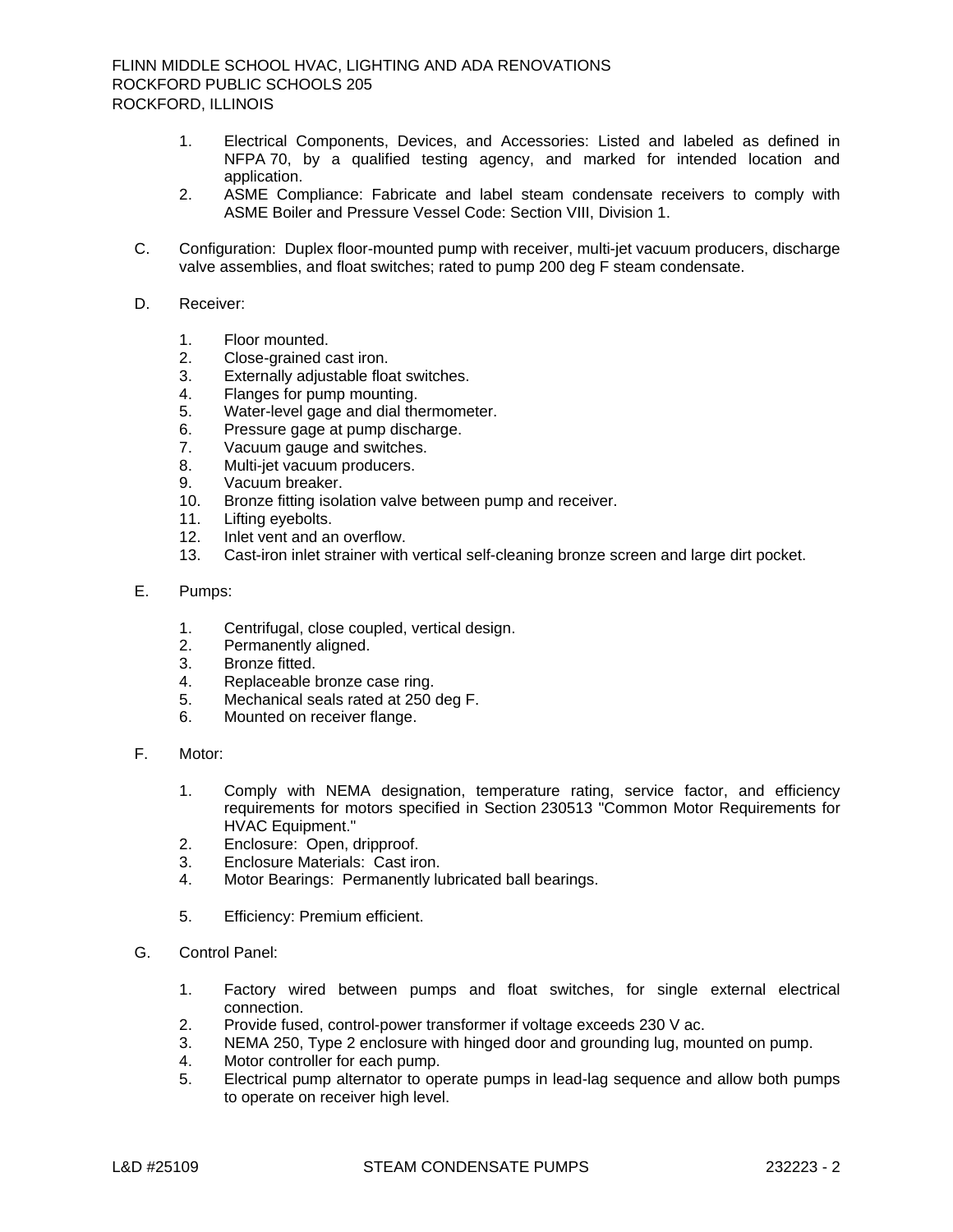1. Electrical Components, Devices, and Accessories: Listed and labeled as defined in NFPA 70, by a qualified testing agency, and marked for intended location and application.
2. ASME Compliance: Fabricate and label steam condensate receivers to comply with ASME Boiler and Pressure Vessel Code: Section VIII, Division 1.

C. Configuration: Duplex floor-mounted pump with receiver, multi-jet vacuum producers, discharge valve assemblies, and float switches; rated to pump 200 deg F steam condensate.

D. Receiver:

1. Floor mounted.
2. Close-grained cast iron.
3. Externally adjustable float switches.
4. Flanges for pump mounting.
5. Water-level gage and dial thermometer.
6. Pressure gage at pump discharge.
7. Vacuum gauge and switches.
8. Multi-jet vacuum producers.
9. Vacuum breaker.
10. Bronze fitting isolation valve between pump and receiver.
11. Lifting eyebolts.
12. Inlet vent and an overflow.
13. Cast-iron inlet strainer with vertical self-cleaning bronze screen and large dirt pocket.

E. Pumps:

1. Centrifugal, close coupled, vertical design.
2. Permanently aligned.
3. Bronze fitted.
4. Replaceable bronze case ring.
5. Mechanical seals rated at 250 deg F.
6. Mounted on receiver flange.

F. Motor:

1. Comply with NEMA designation, temperature rating, service factor, and efficiency requirements for motors specified in Section 230513 "Common Motor Requirements for HVAC Equipment."
2. Enclosure: Open, dripproof.
3. Enclosure Materials: Cast iron.
4. Motor Bearings: Permanently lubricated ball bearings.
5. Efficiency: Premium efficient.

G. Control Panel:

1. Factory wired between pumps and float switches, for single external electrical connection.
2. Provide fused, control-power transformer if voltage exceeds 230 V ac.
3. NEMA 250, Type 2 enclosure with hinged door and grounding lug, mounted on pump.
4. Motor controller for each pump.
5. Electrical pump alternator to operate pumps in lead-lag sequence and allow both pumps to operate on receiver high level.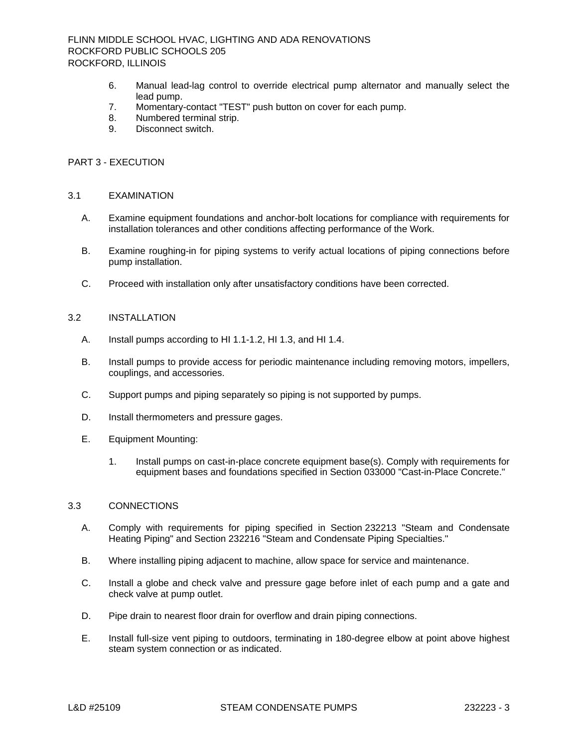6. Manual lead-lag control to override electrical pump alternator and manually select the lead pump.
7. Momentary-contact "TEST" push button on cover for each pump.
8. Numbered terminal strip.
9. Disconnect switch.

## PART 3 - EXECUTION

### 3.1 EXAMINATION

A. Examine equipment foundations and anchor-bolt locations for compliance with requirements for installation tolerances and other conditions affecting performance of the Work.

B. Examine roughing-in for piping systems to verify actual locations of piping connections before pump installation.

C. Proceed with installation only after unsatisfactory conditions have been corrected.

### 3.2 INSTALLATION

A. Install pumps according to HI 1.1-1.2, HI 1.3, and HI 1.4.

B. Install pumps to provide access for periodic maintenance including removing motors, impellers, couplings, and accessories.

C. Support pumps and piping separately so piping is not supported by pumps.

D. Install thermometers and pressure gages.

E. Equipment Mounting:

1. Install pumps on cast-in-place concrete equipment base(s). Comply with requirements for equipment bases and foundations specified in Section 033000 "Cast-in-Place Concrete."

### 3.3 CONNECTIONS

A. Comply with requirements for piping specified in Section 232213 "Steam and Condensate Heating Piping" and Section 232216 "Steam and Condensate Piping Specialties."

B. Where installing piping adjacent to machine, allow space for service and maintenance.

C. Install a globe and check valve and pressure gage before inlet of each pump and a gate and check valve at pump outlet.

D. Pipe drain to nearest floor drain for overflow and drain piping connections.

E. Install full-size vent piping to outdoors, terminating in 180-degree elbow at point above highest steam system connection or as indicated.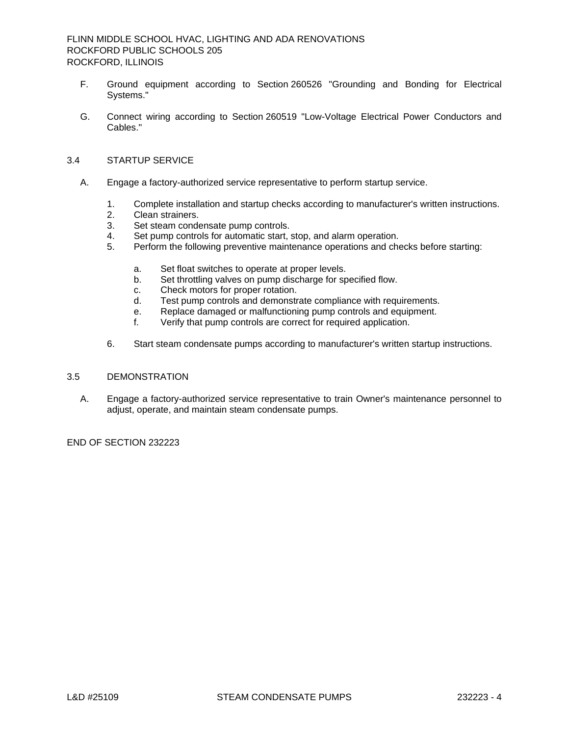F. Ground equipment according to Section 260526 "Grounding and Bonding for Electrical Systems."

G. Connect wiring according to Section 260519 "Low-Voltage Electrical Power Conductors and Cables."

## 3.4 STARTUP SERVICE

A. Engage a factory-authorized service representative to perform startup service.

1. Complete installation and startup checks according to manufacturer's written instructions.
2. Clean strainers.
3. Set steam condensate pump controls.
4. Set pump controls for automatic start, stop, and alarm operation.
5. Perform the following preventive maintenance operations and checks before starting:

   a. Set float switches to operate at proper levels.
   b. Set throttling valves on pump discharge for specified flow.
   c. Check motors for proper rotation.
   d. Test pump controls and demonstrate compliance with requirements.
   e. Replace damaged or malfunctioning pump controls and equipment.
   f. Verify that pump controls are correct for required application.

6. Start steam condensate pumps according to manufacturer's written startup instructions.

## 3.5 DEMONSTRATION

A. Engage a factory-authorized service representative to train Owner's maintenance personnel to adjust, operate, and maintain steam condensate pumps.

END OF SECTION 232223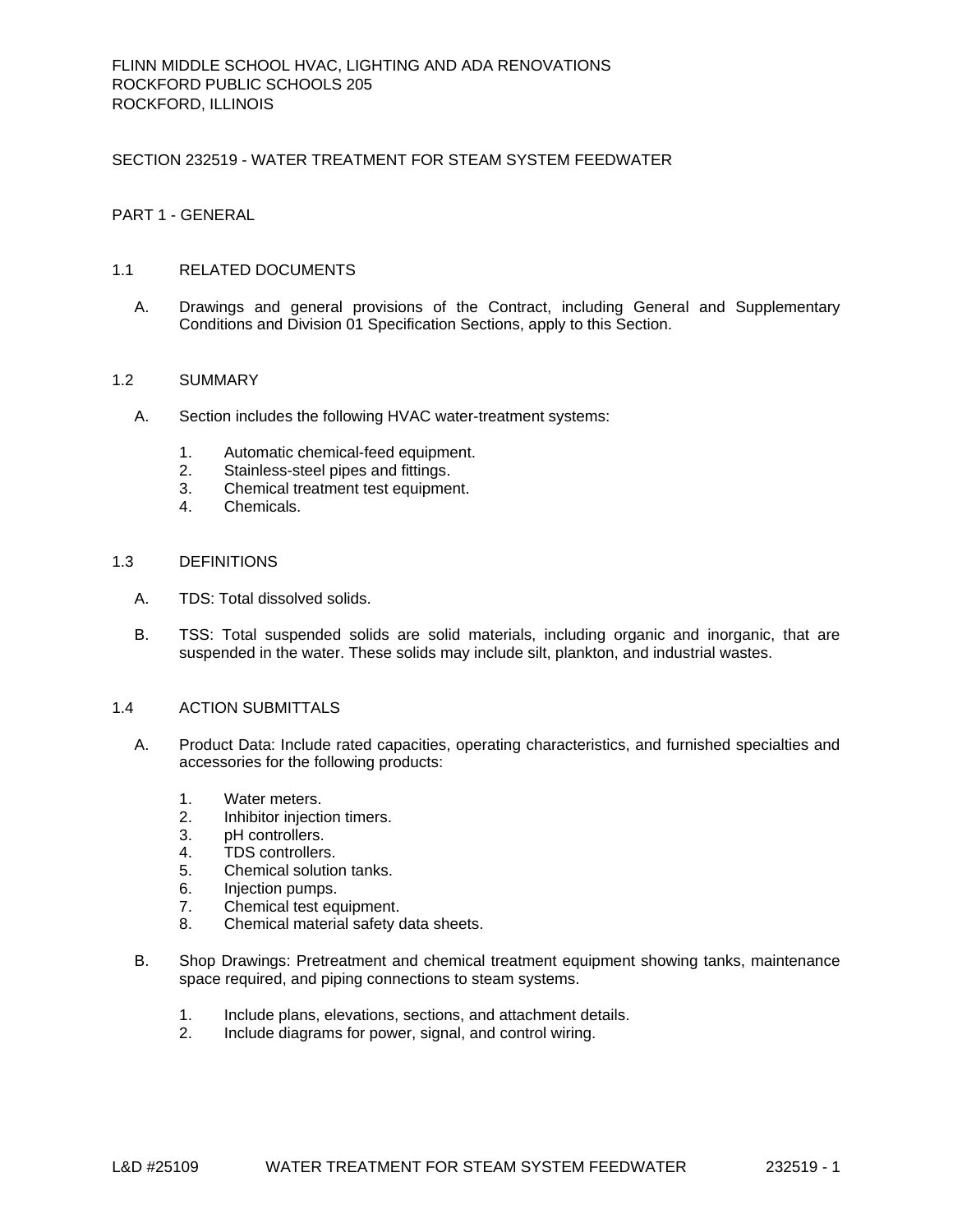FLINN MIDDLE SCHOOL HVAC, LIGHTING AND ADA RENOVATIONS
ROCKFORD PUBLIC SCHOOLS 205
ROCKFORD, ILLINOIS

# SECTION 232519 - WATER TREATMENT FOR STEAM SYSTEM FEEDWATER

## PART 1 - GENERAL

### 1.1 RELATED DOCUMENTS

A. Drawings and general provisions of the Contract, including General and Supplementary Conditions and Division 01 Specification Sections, apply to this Section.

### 1.2 SUMMARY

A. Section includes the following HVAC water-treatment systems:

1. Automatic chemical-feed equipment.
2. Stainless-steel pipes and fittings.
3. Chemical treatment test equipment.
4. Chemicals.

### 1.3 DEFINITIONS

A. TDS: Total dissolved solids.

B. TSS: Total suspended solids are solid materials, including organic and inorganic, that are suspended in the water. These solids may include silt, plankton, and industrial wastes.

### 1.4 ACTION SUBMITTALS

A. Product Data: Include rated capacities, operating characteristics, and furnished specialties and accessories for the following products:

1. Water meters.
2. Inhibitor injection timers.
3. pH controllers.
4. TDS controllers.
5. Chemical solution tanks.
6. Injection pumps.
7. Chemical test equipment.
8. Chemical material safety data sheets.

B. Shop Drawings: Pretreatment and chemical treatment equipment showing tanks, maintenance space required, and piping connections to steam systems.

1. Include plans, elevations, sections, and attachment details.
2. Include diagrams for power, signal, and control wiring.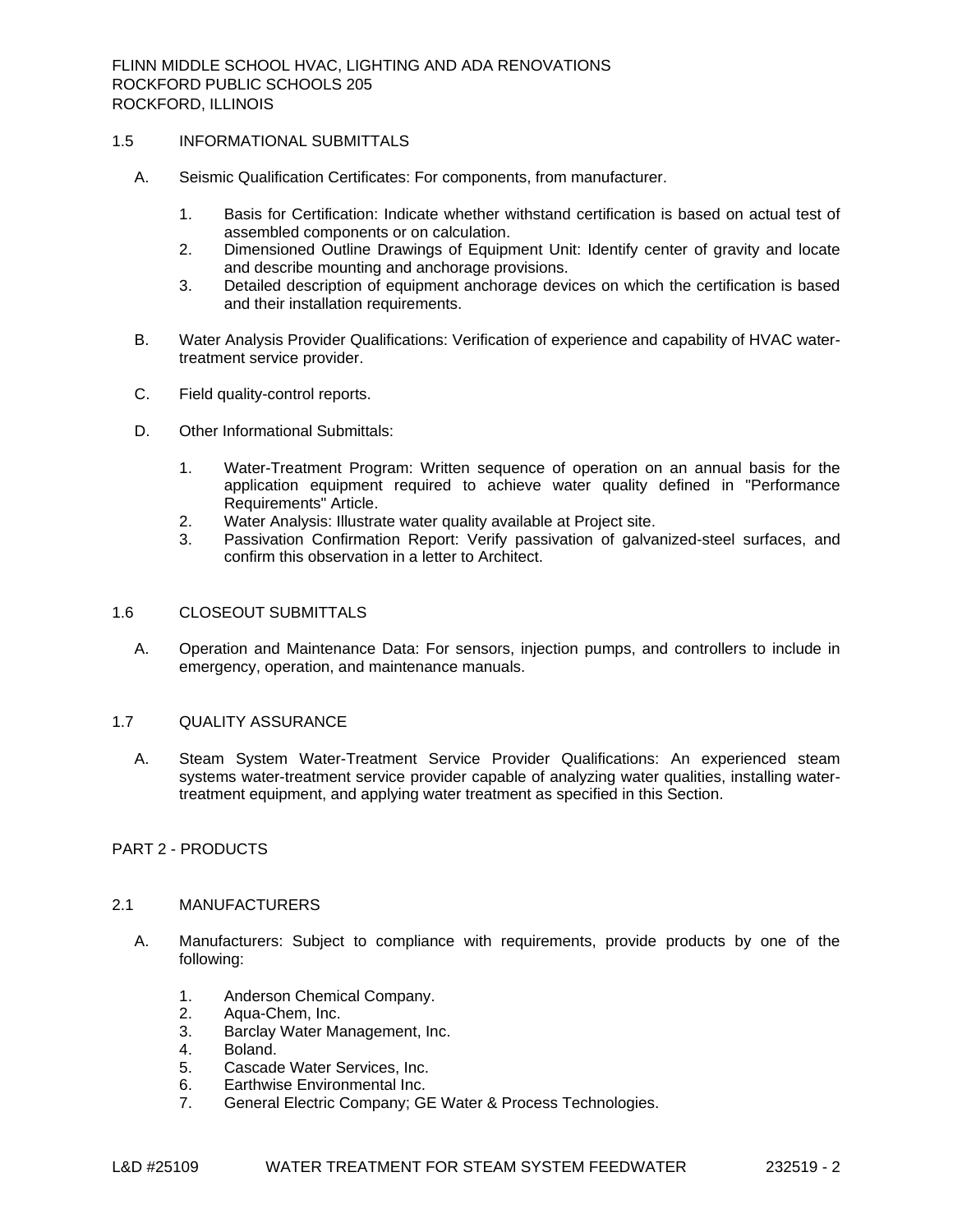## 1.5 INFORMATIONAL SUBMITTALS

A. Seismic Qualification Certificates: For components, from manufacturer.

1. Basis for Certification: Indicate whether withstand certification is based on actual test of assembled components or on calculation.
2. Dimensioned Outline Drawings of Equipment Unit: Identify center of gravity and locate and describe mounting and anchorage provisions.
3. Detailed description of equipment anchorage devices on which the certification is based and their installation requirements.

B. Water Analysis Provider Qualifications: Verification of experience and capability of HVAC water-treatment service provider.

C. Field quality-control reports.

D. Other Informational Submittals:

1. Water-Treatment Program: Written sequence of operation on an annual basis for the application equipment required to achieve water quality defined in "Performance Requirements" Article.
2. Water Analysis: Illustrate water quality available at Project site.
3. Passivation Confirmation Report: Verify passivation of galvanized-steel surfaces, and confirm this observation in a letter to Architect.

## 1.6 CLOSEOUT SUBMITTALS

A. Operation and Maintenance Data: For sensors, injection pumps, and controllers to include in emergency, operation, and maintenance manuals.

## 1.7 QUALITY ASSURANCE

A. Steam System Water-Treatment Service Provider Qualifications: An experienced steam systems water-treatment service provider capable of analyzing water qualities, installing water-treatment equipment, and applying water treatment as specified in this Section.

# PART 2 - PRODUCTS

## 2.1 MANUFACTURERS

A. Manufacturers: Subject to compliance with requirements, provide products by one of the following:

1. Anderson Chemical Company.
2. Aqua-Chem, Inc.
3. Barclay Water Management, Inc.
4. Boland.
5. Cascade Water Services, Inc.
6. Earthwise Environmental Inc.
7. General Electric Company; GE Water & Process Technologies.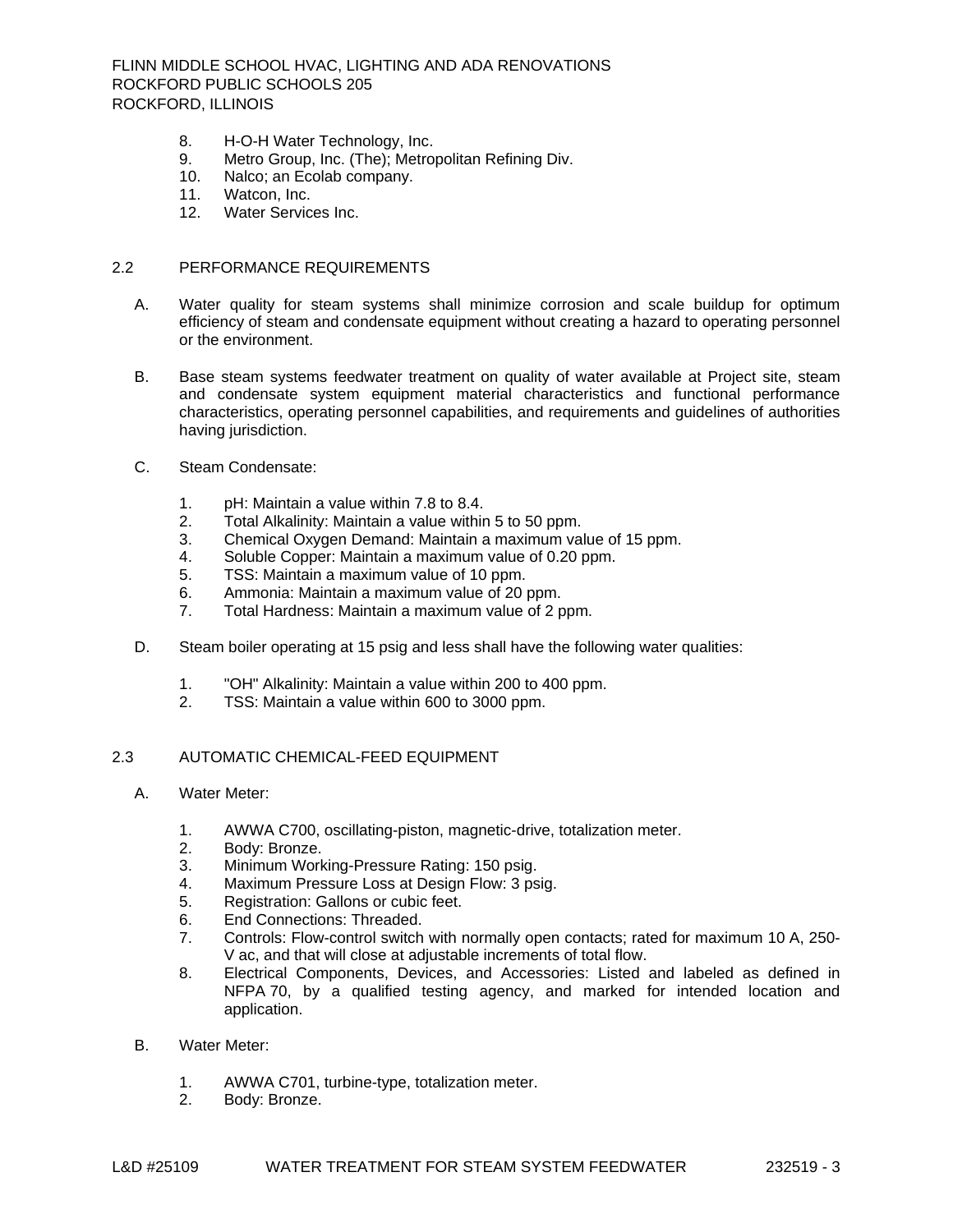8. H-O-H Water Technology, Inc.
9. Metro Group, Inc. (The); Metropolitan Refining Div.
10. Nalco; an Ecolab company.
11. Watcon, Inc.
12. Water Services Inc.

## 2.2 PERFORMANCE REQUIREMENTS

A. Water quality for steam systems shall minimize corrosion and scale buildup for optimum efficiency of steam and condensate equipment without creating a hazard to operating personnel or the environment.

B. Base steam systems feedwater treatment on quality of water available at Project site, steam and condensate system equipment material characteristics and functional performance characteristics, operating personnel capabilities, and requirements and guidelines of authorities having jurisdiction.

C. Steam Condensate:

1. pH: Maintain a value within 7.8 to 8.4.
2. Total Alkalinity: Maintain a value within 5 to 50 ppm.
3. Chemical Oxygen Demand: Maintain a maximum value of 15 ppm.
4. Soluble Copper: Maintain a maximum value of 0.20 ppm.
5. TSS: Maintain a maximum value of 10 ppm.
6. Ammonia: Maintain a maximum value of 20 ppm.
7. Total Hardness: Maintain a maximum value of 2 ppm.

D. Steam boiler operating at 15 psig and less shall have the following water qualities:

1. "OH" Alkalinity: Maintain a value within 200 to 400 ppm.
2. TSS: Maintain a value within 600 to 3000 ppm.

## 2.3 AUTOMATIC CHEMICAL-FEED EQUIPMENT

A. Water Meter:

1. AWWA C700, oscillating-piston, magnetic-drive, totalization meter.
2. Body: Bronze.
3. Minimum Working-Pressure Rating: 150 psig.
4. Maximum Pressure Loss at Design Flow: 3 psig.
5. Registration: Gallons or cubic feet.
6. End Connections: Threaded.
7. Controls: Flow-control switch with normally open contacts; rated for maximum 10 A, 250-V ac, and that will close at adjustable increments of total flow.
8. Electrical Components, Devices, and Accessories: Listed and labeled as defined in NFPA 70, by a qualified testing agency, and marked for intended location and application.

B. Water Meter:

1. AWWA C701, turbine-type, totalization meter.
2. Body: Bronze.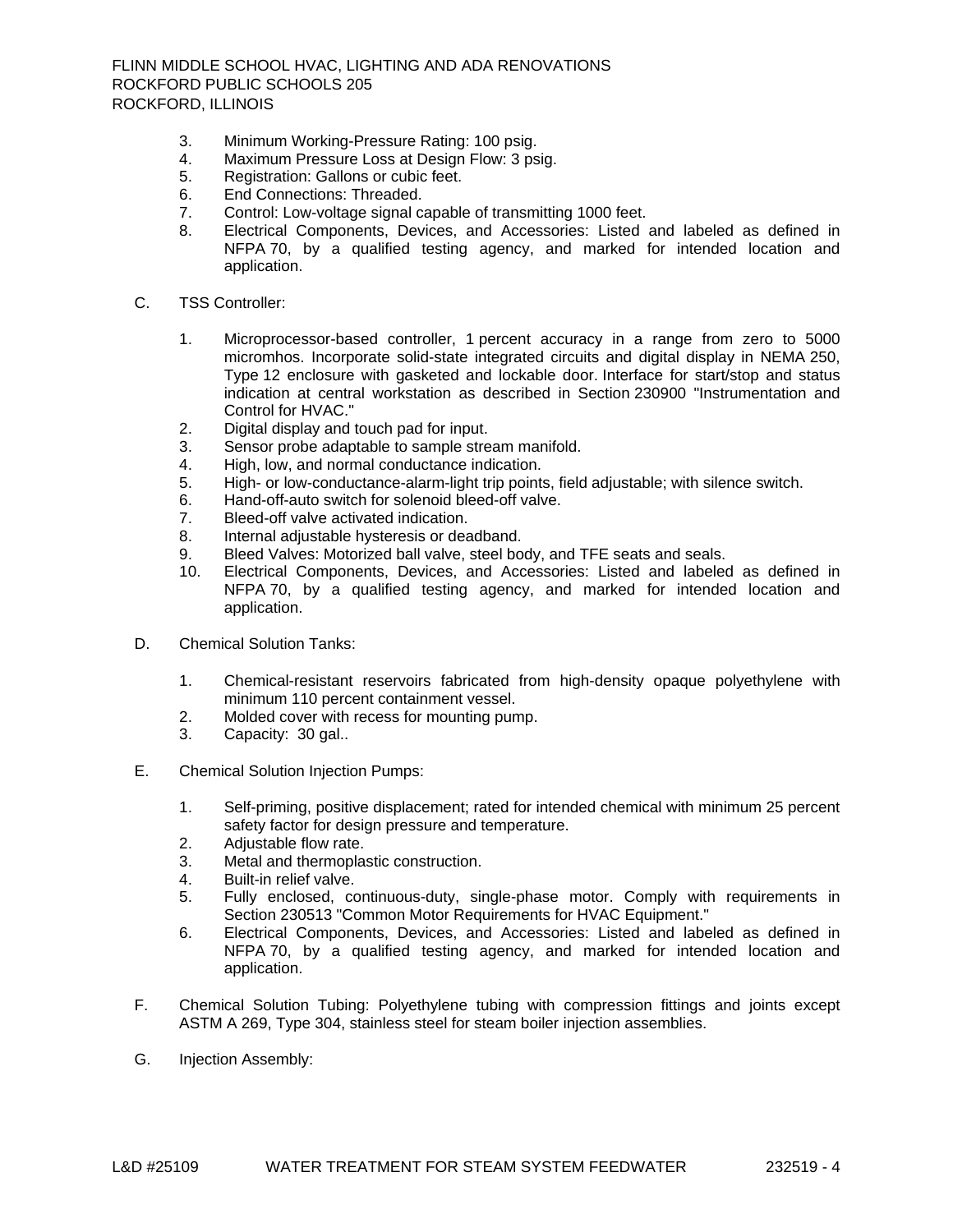3. Minimum Working-Pressure Rating: 100 psig.
4. Maximum Pressure Loss at Design Flow: 3 psig.
5. Registration: Gallons or cubic feet.
6. End Connections: Threaded.
7. Control: Low-voltage signal capable of transmitting 1000 feet.
8. Electrical Components, Devices, and Accessories: Listed and labeled as defined in NFPA 70, by a qualified testing agency, and marked for intended location and application.

C. TSS Controller:

1. Microprocessor-based controller, 1 percent accuracy in a range from zero to 5000 micromhos. Incorporate solid-state integrated circuits and digital display in NEMA 250, Type 12 enclosure with gasketed and lockable door. Interface for start/stop and status indication at central workstation as described in Section 230900 "Instrumentation and Control for HVAC."
2. Digital display and touch pad for input.
3. Sensor probe adaptable to sample stream manifold.
4. High, low, and normal conductance indication.
5. High- or low-conductance-alarm-light trip points, field adjustable; with silence switch.
6. Hand-off-auto switch for solenoid bleed-off valve.
7. Bleed-off valve activated indication.
8. Internal adjustable hysteresis or deadband.
9. Bleed Valves: Motorized ball valve, steel body, and TFE seats and seals.
10. Electrical Components, Devices, and Accessories: Listed and labeled as defined in NFPA 70, by a qualified testing agency, and marked for intended location and application.

D. Chemical Solution Tanks:

1. Chemical-resistant reservoirs fabricated from high-density opaque polyethylene with minimum 110 percent containment vessel.
2. Molded cover with recess for mounting pump.
3. Capacity: 30 gal..

E. Chemical Solution Injection Pumps:

1. Self-priming, positive displacement; rated for intended chemical with minimum 25 percent safety factor for design pressure and temperature.
2. Adjustable flow rate.
3. Metal and thermoplastic construction.
4. Built-in relief valve.
5. Fully enclosed, continuous-duty, single-phase motor. Comply with requirements in Section 230513 "Common Motor Requirements for HVAC Equipment."
6. Electrical Components, Devices, and Accessories: Listed and labeled as defined in NFPA 70, by a qualified testing agency, and marked for intended location and application.

F. Chemical Solution Tubing: Polyethylene tubing with compression fittings and joints except ASTM A 269, Type 304, stainless steel for steam boiler injection assemblies.

G. Injection Assembly: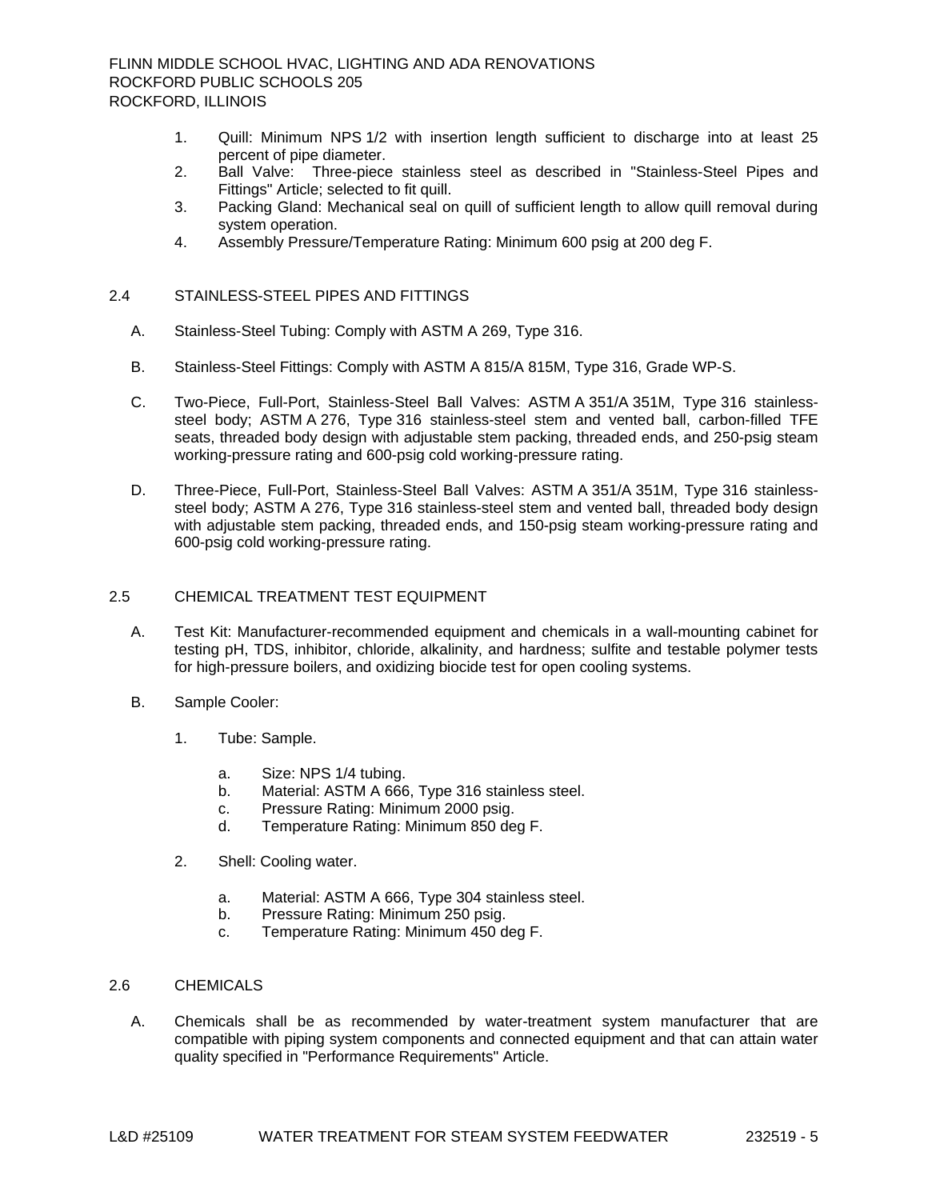1. Quill: Minimum NPS 1/2 with insertion length sufficient to discharge into at least 25 percent of pipe diameter.
2. Ball Valve: Three-piece stainless steel as described in "Stainless-Steel Pipes and Fittings" Article; selected to fit quill.
3. Packing Gland: Mechanical seal on quill of sufficient length to allow quill removal during system operation.
4. Assembly Pressure/Temperature Rating: Minimum 600 psig at 200 deg F.

## 2.4 STAINLESS-STEEL PIPES AND FITTINGS

A. Stainless-Steel Tubing: Comply with ASTM A 269, Type 316.

B. Stainless-Steel Fittings: Comply with ASTM A 815/A 815M, Type 316, Grade WP-S.

C. Two-Piece, Full-Port, Stainless-Steel Ball Valves: ASTM A 351/A 351M, Type 316 stainless-steel body; ASTM A 276, Type 316 stainless-steel stem and vented ball, carbon-filled TFE seats, threaded body design with adjustable stem packing, threaded ends, and 250-psig steam working-pressure rating and 600-psig cold working-pressure rating.

D. Three-Piece, Full-Port, Stainless-Steel Ball Valves: ASTM A 351/A 351M, Type 316 stainless-steel body; ASTM A 276, Type 316 stainless-steel stem and vented ball, threaded body design with adjustable stem packing, threaded ends, and 150-psig steam working-pressure rating and 600-psig cold working-pressure rating.

## 2.5 CHEMICAL TREATMENT TEST EQUIPMENT

A. Test Kit: Manufacturer-recommended equipment and chemicals in a wall-mounting cabinet for testing pH, TDS, inhibitor, chloride, alkalinity, and hardness; sulfite and testable polymer tests for high-pressure boilers, and oxidizing biocide test for open cooling systems.

B. Sample Cooler:

1. Tube: Sample.
   a. Size: NPS 1/4 tubing.
   b. Material: ASTM A 666, Type 316 stainless steel.
   c. Pressure Rating: Minimum 2000 psig.
   d. Temperature Rating: Minimum 850 deg F.
2. Shell: Cooling water.
   a. Material: ASTM A 666, Type 304 stainless steel.
   b. Pressure Rating: Minimum 250 psig.
   c. Temperature Rating: Minimum 450 deg F.

## 2.6 CHEMICALS

A. Chemicals shall be as recommended by water-treatment system manufacturer that are compatible with piping system components and connected equipment and that can attain water quality specified in "Performance Requirements" Article.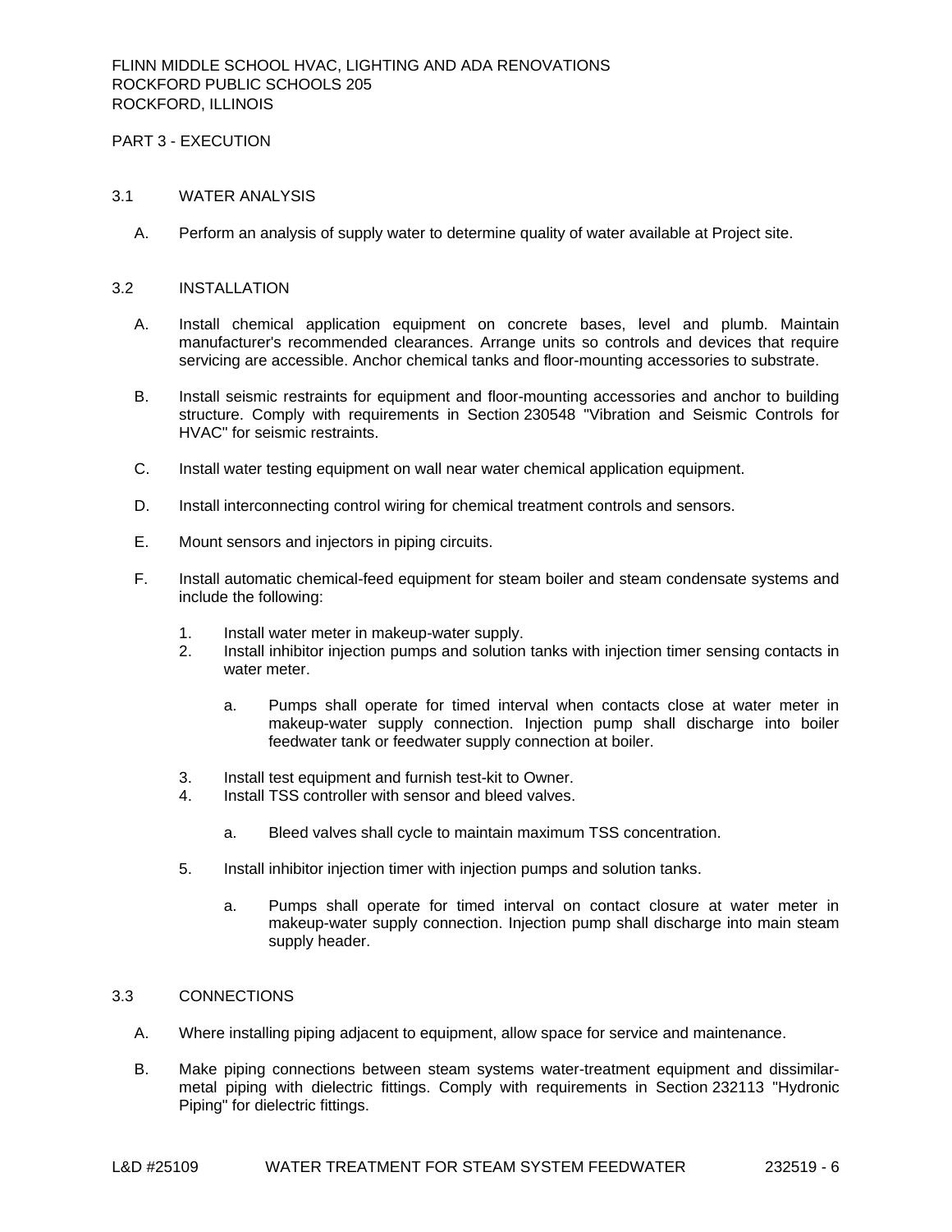## PART 3 - EXECUTION

### 3.1 WATER ANALYSIS

A. Perform an analysis of supply water to determine quality of water available at Project site.

### 3.2 INSTALLATION

A. Install chemical application equipment on concrete bases, level and plumb. Maintain manufacturer's recommended clearances. Arrange units so controls and devices that require servicing are accessible. Anchor chemical tanks and floor-mounting accessories to substrate.

B. Install seismic restraints for equipment and floor-mounting accessories and anchor to building structure. Comply with requirements in Section 230548 "Vibration and Seismic Controls for HVAC" for seismic restraints.

C. Install water testing equipment on wall near water chemical application equipment.

D. Install interconnecting control wiring for chemical treatment controls and sensors.

E. Mount sensors and injectors in piping circuits.

F. Install automatic chemical-feed equipment for steam boiler and steam condensate systems and include the following:

1. Install water meter in makeup-water supply.
2. Install inhibitor injection pumps and solution tanks with injection timer sensing contacts in water meter.
    a. Pumps shall operate for timed interval when contacts close at water meter in makeup-water supply connection. Injection pump shall discharge into boiler feedwater tank or feedwater supply connection at boiler.
3. Install test equipment and furnish test-kit to Owner.
4. Install TSS controller with sensor and bleed valves.
    a. Bleed valves shall cycle to maintain maximum TSS concentration.
5. Install inhibitor injection timer with injection pumps and solution tanks.
    a. Pumps shall operate for timed interval on contact closure at water meter in makeup-water supply connection. Injection pump shall discharge into main steam supply header.

### 3.3 CONNECTIONS

A. Where installing piping adjacent to equipment, allow space for service and maintenance.

B. Make piping connections between steam systems water-treatment equipment and dissimilar-metal piping with dielectric fittings. Comply with requirements in Section 232113 "Hydronic Piping" for dielectric fittings.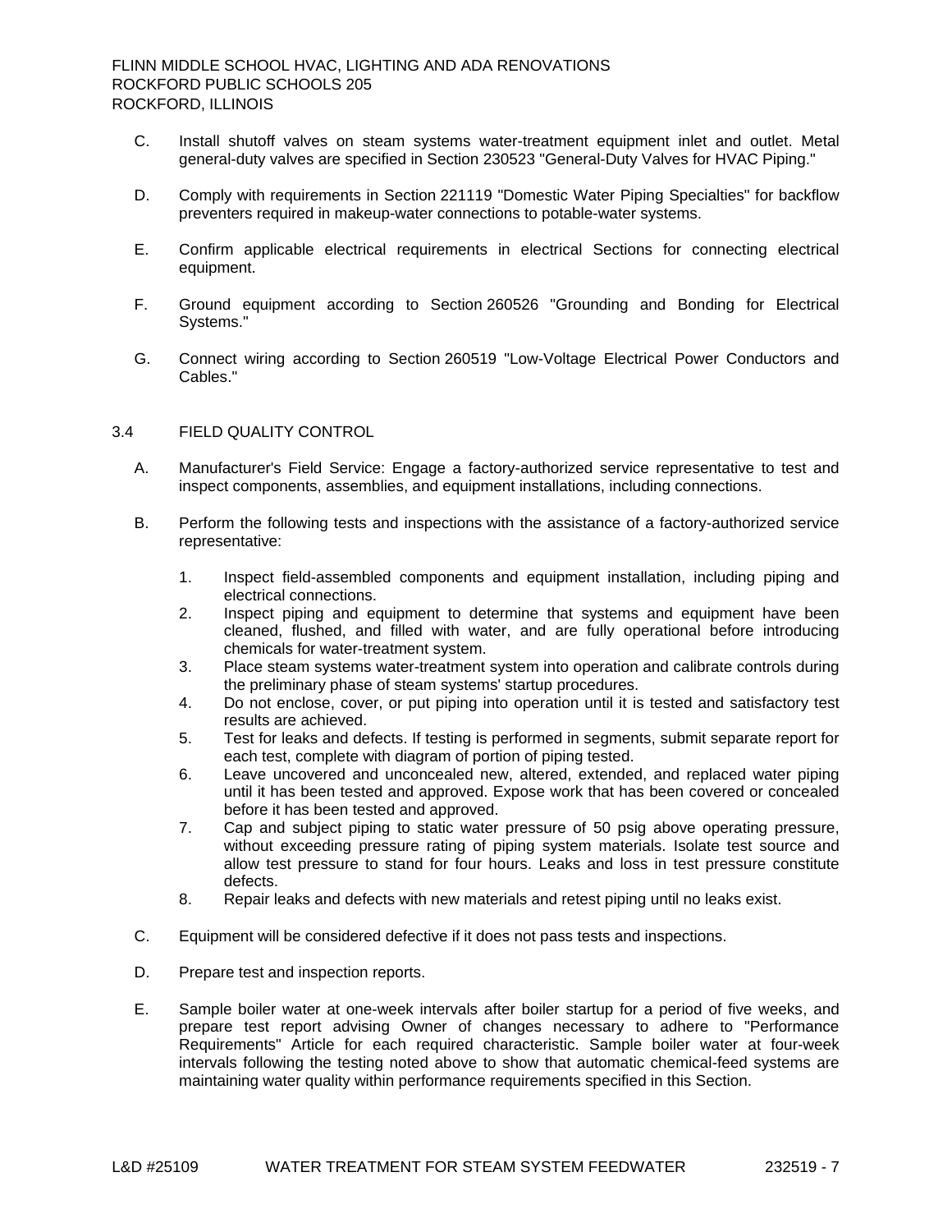C. Install shutoff valves on steam systems water-treatment equipment inlet and outlet. Metal general-duty valves are specified in Section 230523 "General-Duty Valves for HVAC Piping."

D. Comply with requirements in Section 221119 "Domestic Water Piping Specialties" for backflow preventers required in makeup-water connections to potable-water systems.

E. Confirm applicable electrical requirements in electrical Sections for connecting electrical equipment.

F. Ground equipment according to Section 260526 "Grounding and Bonding for Electrical Systems."

G. Connect wiring according to Section 260519 "Low-Voltage Electrical Power Conductors and Cables."

## 3.4 FIELD QUALITY CONTROL

A. Manufacturer's Field Service: Engage a factory-authorized service representative to test and inspect components, assemblies, and equipment installations, including connections.

B. Perform the following tests and inspections with the assistance of a factory-authorized service representative:

1. Inspect field-assembled components and equipment installation, including piping and electrical connections.
2. Inspect piping and equipment to determine that systems and equipment have been cleaned, flushed, and filled with water, and are fully operational before introducing chemicals for water-treatment system.
3. Place steam systems water-treatment system into operation and calibrate controls during the preliminary phase of steam systems' startup procedures.
4. Do not enclose, cover, or put piping into operation until it is tested and satisfactory test results are achieved.
5. Test for leaks and defects. If testing is performed in segments, submit separate report for each test, complete with diagram of portion of piping tested.
6. Leave uncovered and unconcealed new, altered, extended, and replaced water piping until it has been tested and approved. Expose work that has been covered or concealed before it has been tested and approved.
7. Cap and subject piping to static water pressure of 50 psig above operating pressure, without exceeding pressure rating of piping system materials. Isolate test source and allow test pressure to stand for four hours. Leaks and loss in test pressure constitute defects.
8. Repair leaks and defects with new materials and retest piping until no leaks exist.

C. Equipment will be considered defective if it does not pass tests and inspections.

D. Prepare test and inspection reports.

E. Sample boiler water at one-week intervals after boiler startup for a period of five weeks, and prepare test report advising Owner of changes necessary to adhere to "Performance Requirements" Article for each required characteristic. Sample boiler water at four-week intervals following the testing noted above to show that automatic chemical-feed systems are maintaining water quality within performance requirements specified in this Section.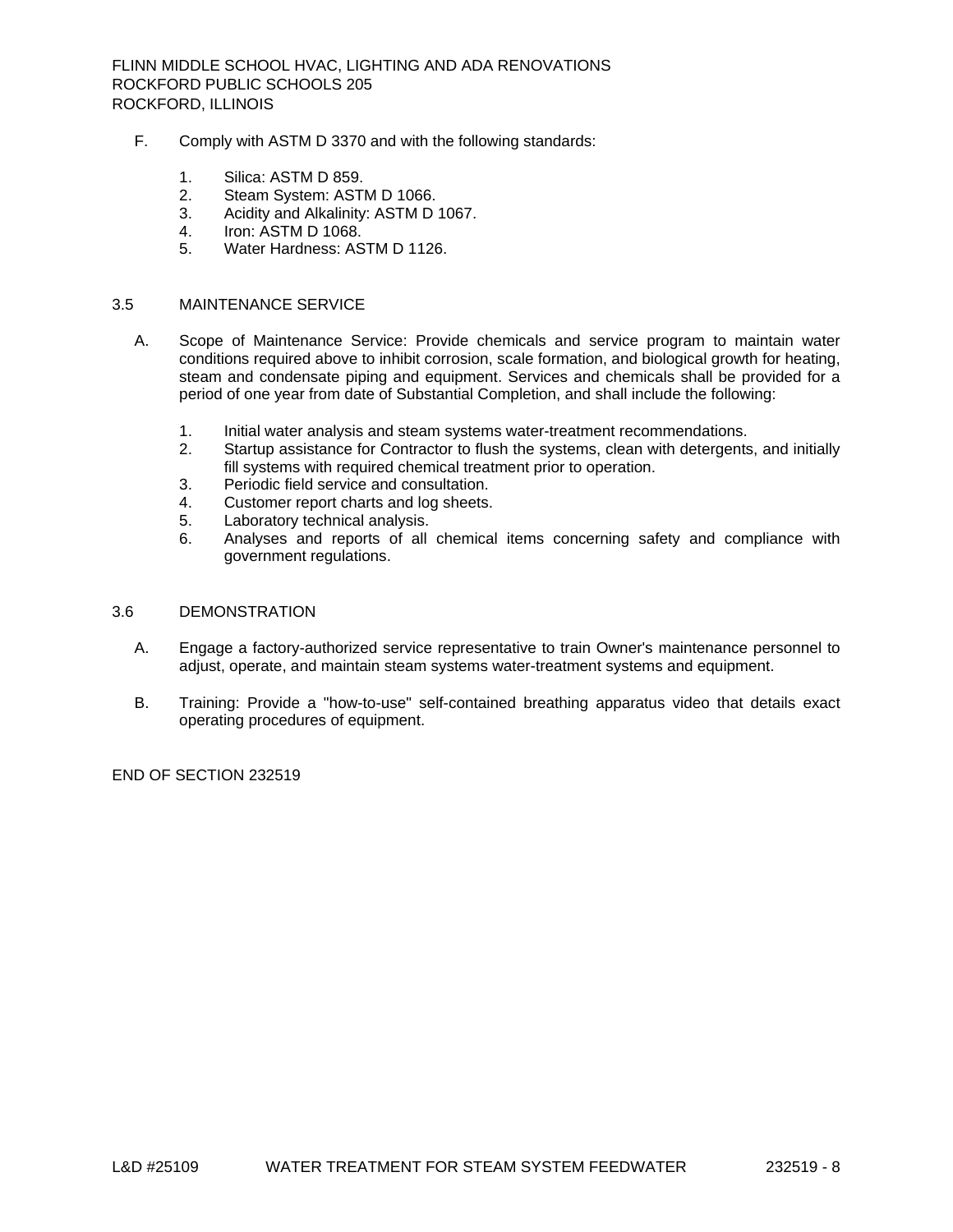F. Comply with ASTM D 3370 and with the following standards:

1. Silica: ASTM D 859.
2. Steam System: ASTM D 1066.
3. Acidity and Alkalinity: ASTM D 1067.
4. Iron: ASTM D 1068.
5. Water Hardness: ASTM D 1126.

## 3.5 MAINTENANCE SERVICE

A. Scope of Maintenance Service: Provide chemicals and service program to maintain water conditions required above to inhibit corrosion, scale formation, and biological growth for heating, steam and condensate piping and equipment. Services and chemicals shall be provided for a period of one year from date of Substantial Completion, and shall include the following:

1. Initial water analysis and steam systems water-treatment recommendations.
2. Startup assistance for Contractor to flush the systems, clean with detergents, and initially fill systems with required chemical treatment prior to operation.
3. Periodic field service and consultation.
4. Customer report charts and log sheets.
5. Laboratory technical analysis.
6. Analyses and reports of all chemical items concerning safety and compliance with government regulations.

## 3.6 DEMONSTRATION

A. Engage a factory-authorized service representative to train Owner's maintenance personnel to adjust, operate, and maintain steam systems water-treatment systems and equipment.

B. Training: Provide a "how-to-use" self-contained breathing apparatus video that details exact operating procedures of equipment.

END OF SECTION 232519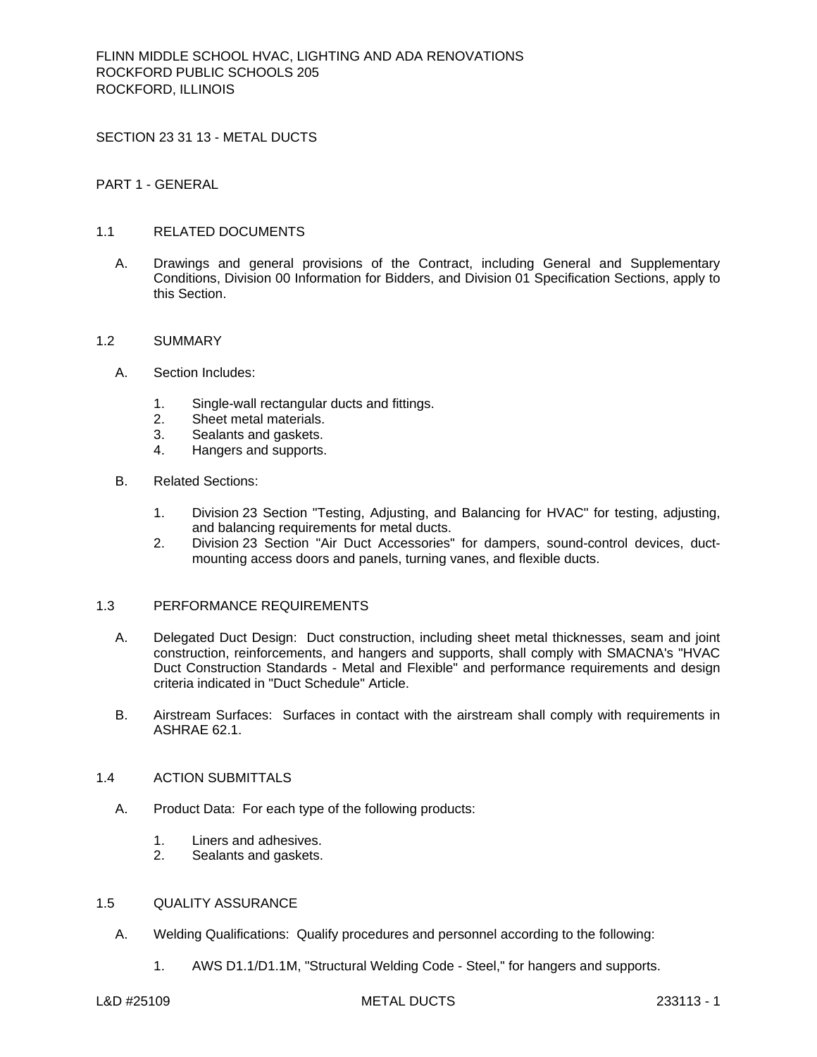FLINN MIDDLE SCHOOL HVAC, LIGHTING AND ADA RENOVATIONS
ROCKFORD PUBLIC SCHOOLS 205
ROCKFORD, ILLINOIS

# SECTION 23 31 13 - METAL DUCTS

## PART 1 - GENERAL

### 1.1 RELATED DOCUMENTS

A. Drawings and general provisions of the Contract, including General and Supplementary Conditions, Division 00 Information for Bidders, and Division 01 Specification Sections, apply to this Section.

### 1.2 SUMMARY

A. Section Includes:

1. Single-wall rectangular ducts and fittings.
2. Sheet metal materials.
3. Sealants and gaskets.
4. Hangers and supports.

B. Related Sections:

1. Division 23 Section "Testing, Adjusting, and Balancing for HVAC" for testing, adjusting, and balancing requirements for metal ducts.
2. Division 23 Section "Air Duct Accessories" for dampers, sound-control devices, duct-mounting access doors and panels, turning vanes, and flexible ducts.

### 1.3 PERFORMANCE REQUIREMENTS

A. Delegated Duct Design: Duct construction, including sheet metal thicknesses, seam and joint construction, reinforcements, and hangers and supports, shall comply with SMACNA's "HVAC Duct Construction Standards - Metal and Flexible" and performance requirements and design criteria indicated in "Duct Schedule" Article.

B. Airstream Surfaces: Surfaces in contact with the airstream shall comply with requirements in ASHRAE 62.1.

### 1.4 ACTION SUBMITTALS

A. Product Data: For each type of the following products:

1. Liners and adhesives.
2. Sealants and gaskets.

### 1.5 QUALITY ASSURANCE

A. Welding Qualifications: Qualify procedures and personnel according to the following:

1. AWS D1.1/D1.1M, "Structural Welding Code - Steel," for hangers and supports.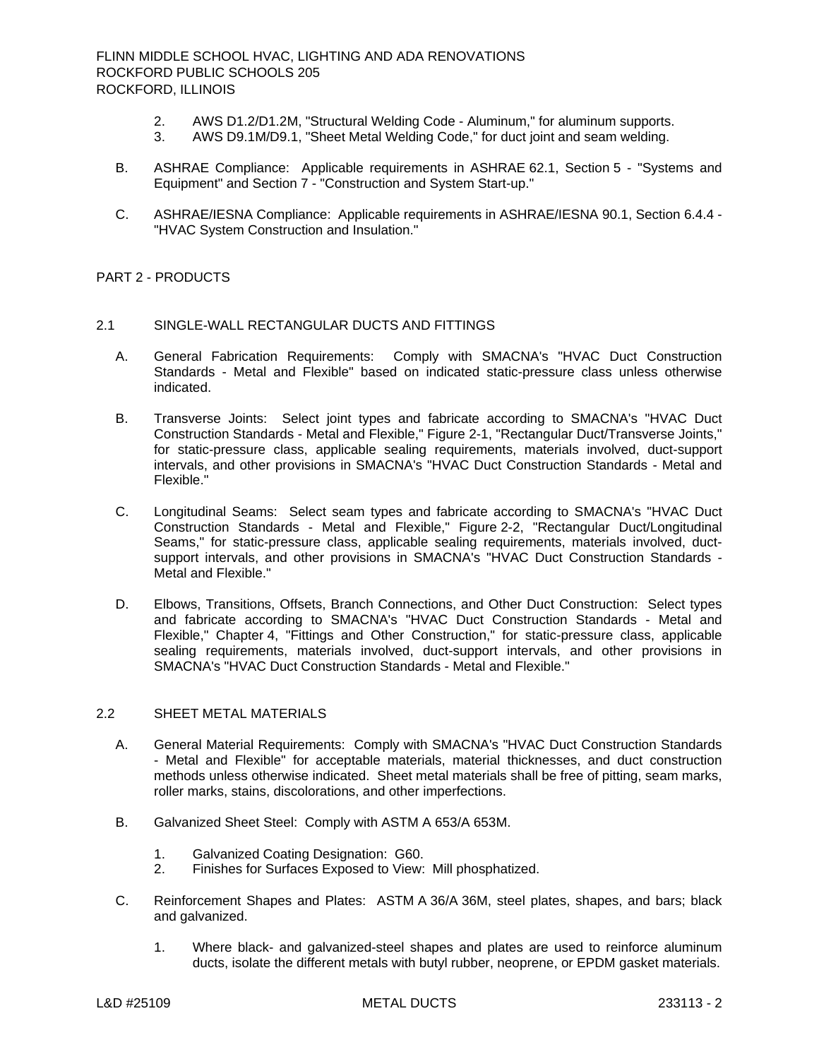2. AWS D1.2/D1.2M, "Structural Welding Code - Aluminum," for aluminum supports.
3. AWS D9.1M/D9.1, "Sheet Metal Welding Code," for duct joint and seam welding.

B. ASHRAE Compliance: Applicable requirements in ASHRAE 62.1, Section 5 - "Systems and Equipment" and Section 7 - "Construction and System Start-up."

C. ASHRAE/IESNA Compliance: Applicable requirements in ASHRAE/IESNA 90.1, Section 6.4.4 - "HVAC System Construction and Insulation."

## PART 2 - PRODUCTS

### 2.1 SINGLE-WALL RECTANGULAR DUCTS AND FITTINGS

A. General Fabrication Requirements: Comply with SMACNA's "HVAC Duct Construction Standards - Metal and Flexible" based on indicated static-pressure class unless otherwise indicated.

B. Transverse Joints: Select joint types and fabricate according to SMACNA's "HVAC Duct Construction Standards - Metal and Flexible," Figure 2-1, "Rectangular Duct/Transverse Joints," for static-pressure class, applicable sealing requirements, materials involved, duct-support intervals, and other provisions in SMACNA's "HVAC Duct Construction Standards - Metal and Flexible."

C. Longitudinal Seams: Select seam types and fabricate according to SMACNA's "HVAC Duct Construction Standards - Metal and Flexible," Figure 2-2, "Rectangular Duct/Longitudinal Seams," for static-pressure class, applicable sealing requirements, materials involved, duct-support intervals, and other provisions in SMACNA's "HVAC Duct Construction Standards - Metal and Flexible."

D. Elbows, Transitions, Offsets, Branch Connections, and Other Duct Construction: Select types and fabricate according to SMACNA's "HVAC Duct Construction Standards - Metal and Flexible," Chapter 4, "Fittings and Other Construction," for static-pressure class, applicable sealing requirements, materials involved, duct-support intervals, and other provisions in SMACNA's "HVAC Duct Construction Standards - Metal and Flexible."

### 2.2 SHEET METAL MATERIALS

A. General Material Requirements: Comply with SMACNA's "HVAC Duct Construction Standards - Metal and Flexible" for acceptable materials, material thicknesses, and duct construction methods unless otherwise indicated. Sheet metal materials shall be free of pitting, seam marks, roller marks, stains, discolorations, and other imperfections.

B. Galvanized Sheet Steel: Comply with ASTM A 653/A 653M.

1. Galvanized Coating Designation: G60.
2. Finishes for Surfaces Exposed to View: Mill phosphatized.

C. Reinforcement Shapes and Plates: ASTM A 36/A 36M, steel plates, shapes, and bars; black and galvanized.

1. Where black- and galvanized-steel shapes and plates are used to reinforce aluminum ducts, isolate the different metals with butyl rubber, neoprene, or EPDM gasket materials.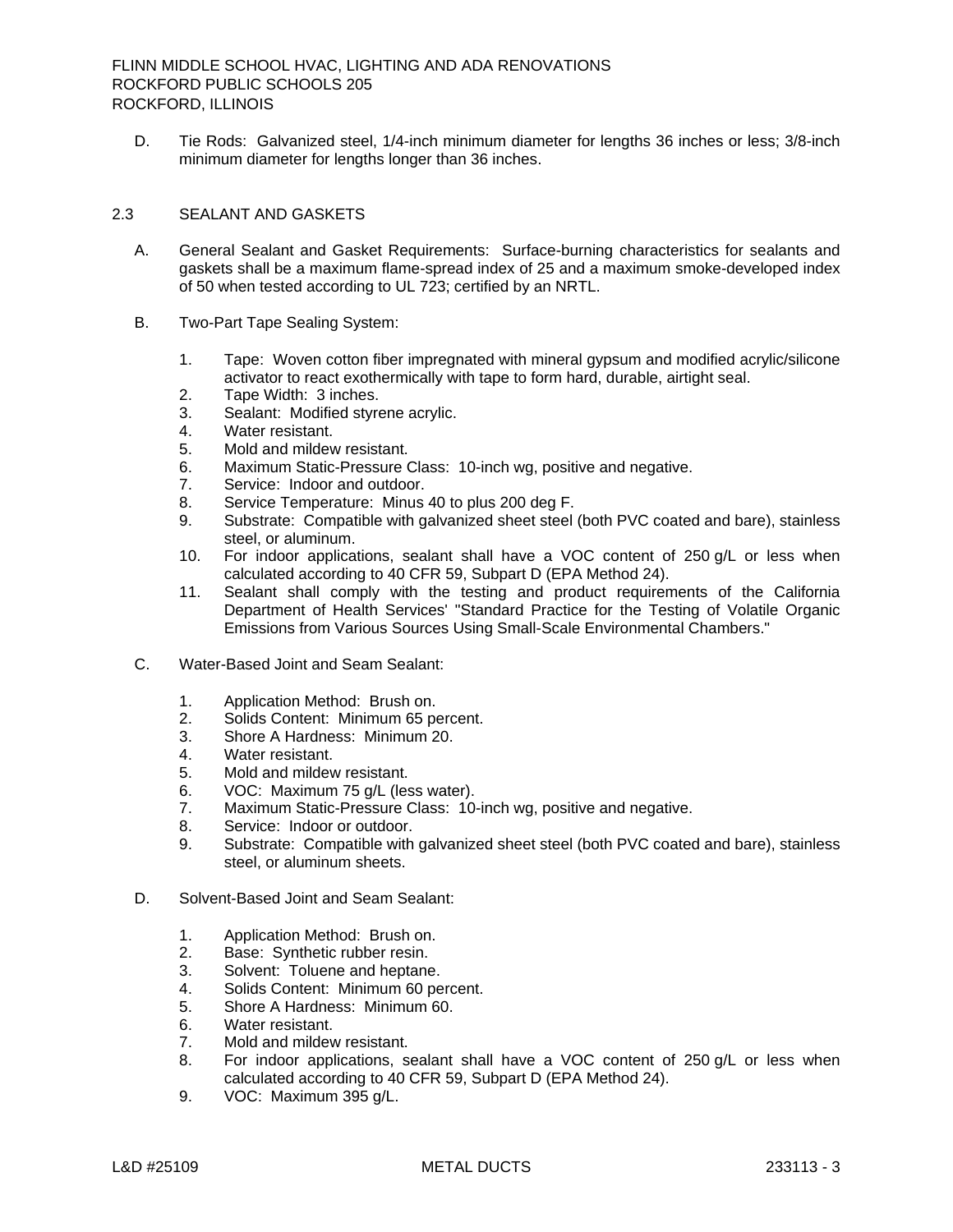D. Tie Rods: Galvanized steel, 1/4-inch minimum diameter for lengths 36 inches or less; 3/8-inch minimum diameter for lengths longer than 36 inches.

## 2.3 SEALANT AND GASKETS

A. General Sealant and Gasket Requirements: Surface-burning characteristics for sealants and gaskets shall be a maximum flame-spread index of 25 and a maximum smoke-developed index of 50 when tested according to UL 723; certified by an NRTL.

B. Two-Part Tape Sealing System:

1. Tape: Woven cotton fiber impregnated with mineral gypsum and modified acrylic/silicone activator to react exothermically with tape to form hard, durable, airtight seal.
2. Tape Width: 3 inches.
3. Sealant: Modified styrene acrylic.
4. Water resistant.
5. Mold and mildew resistant.
6. Maximum Static-Pressure Class: 10-inch wg, positive and negative.
7. Service: Indoor and outdoor.
8. Service Temperature: Minus 40 to plus 200 deg F.
9. Substrate: Compatible with galvanized sheet steel (both PVC coated and bare), stainless steel, or aluminum.
10. For indoor applications, sealant shall have a VOC content of 250 g/L or less when calculated according to 40 CFR 59, Subpart D (EPA Method 24).
11. Sealant shall comply with the testing and product requirements of the California Department of Health Services' "Standard Practice for the Testing of Volatile Organic Emissions from Various Sources Using Small-Scale Environmental Chambers."

C. Water-Based Joint and Seam Sealant:

1. Application Method: Brush on.
2. Solids Content: Minimum 65 percent.
3. Shore A Hardness: Minimum 20.
4. Water resistant.
5. Mold and mildew resistant.
6. VOC: Maximum 75 g/L (less water).
7. Maximum Static-Pressure Class: 10-inch wg, positive and negative.
8. Service: Indoor or outdoor.
9. Substrate: Compatible with galvanized sheet steel (both PVC coated and bare), stainless steel, or aluminum sheets.

D. Solvent-Based Joint and Seam Sealant:

1. Application Method: Brush on.
2. Base: Synthetic rubber resin.
3. Solvent: Toluene and heptane.
4. Solids Content: Minimum 60 percent.
5. Shore A Hardness: Minimum 60.
6. Water resistant.
7. Mold and mildew resistant.
8. For indoor applications, sealant shall have a VOC content of 250 g/L or less when calculated according to 40 CFR 59, Subpart D (EPA Method 24).
9. VOC: Maximum 395 g/L.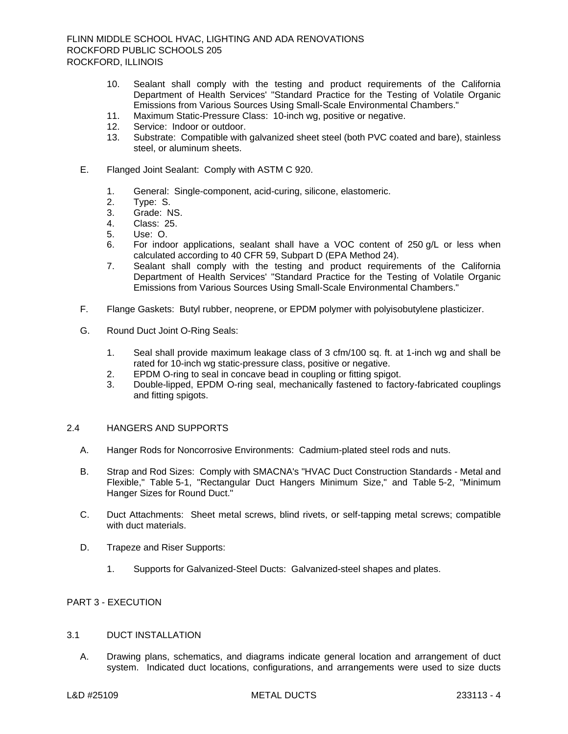10. Sealant shall comply with the testing and product requirements of the California Department of Health Services' "Standard Practice for the Testing of Volatile Organic Emissions from Various Sources Using Small-Scale Environmental Chambers."
11. Maximum Static-Pressure Class: 10-inch wg, positive or negative.
12. Service: Indoor or outdoor.
13. Substrate: Compatible with galvanized sheet steel (both PVC coated and bare), stainless steel, or aluminum sheets.

E. Flanged Joint Sealant: Comply with ASTM C 920.

1. General: Single-component, acid-curing, silicone, elastomeric.
2. Type: S.
3. Grade: NS.
4. Class: 25.
5. Use: O.
6. For indoor applications, sealant shall have a VOC content of 250 g/L or less when calculated according to 40 CFR 59, Subpart D (EPA Method 24).
7. Sealant shall comply with the testing and product requirements of the California Department of Health Services' "Standard Practice for the Testing of Volatile Organic Emissions from Various Sources Using Small-Scale Environmental Chambers."

F. Flange Gaskets: Butyl rubber, neoprene, or EPDM polymer with polyisobutylene plasticizer.

G. Round Duct Joint O-Ring Seals:

1. Seal shall provide maximum leakage class of 3 cfm/100 sq. ft. at 1-inch wg and shall be rated for 10-inch wg static-pressure class, positive or negative.
2. EPDM O-ring to seal in concave bead in coupling or fitting spigot.
3. Double-lipped, EPDM O-ring seal, mechanically fastened to factory-fabricated couplings and fitting spigots.

## 2.4 HANGERS AND SUPPORTS

A. Hanger Rods for Noncorrosive Environments: Cadmium-plated steel rods and nuts.

B. Strap and Rod Sizes: Comply with SMACNA's "HVAC Duct Construction Standards - Metal and Flexible," Table 5-1, "Rectangular Duct Hangers Minimum Size," and Table 5-2, "Minimum Hanger Sizes for Round Duct."

C. Duct Attachments: Sheet metal screws, blind rivets, or self-tapping metal screws; compatible with duct materials.

D. Trapeze and Riser Supports:

1. Supports for Galvanized-Steel Ducts: Galvanized-steel shapes and plates.

# PART 3 - EXECUTION

## 3.1 DUCT INSTALLATION

A. Drawing plans, schematics, and diagrams indicate general location and arrangement of duct system. Indicated duct locations, configurations, and arrangements were used to size ducts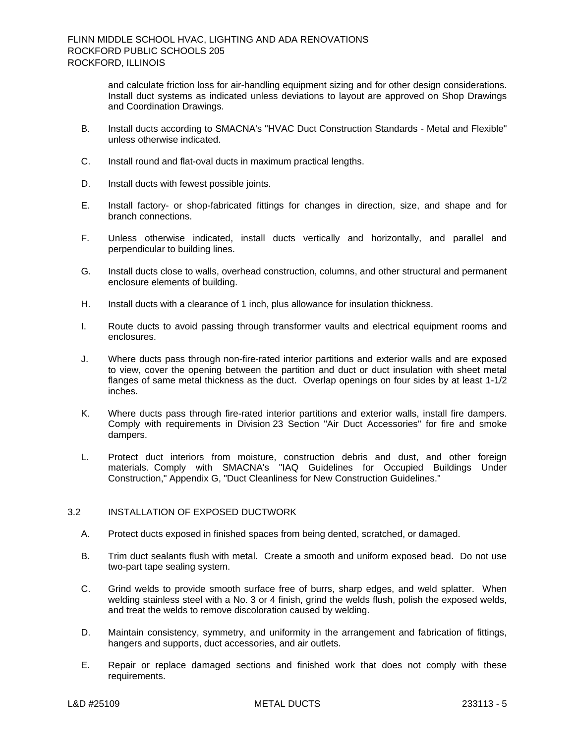and calculate friction loss for air-handling equipment sizing and for other design considerations. Install duct systems as indicated unless deviations to layout are approved on Shop Drawings and Coordination Drawings.

B. Install ducts according to SMACNA's "HVAC Duct Construction Standards - Metal and Flexible" unless otherwise indicated.

C. Install round and flat-oval ducts in maximum practical lengths.

D. Install ducts with fewest possible joints.

E. Install factory- or shop-fabricated fittings for changes in direction, size, and shape and for branch connections.

F. Unless otherwise indicated, install ducts vertically and horizontally, and parallel and perpendicular to building lines.

G. Install ducts close to walls, overhead construction, columns, and other structural and permanent enclosure elements of building.

H. Install ducts with a clearance of 1 inch, plus allowance for insulation thickness.

I. Route ducts to avoid passing through transformer vaults and electrical equipment rooms and enclosures.

J. Where ducts pass through non-fire-rated interior partitions and exterior walls and are exposed to view, cover the opening between the partition and duct or duct insulation with sheet metal flanges of same metal thickness as the duct. Overlap openings on four sides by at least 1-1/2 inches.

K. Where ducts pass through fire-rated interior partitions and exterior walls, install fire dampers. Comply with requirements in Division 23 Section "Air Duct Accessories" for fire and smoke dampers.

L. Protect duct interiors from moisture, construction debris and dust, and other foreign materials. Comply with SMACNA's "IAQ Guidelines for Occupied Buildings Under Construction," Appendix G, "Duct Cleanliness for New Construction Guidelines."

## 3.2 INSTALLATION OF EXPOSED DUCTWORK

A. Protect ducts exposed in finished spaces from being dented, scratched, or damaged.

B. Trim duct sealants flush with metal. Create a smooth and uniform exposed bead. Do not use two-part tape sealing system.

C. Grind welds to provide smooth surface free of burrs, sharp edges, and weld splatter. When welding stainless steel with a No. 3 or 4 finish, grind the welds flush, polish the exposed welds, and treat the welds to remove discoloration caused by welding.

D. Maintain consistency, symmetry, and uniformity in the arrangement and fabrication of fittings, hangers and supports, duct accessories, and air outlets.

E. Repair or replace damaged sections and finished work that does not comply with these requirements.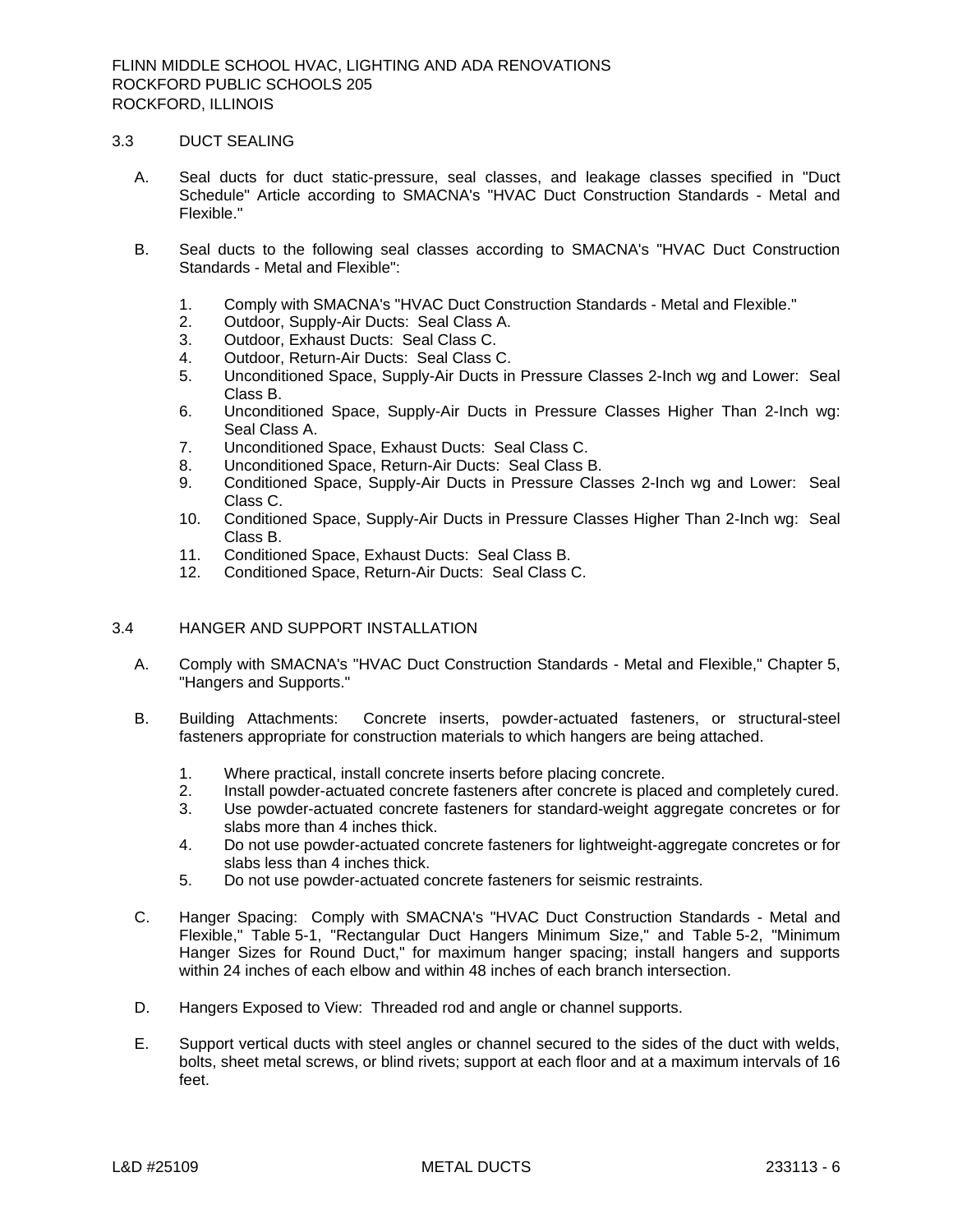## 3.3 DUCT SEALING

A. Seal ducts for duct static-pressure, seal classes, and leakage classes specified in "Duct Schedule" Article according to SMACNA's "HVAC Duct Construction Standards - Metal and Flexible."

B. Seal ducts to the following seal classes according to SMACNA's "HVAC Duct Construction Standards - Metal and Flexible":

1. Comply with SMACNA's "HVAC Duct Construction Standards - Metal and Flexible."
2. Outdoor, Supply-Air Ducts: Seal Class A.
3. Outdoor, Exhaust Ducts: Seal Class C.
4. Outdoor, Return-Air Ducts: Seal Class C.
5. Unconditioned Space, Supply-Air Ducts in Pressure Classes 2-Inch wg and Lower: Seal Class B.
6. Unconditioned Space, Supply-Air Ducts in Pressure Classes Higher Than 2-Inch wg: Seal Class A.
7. Unconditioned Space, Exhaust Ducts: Seal Class C.
8. Unconditioned Space, Return-Air Ducts: Seal Class B.
9. Conditioned Space, Supply-Air Ducts in Pressure Classes 2-Inch wg and Lower: Seal Class C.
10. Conditioned Space, Supply-Air Ducts in Pressure Classes Higher Than 2-Inch wg: Seal Class B.
11. Conditioned Space, Exhaust Ducts: Seal Class B.
12. Conditioned Space, Return-Air Ducts: Seal Class C.

## 3.4 HANGER AND SUPPORT INSTALLATION

A. Comply with SMACNA's "HVAC Duct Construction Standards - Metal and Flexible," Chapter 5, "Hangers and Supports."

B. Building Attachments: Concrete inserts, powder-actuated fasteners, or structural-steel fasteners appropriate for construction materials to which hangers are being attached.

1. Where practical, install concrete inserts before placing concrete.
2. Install powder-actuated concrete fasteners after concrete is placed and completely cured.
3. Use powder-actuated concrete fasteners for standard-weight aggregate concretes or for slabs more than 4 inches thick.
4. Do not use powder-actuated concrete fasteners for lightweight-aggregate concretes or for slabs less than 4 inches thick.
5. Do not use powder-actuated concrete fasteners for seismic restraints.

C. Hanger Spacing: Comply with SMACNA's "HVAC Duct Construction Standards - Metal and Flexible," Table 5-1, "Rectangular Duct Hangers Minimum Size," and Table 5-2, "Minimum Hanger Sizes for Round Duct," for maximum hanger spacing; install hangers and supports within 24 inches of each elbow and within 48 inches of each branch intersection.

D. Hangers Exposed to View: Threaded rod and angle or channel supports.

E. Support vertical ducts with steel angles or channel secured to the sides of the duct with welds, bolts, sheet metal screws, or blind rivets; support at each floor and at a maximum intervals of 16 feet.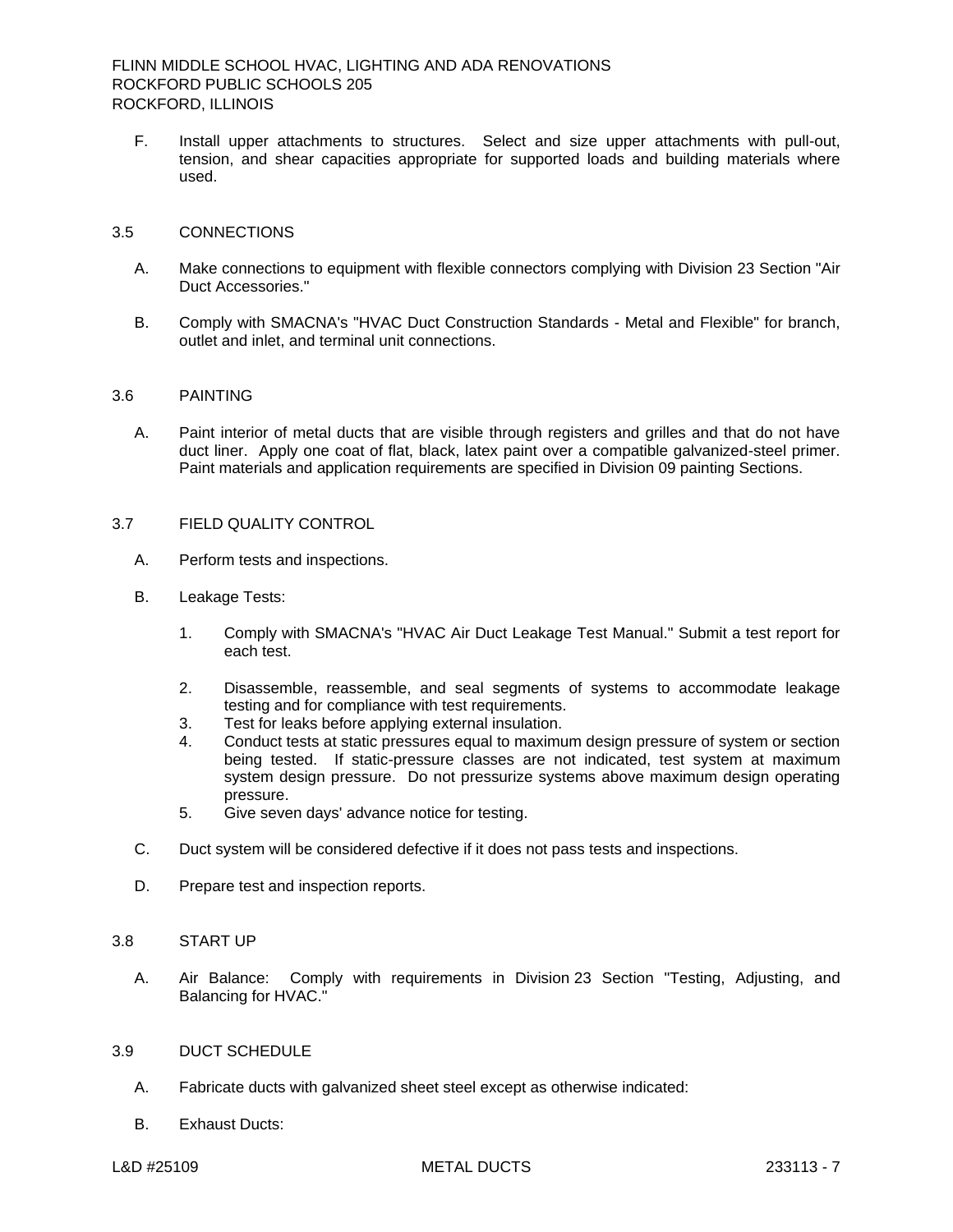F. Install upper attachments to structures. Select and size upper attachments with pull-out, tension, and shear capacities appropriate for supported loads and building materials where used.

## 3.5 CONNECTIONS

A. Make connections to equipment with flexible connectors complying with Division 23 Section "Air Duct Accessories."

B. Comply with SMACNA's "HVAC Duct Construction Standards - Metal and Flexible" for branch, outlet and inlet, and terminal unit connections.

## 3.6 PAINTING

A. Paint interior of metal ducts that are visible through registers and grilles and that do not have duct liner. Apply one coat of flat, black, latex paint over a compatible galvanized-steel primer. Paint materials and application requirements are specified in Division 09 painting Sections.

## 3.7 FIELD QUALITY CONTROL

A. Perform tests and inspections.

B. Leakage Tests:

1. Comply with SMACNA's "HVAC Air Duct Leakage Test Manual." Submit a test report for each test.
2. Disassemble, reassemble, and seal segments of systems to accommodate leakage testing and for compliance with test requirements.
3. Test for leaks before applying external insulation.
4. Conduct tests at static pressures equal to maximum design pressure of system or section being tested. If static-pressure classes are not indicated, test system at maximum system design pressure. Do not pressurize systems above maximum design operating pressure.
5. Give seven days' advance notice for testing.

C. Duct system will be considered defective if it does not pass tests and inspections.

D. Prepare test and inspection reports.

## 3.8 START UP

A. Air Balance: Comply with requirements in Division 23 Section "Testing, Adjusting, and Balancing for HVAC."

## 3.9 DUCT SCHEDULE

A. Fabricate ducts with galvanized sheet steel except as otherwise indicated:

B. Exhaust Ducts: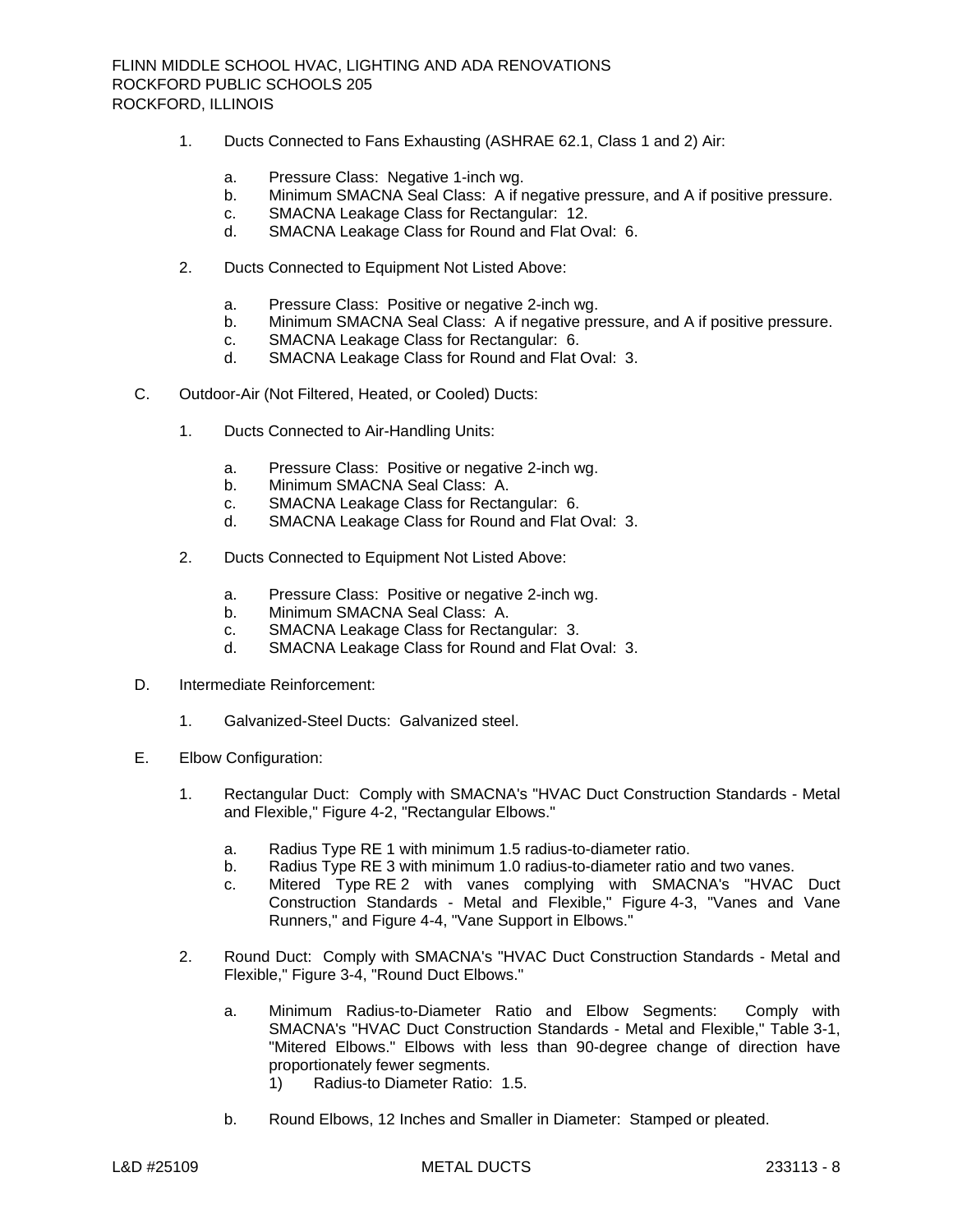1. Ducts Connected to Fans Exhausting (ASHRAE 62.1, Class 1 and 2) Air:

    a. Pressure Class: Negative 1-inch wg.
    b. Minimum SMACNA Seal Class: A if negative pressure, and A if positive pressure.
    c. SMACNA Leakage Class for Rectangular: 12.
    d. SMACNA Leakage Class for Round and Flat Oval: 6.

2. Ducts Connected to Equipment Not Listed Above:

    a. Pressure Class: Positive or negative 2-inch wg.
    b. Minimum SMACNA Seal Class: A if negative pressure, and A if positive pressure.
    c. SMACNA Leakage Class for Rectangular: 6.
    d. SMACNA Leakage Class for Round and Flat Oval: 3.

C. Outdoor-Air (Not Filtered, Heated, or Cooled) Ducts:

1. Ducts Connected to Air-Handling Units:

    a. Pressure Class: Positive or negative 2-inch wg.
    b. Minimum SMACNA Seal Class: A.
    c. SMACNA Leakage Class for Rectangular: 6.
    d. SMACNA Leakage Class for Round and Flat Oval: 3.

2. Ducts Connected to Equipment Not Listed Above:

    a. Pressure Class: Positive or negative 2-inch wg.
    b. Minimum SMACNA Seal Class: A.
    c. SMACNA Leakage Class for Rectangular: 3.
    d. SMACNA Leakage Class for Round and Flat Oval: 3.

D. Intermediate Reinforcement:

1. Galvanized-Steel Ducts: Galvanized steel.

E. Elbow Configuration:

1. Rectangular Duct: Comply with SMACNA's "HVAC Duct Construction Standards - Metal and Flexible," Figure 4-2, "Rectangular Elbows."

    a. Radius Type RE 1 with minimum 1.5 radius-to-diameter ratio.
    b. Radius Type RE 3 with minimum 1.0 radius-to-diameter ratio and two vanes.
    c. Mitered Type RE 2 with vanes complying with SMACNA's "HVAC Duct Construction Standards - Metal and Flexible," Figure 4-3, "Vanes and Vane Runners," and Figure 4-4, "Vane Support in Elbows."

2. Round Duct: Comply with SMACNA's "HVAC Duct Construction Standards - Metal and Flexible," Figure 3-4, "Round Duct Elbows."

    a. Minimum Radius-to-Diameter Ratio and Elbow Segments: Comply with SMACNA's "HVAC Duct Construction Standards - Metal and Flexible," Table 3-1, "Mitered Elbows." Elbows with less than 90-degree change of direction have proportionately fewer segments.
        1) Radius-to Diameter Ratio: 1.5.

    b. Round Elbows, 12 Inches and Smaller in Diameter: Stamped or pleated.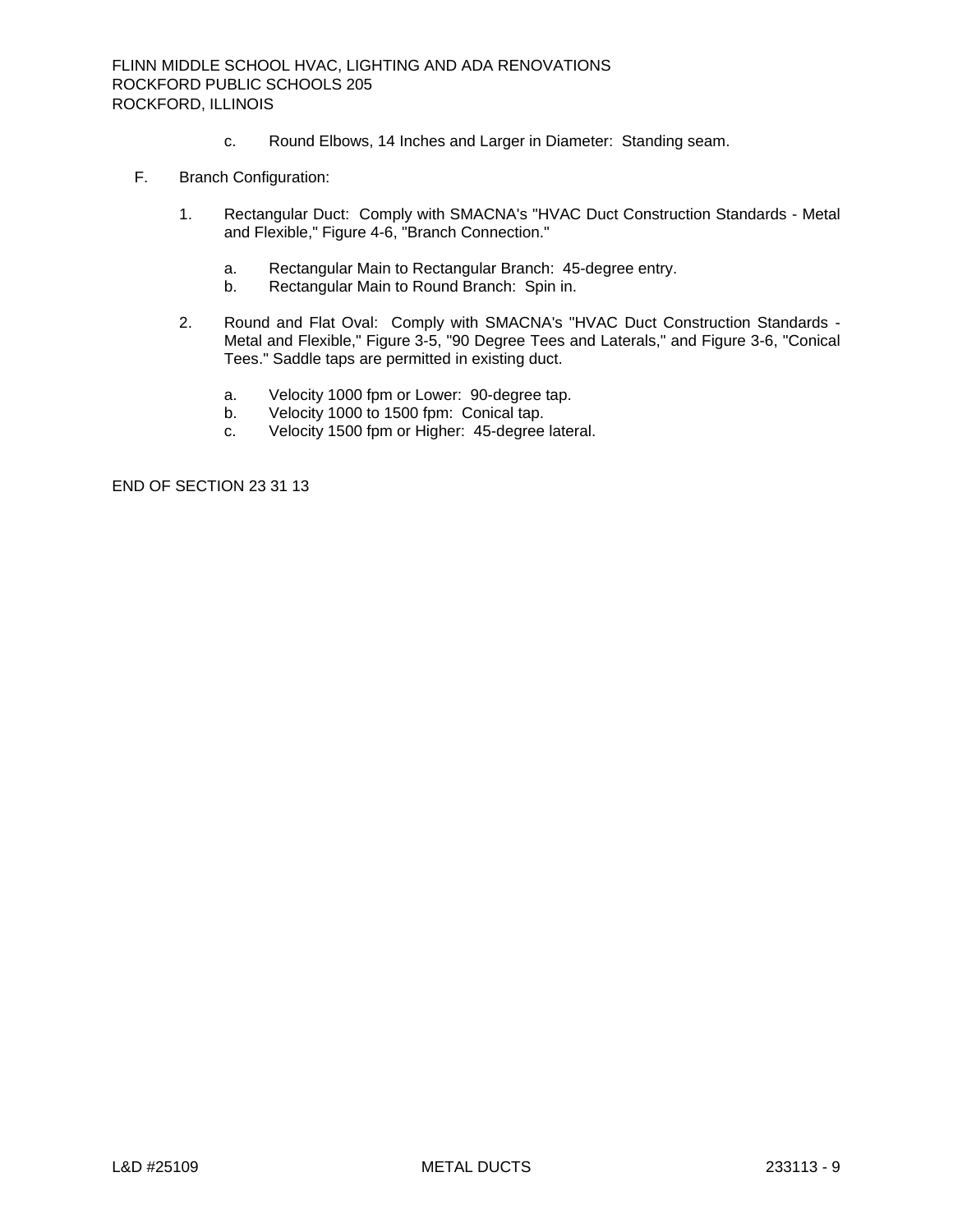c. Round Elbows, 14 Inches and Larger in Diameter: Standing seam.

F. Branch Configuration:

1. Rectangular Duct: Comply with SMACNA's "HVAC Duct Construction Standards - Metal and Flexible," Figure 4-6, "Branch Connection."

   a. Rectangular Main to Rectangular Branch: 45-degree entry.
   b. Rectangular Main to Round Branch: Spin in.

2. Round and Flat Oval: Comply with SMACNA's "HVAC Duct Construction Standards - Metal and Flexible," Figure 3-5, "90 Degree Tees and Laterals," and Figure 3-6, "Conical Tees." Saddle taps are permitted in existing duct.

   a. Velocity 1000 fpm or Lower: 90-degree tap.
   b. Velocity 1000 to 1500 fpm: Conical tap.
   c. Velocity 1500 fpm or Higher: 45-degree lateral.

END OF SECTION 23 31 13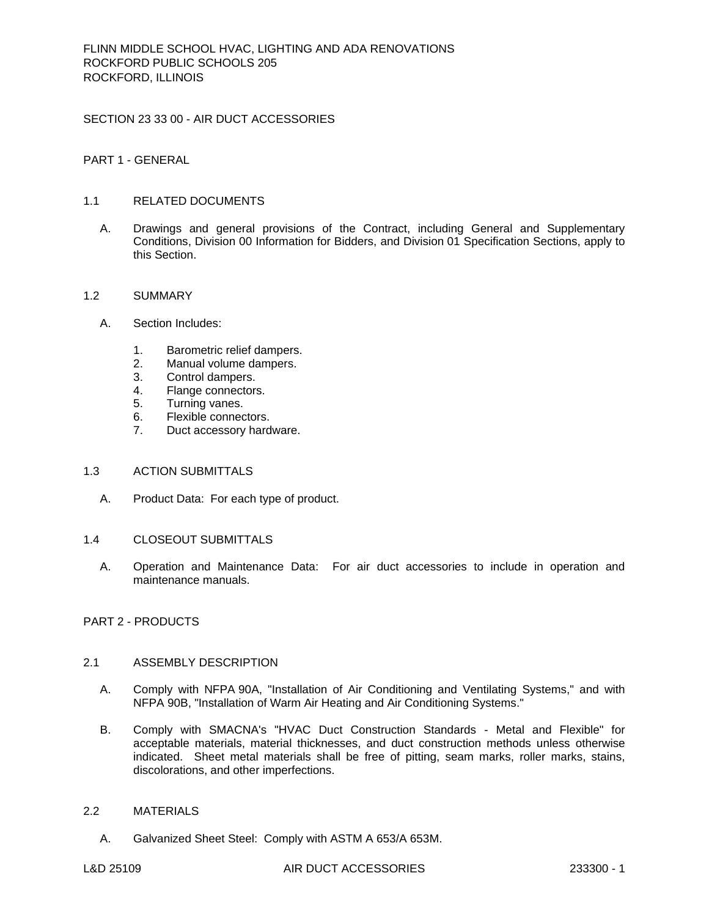# SECTION 23 33 00 - AIR DUCT ACCESSORIES

## PART 1 - GENERAL

### 1.1 RELATED DOCUMENTS

A. Drawings and general provisions of the Contract, including General and Supplementary Conditions, Division 00 Information for Bidders, and Division 01 Specification Sections, apply to this Section.

### 1.2 SUMMARY

A. Section Includes:

1. Barometric relief dampers.
2. Manual volume dampers.
3. Control dampers.
4. Flange connectors.
5. Turning vanes.
6. Flexible connectors.
7. Duct accessory hardware.

### 1.3 ACTION SUBMITTALS

A. Product Data: For each type of product.

### 1.4 CLOSEOUT SUBMITTALS

A. Operation and Maintenance Data: For air duct accessories to include in operation and maintenance manuals.

## PART 2 - PRODUCTS

### 2.1 ASSEMBLY DESCRIPTION

A. Comply with NFPA 90A, "Installation of Air Conditioning and Ventilating Systems," and with NFPA 90B, "Installation of Warm Air Heating and Air Conditioning Systems."

B. Comply with SMACNA's "HVAC Duct Construction Standards - Metal and Flexible" for acceptable materials, material thicknesses, and duct construction methods unless otherwise indicated. Sheet metal materials shall be free of pitting, seam marks, roller marks, stains, discolorations, and other imperfections.

### 2.2 MATERIALS

A. Galvanized Sheet Steel: Comply with ASTM A 653/A 653M.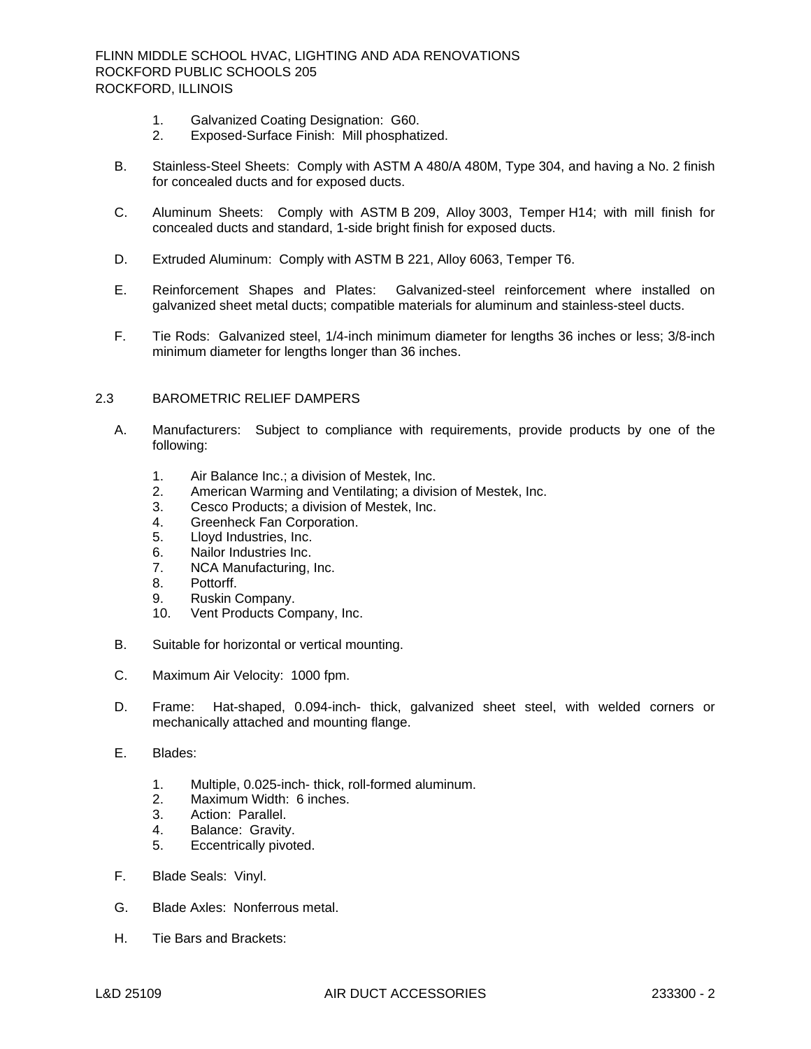1. Galvanized Coating Designation: G60.
2. Exposed-Surface Finish: Mill phosphatized.

B. Stainless-Steel Sheets: Comply with ASTM A 480/A 480M, Type 304, and having a No. 2 finish for concealed ducts and for exposed ducts.

C. Aluminum Sheets: Comply with ASTM B 209, Alloy 3003, Temper H14; with mill finish for concealed ducts and standard, 1-side bright finish for exposed ducts.

D. Extruded Aluminum: Comply with ASTM B 221, Alloy 6063, Temper T6.

E. Reinforcement Shapes and Plates: Galvanized-steel reinforcement where installed on galvanized sheet metal ducts; compatible materials for aluminum and stainless-steel ducts.

F. Tie Rods: Galvanized steel, 1/4-inch minimum diameter for lengths 36 inches or less; 3/8-inch minimum diameter for lengths longer than 36 inches.

## 2.3 BAROMETRIC RELIEF DAMPERS

A. Manufacturers: Subject to compliance with requirements, provide products by one of the following:

1. Air Balance Inc.; a division of Mestek, Inc.
2. American Warming and Ventilating; a division of Mestek, Inc.
3. Cesco Products; a division of Mestek, Inc.
4. Greenheck Fan Corporation.
5. Lloyd Industries, Inc.
6. Nailor Industries Inc.
7. NCA Manufacturing, Inc.
8. Pottorff.
9. Ruskin Company.
10. Vent Products Company, Inc.

B. Suitable for horizontal or vertical mounting.

C. Maximum Air Velocity: 1000 fpm.

D. Frame: Hat-shaped, 0.094-inch- thick, galvanized sheet steel, with welded corners or mechanically attached and mounting flange.

E. Blades:

1. Multiple, 0.025-inch- thick, roll-formed aluminum.
2. Maximum Width: 6 inches.
3. Action: Parallel.
4. Balance: Gravity.
5. Eccentrically pivoted.

F. Blade Seals: Vinyl.

G. Blade Axles: Nonferrous metal.

H. Tie Bars and Brackets: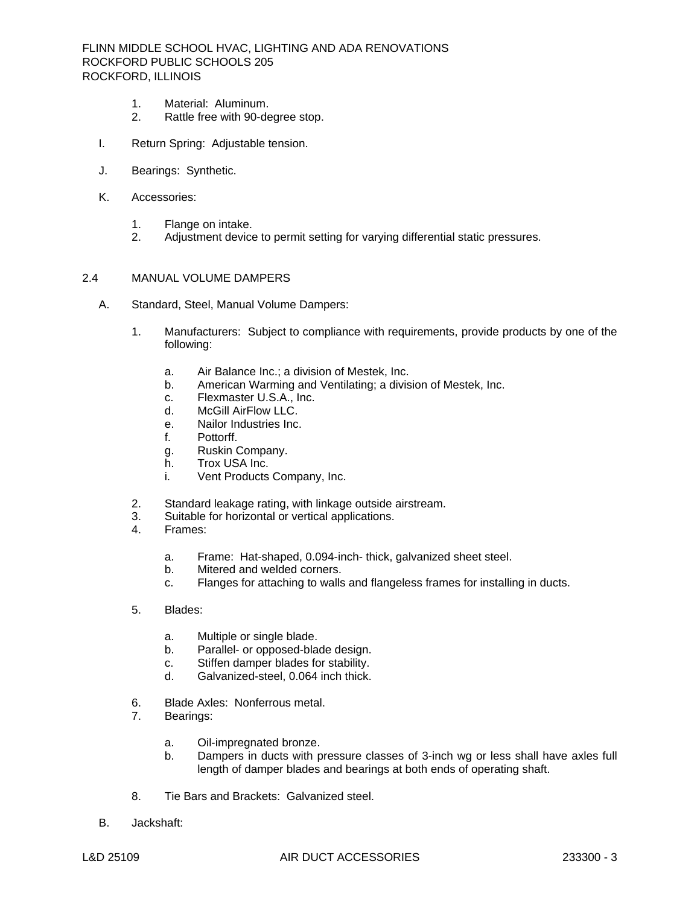1. Material: Aluminum.
2. Rattle free with 90-degree stop.

I. Return Spring: Adjustable tension.

J. Bearings: Synthetic.

K. Accessories:

1. Flange on intake.
2. Adjustment device to permit setting for varying differential static pressures.

## 2.4 MANUAL VOLUME DAMPERS

A. Standard, Steel, Manual Volume Dampers:

1. Manufacturers: Subject to compliance with requirements, provide products by one of the following:

   a. Air Balance Inc.; a division of Mestek, Inc.
   b. American Warming and Ventilating; a division of Mestek, Inc.
   c. Flexmaster U.S.A., Inc.
   d. McGill AirFlow LLC.
   e. Nailor Industries Inc.
   f. Pottorff.
   g. Ruskin Company.
   h. Trox USA Inc.
   i. Vent Products Company, Inc.

2. Standard leakage rating, with linkage outside airstream.
3. Suitable for horizontal or vertical applications.
4. Frames:

   a. Frame: Hat-shaped, 0.094-inch- thick, galvanized sheet steel.
   b. Mitered and welded corners.
   c. Flanges for attaching to walls and flangeless frames for installing in ducts.

5. Blades:

   a. Multiple or single blade.
   b. Parallel- or opposed-blade design.
   c. Stiffen damper blades for stability.
   d. Galvanized-steel, 0.064 inch thick.

6. Blade Axles: Nonferrous metal.
7. Bearings:

   a. Oil-impregnated bronze.
   b. Dampers in ducts with pressure classes of 3-inch wg or less shall have axles full length of damper blades and bearings at both ends of operating shaft.

8. Tie Bars and Brackets: Galvanized steel.

B. Jackshaft: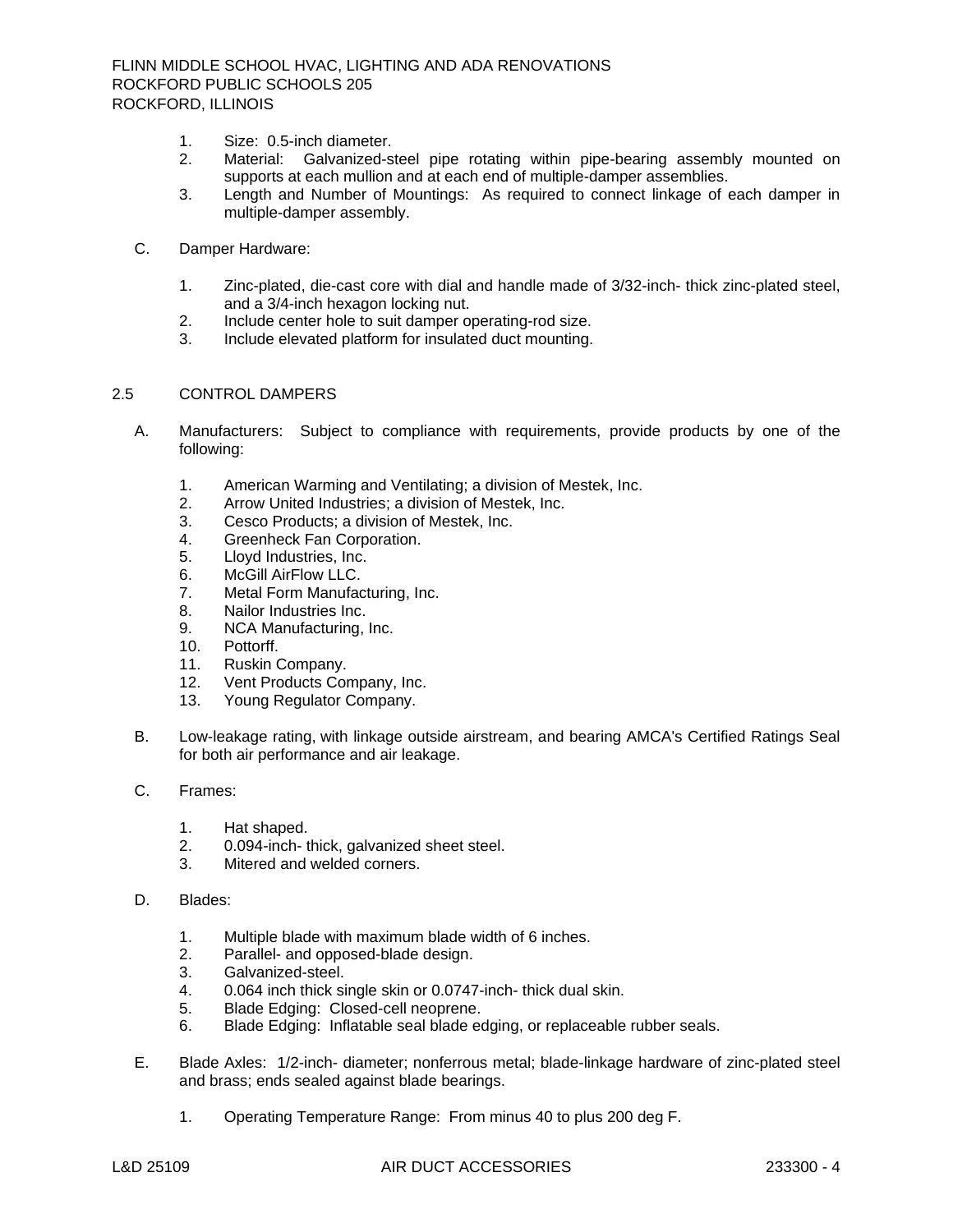1. Size: 0.5-inch diameter.
2. Material: Galvanized-steel pipe rotating within pipe-bearing assembly mounted on supports at each mullion and at each end of multiple-damper assemblies.
3. Length and Number of Mountings: As required to connect linkage of each damper in multiple-damper assembly.

C. Damper Hardware:

1. Zinc-plated, die-cast core with dial and handle made of 3/32-inch- thick zinc-plated steel, and a 3/4-inch hexagon locking nut.
2. Include center hole to suit damper operating-rod size.
3. Include elevated platform for insulated duct mounting.

## 2.5 CONTROL DAMPERS

A. Manufacturers: Subject to compliance with requirements, provide products by one of the following:

1. American Warming and Ventilating; a division of Mestek, Inc.
2. Arrow United Industries; a division of Mestek, Inc.
3. Cesco Products; a division of Mestek, Inc.
4. Greenheck Fan Corporation.
5. Lloyd Industries, Inc.
6. McGill AirFlow LLC.
7. Metal Form Manufacturing, Inc.
8. Nailor Industries Inc.
9. NCA Manufacturing, Inc.
10. Pottorff.
11. Ruskin Company.
12. Vent Products Company, Inc.
13. Young Regulator Company.

B. Low-leakage rating, with linkage outside airstream, and bearing AMCA's Certified Ratings Seal for both air performance and air leakage.

C. Frames:

1. Hat shaped.
2. 0.094-inch- thick, galvanized sheet steel.
3. Mitered and welded corners.

D. Blades:

1. Multiple blade with maximum blade width of 6 inches.
2. Parallel- and opposed-blade design.
3. Galvanized-steel.
4. 0.064 inch thick single skin or 0.0747-inch- thick dual skin.
5. Blade Edging: Closed-cell neoprene.
6. Blade Edging: Inflatable seal blade edging, or replaceable rubber seals.

E. Blade Axles: 1/2-inch- diameter; nonferrous metal; blade-linkage hardware of zinc-plated steel and brass; ends sealed against blade bearings.

1. Operating Temperature Range: From minus 40 to plus 200 deg F.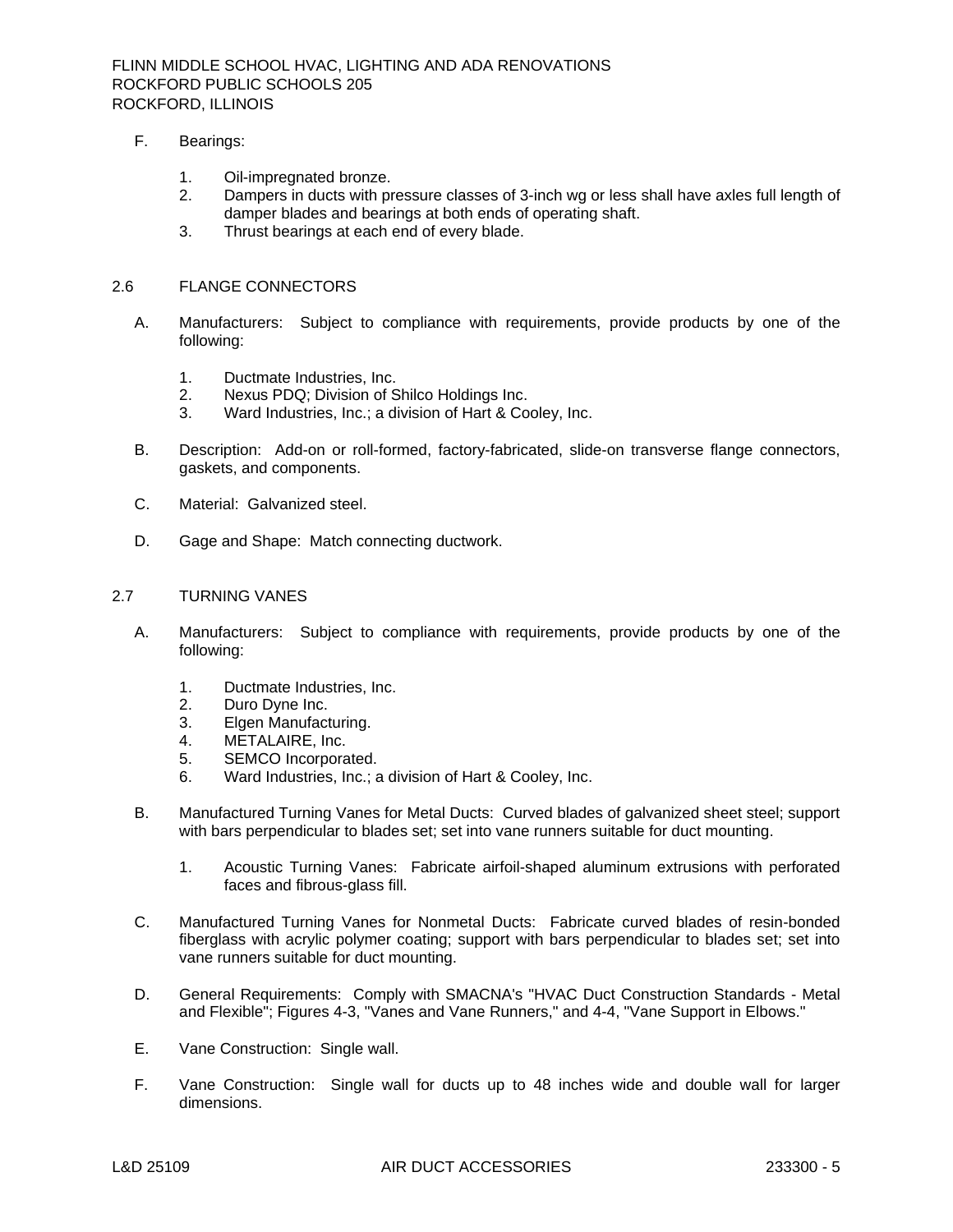F. Bearings:

   1. Oil-impregnated bronze.
   2. Dampers in ducts with pressure classes of 3-inch wg or less shall have axles full length of damper blades and bearings at both ends of operating shaft.
   3. Thrust bearings at each end of every blade.

## 2.6 FLANGE CONNECTORS

A. Manufacturers: Subject to compliance with requirements, provide products by one of the following:

   1. Ductmate Industries, Inc.
   2. Nexus PDQ; Division of Shilco Holdings Inc.
   3. Ward Industries, Inc.; a division of Hart & Cooley, Inc.

B. Description: Add-on or roll-formed, factory-fabricated, slide-on transverse flange connectors, gaskets, and components.

C. Material: Galvanized steel.

D. Gage and Shape: Match connecting ductwork.

## 2.7 TURNING VANES

A. Manufacturers: Subject to compliance with requirements, provide products by one of the following:

   1. Ductmate Industries, Inc.
   2. Duro Dyne Inc.
   3. Elgen Manufacturing.
   4. METALAIRE, Inc.
   5. SEMCO Incorporated.
   6. Ward Industries, Inc.; a division of Hart & Cooley, Inc.

B. Manufactured Turning Vanes for Metal Ducts: Curved blades of galvanized sheet steel; support with bars perpendicular to blades set; set into vane runners suitable for duct mounting.

   1. Acoustic Turning Vanes: Fabricate airfoil-shaped aluminum extrusions with perforated faces and fibrous-glass fill.

C. Manufactured Turning Vanes for Nonmetal Ducts: Fabricate curved blades of resin-bonded fiberglass with acrylic polymer coating; support with bars perpendicular to blades set; set into vane runners suitable for duct mounting.

D. General Requirements: Comply with SMACNA's "HVAC Duct Construction Standards - Metal and Flexible"; Figures 4-3, "Vanes and Vane Runners," and 4-4, "Vane Support in Elbows."

E. Vane Construction: Single wall.

F. Vane Construction: Single wall for ducts up to 48 inches wide and double wall for larger dimensions.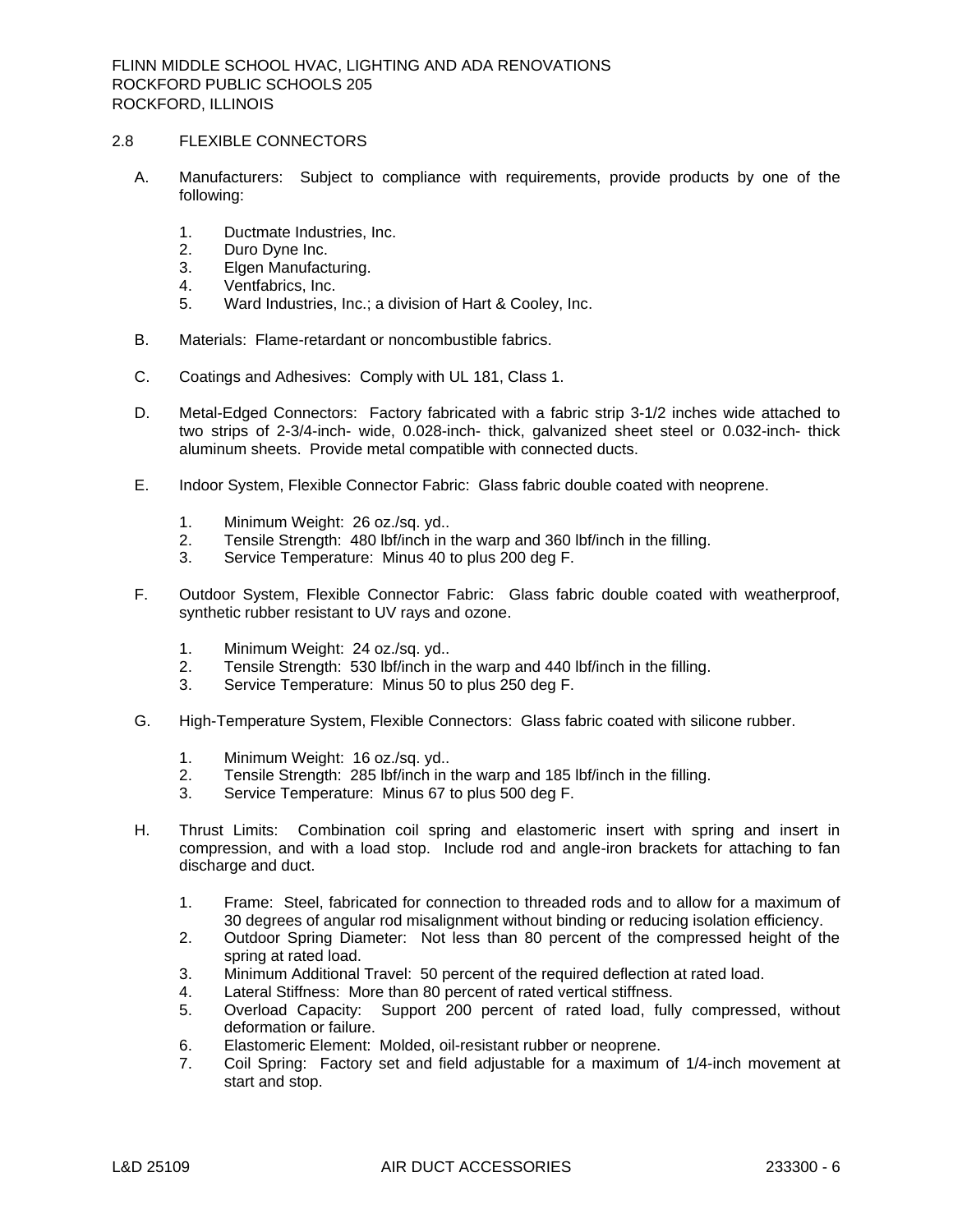## 2.8 FLEXIBLE CONNECTORS

A. Manufacturers: Subject to compliance with requirements, provide products by one of the following:

1. Ductmate Industries, Inc.
2. Duro Dyne Inc.
3. Elgen Manufacturing.
4. Ventfabrics, Inc.
5. Ward Industries, Inc.; a division of Hart & Cooley, Inc.

B. Materials: Flame-retardant or noncombustible fabrics.

C. Coatings and Adhesives: Comply with UL 181, Class 1.

D. Metal-Edged Connectors: Factory fabricated with a fabric strip 3-1/2 inches wide attached to two strips of 2-3/4-inch- wide, 0.028-inch- thick, galvanized sheet steel or 0.032-inch- thick aluminum sheets. Provide metal compatible with connected ducts.

E. Indoor System, Flexible Connector Fabric: Glass fabric double coated with neoprene.

1. Minimum Weight: 26 oz./sq. yd..
2. Tensile Strength: 480 lbf/inch in the warp and 360 lbf/inch in the filling.
3. Service Temperature: Minus 40 to plus 200 deg F.

F. Outdoor System, Flexible Connector Fabric: Glass fabric double coated with weatherproof, synthetic rubber resistant to UV rays and ozone.

1. Minimum Weight: 24 oz./sq. yd..
2. Tensile Strength: 530 lbf/inch in the warp and 440 lbf/inch in the filling.
3. Service Temperature: Minus 50 to plus 250 deg F.

G. High-Temperature System, Flexible Connectors: Glass fabric coated with silicone rubber.

1. Minimum Weight: 16 oz./sq. yd..
2. Tensile Strength: 285 lbf/inch in the warp and 185 lbf/inch in the filling.
3. Service Temperature: Minus 67 to plus 500 deg F.

H. Thrust Limits: Combination coil spring and elastomeric insert with spring and insert in compression, and with a load stop. Include rod and angle-iron brackets for attaching to fan discharge and duct.

1. Frame: Steel, fabricated for connection to threaded rods and to allow for a maximum of 30 degrees of angular rod misalignment without binding or reducing isolation efficiency.
2. Outdoor Spring Diameter: Not less than 80 percent of the compressed height of the spring at rated load.
3. Minimum Additional Travel: 50 percent of the required deflection at rated load.
4. Lateral Stiffness: More than 80 percent of rated vertical stiffness.
5. Overload Capacity: Support 200 percent of rated load, fully compressed, without deformation or failure.
6. Elastomeric Element: Molded, oil-resistant rubber or neoprene.
7. Coil Spring: Factory set and field adjustable for a maximum of 1/4-inch movement at start and stop.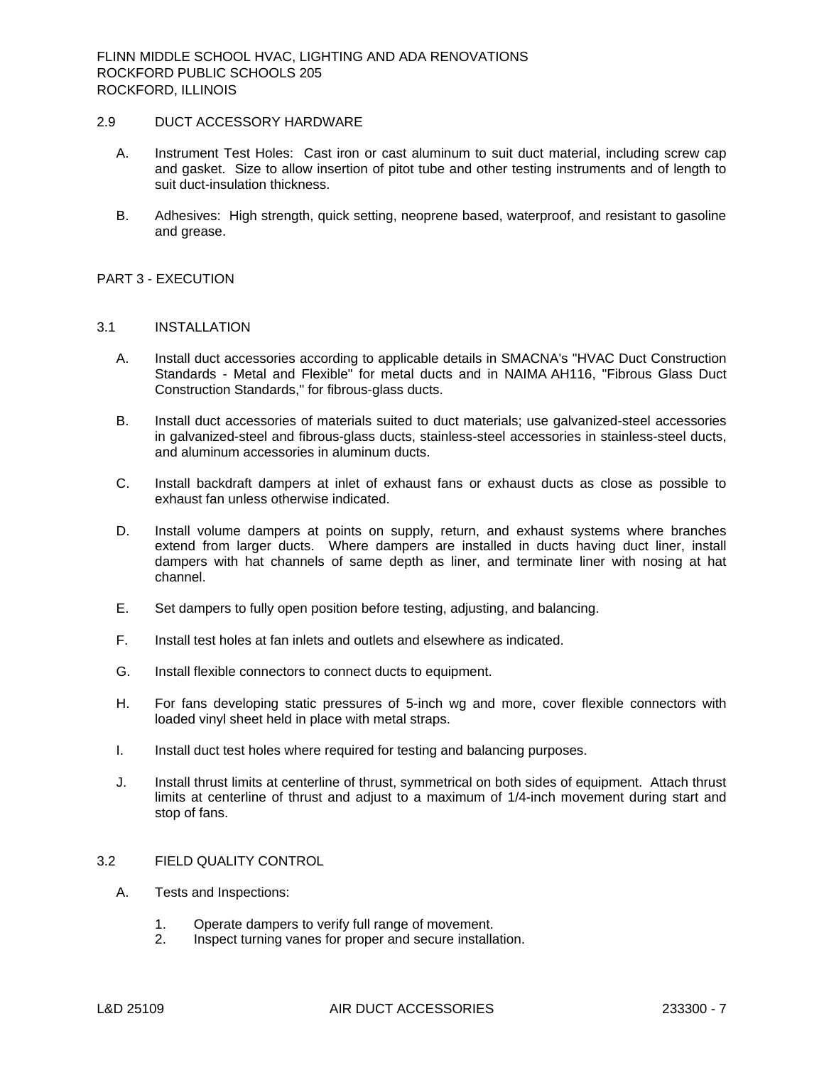## 2.9 DUCT ACCESSORY HARDWARE

A. Instrument Test Holes: Cast iron or cast aluminum to suit duct material, including screw cap and gasket. Size to allow insertion of pitot tube and other testing instruments and of length to suit duct-insulation thickness.

B. Adhesives: High strength, quick setting, neoprene based, waterproof, and resistant to gasoline and grease.

# PART 3 - EXECUTION

## 3.1 INSTALLATION

A. Install duct accessories according to applicable details in SMACNA's "HVAC Duct Construction Standards - Metal and Flexible" for metal ducts and in NAIMA AH116, "Fibrous Glass Duct Construction Standards," for fibrous-glass ducts.

B. Install duct accessories of materials suited to duct materials; use galvanized-steel accessories in galvanized-steel and fibrous-glass ducts, stainless-steel accessories in stainless-steel ducts, and aluminum accessories in aluminum ducts.

C. Install backdraft dampers at inlet of exhaust fans or exhaust ducts as close as possible to exhaust fan unless otherwise indicated.

D. Install volume dampers at points on supply, return, and exhaust systems where branches extend from larger ducts. Where dampers are installed in ducts having duct liner, install dampers with hat channels of same depth as liner, and terminate liner with nosing at hat channel.

E. Set dampers to fully open position before testing, adjusting, and balancing.

F. Install test holes at fan inlets and outlets and elsewhere as indicated.

G. Install flexible connectors to connect ducts to equipment.

H. For fans developing static pressures of 5-inch wg and more, cover flexible connectors with loaded vinyl sheet held in place with metal straps.

I. Install duct test holes where required for testing and balancing purposes.

J. Install thrust limits at centerline of thrust, symmetrical on both sides of equipment. Attach thrust limits at centerline of thrust and adjust to a maximum of 1/4-inch movement during start and stop of fans.

## 3.2 FIELD QUALITY CONTROL

A. Tests and Inspections:

1. Operate dampers to verify full range of movement.
2. Inspect turning vanes for proper and secure installation.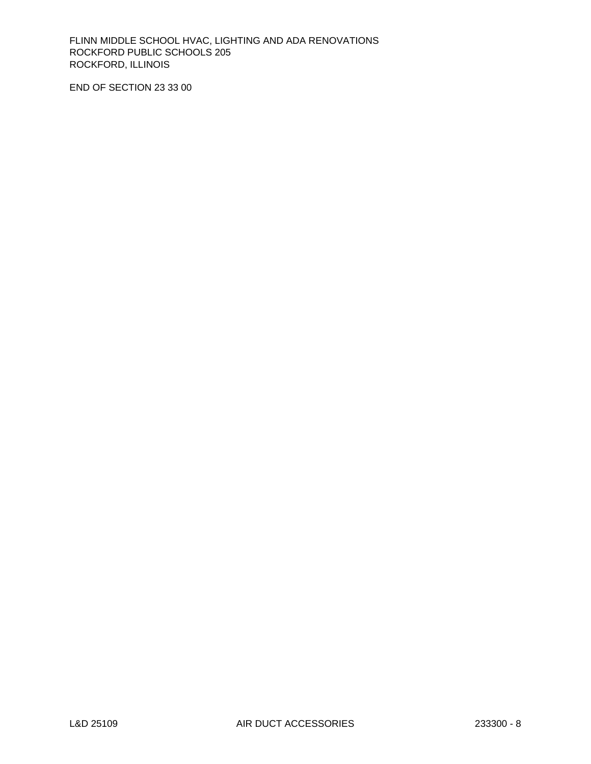END OF SECTION 23 33 00